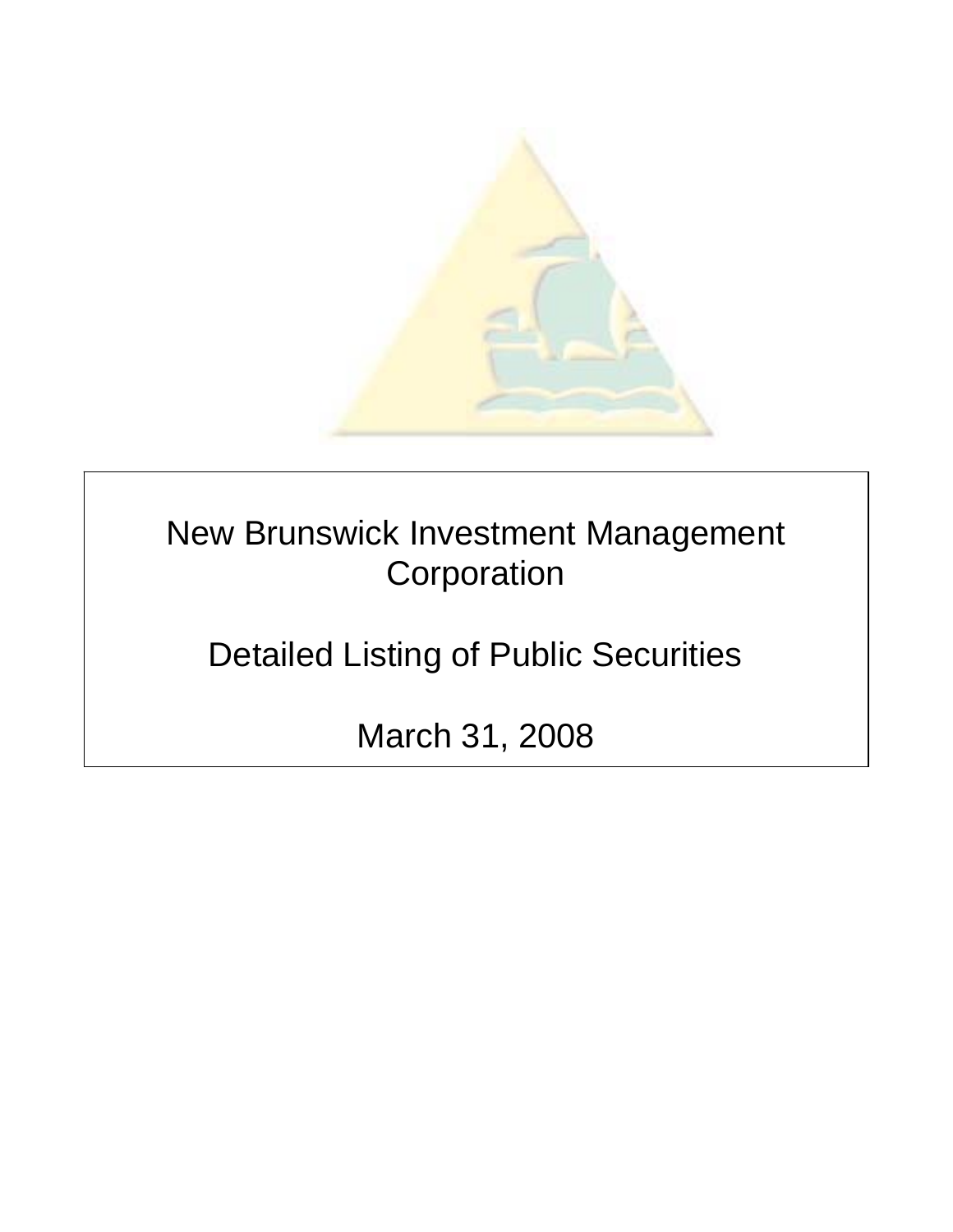# New Brunswick Investment Management Corporation

## Detailed Listing of Public Securities

## March 31, 2008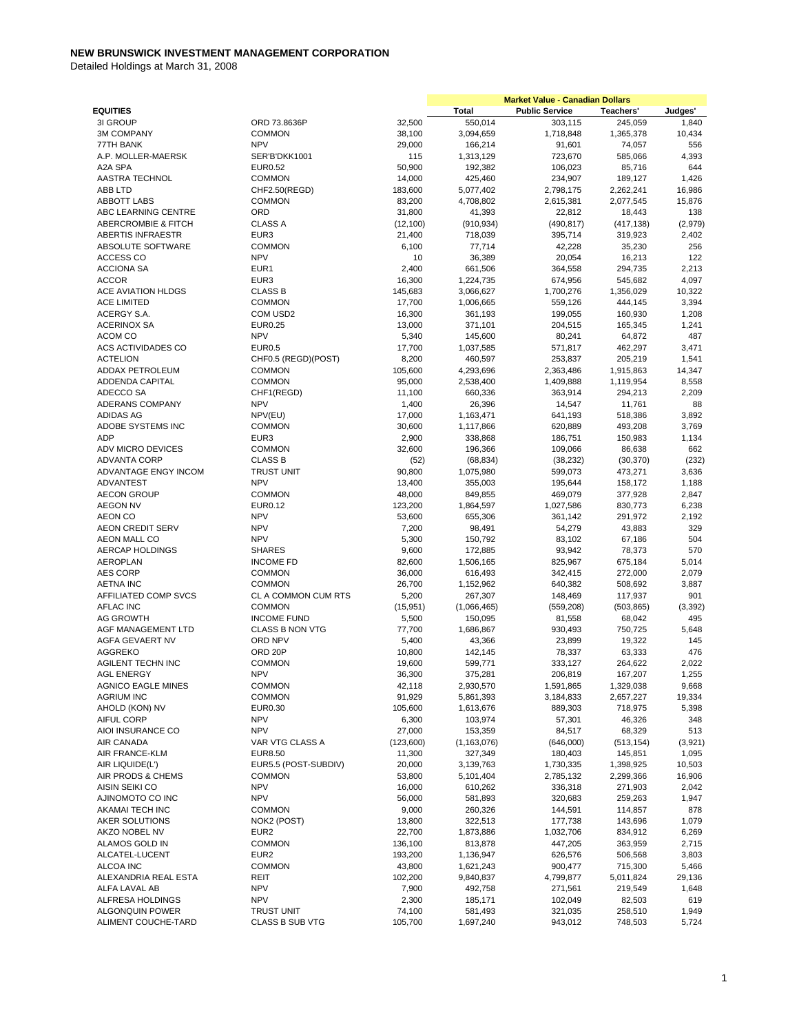# NEW BRUNSWICK INVESTMENT MANAGEMENT CORPORATION

Detailed Holdings at March 31, 2008

| EQUITIES | | | Market Value - Canadian Dollars | | | |
|---|---|---|---|---|---|---|
| | | | Total | Public Service | Teachers' | Judges' |
| 3I GROUP | ORD 73.8636P | 32,500 | 550,014 | 303,115 | 245,059 | 1,840 |
| 3M COMPANY | COMMON | 38,100 | 3,094,659 | 1,718,848 | 1,365,378 | 10,434 |
| 77TH BANK | NPV | 29,000 | 166,214 | 91,601 | 74,057 | 556 |
| A.P. MOLLER-MAERSK | SER'B'DKK1001 | 115 | 1,313,129 | 723,670 | 585,066 | 4,393 |
| A2A SPA | EUR0.52 | 50,900 | 192,382 | 106,023 | 85,716 | 644 |
| AASTRA TECHNOL | COMMON | 14,000 | 425,460 | 234,907 | 189,127 | 1,426 |
| ABB LTD | CHF2.50(REGD) | 183,600 | 5,077,402 | 2,798,175 | 2,262,241 | 16,986 |
| ABBOTT LABS | COMMON | 83,200 | 4,708,802 | 2,615,381 | 2,077,545 | 15,876 |
| ABC LEARNING CENTRE | ORD | 31,800 | 41,393 | 22,812 | 18,443 | 138 |
| ABERCROMBIE & FITCH | CLASS A | (12,100) | (910,934) | (490,817) | (417,138) | (2,979) |
| ABERTIS INFRAESTR | EUR3 | 21,400 | 718,039 | 395,714 | 319,923 | 2,402 |
| ABSOLUTE SOFTWARE | COMMON | 6,100 | 77,714 | 42,228 | 35,230 | 256 |
| ACCESS CO | NPV | 10 | 36,389 | 20,054 | 16,213 | 122 |
| ACCIONA SA | EUR1 | 2,400 | 661,506 | 364,558 | 294,735 | 2,213 |
| ACCOR | EUR3 | 16,300 | 1,224,735 | 674,956 | 545,682 | 4,097 |
| ACE AVIATION HLDGS | CLASS B | 145,683 | 3,066,627 | 1,700,276 | 1,356,029 | 10,322 |
| ACE LIMITED | COMMON | 17,700 | 1,006,665 | 559,126 | 444,145 | 3,394 |
| ACERGY S.A. | COM USD2 | 16,300 | 361,193 | 199,055 | 160,930 | 1,208 |
| ACERINOX SA | EUR0.25 | 13,000 | 371,101 | 204,515 | 165,345 | 1,241 |
| ACOM CO | NPV | 5,340 | 145,600 | 80,241 | 64,872 | 487 |
| ACS ACTIVIDADES CO | EUR0.5 | 17,700 | 1,037,585 | 571,817 | 462,297 | 3,471 |
| ACTELION | CHF0.5 (REGD)(POST) | 8,200 | 460,597 | 253,837 | 205,219 | 1,541 |
| ADDAX PETROLEUM | COMMON | 105,600 | 4,293,696 | 2,363,486 | 1,915,863 | 14,347 |
| ADDENDA CAPITAL | COMMON | 95,000 | 2,538,400 | 1,409,888 | 1,119,954 | 8,558 |
| ADECCO SA | CHF1(REGD) | 11,100 | 660,336 | 363,914 | 294,213 | 2,209 |
| ADERANS COMPANY | NPV | 1,400 | 26,396 | 14,547 | 11,761 | 88 |
| ADIDAS AG | NPV(EU) | 17,000 | 1,163,471 | 641,193 | 518,386 | 3,892 |
| ADOBE SYSTEMS INC | COMMON | 30,600 | 1,117,866 | 620,889 | 493,208 | 3,769 |
| ADP | EUR3 | 2,900 | 338,868 | 186,751 | 150,983 | 1,134 |
| ADV MICRO DEVICES | COMMON | 32,600 | 196,366 | 109,066 | 86,638 | 662 |
| ADVANTA CORP | CLASS B | (52) | (68,834) | (38,232) | (30,370) | (232) |
| ADVANTAGE ENGY INCOM | TRUST UNIT | 90,800 | 1,075,980 | 599,073 | 473,271 | 3,636 |
| ADVANTEST | NPV | 13,400 | 355,003 | 195,644 | 158,172 | 1,188 |
| AECON GROUP | COMMON | 48,000 | 849,855 | 469,079 | 377,928 | 2,847 |
| AEGON NV | EUR0.12 | 123,200 | 1,864,597 | 1,027,586 | 830,773 | 6,238 |
| AEON CO | NPV | 53,600 | 655,306 | 361,142 | 291,972 | 2,192 |
| AEON CREDIT SERV | NPV | 7,200 | 98,491 | 54,279 | 43,883 | 329 |
| AEON MALL CO | NPV | 5,300 | 150,792 | 83,102 | 67,186 | 504 |
| AERCAP HOLDINGS | SHARES | 9,600 | 172,885 | 93,942 | 78,373 | 570 |
| AEROPLAN | INCOME FD | 82,600 | 1,506,165 | 825,967 | 675,184 | 5,014 |
| AES CORP | COMMON | 36,000 | 616,493 | 342,415 | 272,000 | 2,079 |
| AETNA INC | COMMON | 26,700 | 1,152,962 | 640,382 | 508,692 | 3,887 |
| AFFILIATED COMP SVCS | CL A COMMON CUM RTS | 5,200 | 267,307 | 148,469 | 117,937 | 901 |
| AFLAC INC | COMMON | (15,951) | (1,066,465) | (559,208) | (503,865) | (3,392) |
| AG GROWTH | INCOME FUND | 5,500 | 150,095 | 81,558 | 68,042 | 495 |
| AGF MANAGEMENT LTD | CLASS B NON VTG | 77,700 | 1,686,867 | 930,493 | 750,725 | 5,648 |
| AGFA GEVAERT NV | ORD NPV | 5,400 | 43,366 | 23,899 | 19,322 | 145 |
| AGGREKO | ORD 20P | 10,800 | 142,145 | 78,337 | 63,333 | 476 |
| AGILENT TECHN INC | COMMON | 19,600 | 599,771 | 333,127 | 264,622 | 2,022 |
| AGL ENERGY | NPV | 36,300 | 375,281 | 206,819 | 167,207 | 1,255 |
| AGNICO EAGLE MINES | COMMON | 42,118 | 2,930,570 | 1,591,865 | 1,329,038 | 9,668 |
| AGRIUM INC | COMMON | 91,929 | 5,861,393 | 3,184,833 | 2,657,227 | 19,334 |
| AHOLD (KON) NV | EUR0.30 | 105,600 | 1,613,676 | 889,303 | 718,975 | 5,398 |
| AIFUL CORP | NPV | 6,300 | 103,974 | 57,301 | 46,326 | 348 |
| AIOI INSURANCE CO | NPV | 27,000 | 153,359 | 84,517 | 68,329 | 513 |
| AIR CANADA | VAR VTG CLASS A | (123,600) | (1,163,076) | (646,000) | (513,154) | (3,921) |
| AIR FRANCE-KLM | EUR8.50 | 11,300 | 327,349 | 180,403 | 145,851 | 1,095 |
| AIR LIQUIDE(L') | EUR5.5 (POST-SUBDIV) | 20,000 | 3,139,763 | 1,730,335 | 1,398,925 | 10,503 |
| AIR PRODS & CHEMS | COMMON | 53,800 | 5,101,404 | 2,785,132 | 2,299,366 | 16,906 |
| AISIN SEIKI CO | NPV | 16,000 | 610,262 | 336,318 | 271,903 | 2,042 |
| AJINOMOTO CO INC | NPV | 56,000 | 581,893 | 320,683 | 259,263 | 1,947 |
| AKAMAI TECH INC | COMMON | 9,000 | 260,326 | 144,591 | 114,857 | 878 |
| AKER SOLUTIONS | NOK2 (POST) | 13,800 | 322,513 | 177,738 | 143,696 | 1,079 |
| AKZO NOBEL NV | EUR2 | 22,700 | 1,873,886 | 1,032,706 | 834,912 | 6,269 |
| ALAMOS GOLD IN | COMMON | 136,100 | 813,878 | 447,205 | 363,959 | 2,715 |
| ALCATEL-LUCENT | EUR2 | 193,200 | 1,136,947 | 626,576 | 506,568 | 3,803 |
| ALCOA INC | COMMON | 43,800 | 1,621,243 | 900,477 | 715,300 | 5,466 |
| ALEXANDRIA REAL ESTA | REIT | 102,200 | 9,840,837 | 4,799,877 | 5,011,824 | 29,136 |
| ALFA LAVAL AB | NPV | 7,900 | 492,758 | 271,561 | 219,549 | 1,648 |
| ALFRESA HOLDINGS | NPV | 2,300 | 185,171 | 102,049 | 82,503 | 619 |
| ALGONQUIN POWER | TRUST UNIT | 74,100 | 581,493 | 321,035 | 258,510 | 1,949 |
| ALIMENT COUCHE-TARD | CLASS B SUB VTG | 105,700 | 1,697,240 | 943,012 | 748,503 | 5,724 |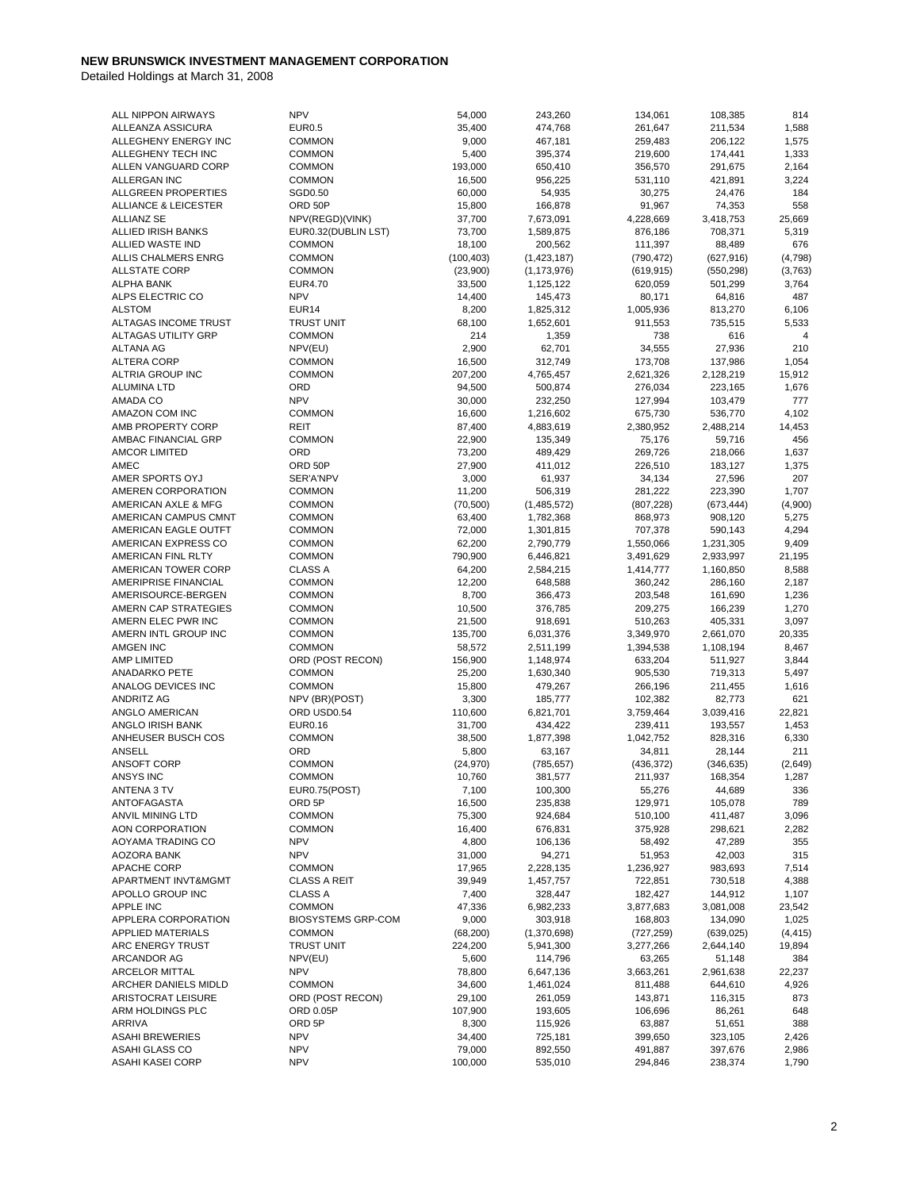# NEW BRUNSWICK INVESTMENT MANAGEMENT CORPORATION

Detailed Holdings at March 31, 2008

| | | | | | | |
|---|---|---|---|---|---|---|
| ALL NIPPON AIRWAYS | NPV | 54,000 | 243,260 | 134,061 | 108,385 | 814 |
| ALLEANZA ASSICURA | EUR0.5 | 35,400 | 474,768 | 261,647 | 211,534 | 1,588 |
| ALLEGHENY ENERGY INC | COMMON | 9,000 | 467,181 | 259,483 | 206,122 | 1,575 |
| ALLEGHENY TECH INC | COMMON | 5,400 | 395,374 | 219,600 | 174,441 | 1,333 |
| ALLEN VANGUARD CORP | COMMON | 193,000 | 650,410 | 356,570 | 291,675 | 2,164 |
| ALLERGAN INC | COMMON | 16,500 | 956,225 | 531,110 | 421,891 | 3,224 |
| ALLGREEN PROPERTIES | SGD0.50 | 60,000 | 54,935 | 30,275 | 24,476 | 184 |
| ALLIANCE & LEICESTER | ORD 50P | 15,800 | 166,878 | 91,967 | 74,353 | 558 |
| ALLIANZ SE | NPV(REGD)(VINK) | 37,700 | 7,673,091 | 4,228,669 | 3,418,753 | 25,669 |
| ALLIED IRISH BANKS | EUR0.32(DUBLIN LST) | 73,700 | 1,589,875 | 876,186 | 708,371 | 5,319 |
| ALLIED WASTE IND | COMMON | 18,100 | 200,562 | 111,397 | 88,489 | 676 |
| ALLIS CHALMERS ENRG | COMMON | (100,403) | (1,423,187) | (790,472) | (627,916) | (4,798) |
| ALLSTATE CORP | COMMON | (23,900) | (1,173,976) | (619,915) | (550,298) | (3,763) |
| ALPHA BANK | EUR4.70 | 33,500 | 1,125,122 | 620,059 | 501,299 | 3,764 |
| ALPS ELECTRIC CO | NPV | 14,400 | 145,473 | 80,171 | 64,816 | 487 |
| ALSTOM | EUR14 | 8,200 | 1,825,312 | 1,005,936 | 813,270 | 6,106 |
| ALTAGAS INCOME TRUST | TRUST UNIT | 68,100 | 1,652,601 | 911,553 | 735,515 | 5,533 |
| ALTAGAS UTILITY GRP | COMMON | 214 | 1,359 | 738 | 616 | 4 |
| ALTANA AG | NPV(EU) | 2,900 | 62,701 | 34,555 | 27,936 | 210 |
| ALTERA CORP | COMMON | 16,500 | 312,749 | 173,708 | 137,986 | 1,054 |
| ALTRIA GROUP INC | COMMON | 207,200 | 4,765,457 | 2,621,326 | 2,128,219 | 15,912 |
| ALUMINA LTD | ORD | 94,500 | 500,874 | 276,034 | 223,165 | 1,676 |
| AMADA CO | NPV | 30,000 | 232,250 | 127,994 | 103,479 | 777 |
| AMAZON COM INC | COMMON | 16,600 | 1,216,602 | 675,730 | 536,770 | 4,102 |
| AMB PROPERTY CORP | REIT | 87,400 | 4,883,619 | 2,380,952 | 2,488,214 | 14,453 |
| AMBAC FINANCIAL GRP | COMMON | 22,900 | 135,349 | 75,176 | 59,716 | 456 |
| AMCOR LIMITED | ORD | 73,200 | 489,429 | 269,726 | 218,066 | 1,637 |
| AMEC | ORD 50P | 27,900 | 411,012 | 226,510 | 183,127 | 1,375 |
| AMER SPORTS OYJ | SER'A'NPV | 3,000 | 61,937 | 34,134 | 27,596 | 207 |
| AMEREN CORPORATION | COMMON | 11,200 | 506,319 | 281,222 | 223,390 | 1,707 |
| AMERICAN AXLE & MFG | COMMON | (70,500) | (1,485,572) | (807,228) | (673,444) | (4,900) |
| AMERICAN CAMPUS CMNT | COMMON | 63,400 | 1,782,368 | 868,973 | 908,120 | 5,275 |
| AMERICAN EAGLE OUTFT | COMMON | 72,000 | 1,301,815 | 707,378 | 590,143 | 4,294 |
| AMERICAN EXPRESS CO | COMMON | 62,200 | 2,790,779 | 1,550,066 | 1,231,305 | 9,409 |
| AMERICAN FINL RLTY | COMMON | 790,900 | 6,446,821 | 3,491,629 | 2,933,997 | 21,195 |
| AMERICAN TOWER CORP | CLASS A | 64,200 | 2,584,215 | 1,414,777 | 1,160,850 | 8,588 |
| AMERIPRISE FINANCIAL | COMMON | 12,200 | 648,588 | 360,242 | 286,160 | 2,187 |
| AMERISOURCE-BERGEN | COMMON | 8,700 | 366,473 | 203,548 | 161,690 | 1,236 |
| AMERN CAP STRATEGIES | COMMON | 10,500 | 376,785 | 209,275 | 166,239 | 1,270 |
| AMERN ELEC PWR INC | COMMON | 21,500 | 918,691 | 510,263 | 405,331 | 3,097 |
| AMERN INTL GROUP INC | COMMON | 135,700 | 6,031,376 | 3,349,970 | 2,661,070 | 20,335 |
| AMGEN INC | COMMON | 58,572 | 2,511,199 | 1,394,538 | 1,108,194 | 8,467 |
| AMP LIMITED | ORD (POST RECON) | 156,900 | 1,148,974 | 633,204 | 511,927 | 3,844 |
| ANADARKO PETE | COMMON | 25,200 | 1,630,340 | 905,530 | 719,313 | 5,497 |
| ANALOG DEVICES INC | COMMON | 15,800 | 479,267 | 266,196 | 211,455 | 1,616 |
| ANDRITZ AG | NPV (BR)(POST) | 3,300 | 185,777 | 102,382 | 82,773 | 621 |
| ANGLO AMERICAN | ORD USD0.54 | 110,600 | 6,821,701 | 3,759,464 | 3,039,416 | 22,821 |
| ANGLO IRISH BANK | EUR0.16 | 31,700 | 434,422 | 239,411 | 193,557 | 1,453 |
| ANHEUSER BUSCH COS | COMMON | 38,500 | 1,877,398 | 1,042,752 | 828,316 | 6,330 |
| ANSELL | ORD | 5,800 | 63,167 | 34,811 | 28,144 | 211 |
| ANSOFT CORP | COMMON | (24,970) | (785,657) | (436,372) | (346,635) | (2,649) |
| ANSYS INC | COMMON | 10,760 | 381,577 | 211,937 | 168,354 | 1,287 |
| ANTENA 3 TV | EUR0.75(POST) | 7,100 | 100,300 | 55,276 | 44,689 | 336 |
| ANTOFAGASTA | ORD 5P | 16,500 | 235,838 | 129,971 | 105,078 | 789 |
| ANVIL MINING LTD | COMMON | 75,300 | 924,684 | 510,100 | 411,487 | 3,096 |
| AON CORPORATION | COMMON | 16,400 | 676,831 | 375,928 | 298,621 | 2,282 |
| AOYAMA TRADING CO | NPV | 4,800 | 106,136 | 58,492 | 47,289 | 355 |
| AOZORA BANK | NPV | 31,000 | 94,271 | 51,953 | 42,003 | 315 |
| APACHE CORP | COMMON | 17,965 | 2,228,135 | 1,236,927 | 983,693 | 7,514 |
| APARTMENT INVT&MGMT | CLASS A REIT | 39,949 | 1,457,757 | 722,851 | 730,518 | 4,388 |
| APOLLO GROUP INC | CLASS A | 7,400 | 328,447 | 182,427 | 144,912 | 1,107 |
| APPLE INC | COMMON | 47,336 | 6,982,233 | 3,877,683 | 3,081,008 | 23,542 |
| APPLERA CORPORATION | BIOSYSTEMS GRP-COM | 9,000 | 303,918 | 168,803 | 134,090 | 1,025 |
| APPLIED MATERIALS | COMMON | (68,200) | (1,370,698) | (727,259) | (639,025) | (4,415) |
| ARC ENERGY TRUST | TRUST UNIT | 224,200 | 5,941,300 | 3,277,266 | 2,644,140 | 19,894 |
| ARCANDOR AG | NPV(EU) | 5,600 | 114,796 | 63,265 | 51,148 | 384 |
| ARCELOR MITTAL | NPV | 78,800 | 6,647,136 | 3,663,261 | 2,961,638 | 22,237 |
| ARCHER DANIELS MIDLD | COMMON | 34,600 | 1,461,024 | 811,488 | 644,610 | 4,926 |
| ARISTOCRAT LEISURE | ORD (POST RECON) | 29,100 | 261,059 | 143,871 | 116,315 | 873 |
| ARM HOLDINGS PLC | ORD 0.05P | 107,900 | 193,605 | 106,696 | 86,261 | 648 |
| ARRIVA | ORD 5P | 8,300 | 115,926 | 63,887 | 51,651 | 388 |
| ASAHI BREWERIES | NPV | 34,400 | 725,181 | 399,650 | 323,105 | 2,426 |
| ASAHI GLASS CO | NPV | 79,000 | 892,550 | 491,887 | 397,676 | 2,986 |
| ASAHI KASEI CORP | NPV | 100,000 | 535,010 | 294,846 | 238,374 | 1,790 |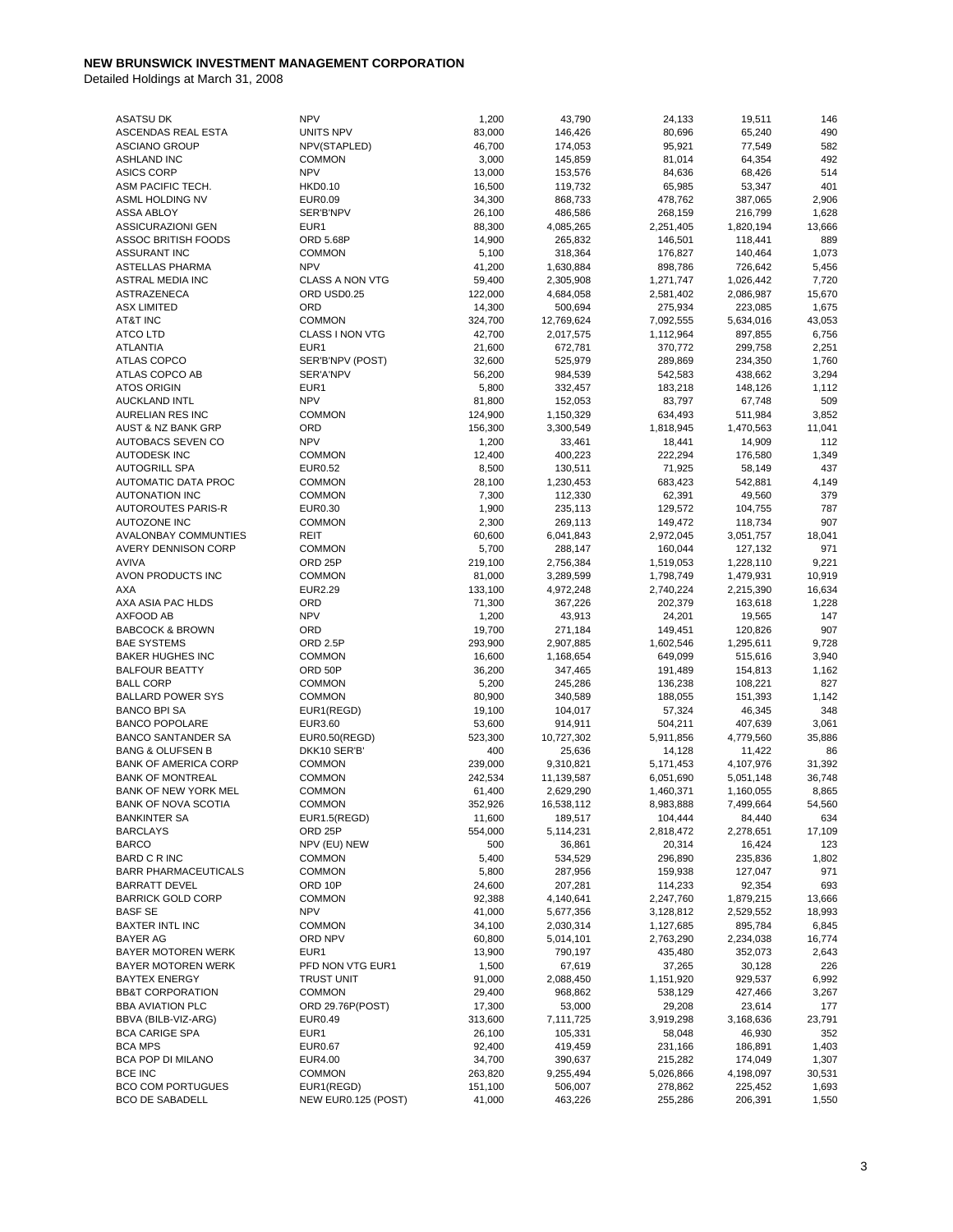**NEW BRUNSWICK INVESTMENT MANAGEMENT CORPORATION**

Detailed Holdings at March 31, 2008

| | | | | | | |
|---|---|---|---|---|---|---|
| ASATSU DK | NPV | 1,200 | 43,790 | 24,133 | 19,511 | 146 |
| ASCENDAS REAL ESTA | UNITS NPV | 83,000 | 146,426 | 80,696 | 65,240 | 490 |
| ASCIANO GROUP | NPV(STAPLED) | 46,700 | 174,053 | 95,921 | 77,549 | 582 |
| ASHLAND INC | COMMON | 3,000 | 145,859 | 81,014 | 64,354 | 492 |
| ASICS CORP | NPV | 13,000 | 153,576 | 84,636 | 68,426 | 514 |
| ASM PACIFIC TECH. | HKD0.10 | 16,500 | 119,732 | 65,985 | 53,347 | 401 |
| ASML HOLDING NV | EUR0.09 | 34,300 | 868,733 | 478,762 | 387,065 | 2,906 |
| ASSA ABLOY | SER'B'NPV | 26,100 | 486,586 | 268,159 | 216,799 | 1,628 |
| ASSICURAZIONI GEN | EUR1 | 88,300 | 4,085,265 | 2,251,405 | 1,820,194 | 13,666 |
| ASSOC BRITISH FOODS | ORD 5.68P | 14,900 | 265,832 | 146,501 | 118,441 | 889 |
| ASSURANT INC | COMMON | 5,100 | 318,364 | 176,827 | 140,464 | 1,073 |
| ASTELLAS PHARMA | NPV | 41,200 | 1,630,884 | 898,786 | 726,642 | 5,456 |
| ASTRAL MEDIA INC | CLASS A NON VTG | 59,400 | 2,305,908 | 1,271,747 | 1,026,442 | 7,720 |
| ASTRAZENECA | ORD USD0.25 | 122,000 | 4,684,058 | 2,581,402 | 2,086,987 | 15,670 |
| ASX LIMITED | ORD | 14,300 | 500,694 | 275,934 | 223,085 | 1,675 |
| AT&T INC | COMMON | 324,700 | 12,769,624 | 7,092,555 | 5,634,016 | 43,053 |
| ATCO LTD | CLASS I NON VTG | 42,700 | 2,017,575 | 1,112,964 | 897,855 | 6,756 |
| ATLANTIA | EUR1 | 21,600 | 672,781 | 370,772 | 299,758 | 2,251 |
| ATLAS COPCO | SER'B'NPV (POST) | 32,600 | 525,979 | 289,869 | 234,350 | 1,760 |
| ATLAS COPCO AB | SER'A'NPV | 56,200 | 984,539 | 542,583 | 438,662 | 3,294 |
| ATOS ORIGIN | EUR1 | 5,800 | 332,457 | 183,218 | 148,126 | 1,112 |
| AUCKLAND INTL | NPV | 81,800 | 152,053 | 83,797 | 67,748 | 509 |
| AURELIAN RES INC | COMMON | 124,900 | 1,150,329 | 634,493 | 511,984 | 3,852 |
| AUST & NZ BANK GRP | ORD | 156,300 | 3,300,549 | 1,818,945 | 1,470,563 | 11,041 |
| AUTOBACS SEVEN CO | NPV | 1,200 | 33,461 | 18,441 | 14,909 | 112 |
| AUTODESK INC | COMMON | 12,400 | 400,223 | 222,294 | 176,580 | 1,349 |
| AUTOGRILL SPA | EUR0.52 | 8,500 | 130,511 | 71,925 | 58,149 | 437 |
| AUTOMATIC DATA PROC | COMMON | 28,100 | 1,230,453 | 683,423 | 542,881 | 4,149 |
| AUTONATION INC | COMMON | 7,300 | 112,330 | 62,391 | 49,560 | 379 |
| AUTOROUTES PARIS-R | EUR0.30 | 1,900 | 235,113 | 129,572 | 104,755 | 787 |
| AUTOZONE INC | COMMON | 2,300 | 269,113 | 149,472 | 118,734 | 907 |
| AVALONBAY COMMUNTIES | REIT | 60,600 | 6,041,843 | 2,972,045 | 3,051,757 | 18,041 |
| AVERY DENNISON CORP | COMMON | 5,700 | 288,147 | 160,044 | 127,132 | 971 |
| AVIVA | ORD 25P | 219,100 | 2,756,384 | 1,519,053 | 1,228,110 | 9,221 |
| AVON PRODUCTS INC | COMMON | 81,000 | 3,289,599 | 1,798,749 | 1,479,931 | 10,919 |
| AXA | EUR2.29 | 133,100 | 4,972,248 | 2,740,224 | 2,215,390 | 16,634 |
| AXA ASIA PAC HLDS | ORD | 71,300 | 367,226 | 202,379 | 163,618 | 1,228 |
| AXFOOD AB | NPV | 1,200 | 43,913 | 24,201 | 19,565 | 147 |
| BABCOCK & BROWN | ORD | 19,700 | 271,184 | 149,451 | 120,826 | 907 |
| BAE SYSTEMS | ORD 2.5P | 293,900 | 2,907,885 | 1,602,546 | 1,295,611 | 9,728 |
| BAKER HUGHES INC | COMMON | 16,600 | 1,168,654 | 649,099 | 515,616 | 3,940 |
| BALFOUR BEATTY | ORD 50P | 36,200 | 347,465 | 191,489 | 154,813 | 1,162 |
| BALL CORP | COMMON | 5,200 | 245,286 | 136,238 | 108,221 | 827 |
| BALLARD POWER SYS | COMMON | 80,900 | 340,589 | 188,055 | 151,393 | 1,142 |
| BANCO BPI SA | EUR1(REGD) | 19,100 | 104,017 | 57,324 | 46,345 | 348 |
| BANCO POPOLARE | EUR3.60 | 53,600 | 914,911 | 504,211 | 407,639 | 3,061 |
| BANCO SANTANDER SA | EUR0.50(REGD) | 523,300 | 10,727,302 | 5,911,856 | 4,779,560 | 35,886 |
| BANG & OLUFSEN B | DKK10 SER'B' | 400 | 25,636 | 14,128 | 11,422 | 86 |
| BANK OF AMERICA CORP | COMMON | 239,000 | 9,310,821 | 5,171,453 | 4,107,976 | 31,392 |
| BANK OF MONTREAL | COMMON | 242,534 | 11,139,587 | 6,051,690 | 5,051,148 | 36,748 |
| BANK OF NEW YORK MEL | COMMON | 61,400 | 2,629,290 | 1,460,371 | 1,160,055 | 8,865 |
| BANK OF NOVA SCOTIA | COMMON | 352,926 | 16,538,112 | 8,983,888 | 7,499,664 | 54,560 |
| BANKINTER SA | EUR1.5(REGD) | 11,600 | 189,517 | 104,444 | 84,440 | 634 |
| BARCLAYS | ORD 25P | 554,000 | 5,114,231 | 2,818,472 | 2,278,651 | 17,109 |
| BARCO | NPV (EU) NEW | 500 | 36,861 | 20,314 | 16,424 | 123 |
| BARD C R INC | COMMON | 5,400 | 534,529 | 296,890 | 235,836 | 1,802 |
| BARR PHARMACEUTICALS | COMMON | 5,800 | 287,956 | 159,938 | 127,047 | 971 |
| BARRATT DEVEL | ORD 10P | 24,600 | 207,281 | 114,233 | 92,354 | 693 |
| BARRICK GOLD CORP | COMMON | 92,388 | 4,140,641 | 2,247,760 | 1,879,215 | 13,666 |
| BASF SE | NPV | 41,000 | 5,677,356 | 3,128,812 | 2,529,552 | 18,993 |
| BAXTER INTL INC | COMMON | 34,100 | 2,030,314 | 1,127,685 | 895,784 | 6,845 |
| BAYER AG | ORD NPV | 60,800 | 5,014,101 | 2,763,290 | 2,234,038 | 16,774 |
| BAYER MOTOREN WERK | EUR1 | 13,900 | 790,197 | 435,480 | 352,073 | 2,643 |
| BAYER MOTOREN WERK | PFD NON VTG EUR1 | 1,500 | 67,619 | 37,265 | 30,128 | 226 |
| BAYTEX ENERGY | TRUST UNIT | 91,000 | 2,088,450 | 1,151,920 | 929,537 | 6,992 |
| BB&T CORPORATION | COMMON | 29,400 | 968,862 | 538,129 | 427,466 | 3,267 |
| BBA AVIATION PLC | ORD 29.76P(POST) | 17,300 | 53,000 | 29,208 | 23,614 | 177 |
| BBVA (BILB-VIZ-ARG) | EUR0.49 | 313,600 | 7,111,725 | 3,919,298 | 3,168,636 | 23,791 |
| BCA CARIGE SPA | EUR1 | 26,100 | 105,331 | 58,048 | 46,930 | 352 |
| BCA MPS | EUR0.67 | 92,400 | 419,459 | 231,166 | 186,891 | 1,403 |
| BCA POP DI MILANO | EUR4.00 | 34,700 | 390,637 | 215,282 | 174,049 | 1,307 |
| BCE INC | COMMON | 263,820 | 9,255,494 | 5,026,866 | 4,198,097 | 30,531 |
| BCO COM PORTUGUES | EUR1(REGD) | 151,100 | 506,007 | 278,862 | 225,452 | 1,693 |
| BCO DE SABADELL | NEW EUR0.125 (POST) | 41,000 | 463,226 | 255,286 | 206,391 | 1,550 |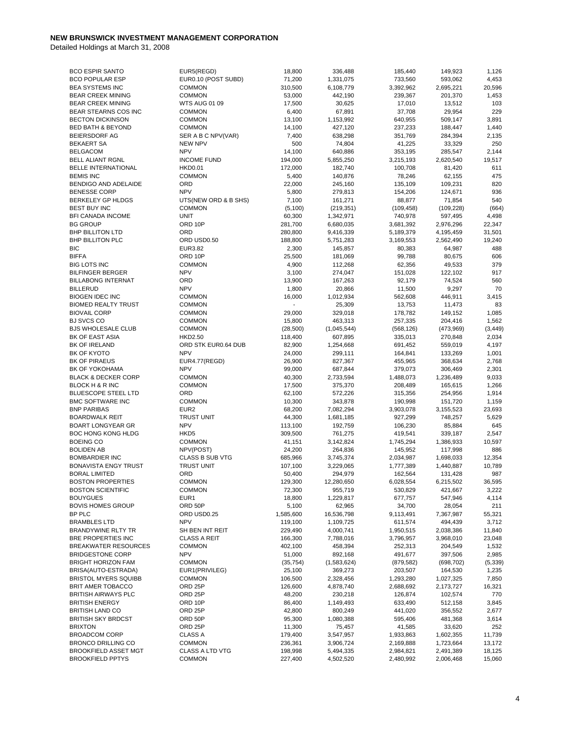**NEW BRUNSWICK INVESTMENT MANAGEMENT CORPORATION**

Detailed Holdings at March 31, 2008

| | | | | | | |
|---|---|---|---|---|---|---|
| BCO ESPIR SANTO | EUR5(REGD) | 18,800 | 336,488 | 185,440 | 149,923 | 1,126 |
| BCO POPULAR ESP | EUR0.10 (POST SUBD) | 71,200 | 1,331,075 | 733,560 | 593,062 | 4,453 |
| BEA SYSTEMS INC | COMMON | 310,500 | 6,108,779 | 3,392,962 | 2,695,221 | 20,596 |
| BEAR CREEK MINING | COMMON | 53,000 | 442,190 | 239,367 | 201,370 | 1,453 |
| BEAR CREEK MINING | WTS AUG 01 09 | 17,500 | 30,625 | 17,010 | 13,512 | 103 |
| BEAR STEARNS COS INC | COMMON | 6,400 | 67,891 | 37,708 | 29,954 | 229 |
| BECTON DICKINSON | COMMON | 13,100 | 1,153,992 | 640,955 | 509,147 | 3,891 |
| BED BATH & BEYOND | COMMON | 14,100 | 427,120 | 237,233 | 188,447 | 1,440 |
| BEIERSDORF AG | SER A B C NPV(VAR) | 7,400 | 638,298 | 351,769 | 284,394 | 2,135 |
| BEKAERT SA | NEW NPV | 500 | 74,804 | 41,225 | 33,329 | 250 |
| BELGACOM | NPV | 14,100 | 640,886 | 353,195 | 285,547 | 2,144 |
| BELL ALIANT RGNL | INCOME FUND | 194,000 | 5,855,250 | 3,215,193 | 2,620,540 | 19,517 |
| BELLE INTERNATIONAL | HKD0.01 | 172,000 | 182,740 | 100,708 | 81,420 | 611 |
| BEMIS INC | COMMON | 5,400 | 140,876 | 78,246 | 62,155 | 475 |
| BENDIGO AND ADELAIDE | ORD | 22,000 | 245,160 | 135,109 | 109,231 | 820 |
| BENESSE CORP | NPV | 5,800 | 279,813 | 154,206 | 124,671 | 936 |
| BERKELEY GP HLDGS | UTS(NEW ORD & B SHS) | 7,100 | 161,271 | 88,877 | 71,854 | 540 |
| BEST BUY INC | COMMON | (5,100) | (219,351) | (109,458) | (109,228) | (664) |
| BFI CANADA INCOME | UNIT | 60,300 | 1,342,971 | 740,978 | 597,495 | 4,498 |
| BG GROUP | ORD 10P | 281,700 | 6,680,035 | 3,681,392 | 2,976,296 | 22,347 |
| BHP BILLITON LTD | ORD | 280,800 | 9,416,339 | 5,189,379 | 4,195,459 | 31,501 |
| BHP BILLITON PLC | ORD USD0.50 | 188,800 | 5,751,283 | 3,169,553 | 2,562,490 | 19,240 |
| BIC | EUR3.82 | 2,300 | 145,857 | 80,383 | 64,987 | 488 |
| BIFFA | ORD 10P | 25,500 | 181,069 | 99,788 | 80,675 | 606 |
| BIG LOTS INC | COMMON | 4,900 | 112,268 | 62,356 | 49,533 | 379 |
| BILFINGER BERGER | NPV | 3,100 | 274,047 | 151,028 | 122,102 | 917 |
| BILLABONG INTERNAT | ORD | 13,900 | 167,263 | 92,179 | 74,524 | 560 |
| BILLERUD | NPV | 1,800 | 20,866 | 11,500 | 9,297 | 70 |
| BIOGEN IDEC INC | COMMON | 16,000 | 1,012,934 | 562,608 | 446,911 | 3,415 |
| BIOMED REALTY TRUST | COMMON | - | 25,309 | 13,753 | 11,473 | 83 |
| BIOVAIL CORP | COMMON | 29,000 | 329,018 | 178,782 | 149,152 | 1,085 |
| BJ SVCS CO | COMMON | 15,800 | 463,313 | 257,335 | 204,416 | 1,562 |
| BJS WHOLESALE CLUB | COMMON | (28,500) | (1,045,544) | (568,126) | (473,969) | (3,449) |
| BK OF EAST ASIA | HKD2.50 | 118,400 | 607,895 | 335,013 | 270,848 | 2,034 |
| BK OF IRELAND | ORD STK EUR0.64 DUB | 82,900 | 1,254,668 | 691,452 | 559,019 | 4,197 |
| BK OF KYOTO | NPV | 24,000 | 299,111 | 164,841 | 133,269 | 1,001 |
| BK OF PIRAEUS | EUR4.77(REGD) | 26,900 | 827,367 | 455,965 | 368,634 | 2,768 |
| BK OF YOKOHAMA | NPV | 99,000 | 687,844 | 379,073 | 306,469 | 2,301 |
| BLACK & DECKER CORP | COMMON | 40,300 | 2,733,594 | 1,488,073 | 1,236,489 | 9,033 |
| BLOCK H & R INC | COMMON | 17,500 | 375,370 | 208,489 | 165,615 | 1,266 |
| BLUESCOPE STEEL LTD | ORD | 62,100 | 572,226 | 315,356 | 254,956 | 1,914 |
| BMC SOFTWARE INC | COMMON | 10,300 | 343,878 | 190,998 | 151,720 | 1,159 |
| BNP PARIBAS | EUR2 | 68,200 | 7,082,294 | 3,903,078 | 3,155,523 | 23,693 |
| BOARDWALK REIT | TRUST UNIT | 44,300 | 1,681,185 | 927,299 | 748,257 | 5,629 |
| BOART LONGYEAR GR | NPV | 113,100 | 192,759 | 106,230 | 85,884 | 645 |
| BOC HONG KONG HLDG | HKD5 | 309,500 | 761,275 | 419,541 | 339,187 | 2,547 |
| BOEING CO | COMMON | 41,151 | 3,142,824 | 1,745,294 | 1,386,933 | 10,597 |
| BOLIDEN AB | NPV(POST) | 24,200 | 264,836 | 145,952 | 117,998 | 886 |
| BOMBARDIER INC | CLASS B SUB VTG | 685,966 | 3,745,374 | 2,034,987 | 1,698,033 | 12,354 |
| BONAVISTA ENGY TRUST | TRUST UNIT | 107,100 | 3,229,065 | 1,777,389 | 1,440,887 | 10,789 |
| BORAL LIMITED | ORD | 50,400 | 294,979 | 162,564 | 131,428 | 987 |
| BOSTON PROPERTIES | COMMON | 129,300 | 12,280,650 | 6,028,554 | 6,215,502 | 36,595 |
| BOSTON SCIENTIFIC | COMMON | 72,300 | 955,719 | 530,829 | 421,667 | 3,222 |
| BOUYGUES | EUR1 | 18,800 | 1,229,817 | 677,757 | 547,946 | 4,114 |
| BOVIS HOMES GROUP | ORD 50P | 5,100 | 62,965 | 34,700 | 28,054 | 211 |
| BP PLC | ORD USD0.25 | 1,585,600 | 16,536,798 | 9,113,491 | 7,367,987 | 55,321 |
| BRAMBLES LTD | NPV | 119,100 | 1,109,725 | 611,574 | 494,439 | 3,712 |
| BRANDYWINE RLTY TR | SH BEN INT REIT | 229,490 | 4,000,741 | 1,950,515 | 2,038,386 | 11,840 |
| BRE PROPERTIES INC | CLASS A REIT | 166,300 | 7,788,016 | 3,796,957 | 3,968,010 | 23,048 |
| BREAKWATER RESOURCES | COMMON | 402,100 | 458,394 | 252,313 | 204,549 | 1,532 |
| BRIDGESTONE CORP | NPV | 51,000 | 892,168 | 491,677 | 397,506 | 2,985 |
| BRIGHT HORIZON FAM | COMMON | (35,754) | (1,583,624) | (879,582) | (698,702) | (5,339) |
| BRISA(AUTO-ESTRADA) | EUR1(PRIVILEG) | 25,100 | 369,273 | 203,507 | 164,530 | 1,235 |
| BRISTOL MYERS SQUIBB | COMMON | 106,500 | 2,328,456 | 1,293,280 | 1,027,325 | 7,850 |
| BRIT AMER TOBACCO | ORD 25P | 126,600 | 4,878,740 | 2,688,692 | 2,173,727 | 16,321 |
| BRITISH AIRWAYS PLC | ORD 25P | 48,200 | 230,218 | 126,874 | 102,574 | 770 |
| BRITISH ENERGY | ORD 10P | 86,400 | 1,149,493 | 633,490 | 512,158 | 3,845 |
| BRITISH LAND CO | ORD 25P | 42,800 | 800,249 | 441,020 | 356,552 | 2,677 |
| BRITISH SKY BRDCST | ORD 50P | 95,300 | 1,080,388 | 595,406 | 481,368 | 3,614 |
| BRIXTON | ORD 25P | 11,300 | 75,457 | 41,585 | 33,620 | 252 |
| BROADCOM CORP | CLASS A | 179,400 | 3,547,957 | 1,933,863 | 1,602,355 | 11,739 |
| BRONCO DRILLING CO | COMMON | 236,361 | 3,906,724 | 2,169,888 | 1,723,664 | 13,172 |
| BROOKFIELD ASSET MGT | CLASS A LTD VTG | 198,998 | 5,494,335 | 2,984,821 | 2,491,389 | 18,125 |
| BROOKFIELD PPTYS | COMMON | 227,400 | 4,502,520 | 2,480,992 | 2,006,468 | 15,060 |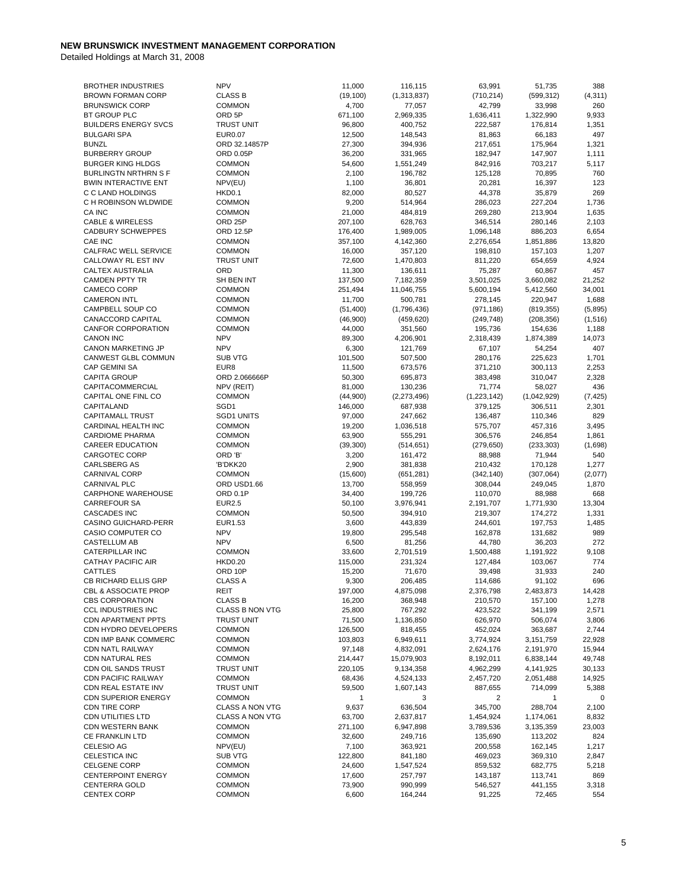**NEW BRUNSWICK INVESTMENT MANAGEMENT CORPORATION**

Detailed Holdings at March 31, 2008

| | | | | | | |
|---|---|---|---|---|---|---|
| BROTHER INDUSTRIES | NPV | 11,000 | 116,115 | 63,991 | 51,735 | 388 |
| BROWN FORMAN CORP | CLASS B | (19,100) | (1,313,837) | (710,214) | (599,312) | (4,311) |
| BRUNSWICK CORP | COMMON | 4,700 | 77,057 | 42,799 | 33,998 | 260 |
| BT GROUP PLC | ORD 5P | 671,100 | 2,969,335 | 1,636,411 | 1,322,990 | 9,933 |
| BUILDERS ENERGY SVCS | TRUST UNIT | 96,800 | 400,752 | 222,587 | 176,814 | 1,351 |
| BULGARI SPA | EUR0.07 | 12,500 | 148,543 | 81,863 | 66,183 | 497 |
| BUNZL | ORD 32.14857P | 27,300 | 394,936 | 217,651 | 175,964 | 1,321 |
| BURBERRY GROUP | ORD 0.05P | 36,200 | 331,965 | 182,947 | 147,907 | 1,111 |
| BURGER KING HLDGS | COMMON | 54,600 | 1,551,249 | 842,916 | 703,217 | 5,117 |
| BURLINGTN NRTHRN S F | COMMON | 2,100 | 196,782 | 125,128 | 70,895 | 760 |
| BWIN INTERACTIVE ENT | NPV(EU) | 1,100 | 36,801 | 20,281 | 16,397 | 123 |
| C C LAND HOLDINGS | HKD0.1 | 82,000 | 80,527 | 44,378 | 35,879 | 269 |
| C H ROBINSON WLDWIDE | COMMON | 9,200 | 514,964 | 286,023 | 227,204 | 1,736 |
| CA INC | COMMON | 21,000 | 484,819 | 269,280 | 213,904 | 1,635 |
| CABLE & WIRELESS | ORD 25P | 207,100 | 628,763 | 346,514 | 280,146 | 2,103 |
| CADBURY SCHWEPPES | ORD 12.5P | 176,400 | 1,989,005 | 1,096,148 | 886,203 | 6,654 |
| CAE INC | COMMON | 357,100 | 4,142,360 | 2,276,654 | 1,851,886 | 13,820 |
| CALFRAC WELL SERVICE | COMMON | 16,000 | 357,120 | 198,810 | 157,103 | 1,207 |
| CALLOWAY RL EST INV | TRUST UNIT | 72,600 | 1,470,803 | 811,220 | 654,659 | 4,924 |
| CALTEX AUSTRALIA | ORD | 11,300 | 136,611 | 75,287 | 60,867 | 457 |
| CAMDEN PPTY TR | SH BEN INT | 137,500 | 7,182,359 | 3,501,025 | 3,660,082 | 21,252 |
| CAMECO CORP | COMMON | 251,494 | 11,046,755 | 5,600,194 | 5,412,560 | 34,001 |
| CAMERON INTL | COMMON | 11,700 | 500,781 | 278,145 | 220,947 | 1,688 |
| CAMPBELL SOUP CO | COMMON | (51,400) | (1,796,436) | (971,186) | (819,355) | (5,895) |
| CANACCORD CAPITAL | COMMON | (46,900) | (459,620) | (249,748) | (208,356) | (1,516) |
| CANFOR CORPORATION | COMMON | 44,000 | 351,560 | 195,736 | 154,636 | 1,188 |
| CANON INC | NPV | 89,300 | 4,206,901 | 2,318,439 | 1,874,389 | 14,073 |
| CANON MARKETING JP | NPV | 6,300 | 121,769 | 67,107 | 54,254 | 407 |
| CANWEST GLBL COMMUN | SUB VTG | 101,500 | 507,500 | 280,176 | 225,623 | 1,701 |
| CAP GEMINI SA | EUR8 | 11,500 | 673,576 | 371,210 | 300,113 | 2,253 |
| CAPITA GROUP | ORD 2.066666P | 50,300 | 695,873 | 383,498 | 310,047 | 2,328 |
| CAPITACOMMERCIAL | NPV (REIT) | 81,000 | 130,236 | 71,774 | 58,027 | 436 |
| CAPITAL ONE FINL CO | COMMON | (44,900) | (2,273,496) | (1,223,142) | (1,042,929) | (7,425) |
| CAPITALAND | SGD1 | 146,000 | 687,938 | 379,125 | 306,511 | 2,301 |
| CAPITAMALL TRUST | SGD1 UNITS | 97,000 | 247,662 | 136,487 | 110,346 | 829 |
| CARDINAL HEALTH INC | COMMON | 19,200 | 1,036,518 | 575,707 | 457,316 | 3,495 |
| CARDIOME PHARMA | COMMON | 63,900 | 555,291 | 306,576 | 246,854 | 1,861 |
| CAREER EDUCATION | COMMON | (39,300) | (514,651) | (279,650) | (233,303) | (1,698) |
| CARGOTEC CORP | ORD 'B' | 3,200 | 161,472 | 88,988 | 71,944 | 540 |
| CARLSBERG AS | 'B'DKK20 | 2,900 | 381,838 | 210,432 | 170,128 | 1,277 |
| CARNIVAL CORP | COMMON | (15,600) | (651,281) | (342,140) | (307,064) | (2,077) |
| CARNIVAL PLC | ORD USD1.66 | 13,700 | 558,959 | 308,044 | 249,045 | 1,870 |
| CARPHONE WAREHOUSE | ORD 0.1P | 34,400 | 199,726 | 110,070 | 88,988 | 668 |
| CARREFOUR SA | EUR2.5 | 50,100 | 3,976,941 | 2,191,707 | 1,771,930 | 13,304 |
| CASCADES INC | COMMON | 50,500 | 394,910 | 219,307 | 174,272 | 1,331 |
| CASINO GUICHARD-PERR | EUR1.53 | 3,600 | 443,839 | 244,601 | 197,753 | 1,485 |
| CASIO COMPUTER CO | NPV | 19,800 | 295,548 | 162,878 | 131,682 | 989 |
| CASTELLUM AB | NPV | 6,500 | 81,256 | 44,780 | 36,203 | 272 |
| CATERPILLAR INC | COMMON | 33,600 | 2,701,519 | 1,500,488 | 1,191,922 | 9,108 |
| CATHAY PACIFIC AIR | HKD0.20 | 115,000 | 231,324 | 127,484 | 103,067 | 774 |
| CATTLES | ORD 10P | 15,200 | 71,670 | 39,498 | 31,933 | 240 |
| CB RICHARD ELLIS GRP | CLASS A | 9,300 | 206,485 | 114,686 | 91,102 | 696 |
| CBL & ASSOCIATE PROP | REIT | 197,000 | 4,875,098 | 2,376,798 | 2,483,873 | 14,428 |
| CBS CORPORATION | CLASS B | 16,200 | 368,948 | 210,570 | 157,100 | 1,278 |
| CCL INDUSTRIES INC | CLASS B NON VTG | 25,800 | 767,292 | 423,522 | 341,199 | 2,571 |
| CDN APARTMENT PPTS | TRUST UNIT | 71,500 | 1,136,850 | 626,970 | 506,074 | 3,806 |
| CDN HYDRO DEVELOPERS | COMMON | 126,500 | 818,455 | 452,024 | 363,687 | 2,744 |
| CDN IMP BANK COMMERC | COMMON | 103,803 | 6,949,611 | 3,774,924 | 3,151,759 | 22,928 |
| CDN NATL RAILWAY | COMMON | 97,148 | 4,832,091 | 2,624,176 | 2,191,970 | 15,944 |
| CDN NATURAL RES | COMMON | 214,447 | 15,079,903 | 8,192,011 | 6,838,144 | 49,748 |
| CDN OIL SANDS TRUST | TRUST UNIT | 220,105 | 9,134,358 | 4,962,299 | 4,141,925 | 30,133 |
| CDN PACIFIC RAILWAY | COMMON | 68,436 | 4,524,133 | 2,457,720 | 2,051,488 | 14,925 |
| CDN REAL ESTATE INV | TRUST UNIT | 59,500 | 1,607,143 | 887,655 | 714,099 | 5,388 |
| CDN SUPERIOR ENERGY | COMMON | 1 | 3 | 2 | 1 | 0 |
| CDN TIRE CORP | CLASS A NON VTG | 9,637 | 636,504 | 345,700 | 288,704 | 2,100 |
| CDN UTILITIES LTD | CLASS A NON VTG | 63,700 | 2,637,817 | 1,454,924 | 1,174,061 | 8,832 |
| CDN WESTERN BANK | COMMON | 271,100 | 6,947,898 | 3,789,536 | 3,135,359 | 23,003 |
| CE FRANKLIN LTD | COMMON | 32,600 | 249,716 | 135,690 | 113,202 | 824 |
| CELESIO AG | NPV(EU) | 7,100 | 363,921 | 200,558 | 162,145 | 1,217 |
| CELESTICA INC | SUB VTG | 122,800 | 841,180 | 469,023 | 369,310 | 2,847 |
| CELGENE CORP | COMMON | 24,600 | 1,547,524 | 859,532 | 682,775 | 5,218 |
| CENTERPOINT ENERGY | COMMON | 17,600 | 257,797 | 143,187 | 113,741 | 869 |
| CENTERRA GOLD | COMMON | 73,900 | 990,999 | 546,527 | 441,155 | 3,318 |
| CENTEX CORP | COMMON | 6,600 | 164,244 | 91,225 | 72,465 | 554 |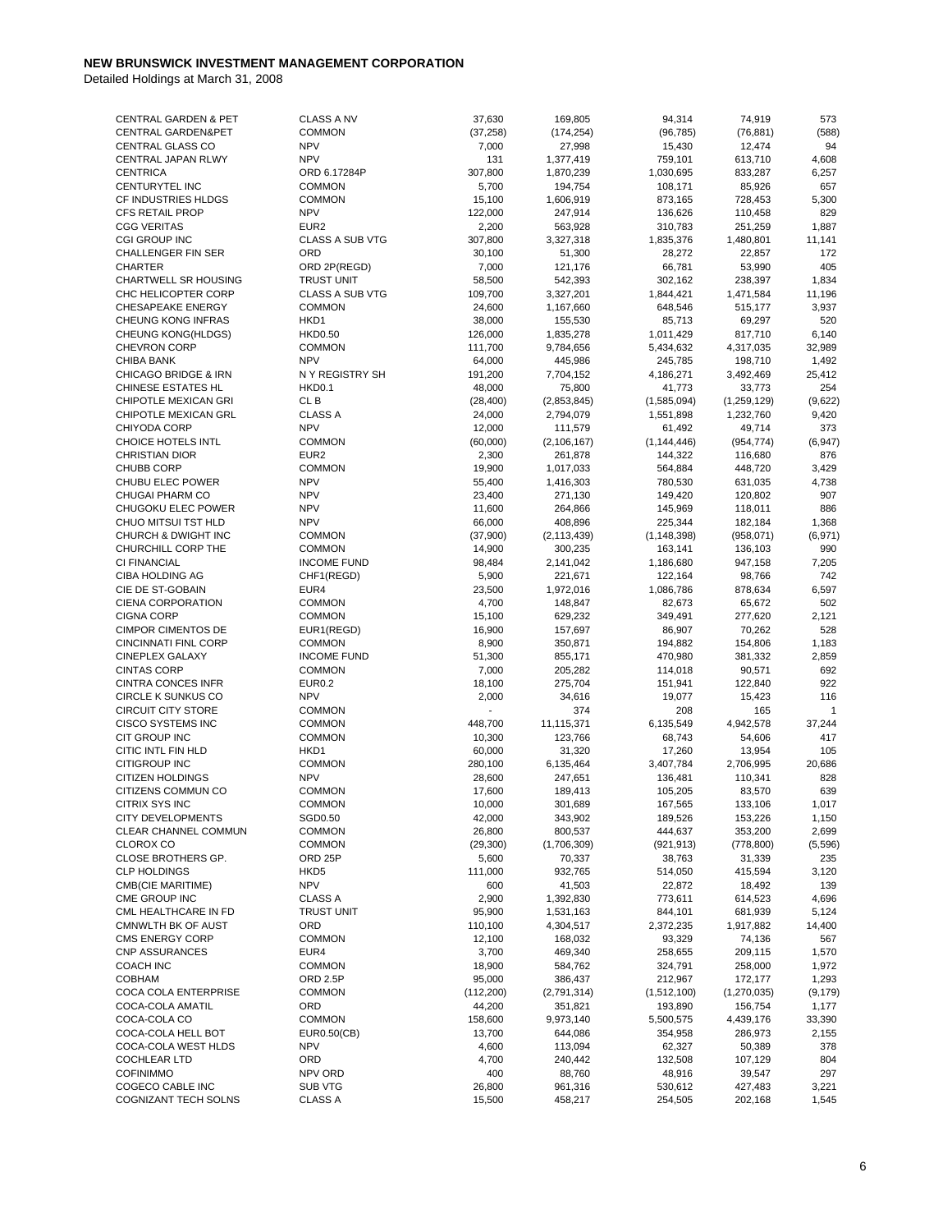# NEW BRUNSWICK INVESTMENT MANAGEMENT CORPORATION

Detailed Holdings at March 31, 2008

| | | | | | | |
|---|---|---|---|---|---|---|
| CENTRAL GARDEN & PET | CLASS A NV | 37,630 | 169,805 | 94,314 | 74,919 | 573 |
| CENTRAL GARDEN&PET | COMMON | (37,258) | (174,254) | (96,785) | (76,881) | (588) |
| CENTRAL GLASS CO | NPV | 7,000 | 27,998 | 15,430 | 12,474 | 94 |
| CENTRAL JAPAN RLWY | NPV | 131 | 1,377,419 | 759,101 | 613,710 | 4,608 |
| CENTRICA | ORD 6.17284P | 307,800 | 1,870,239 | 1,030,695 | 833,287 | 6,257 |
| CENTURYTEL INC | COMMON | 5,700 | 194,754 | 108,171 | 85,926 | 657 |
| CF INDUSTRIES HLDGS | COMMON | 15,100 | 1,606,919 | 873,165 | 728,453 | 5,300 |
| CFS RETAIL PROP | NPV | 122,000 | 247,914 | 136,626 | 110,458 | 829 |
| CGG VERITAS | EUR2 | 2,200 | 563,928 | 310,783 | 251,259 | 1,887 |
| CGI GROUP INC | CLASS A SUB VTG | 307,800 | 3,327,318 | 1,835,376 | 1,480,801 | 11,141 |
| CHALLENGER FIN SER | ORD | 30,100 | 51,300 | 28,272 | 22,857 | 172 |
| CHARTER | ORD 2P(REGD) | 7,000 | 121,176 | 66,781 | 53,990 | 405 |
| CHARTWELL SR HOUSING | TRUST UNIT | 58,500 | 542,393 | 302,162 | 238,397 | 1,834 |
| CHC HELICOPTER CORP | CLASS A SUB VTG | 109,700 | 3,327,201 | 1,844,421 | 1,471,584 | 11,196 |
| CHESAPEAKE ENERGY | COMMON | 24,600 | 1,167,660 | 648,546 | 515,177 | 3,937 |
| CHEUNG KONG INFRAS | HKD1 | 38,000 | 155,530 | 85,713 | 69,297 | 520 |
| CHEUNG KONG(HLDGS) | HKD0.50 | 126,000 | 1,835,278 | 1,011,429 | 817,710 | 6,140 |
| CHEVRON CORP | COMMON | 111,700 | 9,784,656 | 5,434,632 | 4,317,035 | 32,989 |
| CHIBA BANK | NPV | 64,000 | 445,986 | 245,785 | 198,710 | 1,492 |
| CHICAGO BRIDGE & IRN | N Y REGISTRY SH | 191,200 | 7,704,152 | 4,186,271 | 3,492,469 | 25,412 |
| CHINESE ESTATES HL | HKD0.1 | 48,000 | 75,800 | 41,773 | 33,773 | 254 |
| CHIPOTLE MEXICAN GRI | CL B | (28,400) | (2,853,845) | (1,585,094) | (1,259,129) | (9,622) |
| CHIPOTLE MEXICAN GRL | CLASS A | 24,000 | 2,794,079 | 1,551,898 | 1,232,760 | 9,420 |
| CHIYODA CORP | NPV | 12,000 | 111,579 | 61,492 | 49,714 | 373 |
| CHOICE HOTELS INTL | COMMON | (60,000) | (2,106,167) | (1,144,446) | (954,774) | (6,947) |
| CHRISTIAN DIOR | EUR2 | 2,300 | 261,878 | 144,322 | 116,680 | 876 |
| CHUBB CORP | COMMON | 19,900 | 1,017,033 | 564,884 | 448,720 | 3,429 |
| CHUBU ELEC POWER | NPV | 55,400 | 1,416,303 | 780,530 | 631,035 | 4,738 |
| CHUGAI PHARM CO | NPV | 23,400 | 271,130 | 149,420 | 120,802 | 907 |
| CHUGOKU ELEC POWER | NPV | 11,600 | 264,866 | 145,969 | 118,011 | 886 |
| CHUO MITSUI TST HLD | NPV | 66,000 | 408,896 | 225,344 | 182,184 | 1,368 |
| CHURCH & DWIGHT INC | COMMON | (37,900) | (2,113,439) | (1,148,398) | (958,071) | (6,971) |
| CHURCHILL CORP THE | COMMON | 14,900 | 300,235 | 163,141 | 136,103 | 990 |
| CI FINANCIAL | INCOME FUND | 98,484 | 2,141,042 | 1,186,680 | 947,158 | 7,205 |
| CIBA HOLDING AG | CHF1(REGD) | 5,900 | 221,671 | 122,164 | 98,766 | 742 |
| CIE DE ST-GOBAIN | EUR4 | 23,500 | 1,972,016 | 1,086,786 | 878,634 | 6,597 |
| CIENA CORPORATION | COMMON | 4,700 | 148,847 | 82,673 | 65,672 | 502 |
| CIGNA CORP | COMMON | 15,100 | 629,232 | 349,491 | 277,620 | 2,121 |
| CIMPOR CIMENTOS DE | EUR1(REGD) | 16,900 | 157,697 | 86,907 | 70,262 | 528 |
| CINCINNATI FINL CORP | COMMON | 8,900 | 350,871 | 194,882 | 154,806 | 1,183 |
| CINEPLEX GALAXY | INCOME FUND | 51,300 | 855,171 | 470,980 | 381,332 | 2,859 |
| CINTAS CORP | COMMON | 7,000 | 205,282 | 114,018 | 90,571 | 692 |
| CINTRA CONCES INFR | EUR0.2 | 18,100 | 275,704 | 151,941 | 122,840 | 922 |
| CIRCLE K SUNKUS CO | NPV | 2,000 | 34,616 | 19,077 | 15,423 | 116 |
| CIRCUIT CITY STORE | COMMON | - | 374 | 208 | 165 | 1 |
| CISCO SYSTEMS INC | COMMON | 448,700 | 11,115,371 | 6,135,549 | 4,942,578 | 37,244 |
| CIT GROUP INC | COMMON | 10,300 | 123,766 | 68,743 | 54,606 | 417 |
| CITIC INTL FIN HLD | HKD1 | 60,000 | 31,320 | 17,260 | 13,954 | 105 |
| CITIGROUP INC | COMMON | 280,100 | 6,135,464 | 3,407,784 | 2,706,995 | 20,686 |
| CITIZEN HOLDINGS | NPV | 28,600 | 247,651 | 136,481 | 110,341 | 828 |
| CITIZENS COMMUN CO | COMMON | 17,600 | 189,413 | 105,205 | 83,570 | 639 |
| CITRIX SYS INC | COMMON | 10,000 | 301,689 | 167,565 | 133,106 | 1,017 |
| CITY DEVELOPMENTS | SGD0.50 | 42,000 | 343,902 | 189,526 | 153,226 | 1,150 |
| CLEAR CHANNEL COMMUN | COMMON | 26,800 | 800,537 | 444,637 | 353,200 | 2,699 |
| CLOROX CO | COMMON | (29,300) | (1,706,309) | (921,913) | (778,800) | (5,596) |
| CLOSE BROTHERS GP. | ORD 25P | 5,600 | 70,337 | 38,763 | 31,339 | 235 |
| CLP HOLDINGS | HKD5 | 111,000 | 932,765 | 514,050 | 415,594 | 3,120 |
| CMB(CIE MARITIME) | NPV | 600 | 41,503 | 22,872 | 18,492 | 139 |
| CME GROUP INC | CLASS A | 2,900 | 1,392,830 | 773,611 | 614,523 | 4,696 |
| CML HEALTHCARE IN FD | TRUST UNIT | 95,900 | 1,531,163 | 844,101 | 681,939 | 5,124 |
| CMNWLTH BK OF AUST | ORD | 110,100 | 4,304,517 | 2,372,235 | 1,917,882 | 14,400 |
| CMS ENERGY CORP | COMMON | 12,100 | 168,032 | 93,329 | 74,136 | 567 |
| CNP ASSURANCES | EUR4 | 3,700 | 469,340 | 258,655 | 209,115 | 1,570 |
| COACH INC | COMMON | 18,900 | 584,762 | 324,791 | 258,000 | 1,972 |
| COBHAM | ORD 2.5P | 95,000 | 386,437 | 212,967 | 172,177 | 1,293 |
| COCA COLA ENTERPRISE | COMMON | (112,200) | (2,791,314) | (1,512,100) | (1,270,035) | (9,179) |
| COCA-COLA AMATIL | ORD | 44,200 | 351,821 | 193,890 | 156,754 | 1,177 |
| COCA-COLA CO | COMMON | 158,600 | 9,973,140 | 5,500,575 | 4,439,176 | 33,390 |
| COCA-COLA HELL BOT | EUR0.50(CB) | 13,700 | 644,086 | 354,958 | 286,973 | 2,155 |
| COCA-COLA WEST HLDS | NPV | 4,600 | 113,094 | 62,327 | 50,389 | 378 |
| COCHLEAR LTD | ORD | 4,700 | 240,442 | 132,508 | 107,129 | 804 |
| COFINIMMO | NPV ORD | 400 | 88,760 | 48,916 | 39,547 | 297 |
| COGECO CABLE INC | SUB VTG | 26,800 | 961,316 | 530,612 | 427,483 | 3,221 |
| COGNIZANT TECH SOLNS | CLASS A | 15,500 | 458,217 | 254,505 | 202,168 | 1,545 |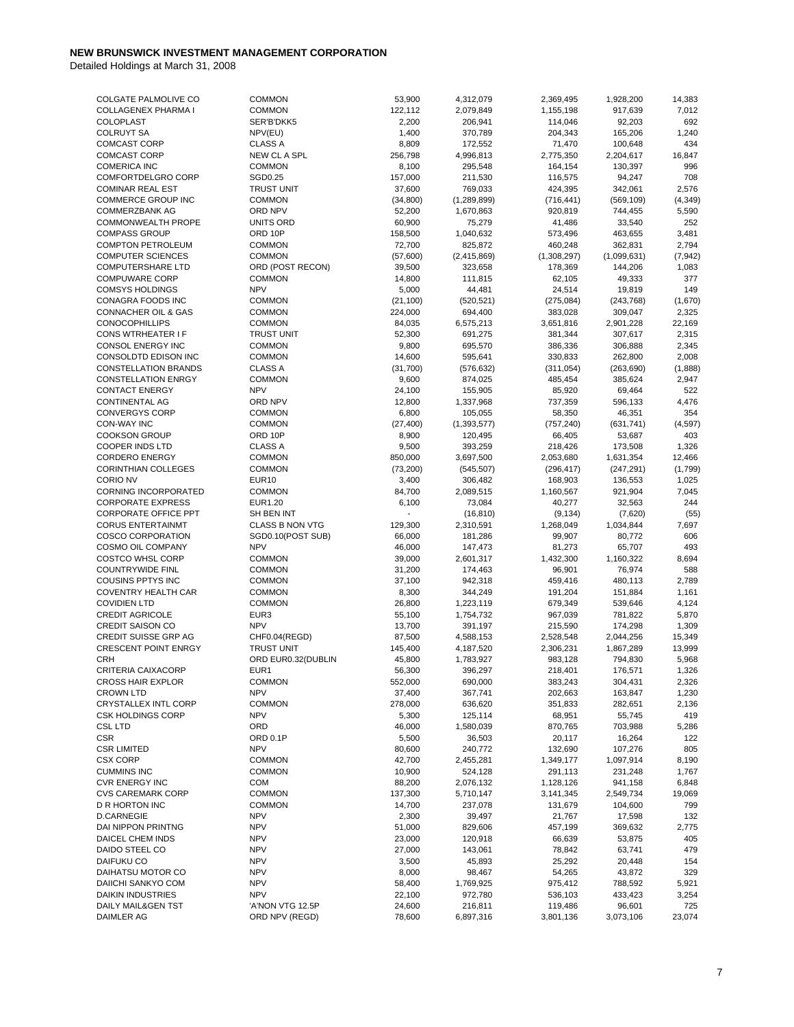# NEW BRUNSWICK INVESTMENT MANAGEMENT CORPORATION

Detailed Holdings at March 31, 2008

| | | | | | | |
|---|---|---|---|---|---|---|
| COLGATE PALMOLIVE CO | COMMON | 53,900 | 4,312,079 | 2,369,495 | 1,928,200 | 14,383 |
| COLLAGENEX PHARMA I | COMMON | 122,112 | 2,079,849 | 1,155,198 | 917,639 | 7,012 |
| COLOPLAST | SER'B'DKK5 | 2,200 | 206,941 | 114,046 | 92,203 | 692 |
| COLRUYT SA | NPV(EU) | 1,400 | 370,789 | 204,343 | 165,206 | 1,240 |
| COMCAST CORP | CLASS A | 8,809 | 172,552 | 71,470 | 100,648 | 434 |
| COMCAST CORP | NEW CL A SPL | 256,798 | 4,996,813 | 2,775,350 | 2,204,617 | 16,847 |
| COMERICA INC | COMMON | 8,100 | 295,548 | 164,154 | 130,397 | 996 |
| COMFORTDELGRO CORP | SGD0.25 | 157,000 | 211,530 | 116,575 | 94,247 | 708 |
| COMINAR REAL EST | TRUST UNIT | 37,600 | 769,033 | 424,395 | 342,061 | 2,576 |
| COMMERCE GROUP INC | COMMON | (34,800) | (1,289,899) | (716,441) | (569,109) | (4,349) |
| COMMERZBANK AG | ORD NPV | 52,200 | 1,670,863 | 920,819 | 744,455 | 5,590 |
| COMMONWEALTH PROPE | UNITS ORD | 60,900 | 75,279 | 41,486 | 33,540 | 252 |
| COMPASS GROUP | ORD 10P | 158,500 | 1,040,632 | 573,496 | 463,655 | 3,481 |
| COMPTON PETROLEUM | COMMON | 72,700 | 825,872 | 460,248 | 362,831 | 2,794 |
| COMPUTER SCIENCES | COMMON | (57,600) | (2,415,869) | (1,308,297) | (1,099,631) | (7,942) |
| COMPUTERSHARE LTD | ORD (POST RECON) | 39,500 | 323,658 | 178,369 | 144,206 | 1,083 |
| COMPUWARE CORP | COMMON | 14,800 | 111,815 | 62,105 | 49,333 | 377 |
| COMSYS HOLDINGS | NPV | 5,000 | 44,481 | 24,514 | 19,819 | 149 |
| CONAGRA FOODS INC | COMMON | (21,100) | (520,521) | (275,084) | (243,768) | (1,670) |
| CONNACHER OIL & GAS | COMMON | 224,000 | 694,400 | 383,028 | 309,047 | 2,325 |
| CONOCOPHILLIPS | COMMON | 84,035 | 6,575,213 | 3,651,816 | 2,901,228 | 22,169 |
| CONS WTRHEATER I F | TRUST UNIT | 52,300 | 691,275 | 381,344 | 307,617 | 2,315 |
| CONSOL ENERGY INC | COMMON | 9,800 | 695,570 | 386,336 | 306,888 | 2,345 |
| CONSOLDTD EDISON INC | COMMON | 14,600 | 595,641 | 330,833 | 262,800 | 2,008 |
| CONSTELLATION BRANDS | CLASS A | (31,700) | (576,632) | (311,054) | (263,690) | (1,888) |
| CONSTELLATION ENRGY | COMMON | 9,600 | 874,025 | 485,454 | 385,624 | 2,947 |
| CONTACT ENERGY | NPV | 24,100 | 155,905 | 85,920 | 69,464 | 522 |
| CONTINENTAL AG | ORD NPV | 12,800 | 1,337,968 | 737,359 | 596,133 | 4,476 |
| CONVERGYS CORP | COMMON | 6,800 | 105,055 | 58,350 | 46,351 | 354 |
| CON-WAY INC | COMMON | (27,400) | (1,393,577) | (757,240) | (631,741) | (4,597) |
| COOKSON GROUP | ORD 10P | 8,900 | 120,495 | 66,405 | 53,687 | 403 |
| COOPER INDS LTD | CLASS A | 9,500 | 393,259 | 218,426 | 173,508 | 1,326 |
| CORDERO ENERGY | COMMON | 850,000 | 3,697,500 | 2,053,680 | 1,631,354 | 12,466 |
| CORINTHIAN COLLEGES | COMMON | (73,200) | (545,507) | (296,417) | (247,291) | (1,799) |
| CORIO NV | EUR10 | 3,400 | 306,482 | 168,903 | 136,553 | 1,025 |
| CORNING INCORPORATED | COMMON | 84,700 | 2,089,515 | 1,160,567 | 921,904 | 7,045 |
| CORPORATE EXPRESS | EUR1.20 | 6,100 | 73,084 | 40,277 | 32,563 | 244 |
| CORPORATE OFFICE PPT | SH BEN INT | - | (16,810) | (9,134) | (7,620) | (55) |
| CORUS ENTERTAINMT | CLASS B NON VTG | 129,300 | 2,310,591 | 1,268,049 | 1,034,844 | 7,697 |
| COSCO CORPORATION | SGD0.10(POST SUB) | 66,000 | 181,286 | 99,907 | 80,772 | 606 |
| COSMO OIL COMPANY | NPV | 46,000 | 147,473 | 81,273 | 65,707 | 493 |
| COSTCO WHSL CORP | COMMON | 39,000 | 2,601,317 | 1,432,300 | 1,160,322 | 8,694 |
| COUNTRYWIDE FINL | COMMON | 31,200 | 174,463 | 96,901 | 76,974 | 588 |
| COUSINS PPTYS INC | COMMON | 37,100 | 942,318 | 459,416 | 480,113 | 2,789 |
| COVENTRY HEALTH CAR | COMMON | 8,300 | 344,249 | 191,204 | 151,884 | 1,161 |
| COVIDIEN LTD | COMMON | 26,800 | 1,223,119 | 679,349 | 539,646 | 4,124 |
| CREDIT AGRICOLE | EUR3 | 55,100 | 1,754,732 | 967,039 | 781,822 | 5,870 |
| CREDIT SAISON CO | NPV | 13,700 | 391,197 | 215,590 | 174,298 | 1,309 |
| CREDIT SUISSE GRP AG | CHF0.04(REGD) | 87,500 | 4,588,153 | 2,528,548 | 2,044,256 | 15,349 |
| CRESCENT POINT ENRGY | TRUST UNIT | 145,400 | 4,187,520 | 2,306,231 | 1,867,289 | 13,999 |
| CRH | ORD EUR0.32(DUBLIN | 45,800 | 1,783,927 | 983,128 | 794,830 | 5,968 |
| CRITERIA CAIXACORP | EUR1 | 56,300 | 396,297 | 218,401 | 176,571 | 1,326 |
| CROSS HAIR EXPLOR | COMMON | 552,000 | 690,000 | 383,243 | 304,431 | 2,326 |
| CROWN LTD | NPV | 37,400 | 367,741 | 202,663 | 163,847 | 1,230 |
| CRYSTALLEX INTL CORP | COMMON | 278,000 | 636,620 | 351,833 | 282,651 | 2,136 |
| CSK HOLDINGS CORP | NPV | 5,300 | 125,114 | 68,951 | 55,745 | 419 |
| CSL LTD | ORD | 46,000 | 1,580,039 | 870,765 | 703,988 | 5,286 |
| CSR | ORD 0.1P | 5,500 | 36,503 | 20,117 | 16,264 | 122 |
| CSR LIMITED | NPV | 80,600 | 240,772 | 132,690 | 107,276 | 805 |
| CSX CORP | COMMON | 42,700 | 2,455,281 | 1,349,177 | 1,097,914 | 8,190 |
| CUMMINS INC | COMMON | 10,900 | 524,128 | 291,113 | 231,248 | 1,767 |
| CVR ENERGY INC | COM | 88,200 | 2,076,132 | 1,128,126 | 941,158 | 6,848 |
| CVS CAREMARK CORP | COMMON | 137,300 | 5,710,147 | 3,141,345 | 2,549,734 | 19,069 |
| D R HORTON INC | COMMON | 14,700 | 237,078 | 131,679 | 104,600 | 799 |
| D.CARNEGIE | NPV | 2,300 | 39,497 | 21,767 | 17,598 | 132 |
| DAI NIPPON PRINTNG | NPV | 51,000 | 829,606 | 457,199 | 369,632 | 2,775 |
| DAICEL CHEM INDS | NPV | 23,000 | 120,918 | 66,639 | 53,875 | 405 |
| DAIDO STEEL CO | NPV | 27,000 | 143,061 | 78,842 | 63,741 | 479 |
| DAIFUKU CO | NPV | 3,500 | 45,893 | 25,292 | 20,448 | 154 |
| DAIHATSU MOTOR CO | NPV | 8,000 | 98,467 | 54,265 | 43,872 | 329 |
| DAIICHI SANKYO COM | NPV | 58,400 | 1,769,925 | 975,412 | 788,592 | 5,921 |
| DAIKIN INDUSTRIES | NPV | 22,100 | 972,780 | 536,103 | 433,423 | 3,254 |
| DAILY MAIL&GEN TST | 'A'NON VTG 12.5P | 24,600 | 216,811 | 119,486 | 96,601 | 725 |
| DAIMLER AG | ORD NPV (REGD) | 78,600 | 6,897,316 | 3,801,136 | 3,073,106 | 23,074 |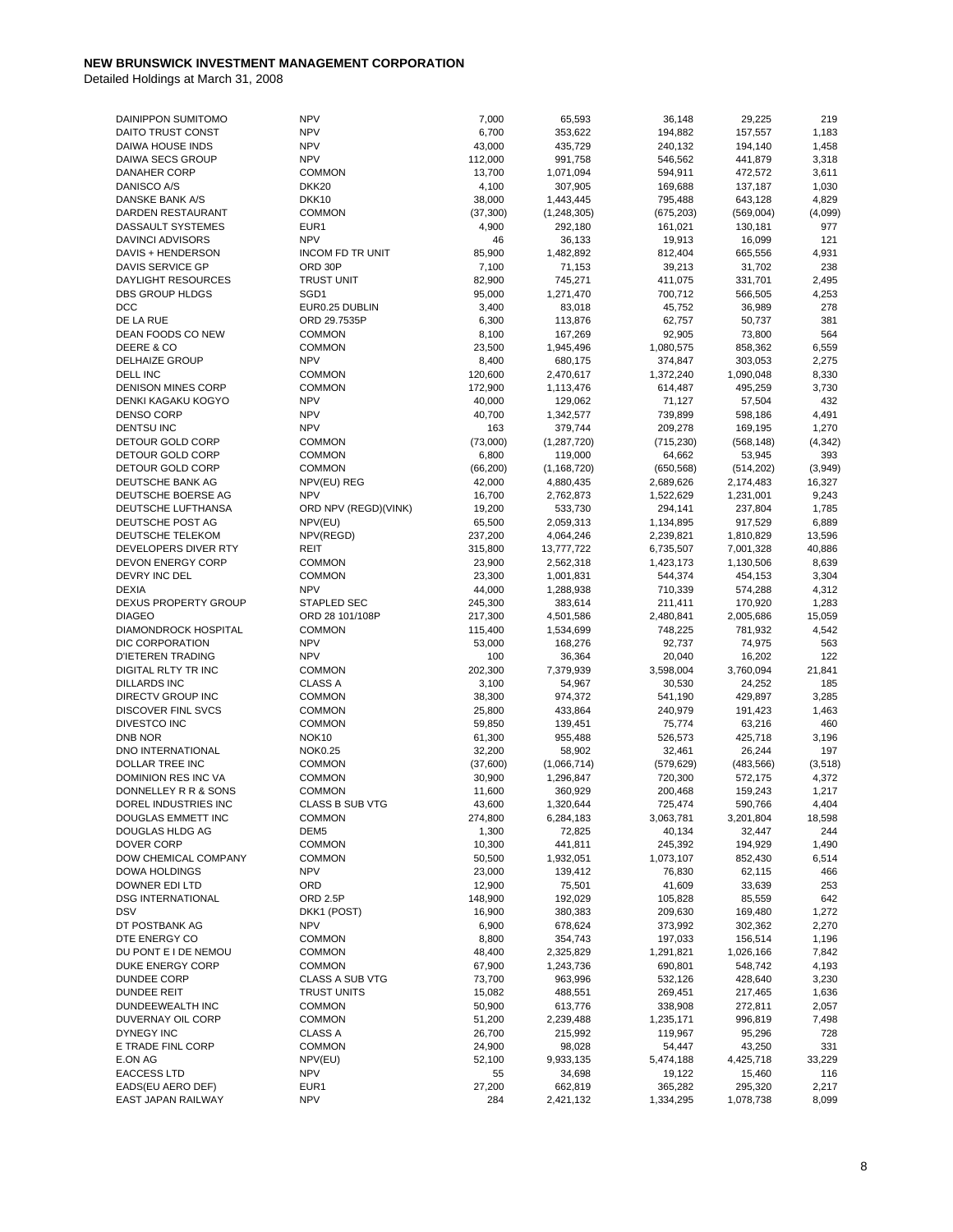**NEW BRUNSWICK INVESTMENT MANAGEMENT CORPORATION**

Detailed Holdings at March 31, 2008

| | | | | | | |
|---|---|---|---|---|---|---|
| DAINIPPON SUMITOMO | NPV | 7,000 | 65,593 | 36,148 | 29,225 | 219 |
| DAITO TRUST CONST | NPV | 6,700 | 353,622 | 194,882 | 157,557 | 1,183 |
| DAIWA HOUSE INDS | NPV | 43,000 | 435,729 | 240,132 | 194,140 | 1,458 |
| DAIWA SECS GROUP | NPV | 112,000 | 991,758 | 546,562 | 441,879 | 3,318 |
| DANAHER CORP | COMMON | 13,700 | 1,071,094 | 594,911 | 472,572 | 3,611 |
| DANISCO A/S | DKK20 | 4,100 | 307,905 | 169,688 | 137,187 | 1,030 |
| DANSKE BANK A/S | DKK10 | 38,000 | 1,443,445 | 795,488 | 643,128 | 4,829 |
| DARDEN RESTAURANT | COMMON | (37,300) | (1,248,305) | (675,203) | (569,004) | (4,099) |
| DASSAULT SYSTEMES | EUR1 | 4,900 | 292,180 | 161,021 | 130,181 | 977 |
| DAVINCI ADVISORS | NPV | 46 | 36,133 | 19,913 | 16,099 | 121 |
| DAVIS + HENDERSON | INCOM FD TR UNIT | 85,900 | 1,482,892 | 812,404 | 665,556 | 4,931 |
| DAVIS SERVICE GP | ORD 30P | 7,100 | 71,153 | 39,213 | 31,702 | 238 |
| DAYLIGHT RESOURCES | TRUST UNIT | 82,900 | 745,271 | 411,075 | 331,701 | 2,495 |
| DBS GROUP HLDGS | SGD1 | 95,000 | 1,271,470 | 700,712 | 566,505 | 4,253 |
| DCC | EUR0.25 DUBLIN | 3,400 | 83,018 | 45,752 | 36,989 | 278 |
| DE LA RUE | ORD 29.7535P | 6,300 | 113,876 | 62,757 | 50,737 | 381 |
| DEAN FOODS CO NEW | COMMON | 8,100 | 167,269 | 92,905 | 73,800 | 564 |
| DEERE & CO | COMMON | 23,500 | 1,945,496 | 1,080,575 | 858,362 | 6,559 |
| DELHAIZE GROUP | NPV | 8,400 | 680,175 | 374,847 | 303,053 | 2,275 |
| DELL INC | COMMON | 120,600 | 2,470,617 | 1,372,240 | 1,090,048 | 8,330 |
| DENISON MINES CORP | COMMON | 172,900 | 1,113,476 | 614,487 | 495,259 | 3,730 |
| DENKI KAGAKU KOGYO | NPV | 40,000 | 129,062 | 71,127 | 57,504 | 432 |
| DENSO CORP | NPV | 40,700 | 1,342,577 | 739,899 | 598,186 | 4,491 |
| DENTSU INC | NPV | 163 | 379,744 | 209,278 | 169,195 | 1,270 |
| DETOUR GOLD CORP | COMMON | (73,000) | (1,287,720) | (715,230) | (568,148) | (4,342) |
| DETOUR GOLD CORP | COMMON | 6,800 | 119,000 | 64,662 | 53,945 | 393 |
| DETOUR GOLD CORP | COMMON | (66,200) | (1,168,720) | (650,568) | (514,202) | (3,949) |
| DEUTSCHE BANK AG | NPV(EU) REG | 42,000 | 4,880,435 | 2,689,626 | 2,174,483 | 16,327 |
| DEUTSCHE BOERSE AG | NPV | 16,700 | 2,762,873 | 1,522,629 | 1,231,001 | 9,243 |
| DEUTSCHE LUFTHANSA | ORD NPV (REGD)(VINK) | 19,200 | 533,730 | 294,141 | 237,804 | 1,785 |
| DEUTSCHE POST AG | NPV(EU) | 65,500 | 2,059,313 | 1,134,895 | 917,529 | 6,889 |
| DEUTSCHE TELEKOM | NPV(REGD) | 237,200 | 4,064,246 | 2,239,821 | 1,810,829 | 13,596 |
| DEVELOPERS DIVER RTY | REIT | 315,800 | 13,777,722 | 6,735,507 | 7,001,328 | 40,886 |
| DEVON ENERGY CORP | COMMON | 23,900 | 2,562,318 | 1,423,173 | 1,130,506 | 8,639 |
| DEVRY INC DEL | COMMON | 23,300 | 1,001,831 | 544,374 | 454,153 | 3,304 |
| DEXIA | NPV | 44,000 | 1,288,938 | 710,339 | 574,288 | 4,312 |
| DEXUS PROPERTY GROUP | STAPLED SEC | 245,300 | 383,614 | 211,411 | 170,920 | 1,283 |
| DIAGEO | ORD 28 101/108P | 217,300 | 4,501,586 | 2,480,841 | 2,005,686 | 15,059 |
| DIAMONDROCK HOSPITAL | COMMON | 115,400 | 1,534,699 | 748,225 | 781,932 | 4,542 |
| DIC CORPORATION | NPV | 53,000 | 168,276 | 92,737 | 74,975 | 563 |
| D'IETEREN TRADING | NPV | 100 | 36,364 | 20,040 | 16,202 | 122 |
| DIGITAL RLTY TR INC | COMMON | 202,300 | 7,379,939 | 3,598,004 | 3,760,094 | 21,841 |
| DILLARDS INC | CLASS A | 3,100 | 54,967 | 30,530 | 24,252 | 185 |
| DIRECTV GROUP INC | COMMON | 38,300 | 974,372 | 541,190 | 429,897 | 3,285 |
| DISCOVER FINL SVCS | COMMON | 25,800 | 433,864 | 240,979 | 191,423 | 1,463 |
| DIVESTCO INC | COMMON | 59,850 | 139,451 | 75,774 | 63,216 | 460 |
| DNB NOR | NOK10 | 61,300 | 955,488 | 526,573 | 425,718 | 3,196 |
| DNO INTERNATIONAL | NOK0.25 | 32,200 | 58,902 | 32,461 | 26,244 | 197 |
| DOLLAR TREE INC | COMMON | (37,600) | (1,066,714) | (579,629) | (483,566) | (3,518) |
| DOMINION RES INC VA | COMMON | 30,900 | 1,296,847 | 720,300 | 572,175 | 4,372 |
| DONNELLEY R R & SONS | COMMON | 11,600 | 360,929 | 200,468 | 159,243 | 1,217 |
| DOREL INDUSTRIES INC | CLASS B SUB VTG | 43,600 | 1,320,644 | 725,474 | 590,766 | 4,404 |
| DOUGLAS EMMETT INC | COMMON | 274,800 | 6,284,183 | 3,063,781 | 3,201,804 | 18,598 |
| DOUGLAS HLDG AG | DEM5 | 1,300 | 72,825 | 40,134 | 32,447 | 244 |
| DOVER CORP | COMMON | 10,300 | 441,811 | 245,392 | 194,929 | 1,490 |
| DOW CHEMICAL COMPANY | COMMON | 50,500 | 1,932,051 | 1,073,107 | 852,430 | 6,514 |
| DOWA HOLDINGS | NPV | 23,000 | 139,412 | 76,830 | 62,115 | 466 |
| DOWNER EDI LTD | ORD | 12,900 | 75,501 | 41,609 | 33,639 | 253 |
| DSG INTERNATIONAL | ORD 2.5P | 148,900 | 192,029 | 105,828 | 85,559 | 642 |
| DSV | DKK1 (POST) | 16,900 | 380,383 | 209,630 | 169,480 | 1,272 |
| DT POSTBANK AG | NPV | 6,900 | 678,624 | 373,992 | 302,362 | 2,270 |
| DTE ENERGY CO | COMMON | 8,800 | 354,743 | 197,033 | 156,514 | 1,196 |
| DU PONT E I DE NEMOU | COMMON | 48,400 | 2,325,829 | 1,291,821 | 1,026,166 | 7,842 |
| DUKE ENERGY CORP | COMMON | 67,900 | 1,243,736 | 690,801 | 548,742 | 4,193 |
| DUNDEE CORP | CLASS A SUB VTG | 73,700 | 963,996 | 532,126 | 428,640 | 3,230 |
| DUNDEE REIT | TRUST UNITS | 15,082 | 488,551 | 269,451 | 217,465 | 1,636 |
| DUNDEEWEALTH INC | COMMON | 50,900 | 613,776 | 338,908 | 272,811 | 2,057 |
| DUVERNAY OIL CORP | COMMON | 51,200 | 2,239,488 | 1,235,171 | 996,819 | 7,498 |
| DYNEGY INC | CLASS A | 26,700 | 215,992 | 119,967 | 95,296 | 728 |
| E TRADE FINL CORP | COMMON | 24,900 | 98,028 | 54,447 | 43,250 | 331 |
| E.ON AG | NPV(EU) | 52,100 | 9,933,135 | 5,474,188 | 4,425,718 | 33,229 |
| EACCESS LTD | NPV | 55 | 34,698 | 19,122 | 15,460 | 116 |
| EADS(EU AERO DEF) | EUR1 | 27,200 | 662,819 | 365,282 | 295,320 | 2,217 |
| EAST JAPAN RAILWAY | NPV | 284 | 2,421,132 | 1,334,295 | 1,078,738 | 8,099 |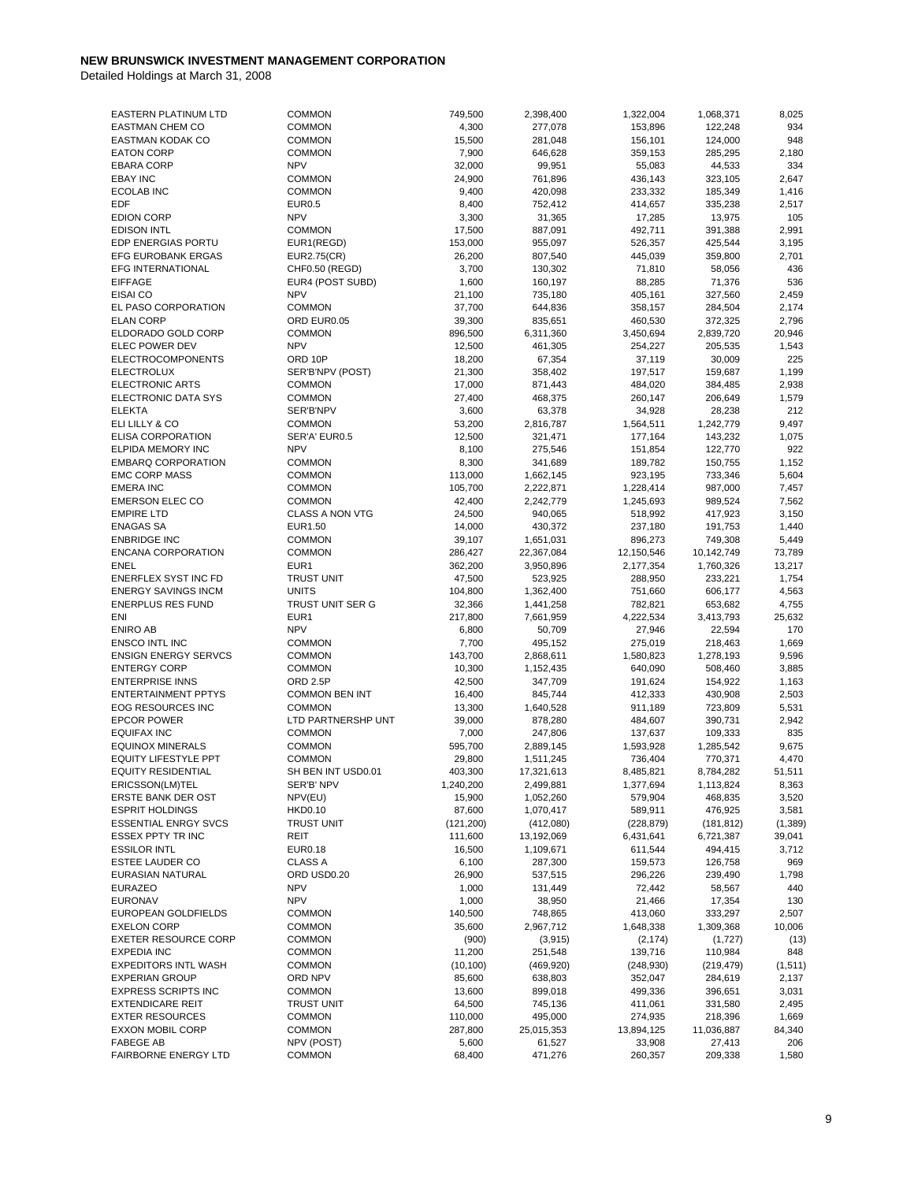# NEW BRUNSWICK INVESTMENT MANAGEMENT CORPORATION

Detailed Holdings at March 31, 2008

| | | | | | | |
|---|---|---|---|---|---|---|
| EASTERN PLATINUM LTD | COMMON | 749,500 | 2,398,400 | 1,322,004 | 1,068,371 | 8,025 |
| EASTMAN CHEM CO | COMMON | 4,300 | 277,078 | 153,896 | 122,248 | 934 |
| EASTMAN KODAK CO | COMMON | 15,500 | 281,048 | 156,101 | 124,000 | 948 |
| EATON CORP | COMMON | 7,900 | 646,628 | 359,153 | 285,295 | 2,180 |
| EBARA CORP | NPV | 32,000 | 99,951 | 55,083 | 44,533 | 334 |
| EBAY INC | COMMON | 24,900 | 761,896 | 436,143 | 323,105 | 2,647 |
| ECOLAB INC | COMMON | 9,400 | 420,098 | 233,332 | 185,349 | 1,416 |
| EDF | EUR0.5 | 8,400 | 752,412 | 414,657 | 335,238 | 2,517 |
| EDION CORP | NPV | 3,300 | 31,365 | 17,285 | 13,975 | 105 |
| EDISON INTL | COMMON | 17,500 | 887,091 | 492,711 | 391,388 | 2,991 |
| EDP ENERGIAS PORTU | EUR1(REGD) | 153,000 | 955,097 | 526,357 | 425,544 | 3,195 |
| EFG EUROBANK ERGAS | EUR2.75(CR) | 26,200 | 807,540 | 445,039 | 359,800 | 2,701 |
| EFG INTERNATIONAL | CHF0.50 (REGD) | 3,700 | 130,302 | 71,810 | 58,056 | 436 |
| EIFFAGE | EUR4 (POST SUBD) | 1,600 | 160,197 | 88,285 | 71,376 | 536 |
| EISAI CO | NPV | 21,100 | 735,180 | 405,161 | 327,560 | 2,459 |
| EL PASO CORPORATION | COMMON | 37,700 | 644,836 | 358,157 | 284,504 | 2,174 |
| ELAN CORP | ORD EUR0.05 | 39,300 | 835,651 | 460,530 | 372,325 | 2,796 |
| ELDORADO GOLD CORP | COMMON | 896,500 | 6,311,360 | 3,450,694 | 2,839,720 | 20,946 |
| ELEC POWER DEV | NPV | 12,500 | 461,305 | 254,227 | 205,535 | 1,543 |
| ELECTROCOMPONENTS | ORD 10P | 18,200 | 67,354 | 37,119 | 30,009 | 225 |
| ELECTROLUX | SER'B'NPV (POST) | 21,300 | 358,402 | 197,517 | 159,687 | 1,199 |
| ELECTRONIC ARTS | COMMON | 17,000 | 871,443 | 484,020 | 384,485 | 2,938 |
| ELECTRONIC DATA SYS | COMMON | 27,400 | 468,375 | 260,147 | 206,649 | 1,579 |
| ELEKTA | SER'B'NPV | 3,600 | 63,378 | 34,928 | 28,238 | 212 |
| ELI LILLY & CO | COMMON | 53,200 | 2,816,787 | 1,564,511 | 1,242,779 | 9,497 |
| ELISA CORPORATION | SER'A' EUR0.5 | 12,500 | 321,471 | 177,164 | 143,232 | 1,075 |
| ELPIDA MEMORY INC | NPV | 8,100 | 275,546 | 151,854 | 122,770 | 922 |
| EMBARQ CORPORATION | COMMON | 8,300 | 341,689 | 189,782 | 150,755 | 1,152 |
| EMC CORP MASS | COMMON | 113,000 | 1,662,145 | 923,195 | 733,346 | 5,604 |
| EMERA INC | COMMON | 105,700 | 2,222,871 | 1,228,414 | 987,000 | 7,457 |
| EMERSON ELEC CO | COMMON | 42,400 | 2,242,779 | 1,245,693 | 989,524 | 7,562 |
| EMPIRE LTD | CLASS A NON VTG | 24,500 | 940,065 | 518,992 | 417,923 | 3,150 |
| ENAGAS SA | EUR1.50 | 14,000 | 430,372 | 237,180 | 191,753 | 1,440 |
| ENBRIDGE INC | COMMON | 39,107 | 1,651,031 | 896,273 | 749,308 | 5,449 |
| ENCANA CORPORATION | COMMON | 286,427 | 22,367,084 | 12,150,546 | 10,142,749 | 73,789 |
| ENEL | EUR1 | 362,200 | 3,950,896 | 2,177,354 | 1,760,326 | 13,217 |
| ENERFLEX SYST INC FD | TRUST UNIT | 47,500 | 523,925 | 288,950 | 233,221 | 1,754 |
| ENERGY SAVINGS INCM | UNITS | 104,800 | 1,362,400 | 751,660 | 606,177 | 4,563 |
| ENERPLUS RES FUND | TRUST UNIT SER G | 32,366 | 1,441,258 | 782,821 | 653,682 | 4,755 |
| ENI | EUR1 | 217,800 | 7,661,959 | 4,222,534 | 3,413,793 | 25,632 |
| ENIRO AB | NPV | 6,800 | 50,709 | 27,946 | 22,594 | 170 |
| ENSCO INTL INC | COMMON | 7,700 | 495,152 | 275,019 | 218,463 | 1,669 |
| ENSIGN ENERGY SERVCS | COMMON | 143,700 | 2,868,611 | 1,580,823 | 1,278,193 | 9,596 |
| ENTERGY CORP | COMMON | 10,300 | 1,152,435 | 640,090 | 508,460 | 3,885 |
| ENTERPRISE INNS | ORD 2.5P | 42,500 | 347,709 | 191,624 | 154,922 | 1,163 |
| ENTERTAINMENT PPTYS | COMMON BEN INT | 16,400 | 845,744 | 412,333 | 430,908 | 2,503 |
| EOG RESOURCES INC | COMMON | 13,300 | 1,640,528 | 911,189 | 723,809 | 5,531 |
| EPCOR POWER | LTD PARTNERSHP UNT | 39,000 | 878,280 | 484,607 | 390,731 | 2,942 |
| EQUIFAX INC | COMMON | 7,000 | 247,806 | 137,637 | 109,333 | 835 |
| EQUINOX MINERALS | COMMON | 595,700 | 2,889,145 | 1,593,928 | 1,285,542 | 9,675 |
| EQUITY LIFESTYLE PPT | COMMON | 29,800 | 1,511,245 | 736,404 | 770,371 | 4,470 |
| EQUITY RESIDENTIAL | SH BEN INT USD0.01 | 403,300 | 17,321,613 | 8,485,821 | 8,784,282 | 51,511 |
| ERICSSON(LM)TEL | SER'B' NPV | 1,240,200 | 2,499,881 | 1,377,694 | 1,113,824 | 8,363 |
| ERSTE BANK DER OST | NPV(EU) | 15,900 | 1,052,260 | 579,904 | 468,835 | 3,520 |
| ESPRIT HOLDINGS | HKD0.10 | 87,600 | 1,070,417 | 589,911 | 476,925 | 3,581 |
| ESSENTIAL ENRGY SVCS | TRUST UNIT | (121,200) | (412,080) | (228,879) | (181,812) | (1,389) |
| ESSEX PPTY TR INC | REIT | 111,600 | 13,192,069 | 6,431,641 | 6,721,387 | 39,041 |
| ESSILOR INTL | EUR0.18 | 16,500 | 1,109,671 | 611,544 | 494,415 | 3,712 |
| ESTEE LAUDER CO | CLASS A | 6,100 | 287,300 | 159,573 | 126,758 | 969 |
| EURASIAN NATURAL | ORD USD0.20 | 26,900 | 537,515 | 296,226 | 239,490 | 1,798 |
| EURAZEO | NPV | 1,000 | 131,449 | 72,442 | 58,567 | 440 |
| EURONAV | NPV | 1,000 | 38,950 | 21,466 | 17,354 | 130 |
| EUROPEAN GOLDFIELDS | COMMON | 140,500 | 748,865 | 413,060 | 333,297 | 2,507 |
| EXELON CORP | COMMON | 35,600 | 2,967,712 | 1,648,338 | 1,309,368 | 10,006 |
| EXETER RESOURCE CORP | COMMON | (900) | (3,915) | (2,174) | (1,727) | (13) |
| EXPEDIA INC | COMMON | 11,200 | 251,548 | 139,716 | 110,984 | 848 |
| EXPEDITORS INTL WASH | COMMON | (10,100) | (469,920) | (248,930) | (219,479) | (1,511) |
| EXPERIAN GROUP | ORD NPV | 85,600 | 638,803 | 352,047 | 284,619 | 2,137 |
| EXPRESS SCRIPTS INC | COMMON | 13,600 | 899,018 | 499,336 | 396,651 | 3,031 |
| EXTENDICARE REIT | TRUST UNIT | 64,500 | 745,136 | 411,061 | 331,580 | 2,495 |
| EXTER RESOURCES | COMMON | 110,000 | 495,000 | 274,935 | 218,396 | 1,669 |
| EXXON MOBIL CORP | COMMON | 287,800 | 25,015,353 | 13,894,125 | 11,036,887 | 84,340 |
| FABEGE AB | NPV (POST) | 5,600 | 61,527 | 33,908 | 27,413 | 206 |
| FAIRBORNE ENERGY LTD | COMMON | 68,400 | 471,276 | 260,357 | 209,338 | 1,580 |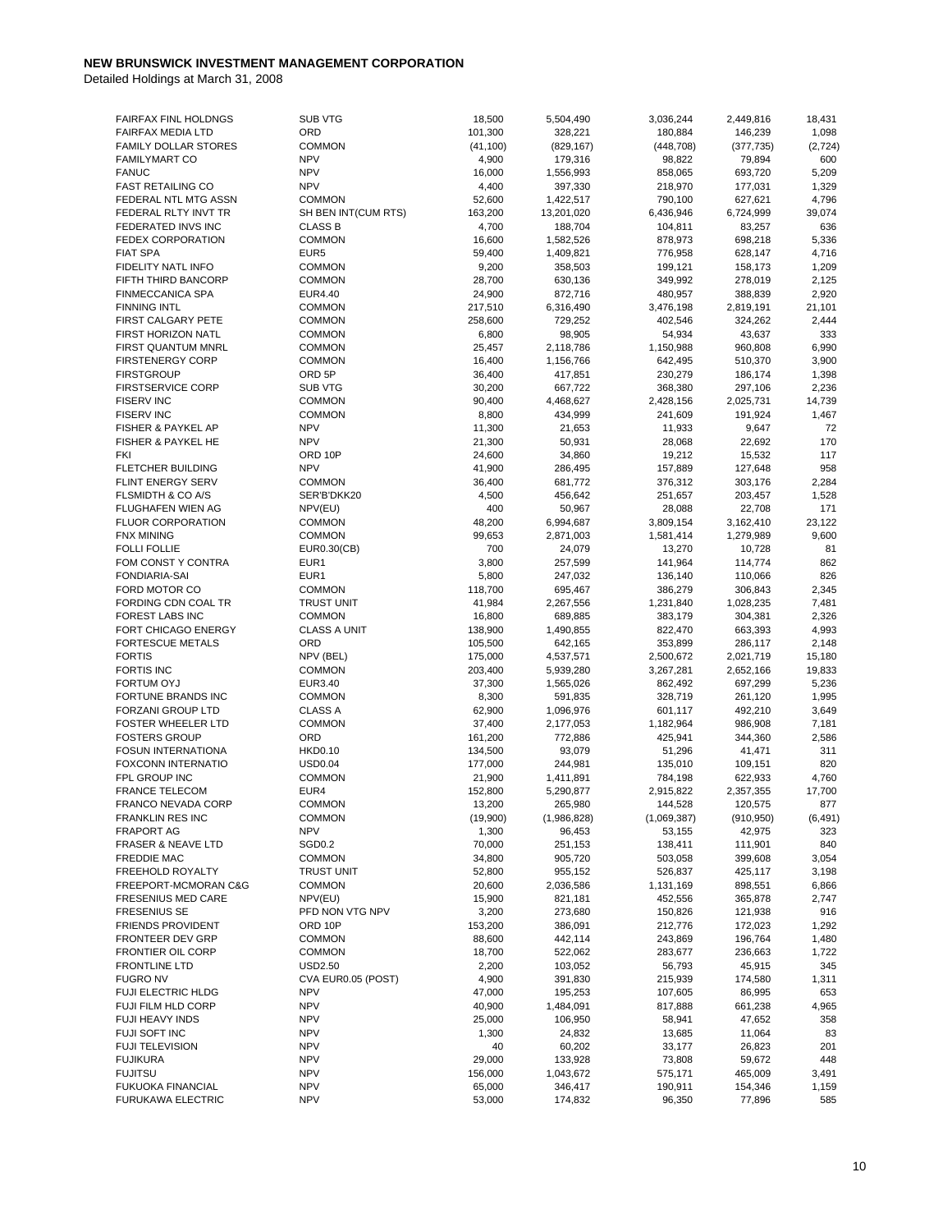**NEW BRUNSWICK INVESTMENT MANAGEMENT CORPORATION**

Detailed Holdings at March 31, 2008

| | | | | | | |
|---|---|---|---|---|---|---|
| FAIRFAX FINL HOLDNGS | SUB VTG | 18,500 | 5,504,490 | 3,036,244 | 2,449,816 | 18,431 |
| FAIRFAX MEDIA LTD | ORD | 101,300 | 328,221 | 180,884 | 146,239 | 1,098 |
| FAMILY DOLLAR STORES | COMMON | (41,100) | (829,167) | (448,708) | (377,735) | (2,724) |
| FAMILYMART CO | NPV | 4,900 | 179,316 | 98,822 | 79,894 | 600 |
| FANUC | NPV | 16,000 | 1,556,993 | 858,065 | 693,720 | 5,209 |
| FAST RETAILING CO | NPV | 4,400 | 397,330 | 218,970 | 177,031 | 1,329 |
| FEDERAL NTL MTG ASSN | COMMON | 52,600 | 1,422,517 | 790,100 | 627,621 | 4,796 |
| FEDERAL RLTY INVT TR | SH BEN INT(CUM RTS) | 163,200 | 13,201,020 | 6,436,946 | 6,724,999 | 39,074 |
| FEDERATED INVS INC | CLASS B | 4,700 | 188,704 | 104,811 | 83,257 | 636 |
| FEDEX CORPORATION | COMMON | 16,600 | 1,582,526 | 878,973 | 698,218 | 5,336 |
| FIAT SPA | EUR5 | 59,400 | 1,409,821 | 776,958 | 628,147 | 4,716 |
| FIDELITY NATL INFO | COMMON | 9,200 | 358,503 | 199,121 | 158,173 | 1,209 |
| FIFTH THIRD BANCORP | COMMON | 28,700 | 630,136 | 349,992 | 278,019 | 2,125 |
| FINMECCANICA SPA | EUR4.40 | 24,900 | 872,716 | 480,957 | 388,839 | 2,920 |
| FINNING INTL | COMMON | 217,510 | 6,316,490 | 3,476,198 | 2,819,191 | 21,101 |
| FIRST CALGARY PETE | COMMON | 258,600 | 729,252 | 402,546 | 324,262 | 2,444 |
| FIRST HORIZON NATL | COMMON | 6,800 | 98,905 | 54,934 | 43,637 | 333 |
| FIRST QUANTUM MNRL | COMMON | 25,457 | 2,118,786 | 1,150,988 | 960,808 | 6,990 |
| FIRSTENERGY CORP | COMMON | 16,400 | 1,156,766 | 642,495 | 510,370 | 3,900 |
| FIRSTGROUP | ORD 5P | 36,400 | 417,851 | 230,279 | 186,174 | 1,398 |
| FIRSTSERVICE CORP | SUB VTG | 30,200 | 667,722 | 368,380 | 297,106 | 2,236 |
| FISERV INC | COMMON | 90,400 | 4,468,627 | 2,428,156 | 2,025,731 | 14,739 |
| FISERV INC | COMMON | 8,800 | 434,999 | 241,609 | 191,924 | 1,467 |
| FISHER & PAYKEL AP | NPV | 11,300 | 21,653 | 11,933 | 9,647 | 72 |
| FISHER & PAYKEL HE | NPV | 21,300 | 50,931 | 28,068 | 22,692 | 170 |
| FKI | ORD 10P | 24,600 | 34,860 | 19,212 | 15,532 | 117 |
| FLETCHER BUILDING | NPV | 41,900 | 286,495 | 157,889 | 127,648 | 958 |
| FLINT ENERGY SERV | COMMON | 36,400 | 681,772 | 376,312 | 303,176 | 2,284 |
| FLSMIDTH & CO A/S | SER'B'DKK20 | 4,500 | 456,642 | 251,657 | 203,457 | 1,528 |
| FLUGHAFEN WIEN AG | NPV(EU) | 400 | 50,967 | 28,088 | 22,708 | 171 |
| FLUOR CORPORATION | COMMON | 48,200 | 6,994,687 | 3,809,154 | 3,162,410 | 23,122 |
| FNX MINING | COMMON | 99,653 | 2,871,003 | 1,581,414 | 1,279,989 | 9,600 |
| FOLLI FOLLIE | EUR0.30(CB) | 700 | 24,079 | 13,270 | 10,728 | 81 |
| FOM CONST Y CONTRA | EUR1 | 3,800 | 257,599 | 141,964 | 114,774 | 862 |
| FONDIARIA-SAI | EUR1 | 5,800 | 247,032 | 136,140 | 110,066 | 826 |
| FORD MOTOR CO | COMMON | 118,700 | 695,467 | 386,279 | 306,843 | 2,345 |
| FORDING CDN COAL TR | TRUST UNIT | 41,984 | 2,267,556 | 1,231,840 | 1,028,235 | 7,481 |
| FOREST LABS INC | COMMON | 16,800 | 689,885 | 383,179 | 304,381 | 2,326 |
| FORT CHICAGO ENERGY | CLASS A UNIT | 138,900 | 1,490,855 | 822,470 | 663,393 | 4,993 |
| FORTESCUE METALS | ORD | 105,500 | 642,165 | 353,899 | 286,117 | 2,148 |
| FORTIS | NPV (BEL) | 175,000 | 4,537,571 | 2,500,672 | 2,021,719 | 15,180 |
| FORTIS INC | COMMON | 203,400 | 5,939,280 | 3,267,281 | 2,652,166 | 19,833 |
| FORTUM OYJ | EUR3.40 | 37,300 | 1,565,026 | 862,492 | 697,299 | 5,236 |
| FORTUNE BRANDS INC | COMMON | 8,300 | 591,835 | 328,719 | 261,120 | 1,995 |
| FORZANI GROUP LTD | CLASS A | 62,900 | 1,096,976 | 601,117 | 492,210 | 3,649 |
| FOSTER WHEELER LTD | COMMON | 37,400 | 2,177,053 | 1,182,964 | 986,908 | 7,181 |
| FOSTERS GROUP | ORD | 161,200 | 772,886 | 425,941 | 344,360 | 2,586 |
| FOSUN INTERNATIONA | HKD0.10 | 134,500 | 93,079 | 51,296 | 41,471 | 311 |
| FOXCONN INTERNATIO | USD0.04 | 177,000 | 244,981 | 135,010 | 109,151 | 820 |
| FPL GROUP INC | COMMON | 21,900 | 1,411,891 | 784,198 | 622,933 | 4,760 |
| FRANCE TELECOM | EUR4 | 152,800 | 5,290,877 | 2,915,822 | 2,357,355 | 17,700 |
| FRANCO NEVADA CORP | COMMON | 13,200 | 265,980 | 144,528 | 120,575 | 877 |
| FRANKLIN RES INC | COMMON | (19,900) | (1,986,828) | (1,069,387) | (910,950) | (6,491) |
| FRAPORT AG | NPV | 1,300 | 96,453 | 53,155 | 42,975 | 323 |
| FRASER & NEAVE LTD | SGD0.2 | 70,000 | 251,153 | 138,411 | 111,901 | 840 |
| FREDDIE MAC | COMMON | 34,800 | 905,720 | 503,058 | 399,608 | 3,054 |
| FREEHOLD ROYALTY | TRUST UNIT | 52,800 | 955,152 | 526,837 | 425,117 | 3,198 |
| FREEPORT-MCMORAN C&G | COMMON | 20,600 | 2,036,586 | 1,131,169 | 898,551 | 6,866 |
| FRESENIUS MED CARE | NPV(EU) | 15,900 | 821,181 | 452,556 | 365,878 | 2,747 |
| FRESENIUS SE | PFD NON VTG NPV | 3,200 | 273,680 | 150,826 | 121,938 | 916 |
| FRIENDS PROVIDENT | ORD 10P | 153,200 | 386,091 | 212,776 | 172,023 | 1,292 |
| FRONTEER DEV GRP | COMMON | 88,600 | 442,114 | 243,869 | 196,764 | 1,480 |
| FRONTIER OIL CORP | COMMON | 18,700 | 522,062 | 283,677 | 236,663 | 1,722 |
| FRONTLINE LTD | USD2.50 | 2,200 | 103,052 | 56,793 | 45,915 | 345 |
| FUGRO NV | CVA EUR0.05 (POST) | 4,900 | 391,830 | 215,939 | 174,580 | 1,311 |
| FUJI ELECTRIC HLDG | NPV | 47,000 | 195,253 | 107,605 | 86,995 | 653 |
| FUJI FILM HLD CORP | NPV | 40,900 | 1,484,091 | 817,888 | 661,238 | 4,965 |
| FUJI HEAVY INDS | NPV | 25,000 | 106,950 | 58,941 | 47,652 | 358 |
| FUJI SOFT INC | NPV | 1,300 | 24,832 | 13,685 | 11,064 | 83 |
| FUJI TELEVISION | NPV | 40 | 60,202 | 33,177 | 26,823 | 201 |
| FUJIKURA | NPV | 29,000 | 133,928 | 73,808 | 59,672 | 448 |
| FUJITSU | NPV | 156,000 | 1,043,672 | 575,171 | 465,009 | 3,491 |
| FUKUOKA FINANCIAL | NPV | 65,000 | 346,417 | 190,911 | 154,346 | 1,159 |
| FURUKAWA ELECTRIC | NPV | 53,000 | 174,832 | 96,350 | 77,896 | 585 |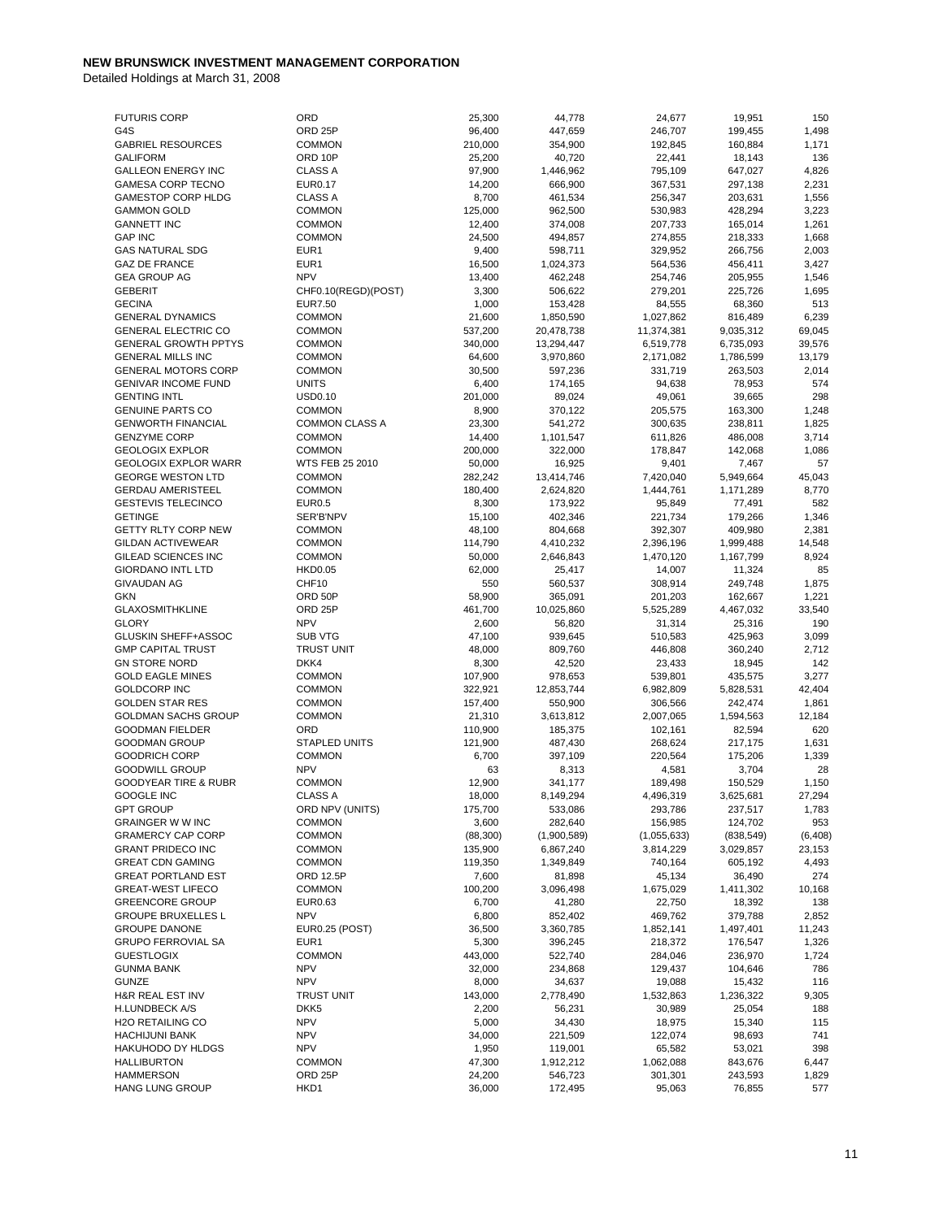**NEW BRUNSWICK INVESTMENT MANAGEMENT CORPORATION**

Detailed Holdings at March 31, 2008

| | | | | | | |
|---|---|---|---|---|---|---|
| FUTURIS CORP | ORD | 25,300 | 44,778 | 24,677 | 19,951 | 150 |
| G4S | ORD 25P | 96,400 | 447,659 | 246,707 | 199,455 | 1,498 |
| GABRIEL RESOURCES | COMMON | 210,000 | 354,900 | 192,845 | 160,884 | 1,171 |
| GALIFORM | ORD 10P | 25,200 | 40,720 | 22,441 | 18,143 | 136 |
| GALLEON ENERGY INC | CLASS A | 97,900 | 1,446,962 | 795,109 | 647,027 | 4,826 |
| GAMESA CORP TECNO | EUR0.17 | 14,200 | 666,900 | 367,531 | 297,138 | 2,231 |
| GAMESTOP CORP HLDG | CLASS A | 8,700 | 461,534 | 256,347 | 203,631 | 1,556 |
| GAMMON GOLD | COMMON | 125,000 | 962,500 | 530,983 | 428,294 | 3,223 |
| GANNETT INC | COMMON | 12,400 | 374,008 | 207,733 | 165,014 | 1,261 |
| GAP INC | COMMON | 24,500 | 494,857 | 274,855 | 218,333 | 1,668 |
| GAS NATURAL SDG | EUR1 | 9,400 | 598,711 | 329,952 | 266,756 | 2,003 |
| GAZ DE FRANCE | EUR1 | 16,500 | 1,024,373 | 564,536 | 456,411 | 3,427 |
| GEA GROUP AG | NPV | 13,400 | 462,248 | 254,746 | 205,955 | 1,546 |
| GEBERIT | CHF0.10(REGD)(POST) | 3,300 | 506,622 | 279,201 | 225,726 | 1,695 |
| GECINA | EUR7.50 | 1,000 | 153,428 | 84,555 | 68,360 | 513 |
| GENERAL DYNAMICS | COMMON | 21,600 | 1,850,590 | 1,027,862 | 816,489 | 6,239 |
| GENERAL ELECTRIC CO | COMMON | 537,200 | 20,478,738 | 11,374,381 | 9,035,312 | 69,045 |
| GENERAL GROWTH PPTYS | COMMON | 340,000 | 13,294,447 | 6,519,778 | 6,735,093 | 39,576 |
| GENERAL MILLS INC | COMMON | 64,600 | 3,970,860 | 2,171,082 | 1,786,599 | 13,179 |
| GENERAL MOTORS CORP | COMMON | 30,500 | 597,236 | 331,719 | 263,503 | 2,014 |
| GENIVAR INCOME FUND | UNITS | 6,400 | 174,165 | 94,638 | 78,953 | 574 |
| GENTING INTL | USD0.10 | 201,000 | 89,024 | 49,061 | 39,665 | 298 |
| GENUINE PARTS CO | COMMON | 8,900 | 370,122 | 205,575 | 163,300 | 1,248 |
| GENWORTH FINANCIAL | COMMON CLASS A | 23,300 | 541,272 | 300,635 | 238,811 | 1,825 |
| GENZYME CORP | COMMON | 14,400 | 1,101,547 | 611,826 | 486,008 | 3,714 |
| GEOLOGIX EXPLOR | COMMON | 200,000 | 322,000 | 178,847 | 142,068 | 1,086 |
| GEOLOGIX EXPLOR WARR | WTS FEB 25 2010 | 50,000 | 16,925 | 9,401 | 7,467 | 57 |
| GEORGE WESTON LTD | COMMON | 282,242 | 13,414,746 | 7,420,040 | 5,949,664 | 45,043 |
| GERDAU AMERISTEEL | COMMON | 180,400 | 2,624,820 | 1,444,761 | 1,171,289 | 8,770 |
| GESTEVIS TELECINCO | EUR0.5 | 8,300 | 173,922 | 95,849 | 77,491 | 582 |
| GETINGE | SER'B'NPV | 15,100 | 402,346 | 221,734 | 179,266 | 1,346 |
| GETTY RLTY CORP NEW | COMMON | 48,100 | 804,668 | 392,307 | 409,980 | 2,381 |
| GILDAN ACTIVEWEAR | COMMON | 114,790 | 4,410,232 | 2,396,196 | 1,999,488 | 14,548 |
| GILEAD SCIENCES INC | COMMON | 50,000 | 2,646,843 | 1,470,120 | 1,167,799 | 8,924 |
| GIORDANO INTL LTD | HKD0.05 | 62,000 | 25,417 | 14,007 | 11,324 | 85 |
| GIVAUDAN AG | CHF10 | 550 | 560,537 | 308,914 | 249,748 | 1,875 |
| GKN | ORD 50P | 58,900 | 365,091 | 201,203 | 162,667 | 1,221 |
| GLAXOSMITHKLINE | ORD 25P | 461,700 | 10,025,860 | 5,525,289 | 4,467,032 | 33,540 |
| GLORY | NPV | 2,600 | 56,820 | 31,314 | 25,316 | 190 |
| GLUSKIN SHEFF+ASSOC | SUB VTG | 47,100 | 939,645 | 510,583 | 425,963 | 3,099 |
| GMP CAPITAL TRUST | TRUST UNIT | 48,000 | 809,760 | 446,808 | 360,240 | 2,712 |
| GN STORE NORD | DKK4 | 8,300 | 42,520 | 23,433 | 18,945 | 142 |
| GOLD EAGLE MINES | COMMON | 107,900 | 978,653 | 539,801 | 435,575 | 3,277 |
| GOLDCORP INC | COMMON | 322,921 | 12,853,744 | 6,982,809 | 5,828,531 | 42,404 |
| GOLDEN STAR RES | COMMON | 157,400 | 550,900 | 306,566 | 242,474 | 1,861 |
| GOLDMAN SACHS GROUP | COMMON | 21,310 | 3,613,812 | 2,007,065 | 1,594,563 | 12,184 |
| GOODMAN FIELDER | ORD | 110,900 | 185,375 | 102,161 | 82,594 | 620 |
| GOODMAN GROUP | STAPLED UNITS | 121,900 | 487,430 | 268,624 | 217,175 | 1,631 |
| GOODRICH CORP | COMMON | 6,700 | 397,109 | 220,564 | 175,206 | 1,339 |
| GOODWILL GROUP | NPV | 63 | 8,313 | 4,581 | 3,704 | 28 |
| GOODYEAR TIRE & RUBR | COMMON | 12,900 | 341,177 | 189,498 | 150,529 | 1,150 |
| GOOGLE INC | CLASS A | 18,000 | 8,149,294 | 4,496,319 | 3,625,681 | 27,294 |
| GPT GROUP | ORD NPV (UNITS) | 175,700 | 533,086 | 293,786 | 237,517 | 1,783 |
| GRAINGER W W INC | COMMON | 3,600 | 282,640 | 156,985 | 124,702 | 953 |
| GRAMERCY CAP CORP | COMMON | (88,300) | (1,900,589) | (1,055,633) | (838,549) | (6,408) |
| GRANT PRIDECO INC | COMMON | 135,900 | 6,867,240 | 3,814,229 | 3,029,857 | 23,153 |
| GREAT CDN GAMING | COMMON | 119,350 | 1,349,849 | 740,164 | 605,192 | 4,493 |
| GREAT PORTLAND EST | ORD 12.5P | 7,600 | 81,898 | 45,134 | 36,490 | 274 |
| GREAT-WEST LIFECO | COMMON | 100,200 | 3,096,498 | 1,675,029 | 1,411,302 | 10,168 |
| GREENCORE GROUP | EUR0.63 | 6,700 | 41,280 | 22,750 | 18,392 | 138 |
| GROUPE BRUXELLES L | NPV | 6,800 | 852,402 | 469,762 | 379,788 | 2,852 |
| GROUPE DANONE | EUR0.25 (POST) | 36,500 | 3,360,785 | 1,852,141 | 1,497,401 | 11,243 |
| GRUPO FERROVIAL SA | EUR1 | 5,300 | 396,245 | 218,372 | 176,547 | 1,326 |
| GUESTLOGIX | COMMON | 443,000 | 522,740 | 284,046 | 236,970 | 1,724 |
| GUNMA BANK | NPV | 32,000 | 234,868 | 129,437 | 104,646 | 786 |
| GUNZE | NPV | 8,000 | 34,637 | 19,088 | 15,432 | 116 |
| H&R REAL EST INV | TRUST UNIT | 143,000 | 2,778,490 | 1,532,863 | 1,236,322 | 9,305 |
| H.LUNDBECK A/S | DKK5 | 2,200 | 56,231 | 30,989 | 25,054 | 188 |
| H2O RETAILING CO | NPV | 5,000 | 34,430 | 18,975 | 15,340 | 115 |
| HACHIJUNI BANK | NPV | 34,000 | 221,509 | 122,074 | 98,693 | 741 |
| HAKUHODO DY HLDGS | NPV | 1,950 | 119,001 | 65,582 | 53,021 | 398 |
| HALLIBURTON | COMMON | 47,300 | 1,912,212 | 1,062,088 | 843,676 | 6,447 |
| HAMMERSON | ORD 25P | 24,200 | 546,723 | 301,301 | 243,593 | 1,829 |
| HANG LUNG GROUP | HKD1 | 36,000 | 172,495 | 95,063 | 76,855 | 577 |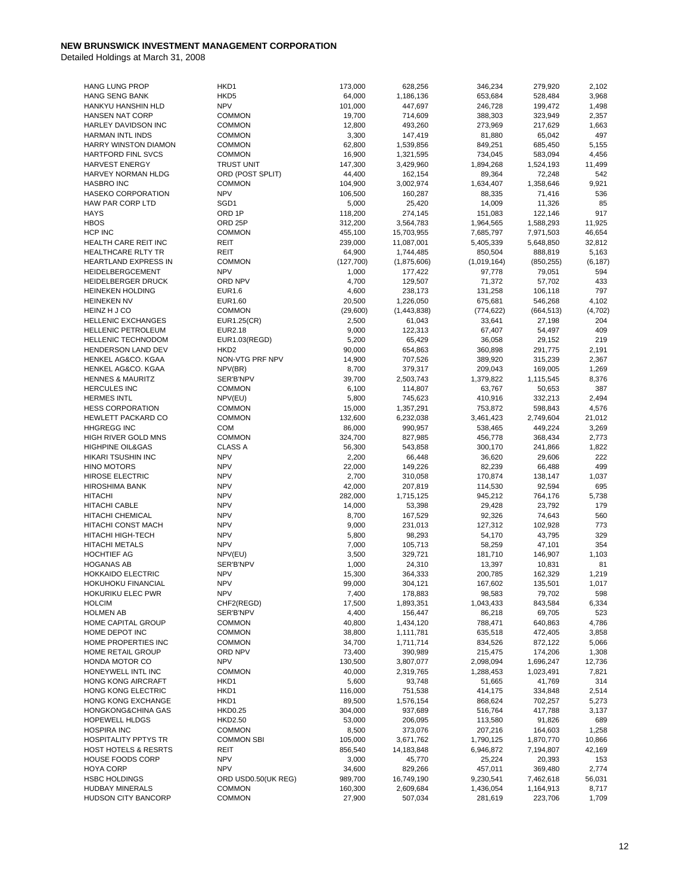**NEW BRUNSWICK INVESTMENT MANAGEMENT CORPORATION**

Detailed Holdings at March 31, 2008

| | | | | | | |
|---|---|---|---|---|---|---|
| HANG LUNG PROP | HKD1 | 173,000 | 628,256 | 346,234 | 279,920 | 2,102 |
| HANG SENG BANK | HKD5 | 64,000 | 1,186,136 | 653,684 | 528,484 | 3,968 |
| HANKYU HANSHIN HLD | NPV | 101,000 | 447,697 | 246,728 | 199,472 | 1,498 |
| HANSEN NAT CORP | COMMON | 19,700 | 714,609 | 388,303 | 323,949 | 2,357 |
| HARLEY DAVIDSON INC | COMMON | 12,800 | 493,260 | 273,969 | 217,629 | 1,663 |
| HARMAN INTL INDS | COMMON | 3,300 | 147,419 | 81,880 | 65,042 | 497 |
| HARRY WINSTON DIAMON | COMMON | 62,800 | 1,539,856 | 849,251 | 685,450 | 5,155 |
| HARTFORD FINL SVCS | COMMON | 16,900 | 1,321,595 | 734,045 | 583,094 | 4,456 |
| HARVEST ENERGY | TRUST UNIT | 147,300 | 3,429,960 | 1,894,268 | 1,524,193 | 11,499 |
| HARVEY NORMAN HLDG | ORD (POST SPLIT) | 44,400 | 162,154 | 89,364 | 72,248 | 542 |
| HASBRO INC | COMMON | 104,900 | 3,002,974 | 1,634,407 | 1,358,646 | 9,921 |
| HASEKO CORPORATION | NPV | 106,500 | 160,287 | 88,335 | 71,416 | 536 |
| HAW PAR CORP LTD | SGD1 | 5,000 | 25,420 | 14,009 | 11,326 | 85 |
| HAYS | ORD 1P | 118,200 | 274,145 | 151,083 | 122,146 | 917 |
| HBOS | ORD 25P | 312,200 | 3,564,783 | 1,964,565 | 1,588,293 | 11,925 |
| HCP INC | COMMON | 455,100 | 15,703,955 | 7,685,797 | 7,971,503 | 46,654 |
| HEALTH CARE REIT INC | REIT | 239,000 | 11,087,001 | 5,405,339 | 5,648,850 | 32,812 |
| HEALTHCARE RLTY TR | REIT | 64,900 | 1,744,485 | 850,504 | 888,819 | 5,163 |
| HEARTLAND EXPRESS IN | COMMON | (127,700) | (1,875,606) | (1,019,164) | (850,255) | (6,187) |
| HEIDELBERGCEMENT | NPV | 1,000 | 177,422 | 97,778 | 79,051 | 594 |
| HEIDELBERGER DRUCK | ORD NPV | 4,700 | 129,507 | 71,372 | 57,702 | 433 |
| HEINEKEN HOLDING | EUR1.6 | 4,600 | 238,173 | 131,258 | 106,118 | 797 |
| HEINEKEN NV | EUR1.60 | 20,500 | 1,226,050 | 675,681 | 546,268 | 4,102 |
| HEINZ H J CO | COMMON | (29,600) | (1,443,838) | (774,622) | (664,513) | (4,702) |
| HELLENIC EXCHANGES | EUR1.25(CR) | 2,500 | 61,043 | 33,641 | 27,198 | 204 |
| HELLENIC PETROLEUM | EUR2.18 | 9,000 | 122,313 | 67,407 | 54,497 | 409 |
| HELLENIC TECHNODOM | EUR1.03(REGD) | 5,200 | 65,429 | 36,058 | 29,152 | 219 |
| HENDERSON LAND DEV | HKD2 | 90,000 | 654,863 | 360,898 | 291,775 | 2,191 |
| HENKEL AG&CO. KGAA | NON-VTG PRF NPV | 14,900 | 707,526 | 389,920 | 315,239 | 2,367 |
| HENKEL AG&CO. KGAA | NPV(BR) | 8,700 | 379,317 | 209,043 | 169,005 | 1,269 |
| HENNES & MAURITZ | SER'B'NPV | 39,700 | 2,503,743 | 1,379,822 | 1,115,545 | 8,376 |
| HERCULES INC | COMMON | 6,100 | 114,807 | 63,767 | 50,653 | 387 |
| HERMES INTL | NPV(EU) | 5,800 | 745,623 | 410,916 | 332,213 | 2,494 |
| HESS CORPORATION | COMMON | 15,000 | 1,357,291 | 753,872 | 598,843 | 4,576 |
| HEWLETT PACKARD CO | COMMON | 132,600 | 6,232,038 | 3,461,423 | 2,749,604 | 21,012 |
| HHGREGG INC | COM | 86,000 | 990,957 | 538,465 | 449,224 | 3,269 |
| HIGH RIVER GOLD MNS | COMMON | 324,700 | 827,985 | 456,778 | 368,434 | 2,773 |
| HIGHPINE OIL&GAS | CLASS A | 56,300 | 543,858 | 300,170 | 241,866 | 1,822 |
| HIKARI TSUSHIN INC | NPV | 2,200 | 66,448 | 36,620 | 29,606 | 222 |
| HINO MOTORS | NPV | 22,000 | 149,226 | 82,239 | 66,488 | 499 |
| HIROSE ELECTRIC | NPV | 2,700 | 310,058 | 170,874 | 138,147 | 1,037 |
| HIROSHIMA BANK | NPV | 42,000 | 207,819 | 114,530 | 92,594 | 695 |
| HITACHI | NPV | 282,000 | 1,715,125 | 945,212 | 764,176 | 5,738 |
| HITACHI CABLE | NPV | 14,000 | 53,398 | 29,428 | 23,792 | 179 |
| HITACHI CHEMICAL | NPV | 8,700 | 167,529 | 92,326 | 74,643 | 560 |
| HITACHI CONST MACH | NPV | 9,000 | 231,013 | 127,312 | 102,928 | 773 |
| HITACHI HIGH-TECH | NPV | 5,800 | 98,293 | 54,170 | 43,795 | 329 |
| HITACHI METALS | NPV | 7,000 | 105,713 | 58,259 | 47,101 | 354 |
| HOCHTIEF AG | NPV(EU) | 3,500 | 329,721 | 181,710 | 146,907 | 1,103 |
| HOGANAS AB | SER'B'NPV | 1,000 | 24,310 | 13,397 | 10,831 | 81 |
| HOKKAIDO ELECTRIC | NPV | 15,300 | 364,333 | 200,785 | 162,329 | 1,219 |
| HOKUHOKU FINANCIAL | NPV | 99,000 | 304,121 | 167,602 | 135,501 | 1,017 |
| HOKURIKU ELEC PWR | NPV | 7,400 | 178,883 | 98,583 | 79,702 | 598 |
| HOLCIM | CHF2(REGD) | 17,500 | 1,893,351 | 1,043,433 | 843,584 | 6,334 |
| HOLMEN AB | SER'B'NPV | 4,400 | 156,447 | 86,218 | 69,705 | 523 |
| HOME CAPITAL GROUP | COMMON | 40,800 | 1,434,120 | 788,471 | 640,863 | 4,786 |
| HOME DEPOT INC | COMMON | 38,800 | 1,111,781 | 635,518 | 472,405 | 3,858 |
| HOME PROPERTIES INC | COMMON | 34,700 | 1,711,714 | 834,526 | 872,122 | 5,066 |
| HOME RETAIL GROUP | ORD NPV | 73,400 | 390,989 | 215,475 | 174,206 | 1,308 |
| HONDA MOTOR CO | NPV | 130,500 | 3,807,077 | 2,098,094 | 1,696,247 | 12,736 |
| HONEYWELL INTL INC | COMMON | 40,000 | 2,319,765 | 1,288,453 | 1,023,491 | 7,821 |
| HONG KONG AIRCRAFT | HKD1 | 5,600 | 93,748 | 51,665 | 41,769 | 314 |
| HONG KONG ELECTRIC | HKD1 | 116,000 | 751,538 | 414,175 | 334,848 | 2,514 |
| HONG KONG EXCHANGE | HKD1 | 89,500 | 1,576,154 | 868,624 | 702,257 | 5,273 |
| HONGKONG&CHINA GAS | HKD0.25 | 304,000 | 937,689 | 516,764 | 417,788 | 3,137 |
| HOPEWELL HLDGS | HKD2.50 | 53,000 | 206,095 | 113,580 | 91,826 | 689 |
| HOSPIRA INC | COMMON | 8,500 | 373,076 | 207,216 | 164,603 | 1,258 |
| HOSPITALITY PPTYS TR | COMMON SBI | 105,000 | 3,671,762 | 1,790,125 | 1,870,770 | 10,866 |
| HOST HOTELS & RESRTS | REIT | 856,540 | 14,183,848 | 6,946,872 | 7,194,807 | 42,169 |
| HOUSE FOODS CORP | NPV | 3,000 | 45,770 | 25,224 | 20,393 | 153 |
| HOYA CORP | NPV | 34,600 | 829,266 | 457,011 | 369,480 | 2,774 |
| HSBC HOLDINGS | ORD USD0.50(UK REG) | 989,700 | 16,749,190 | 9,230,541 | 7,462,618 | 56,031 |
| HUDBAY MINERALS | COMMON | 160,300 | 2,609,684 | 1,436,054 | 1,164,913 | 8,717 |
| HUDSON CITY BANCORP | COMMON | 27,900 | 507,034 | 281,619 | 223,706 | 1,709 |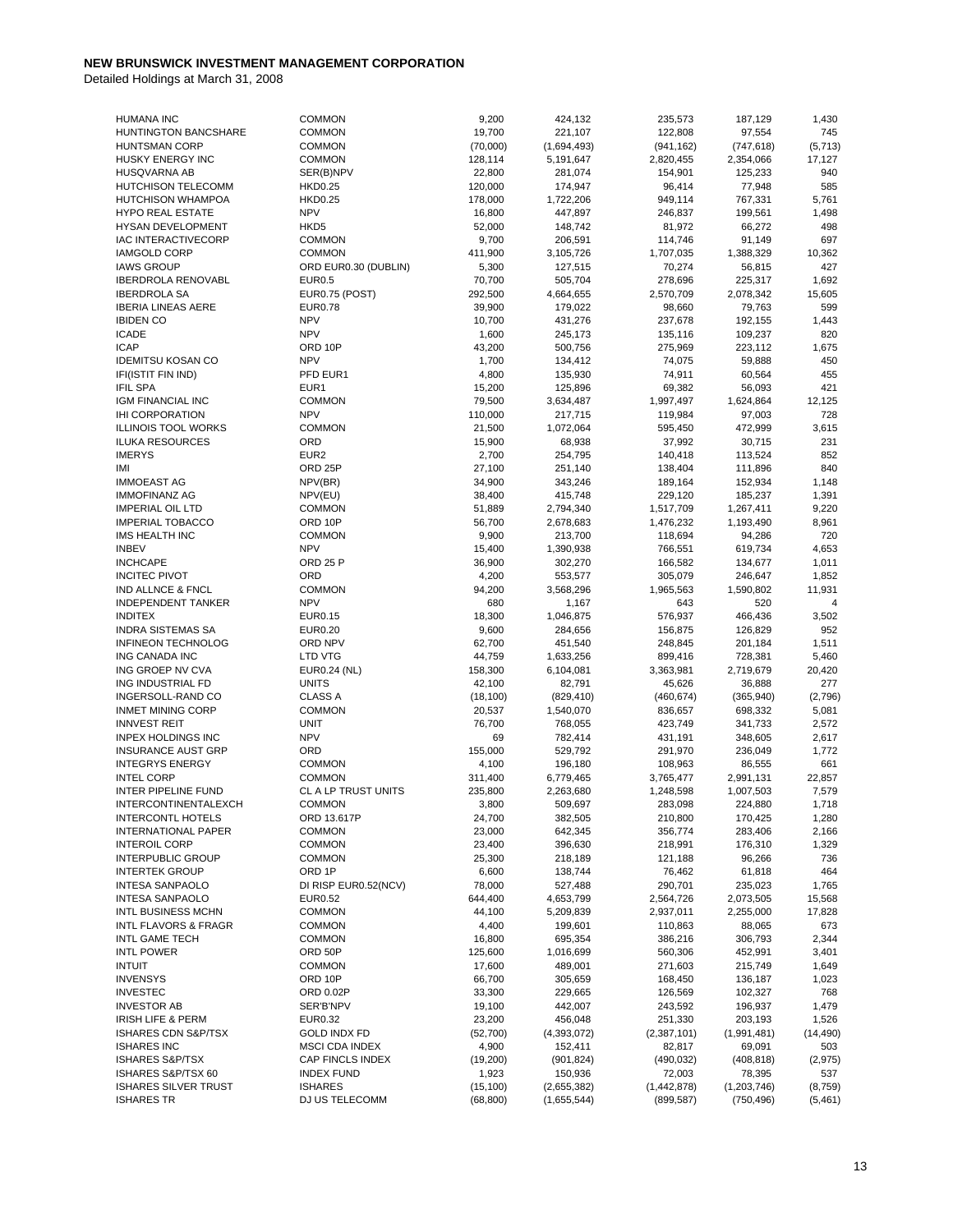**NEW BRUNSWICK INVESTMENT MANAGEMENT CORPORATION**

Detailed Holdings at March 31, 2008

| | | | | | | |
|---|---|---|---|---|---|---|
| HUMANA INC | COMMON | 9,200 | 424,132 | 235,573 | 187,129 | 1,430 |
| HUNTINGTON BANCSHARE | COMMON | 19,700 | 221,107 | 122,808 | 97,554 | 745 |
| HUNTSMAN CORP | COMMON | (70,000) | (1,694,493) | (941,162) | (747,618) | (5,713) |
| HUSKY ENERGY INC | COMMON | 128,114 | 5,191,647 | 2,820,455 | 2,354,066 | 17,127 |
| HUSQVARNA AB | SER(B)NPV | 22,800 | 281,074 | 154,901 | 125,233 | 940 |
| HUTCHISON TELECOMM | HKD0.25 | 120,000 | 174,947 | 96,414 | 77,948 | 585 |
| HUTCHISON WHAMPOA | HKD0.25 | 178,000 | 1,722,206 | 949,114 | 767,331 | 5,761 |
| HYPO REAL ESTATE | NPV | 16,800 | 447,897 | 246,837 | 199,561 | 1,498 |
| HYSAN DEVELOPMENT | HKD5 | 52,000 | 148,742 | 81,972 | 66,272 | 498 |
| IAC INTERACTIVECORP | COMMON | 9,700 | 206,591 | 114,746 | 91,149 | 697 |
| IAMGOLD CORP | COMMON | 411,900 | 3,105,726 | 1,707,035 | 1,388,329 | 10,362 |
| IAWS GROUP | ORD EUR0.30 (DUBLIN) | 5,300 | 127,515 | 70,274 | 56,815 | 427 |
| IBERDROLA RENOVABL | EUR0.5 | 70,700 | 505,704 | 278,696 | 225,317 | 1,692 |
| IBERDROLA SA | EUR0.75 (POST) | 292,500 | 4,664,655 | 2,570,709 | 2,078,342 | 15,605 |
| IBERIA LINEAS AERE | EUR0.78 | 39,900 | 179,022 | 98,660 | 79,763 | 599 |
| IBIDEN CO | NPV | 10,700 | 431,276 | 237,678 | 192,155 | 1,443 |
| ICADE | NPV | 1,600 | 245,173 | 135,116 | 109,237 | 820 |
| ICAP | ORD 10P | 43,200 | 500,756 | 275,969 | 223,112 | 1,675 |
| IDEMITSU KOSAN CO | NPV | 1,700 | 134,412 | 74,075 | 59,888 | 450 |
| IFI(ISTIT FIN IND) | PFD EUR1 | 4,800 | 135,930 | 74,911 | 60,564 | 455 |
| IFIL SPA | EUR1 | 15,200 | 125,896 | 69,382 | 56,093 | 421 |
| IGM FINANCIAL INC | COMMON | 79,500 | 3,634,487 | 1,997,497 | 1,624,864 | 12,125 |
| IHI CORPORATION | NPV | 110,000 | 217,715 | 119,984 | 97,003 | 728 |
| ILLINOIS TOOL WORKS | COMMON | 21,500 | 1,072,064 | 595,450 | 472,999 | 3,615 |
| ILUKA RESOURCES | ORD | 15,900 | 68,938 | 37,992 | 30,715 | 231 |
| IMERYS | EUR2 | 2,700 | 254,795 | 140,418 | 113,524 | 852 |
| IMI | ORD 25P | 27,100 | 251,140 | 138,404 | 111,896 | 840 |
| IMMOEAST AG | NPV(BR) | 34,900 | 343,246 | 189,164 | 152,934 | 1,148 |
| IMMOFINANZ AG | NPV(EU) | 38,400 | 415,748 | 229,120 | 185,237 | 1,391 |
| IMPERIAL OIL LTD | COMMON | 51,889 | 2,794,340 | 1,517,709 | 1,267,411 | 9,220 |
| IMPERIAL TOBACCO | ORD 10P | 56,700 | 2,678,683 | 1,476,232 | 1,193,490 | 8,961 |
| IMS HEALTH INC | COMMON | 9,900 | 213,700 | 118,694 | 94,286 | 720 |
| INBEV | NPV | 15,400 | 1,390,938 | 766,551 | 619,734 | 4,653 |
| INCHCAPE | ORD 25 P | 36,900 | 302,270 | 166,582 | 134,677 | 1,011 |
| INCITEC PIVOT | ORD | 4,200 | 553,577 | 305,079 | 246,647 | 1,852 |
| IND ALLNCE & FNCL | COMMON | 94,200 | 3,568,296 | 1,965,563 | 1,590,802 | 11,931 |
| INDEPENDENT TANKER | NPV | 680 | 1,167 | 643 | 520 | 4 |
| INDITEX | EUR0.15 | 18,300 | 1,046,875 | 576,937 | 466,436 | 3,502 |
| INDRA SISTEMAS SA | EUR0.20 | 9,600 | 284,656 | 156,875 | 126,829 | 952 |
| INFINEON TECHNOLOG | ORD NPV | 62,700 | 451,540 | 248,845 | 201,184 | 1,511 |
| ING CANADA INC | LTD VTG | 44,759 | 1,633,256 | 899,416 | 728,381 | 5,460 |
| ING GROEP NV CVA | EUR0.24 (NL) | 158,300 | 6,104,081 | 3,363,981 | 2,719,679 | 20,420 |
| ING INDUSTRIAL FD | UNITS | 42,100 | 82,791 | 45,626 | 36,888 | 277 |
| INGERSOLL-RAND CO | CLASS A | (18,100) | (829,410) | (460,674) | (365,940) | (2,796) |
| INMET MINING CORP | COMMON | 20,537 | 1,540,070 | 836,657 | 698,332 | 5,081 |
| INNVEST REIT | UNIT | 76,700 | 768,055 | 423,749 | 341,733 | 2,572 |
| INPEX HOLDINGS INC | NPV | 69 | 782,414 | 431,191 | 348,605 | 2,617 |
| INSURANCE AUST GRP | ORD | 155,000 | 529,792 | 291,970 | 236,049 | 1,772 |
| INTEGRYS ENERGY | COMMON | 4,100 | 196,180 | 108,963 | 86,555 | 661 |
| INTEL CORP | COMMON | 311,400 | 6,779,465 | 3,765,477 | 2,991,131 | 22,857 |
| INTER PIPELINE FUND | CL A LP TRUST UNITS | 235,800 | 2,263,680 | 1,248,598 | 1,007,503 | 7,579 |
| INTERCONTINENTALEXCH | COMMON | 3,800 | 509,697 | 283,098 | 224,880 | 1,718 |
| INTERCONTL HOTELS | ORD 13.617P | 24,700 | 382,505 | 210,800 | 170,425 | 1,280 |
| INTERNATIONAL PAPER | COMMON | 23,000 | 642,345 | 356,774 | 283,406 | 2,166 |
| INTEROIL CORP | COMMON | 23,400 | 396,630 | 218,991 | 176,310 | 1,329 |
| INTERPUBLIC GROUP | COMMON | 25,300 | 218,189 | 121,188 | 96,266 | 736 |
| INTERTEK GROUP | ORD 1P | 6,600 | 138,744 | 76,462 | 61,818 | 464 |
| INTESA SANPAOLO | DI RISP EUR0.52(NCV) | 78,000 | 527,488 | 290,701 | 235,023 | 1,765 |
| INTESA SANPAOLO | EUR0.52 | 644,400 | 4,653,799 | 2,564,726 | 2,073,505 | 15,568 |
| INTL BUSINESS MCHN | COMMON | 44,100 | 5,209,839 | 2,937,011 | 2,255,000 | 17,828 |
| INTL FLAVORS & FRAGR | COMMON | 4,400 | 199,601 | 110,863 | 88,065 | 673 |
| INTL GAME TECH | COMMON | 16,800 | 695,354 | 386,216 | 306,793 | 2,344 |
| INTL POWER | ORD 50P | 125,600 | 1,016,699 | 560,306 | 452,991 | 3,401 |
| INTUIT | COMMON | 17,600 | 489,001 | 271,603 | 215,749 | 1,649 |
| INVENSYS | ORD 10P | 66,700 | 305,659 | 168,450 | 136,187 | 1,023 |
| INVESTEC | ORD 0.02P | 33,300 | 229,665 | 126,569 | 102,327 | 768 |
| INVESTOR AB | SER'B'NPV | 19,100 | 442,007 | 243,592 | 196,937 | 1,479 |
| IRISH LIFE & PERM | EUR0.32 | 23,200 | 456,048 | 251,330 | 203,193 | 1,526 |
| ISHARES CDN S&P/TSX | GOLD INDX FD | (52,700) | (4,393,072) | (2,387,101) | (1,991,481) | (14,490) |
| ISHARES INC | MSCI CDA INDEX | 4,900 | 152,411 | 82,817 | 69,091 | 503 |
| ISHARES S&P/TSX | CAP FINCLS INDEX | (19,200) | (901,824) | (490,032) | (408,818) | (2,975) |
| ISHARES S&P/TSX 60 | INDEX FUND | 1,923 | 150,936 | 72,003 | 78,395 | 537 |
| ISHARES SILVER TRUST | ISHARES | (15,100) | (2,655,382) | (1,442,878) | (1,203,746) | (8,759) |
| ISHARES TR | DJ US TELECOMM | (68,800) | (1,655,544) | (899,587) | (750,496) | (5,461) |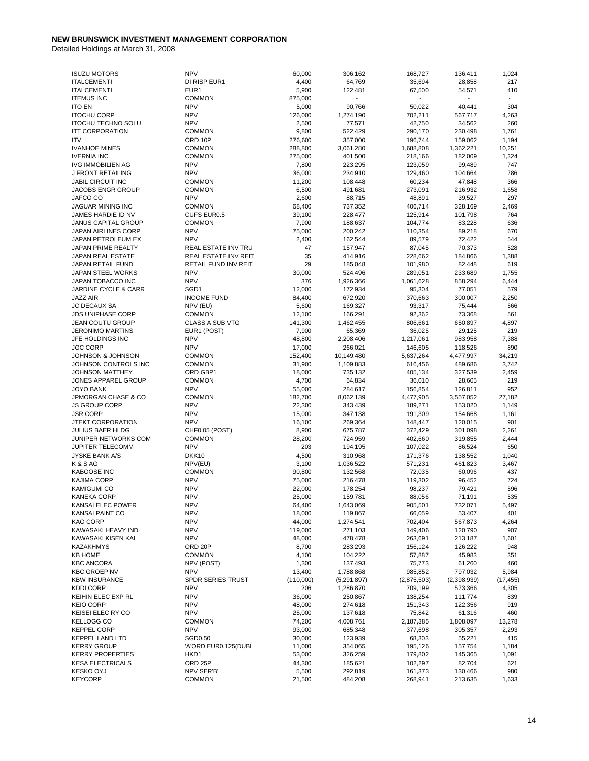# NEW BRUNSWICK INVESTMENT MANAGEMENT CORPORATION

Detailed Holdings at March 31, 2008

| | | | | | | |
|---|---|---|---|---|---|---|
| ISUZU MOTORS | NPV | 60,000 | 306,162 | 168,727 | 136,411 | 1,024 |
| ITALCEMENTI | DI RISP EUR1 | 4,400 | 64,769 | 35,694 | 28,858 | 217 |
| ITALCEMENTI | EUR1 | 5,900 | 122,481 | 67,500 | 54,571 | 410 |
| ITEMUS INC | COMMON | 875,000 | - | - | - | - |
| ITO EN | NPV | 5,000 | 90,766 | 50,022 | 40,441 | 304 |
| ITOCHU CORP | NPV | 126,000 | 1,274,190 | 702,211 | 567,717 | 4,263 |
| ITOCHU TECHNO SOLU | NPV | 2,500 | 77,571 | 42,750 | 34,562 | 260 |
| ITT CORPORATION | COMMON | 9,800 | 522,429 | 290,170 | 230,498 | 1,761 |
| ITV | ORD 10P | 276,600 | 357,000 | 196,744 | 159,062 | 1,194 |
| IVANHOE MINES | COMMON | 288,800 | 3,061,280 | 1,688,808 | 1,362,221 | 10,251 |
| IVERNIA INC | COMMON | 275,000 | 401,500 | 218,166 | 182,009 | 1,324 |
| IVG IMMOBILIEN AG | NPV | 7,800 | 223,295 | 123,059 | 99,489 | 747 |
| J FRONT RETAILING | NPV | 36,000 | 234,910 | 129,460 | 104,664 | 786 |
| JABIL CIRCUIT INC | COMMON | 11,200 | 108,448 | 60,234 | 47,848 | 366 |
| JACOBS ENGR GROUP | COMMON | 6,500 | 491,681 | 273,091 | 216,932 | 1,658 |
| JAFCO CO | NPV | 2,600 | 88,715 | 48,891 | 39,527 | 297 |
| JAGUAR MINING INC | COMMON | 68,400 | 737,352 | 406,714 | 328,169 | 2,469 |
| JAMES HARDIE ID NV | CUFS EUR0.5 | 39,100 | 228,477 | 125,914 | 101,798 | 764 |
| JANUS CAPITAL GROUP | COMMON | 7,900 | 188,637 | 104,774 | 83,228 | 636 |
| JAPAN AIRLINES CORP | NPV | 75,000 | 200,242 | 110,354 | 89,218 | 670 |
| JAPAN PETROLEUM EX | NPV | 2,400 | 162,544 | 89,579 | 72,422 | 544 |
| JAPAN PRIME REALTY | REAL ESTATE INV TRU | 47 | 157,947 | 87,045 | 70,373 | 528 |
| JAPAN REAL ESTATE | REAL ESTATE INV REIT | 35 | 414,916 | 228,662 | 184,866 | 1,388 |
| JAPAN RETAIL FUND | RETAIL FUND INV REIT | 29 | 185,048 | 101,980 | 82,448 | 619 |
| JAPAN STEEL WORKS | NPV | 30,000 | 524,496 | 289,051 | 233,689 | 1,755 |
| JAPAN TOBACCO INC | NPV | 376 | 1,926,366 | 1,061,628 | 858,294 | 6,444 |
| JARDINE CYCLE & CARR | SGD1 | 12,000 | 172,934 | 95,304 | 77,051 | 579 |
| JAZZ AIR | INCOME FUND | 84,400 | 672,920 | 370,663 | 300,007 | 2,250 |
| JC DECAUX SA | NPV (EU) | 5,600 | 169,327 | 93,317 | 75,444 | 566 |
| JDS UNIPHASE CORP | COMMON | 12,100 | 166,291 | 92,362 | 73,368 | 561 |
| JEAN COUTU GROUP | CLASS A SUB VTG | 141,300 | 1,462,455 | 806,661 | 650,897 | 4,897 |
| JERONIMO MARTINS | EUR1 (POST) | 7,900 | 65,369 | 36,025 | 29,125 | 219 |
| JFE HOLDINGS INC | NPV | 48,800 | 2,208,406 | 1,217,061 | 983,958 | 7,388 |
| JGC CORP | NPV | 17,000 | 266,021 | 146,605 | 118,526 | 890 |
| JOHNSON & JOHNSON | COMMON | 152,400 | 10,149,480 | 5,637,264 | 4,477,997 | 34,219 |
| JOHNSON CONTROLS INC | COMMON | 31,900 | 1,109,883 | 616,456 | 489,686 | 3,742 |
| JOHNSON MATTHEY | ORD GBP1 | 18,000 | 735,132 | 405,134 | 327,539 | 2,459 |
| JONES APPAREL GROUP | COMMON | 4,700 | 64,834 | 36,010 | 28,605 | 219 |
| JOYO BANK | NPV | 55,000 | 284,617 | 156,854 | 126,811 | 952 |
| JPMORGAN CHASE & CO | COMMON | 182,700 | 8,062,139 | 4,477,905 | 3,557,052 | 27,182 |
| JS GROUP CORP | NPV | 22,300 | 343,439 | 189,271 | 153,020 | 1,149 |
| JSR CORP | NPV | 15,000 | 347,138 | 191,309 | 154,668 | 1,161 |
| JTEKT CORPORATION | NPV | 16,100 | 269,364 | 148,447 | 120,015 | 901 |
| JULIUS BAER HLDG | CHF0.05 (POST) | 8,900 | 675,787 | 372,429 | 301,098 | 2,261 |
| JUNIPER NETWORKS COM | COMMON | 28,200 | 724,959 | 402,660 | 319,855 | 2,444 |
| JUPITER TELECOMM | NPV | 203 | 194,195 | 107,022 | 86,524 | 650 |
| JYSKE BANK A/S | DKK10 | 4,500 | 310,968 | 171,376 | 138,552 | 1,040 |
| K & S AG | NPV(EU) | 3,100 | 1,036,522 | 571,231 | 461,823 | 3,467 |
| KABOOSE INC | COMMON | 90,800 | 132,568 | 72,035 | 60,096 | 437 |
| KAJIMA CORP | NPV | 75,000 | 216,478 | 119,302 | 96,452 | 724 |
| KAMIGUMI CO | NPV | 22,000 | 178,254 | 98,237 | 79,421 | 596 |
| KANEKA CORP | NPV | 25,000 | 159,781 | 88,056 | 71,191 | 535 |
| KANSAI ELEC POWER | NPV | 64,400 | 1,643,069 | 905,501 | 732,071 | 5,497 |
| KANSAI PAINT CO | NPV | 18,000 | 119,867 | 66,059 | 53,407 | 401 |
| KAO CORP | NPV | 44,000 | 1,274,541 | 702,404 | 567,873 | 4,264 |
| KAWASAKI HEAVY IND | NPV | 119,000 | 271,103 | 149,406 | 120,790 | 907 |
| KAWASAKI KISEN KAI | NPV | 48,000 | 478,478 | 263,691 | 213,187 | 1,601 |
| KAZAKHMYS | ORD 20P | 8,700 | 283,293 | 156,124 | 126,222 | 948 |
| KB HOME | COMMON | 4,100 | 104,222 | 57,887 | 45,983 | 351 |
| KBC ANCORA | NPV (POST) | 1,300 | 137,493 | 75,773 | 61,260 | 460 |
| KBC GROEP NV | NPV | 13,400 | 1,788,868 | 985,852 | 797,032 | 5,984 |
| KBW INSURANCE | SPDR SERIES TRUST | (110,000) | (5,291,897) | (2,875,503) | (2,398,939) | (17,455) |
| KDDI CORP | NPV | 206 | 1,286,870 | 709,199 | 573,366 | 4,305 |
| KEIHIN ELEC EXP RL | NPV | 36,000 | 250,867 | 138,254 | 111,774 | 839 |
| KEIO CORP | NPV | 48,000 | 274,618 | 151,343 | 122,356 | 919 |
| KEISEI ELEC RY CO | NPV | 25,000 | 137,618 | 75,842 | 61,316 | 460 |
| KELLOGG CO | COMMON | 74,200 | 4,008,761 | 2,187,385 | 1,808,097 | 13,278 |
| KEPPEL CORP | NPV | 93,000 | 685,348 | 377,698 | 305,357 | 2,293 |
| KEPPEL LAND LTD | SGD0.50 | 30,000 | 123,939 | 68,303 | 55,221 | 415 |
| KERRY GROUP | 'A'ORD EUR0.125(DUBL | 11,000 | 354,065 | 195,126 | 157,754 | 1,184 |
| KERRY PROPERTIES | HKD1 | 53,000 | 326,259 | 179,802 | 145,365 | 1,091 |
| KESA ELECTRICALS | ORD 25P | 44,300 | 185,621 | 102,297 | 82,704 | 621 |
| KESKO OYJ | NPV SER'B' | 5,500 | 292,819 | 161,373 | 130,466 | 980 |
| KEYCORP | COMMON | 21,500 | 484,208 | 268,941 | 213,635 | 1,633 |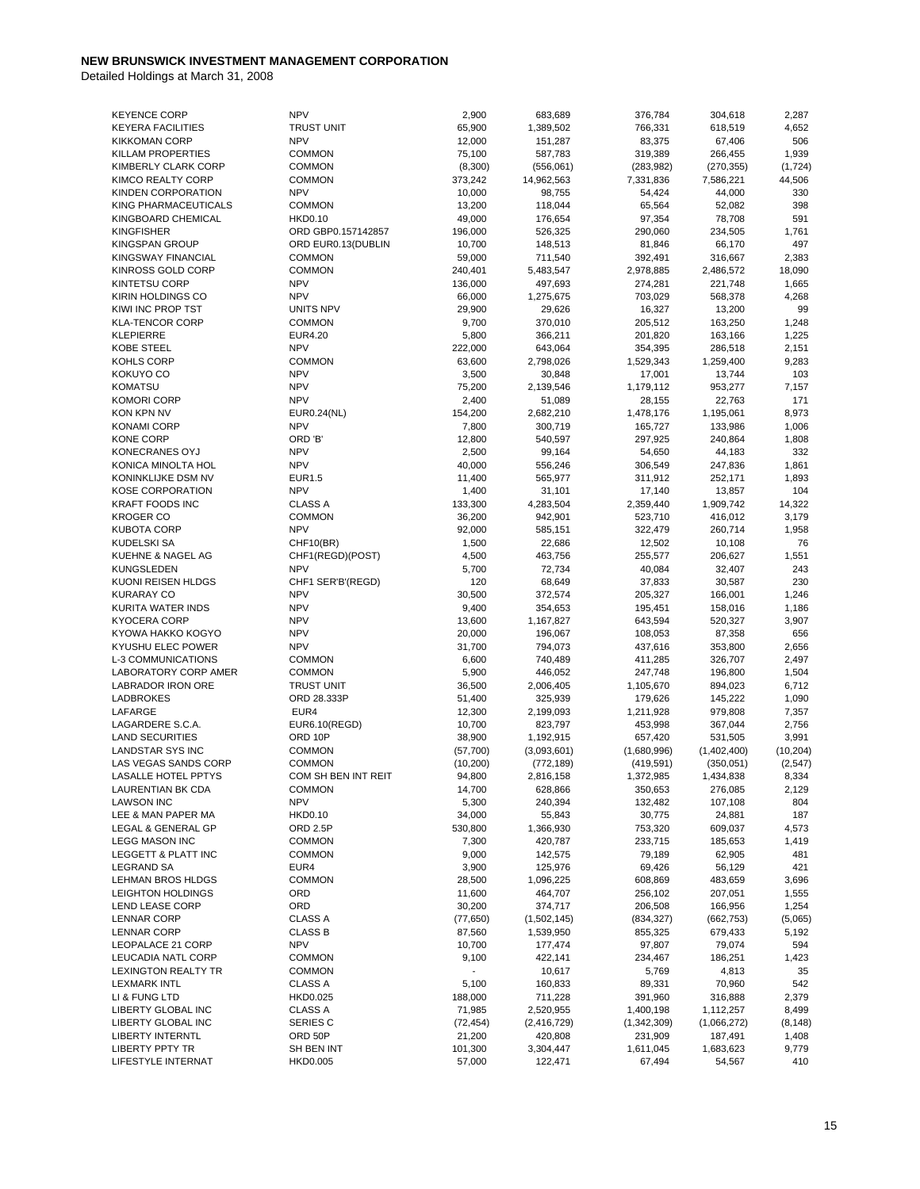# NEW BRUNSWICK INVESTMENT MANAGEMENT CORPORATION

Detailed Holdings at March 31, 2008

| | | | | | | |
|---|---|---|---|---|---|---|
| KEYENCE CORP | NPV | 2,900 | 683,689 | 376,784 | 304,618 | 2,287 |
| KEYERA FACILITIES | TRUST UNIT | 65,900 | 1,389,502 | 766,331 | 618,519 | 4,652 |
| KIKKOMAN CORP | NPV | 12,000 | 151,287 | 83,375 | 67,406 | 506 |
| KILLAM PROPERTIES | COMMON | 75,100 | 587,783 | 319,389 | 266,455 | 1,939 |
| KIMBERLY CLARK CORP | COMMON | (8,300) | (556,061) | (283,982) | (270,355) | (1,724) |
| KIMCO REALTY CORP | COMMON | 373,242 | 14,962,563 | 7,331,836 | 7,586,221 | 44,506 |
| KINDEN CORPORATION | NPV | 10,000 | 98,755 | 54,424 | 44,000 | 330 |
| KING PHARMACEUTICALS | COMMON | 13,200 | 118,044 | 65,564 | 52,082 | 398 |
| KINGBOARD CHEMICAL | HKD0.10 | 49,000 | 176,654 | 97,354 | 78,708 | 591 |
| KINGFISHER | ORD GBP0.157142857 | 196,000 | 526,325 | 290,060 | 234,505 | 1,761 |
| KINGSPAN GROUP | ORD EUR0.13(DUBLIN | 10,700 | 148,513 | 81,846 | 66,170 | 497 |
| KINGSWAY FINANCIAL | COMMON | 59,000 | 711,540 | 392,491 | 316,667 | 2,383 |
| KINROSS GOLD CORP | COMMON | 240,401 | 5,483,547 | 2,978,885 | 2,486,572 | 18,090 |
| KINTETSU CORP | NPV | 136,000 | 497,693 | 274,281 | 221,748 | 1,665 |
| KIRIN HOLDINGS CO | NPV | 66,000 | 1,275,675 | 703,029 | 568,378 | 4,268 |
| KIWI INC PROP TST | UNITS NPV | 29,900 | 29,626 | 16,327 | 13,200 | 99 |
| KLA-TENCOR CORP | COMMON | 9,700 | 370,010 | 205,512 | 163,250 | 1,248 |
| KLEPIERRE | EUR4.20 | 5,800 | 366,211 | 201,820 | 163,166 | 1,225 |
| KOBE STEEL | NPV | 222,000 | 643,064 | 354,395 | 286,518 | 2,151 |
| KOHLS CORP | COMMON | 63,600 | 2,798,026 | 1,529,343 | 1,259,400 | 9,283 |
| KOKUYO CO | NPV | 3,500 | 30,848 | 17,001 | 13,744 | 103 |
| KOMATSU | NPV | 75,200 | 2,139,546 | 1,179,112 | 953,277 | 7,157 |
| KOMORI CORP | NPV | 2,400 | 51,089 | 28,155 | 22,763 | 171 |
| KON KPN NV | EUR0.24(NL) | 154,200 | 2,682,210 | 1,478,176 | 1,195,061 | 8,973 |
| KONAMI CORP | NPV | 7,800 | 300,719 | 165,727 | 133,986 | 1,006 |
| KONE CORP | ORD 'B' | 12,800 | 540,597 | 297,925 | 240,864 | 1,808 |
| KONECRANES OYJ | NPV | 2,500 | 99,164 | 54,650 | 44,183 | 332 |
| KONICA MINOLTA HOL | NPV | 40,000 | 556,246 | 306,549 | 247,836 | 1,861 |
| KONINKLIJKE DSM NV | EUR1.5 | 11,400 | 565,977 | 311,912 | 252,171 | 1,893 |
| KOSE CORPORATION | NPV | 1,400 | 31,101 | 17,140 | 13,857 | 104 |
| KRAFT FOODS INC | CLASS A | 133,300 | 4,283,504 | 2,359,440 | 1,909,742 | 14,322 |
| KROGER CO | COMMON | 36,200 | 942,901 | 523,710 | 416,012 | 3,179 |
| KUBOTA CORP | NPV | 92,000 | 585,151 | 322,479 | 260,714 | 1,958 |
| KUDELSKI SA | CHF10(BR) | 1,500 | 22,686 | 12,502 | 10,108 | 76 |
| KUEHNE & NAGEL AG | CHF1(REGD)(POST) | 4,500 | 463,756 | 255,577 | 206,627 | 1,551 |
| KUNGSLEDEN | NPV | 5,700 | 72,734 | 40,084 | 32,407 | 243 |
| KUONI REISEN HLDGS | CHF1 SER'B'(REGD) | 120 | 68,649 | 37,833 | 30,587 | 230 |
| KURARAY CO | NPV | 30,500 | 372,574 | 205,327 | 166,001 | 1,246 |
| KURITA WATER INDS | NPV | 9,400 | 354,653 | 195,451 | 158,016 | 1,186 |
| KYOCERA CORP | NPV | 13,600 | 1,167,827 | 643,594 | 520,327 | 3,907 |
| KYOWA HAKKO KOGYO | NPV | 20,000 | 196,067 | 108,053 | 87,358 | 656 |
| KYUSHU ELEC POWER | NPV | 31,700 | 794,073 | 437,616 | 353,800 | 2,656 |
| L-3 COMMUNICATIONS | COMMON | 6,600 | 740,489 | 411,285 | 326,707 | 2,497 |
| LABORATORY CORP AMER | COMMON | 5,900 | 446,052 | 247,748 | 196,800 | 1,504 |
| LABRADOR IRON ORE | TRUST UNIT | 36,500 | 2,006,405 | 1,105,670 | 894,023 | 6,712 |
| LADBROKES | ORD 28.333P | 51,400 | 325,939 | 179,626 | 145,222 | 1,090 |
| LAFARGE | EUR4 | 12,300 | 2,199,093 | 1,211,928 | 979,808 | 7,357 |
| LAGARDERE S.C.A. | EUR6.10(REGD) | 10,700 | 823,797 | 453,998 | 367,044 | 2,756 |
| LAND SECURITIES | ORD 10P | 38,900 | 1,192,915 | 657,420 | 531,505 | 3,991 |
| LANDSTAR SYS INC | COMMON | (57,700) | (3,093,601) | (1,680,996) | (1,402,400) | (10,204) |
| LAS VEGAS SANDS CORP | COMMON | (10,200) | (772,189) | (419,591) | (350,051) | (2,547) |
| LASALLE HOTEL PPTYS | COM SH BEN INT REIT | 94,800 | 2,816,158 | 1,372,985 | 1,434,838 | 8,334 |
| LAURENTIAN BK CDA | COMMON | 14,700 | 628,866 | 350,653 | 276,085 | 2,129 |
| LAWSON INC | NPV | 5,300 | 240,394 | 132,482 | 107,108 | 804 |
| LEE & MAN PAPER MA | HKD0.10 | 34,000 | 55,843 | 30,775 | 24,881 | 187 |
| LEGAL & GENERAL GP | ORD 2.5P | 530,800 | 1,366,930 | 753,320 | 609,037 | 4,573 |
| LEGG MASON INC | COMMON | 7,300 | 420,787 | 233,715 | 185,653 | 1,419 |
| LEGGETT & PLATT INC | COMMON | 9,000 | 142,575 | 79,189 | 62,905 | 481 |
| LEGRAND SA | EUR4 | 3,900 | 125,976 | 69,426 | 56,129 | 421 |
| LEHMAN BROS HLDGS | COMMON | 28,500 | 1,096,225 | 608,869 | 483,659 | 3,696 |
| LEIGHTON HOLDINGS | ORD | 11,600 | 464,707 | 256,102 | 207,051 | 1,555 |
| LEND LEASE CORP | ORD | 30,200 | 374,717 | 206,508 | 166,956 | 1,254 |
| LENNAR CORP | CLASS A | (77,650) | (1,502,145) | (834,327) | (662,753) | (5,065) |
| LENNAR CORP | CLASS B | 87,560 | 1,539,950 | 855,325 | 679,433 | 5,192 |
| LEOPALACE 21 CORP | NPV | 10,700 | 177,474 | 97,807 | 79,074 | 594 |
| LEUCADIA NATL CORP | COMMON | 9,100 | 422,141 | 234,467 | 186,251 | 1,423 |
| LEXINGTON REALTY TR | COMMON | - | 10,617 | 5,769 | 4,813 | 35 |
| LEXMARK INTL | CLASS A | 5,100 | 160,833 | 89,331 | 70,960 | 542 |
| LI & FUNG LTD | HKD0.025 | 188,000 | 711,228 | 391,960 | 316,888 | 2,379 |
| LIBERTY GLOBAL INC | CLASS A | 71,985 | 2,520,955 | 1,400,198 | 1,112,257 | 8,499 |
| LIBERTY GLOBAL INC | SERIES C | (72,454) | (2,416,729) | (1,342,309) | (1,066,272) | (8,148) |
| LIBERTY INTERNTL | ORD 50P | 21,200 | 420,808 | 231,909 | 187,491 | 1,408 |
| LIBERTY PPTY TR | SH BEN INT | 101,300 | 3,304,447 | 1,611,045 | 1,683,623 | 9,779 |
| LIFESTYLE INTERNAT | HKD0.005 | 57,000 | 122,471 | 67,494 | 54,567 | 410 |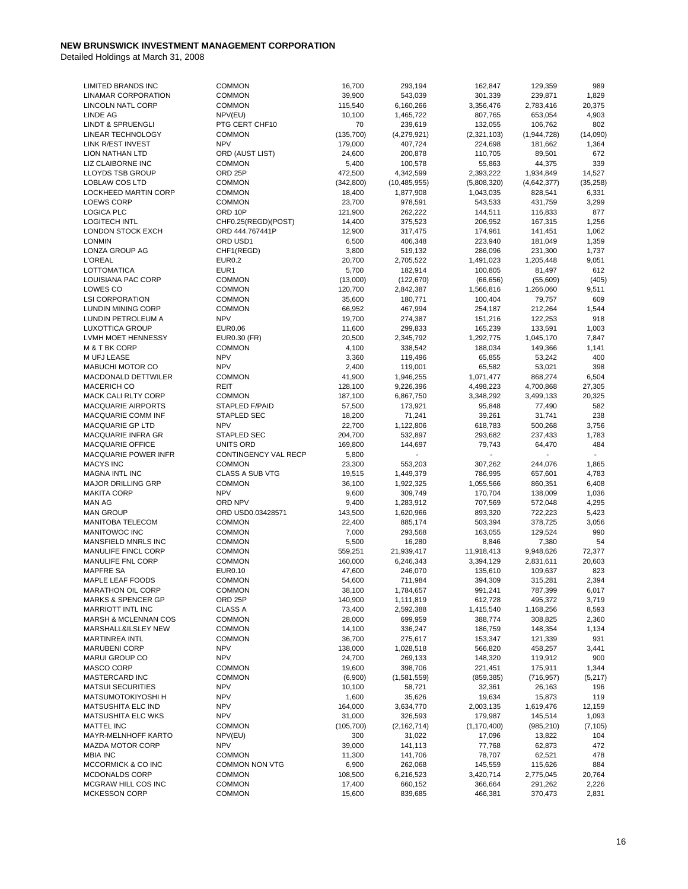**NEW BRUNSWICK INVESTMENT MANAGEMENT CORPORATION**

Detailed Holdings at March 31, 2008

| | | | | | | |
|---|---|---|---|---|---|---|
| LIMITED BRANDS INC | COMMON | 16,700 | 293,194 | 162,847 | 129,359 | 989 |
| LINAMAR CORPORATION | COMMON | 39,900 | 543,039 | 301,339 | 239,871 | 1,829 |
| LINCOLN NATL CORP | COMMON | 115,540 | 6,160,266 | 3,356,476 | 2,783,416 | 20,375 |
| LINDE AG | NPV(EU) | 10,100 | 1,465,722 | 807,765 | 653,054 | 4,903 |
| LINDT & SPRUENGLI | PTG CERT CHF10 | 70 | 239,619 | 132,055 | 106,762 | 802 |
| LINEAR TECHNOLOGY | COMMON | (135,700) | (4,279,921) | (2,321,103) | (1,944,728) | (14,090) |
| LINK R/EST INVEST | NPV | 179,000 | 407,724 | 224,698 | 181,662 | 1,364 |
| LION NATHAN LTD | ORD (AUST LIST) | 24,600 | 200,878 | 110,705 | 89,501 | 672 |
| LIZ CLAIBORNE INC | COMMON | 5,400 | 100,578 | 55,863 | 44,375 | 339 |
| LLOYDS TSB GROUP | ORD 25P | 472,500 | 4,342,599 | 2,393,222 | 1,934,849 | 14,527 |
| LOBLAW COS LTD | COMMON | (342,800) | (10,485,955) | (5,808,320) | (4,642,377) | (35,258) |
| LOCKHEED MARTIN CORP | COMMON | 18,400 | 1,877,908 | 1,043,035 | 828,541 | 6,331 |
| LOEWS CORP | COMMON | 23,700 | 978,591 | 543,533 | 431,759 | 3,299 |
| LOGICA PLC | ORD 10P | 121,900 | 262,222 | 144,511 | 116,833 | 877 |
| LOGITECH INTL | CHF0.25(REGD)(POST) | 14,400 | 375,523 | 206,952 | 167,315 | 1,256 |
| LONDON STOCK EXCH | ORD 444.767441P | 12,900 | 317,475 | 174,961 | 141,451 | 1,062 |
| LONMIN | ORD USD1 | 6,500 | 406,348 | 223,940 | 181,049 | 1,359 |
| LONZA GROUP AG | CHF1(REGD) | 3,800 | 519,132 | 286,096 | 231,300 | 1,737 |
| L'OREAL | EUR0.2 | 20,700 | 2,705,522 | 1,491,023 | 1,205,448 | 9,051 |
| LOTTOMATICA | EUR1 | 5,700 | 182,914 | 100,805 | 81,497 | 612 |
| LOUISIANA PAC CORP | COMMON | (13,000) | (122,670) | (66,656) | (55,609) | (405) |
| LOWES CO | COMMON | 120,700 | 2,842,387 | 1,566,816 | 1,266,060 | 9,511 |
| LSI CORPORATION | COMMON | 35,600 | 180,771 | 100,404 | 79,757 | 609 |
| LUNDIN MINING CORP | COMMON | 66,952 | 467,994 | 254,187 | 212,264 | 1,544 |
| LUNDIN PETROLEUM A | NPV | 19,700 | 274,387 | 151,216 | 122,253 | 918 |
| LUXOTTICA GROUP | EUR0.06 | 11,600 | 299,833 | 165,239 | 133,591 | 1,003 |
| LVMH MOET HENNESSY | EUR0.30 (FR) | 20,500 | 2,345,792 | 1,292,775 | 1,045,170 | 7,847 |
| M & T BK CORP | COMMON | 4,100 | 338,542 | 188,034 | 149,366 | 1,141 |
| M UFJ LEASE | NPV | 3,360 | 119,496 | 65,855 | 53,242 | 400 |
| MABUCHI MOTOR CO | NPV | 2,400 | 119,001 | 65,582 | 53,021 | 398 |
| MACDONALD DETTWILER | COMMON | 41,900 | 1,946,255 | 1,071,477 | 868,274 | 6,504 |
| MACERICH CO | REIT | 128,100 | 9,226,396 | 4,498,223 | 4,700,868 | 27,305 |
| MACK CALI RLTY CORP | COMMON | 187,100 | 6,867,750 | 3,348,292 | 3,499,133 | 20,325 |
| MACQUARIE AIRPORTS | STAPLED F/PAID | 57,500 | 173,921 | 95,848 | 77,490 | 582 |
| MACQUARIE COMM INF | STAPLED SEC | 18,200 | 71,241 | 39,261 | 31,741 | 238 |
| MACQUARIE GP LTD | NPV | 22,700 | 1,122,806 | 618,783 | 500,268 | 3,756 |
| MACQUARIE INFRA GR | STAPLED SEC | 204,700 | 532,897 | 293,682 | 237,433 | 1,783 |
| MACQUARIE OFFICE | UNITS ORD | 169,800 | 144,697 | 79,743 | 64,470 | 484 |
| MACQUARIE POWER INFR | CONTINGENCY VAL RECP | 5,800 | - | - | - | - |
| MACYS INC | COMMON | 23,300 | 553,203 | 307,262 | 244,076 | 1,865 |
| MAGNA INTL INC | CLASS A SUB VTG | 19,515 | 1,449,379 | 786,995 | 657,601 | 4,783 |
| MAJOR DRILLING GRP | COMMON | 36,100 | 1,922,325 | 1,055,566 | 860,351 | 6,408 |
| MAKITA CORP | NPV | 9,600 | 309,749 | 170,704 | 138,009 | 1,036 |
| MAN AG | ORD NPV | 9,400 | 1,283,912 | 707,569 | 572,048 | 4,295 |
| MAN GROUP | ORD USD0.03428571 | 143,500 | 1,620,966 | 893,320 | 722,223 | 5,423 |
| MANITOBA TELECOM | COMMON | 22,400 | 885,174 | 503,394 | 378,725 | 3,056 |
| MANITOWOC INC | COMMON | 7,000 | 293,568 | 163,055 | 129,524 | 990 |
| MANSFIELD MNRLS INC | COMMON | 5,500 | 16,280 | 8,846 | 7,380 | 54 |
| MANULIFE FINCL CORP | COMMON | 559,251 | 21,939,417 | 11,918,413 | 9,948,626 | 72,377 |
| MANULIFE FNL CORP | COMMON | 160,000 | 6,246,343 | 3,394,129 | 2,831,611 | 20,603 |
| MAPFRE SA | EUR0.10 | 47,600 | 246,070 | 135,610 | 109,637 | 823 |
| MAPLE LEAF FOODS | COMMON | 54,600 | 711,984 | 394,309 | 315,281 | 2,394 |
| MARATHON OIL CORP | COMMON | 38,100 | 1,784,657 | 991,241 | 787,399 | 6,017 |
| MARKS & SPENCER GP | ORD 25P | 140,900 | 1,111,819 | 612,728 | 495,372 | 3,719 |
| MARRIOTT INTL INC | CLASS A | 73,400 | 2,592,388 | 1,415,540 | 1,168,256 | 8,593 |
| MARSH & MCLENNAN COS | COMMON | 28,000 | 699,959 | 388,774 | 308,825 | 2,360 |
| MARSHALL&ILSLEY NEW | COMMON | 14,100 | 336,247 | 186,759 | 148,354 | 1,134 |
| MARTINREA INTL | COMMON | 36,700 | 275,617 | 153,347 | 121,339 | 931 |
| MARUBENI CORP | NPV | 138,000 | 1,028,518 | 566,820 | 458,257 | 3,441 |
| MARUI GROUP CO | NPV | 24,700 | 269,133 | 148,320 | 119,912 | 900 |
| MASCO CORP | COMMON | 19,600 | 398,706 | 221,451 | 175,911 | 1,344 |
| MASTERCARD INC | COMMON | (6,900) | (1,581,559) | (859,385) | (716,957) | (5,217) |
| MATSUI SECURITIES | NPV | 10,100 | 58,721 | 32,361 | 26,163 | 196 |
| MATSUMOTOKIYOSHI H | NPV | 1,600 | 35,626 | 19,634 | 15,873 | 119 |
| MATSUSHITA ELC IND | NPV | 164,000 | 3,634,770 | 2,003,135 | 1,619,476 | 12,159 |
| MATSUSHITA ELC WKS | NPV | 31,000 | 326,593 | 179,987 | 145,514 | 1,093 |
| MATTEL INC | COMMON | (105,700) | (2,162,714) | (1,170,400) | (985,210) | (7,105) |
| MAYR-MELNHOFF KARTO | NPV(EU) | 300 | 31,022 | 17,096 | 13,822 | 104 |
| MAZDA MOTOR CORP | NPV | 39,000 | 141,113 | 77,768 | 62,873 | 472 |
| MBIA INC | COMMON | 11,300 | 141,706 | 78,707 | 62,521 | 478 |
| MCCORMICK & CO INC | COMMON NON VTG | 6,900 | 262,068 | 145,559 | 115,626 | 884 |
| MCDONALDS CORP | COMMON | 108,500 | 6,216,523 | 3,420,714 | 2,775,045 | 20,764 |
| MCGRAW HILL COS INC | COMMON | 17,400 | 660,152 | 366,664 | 291,262 | 2,226 |
| MCKESSON CORP | COMMON | 15,600 | 839,685 | 466,381 | 370,473 | 2,831 |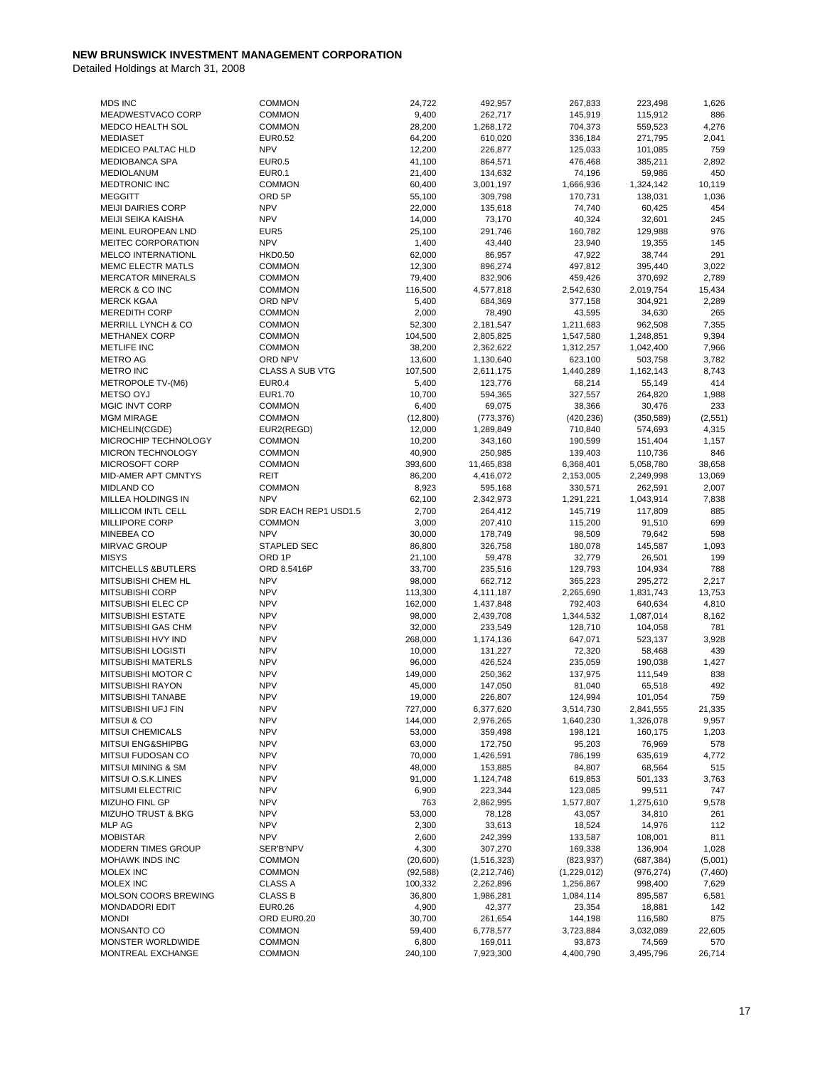**NEW BRUNSWICK INVESTMENT MANAGEMENT CORPORATION**

Detailed Holdings at March 31, 2008

| | | | | | | |
|---|---|---|---|---|---|---|
| MDS INC | COMMON | 24,722 | 492,957 | 267,833 | 223,498 | 1,626 |
| MEADWESTVACO CORP | COMMON | 9,400 | 262,717 | 145,919 | 115,912 | 886 |
| MEDCO HEALTH SOL | COMMON | 28,200 | 1,268,172 | 704,373 | 559,523 | 4,276 |
| MEDIASET | EUR0.52 | 64,200 | 610,020 | 336,184 | 271,795 | 2,041 |
| MEDICEO PALTAC HLD | NPV | 12,200 | 226,877 | 125,033 | 101,085 | 759 |
| MEDIOBANCA SPA | EUR0.5 | 41,100 | 864,571 | 476,468 | 385,211 | 2,892 |
| MEDIOLANUM | EUR0.1 | 21,400 | 134,632 | 74,196 | 59,986 | 450 |
| MEDTRONIC INC | COMMON | 60,400 | 3,001,197 | 1,666,936 | 1,324,142 | 10,119 |
| MEGGITT | ORD 5P | 55,100 | 309,798 | 170,731 | 138,031 | 1,036 |
| MEIJI DAIRIES CORP | NPV | 22,000 | 135,618 | 74,740 | 60,425 | 454 |
| MEIJI SEIKA KAISHA | NPV | 14,000 | 73,170 | 40,324 | 32,601 | 245 |
| MEINL EUROPEAN LND | EUR5 | 25,100 | 291,746 | 160,782 | 129,988 | 976 |
| MEITEC CORPORATION | NPV | 1,400 | 43,440 | 23,940 | 19,355 | 145 |
| MELCO INTERNATIONL | HKD0.50 | 62,000 | 86,957 | 47,922 | 38,744 | 291 |
| MEMC ELECTR MATLS | COMMON | 12,300 | 896,274 | 497,812 | 395,440 | 3,022 |
| MERCATOR MINERALS | COMMON | 79,400 | 832,906 | 459,426 | 370,692 | 2,789 |
| MERCK & CO INC | COMMON | 116,500 | 4,577,818 | 2,542,630 | 2,019,754 | 15,434 |
| MERCK KGAA | ORD NPV | 5,400 | 684,369 | 377,158 | 304,921 | 2,289 |
| MEREDITH CORP | COMMON | 2,000 | 78,490 | 43,595 | 34,630 | 265 |
| MERRILL LYNCH & CO | COMMON | 52,300 | 2,181,547 | 1,211,683 | 962,508 | 7,355 |
| METHANEX CORP | COMMON | 104,500 | 2,805,825 | 1,547,580 | 1,248,851 | 9,394 |
| METLIFE INC | COMMON | 38,200 | 2,362,622 | 1,312,257 | 1,042,400 | 7,966 |
| METRO AG | ORD NPV | 13,600 | 1,130,640 | 623,100 | 503,758 | 3,782 |
| METRO INC | CLASS A SUB VTG | 107,500 | 2,611,175 | 1,440,289 | 1,162,143 | 8,743 |
| METROPOLE TV-(M6) | EUR0.4 | 5,400 | 123,776 | 68,214 | 55,149 | 414 |
| METSO OYJ | EUR1.70 | 10,700 | 594,365 | 327,557 | 264,820 | 1,988 |
| MGIC INVT CORP | COMMON | 6,400 | 69,075 | 38,366 | 30,476 | 233 |
| MGM MIRAGE | COMMON | (12,800) | (773,376) | (420,236) | (350,589) | (2,551) |
| MICHELIN(CGDE) | EUR2(REGD) | 12,000 | 1,289,849 | 710,840 | 574,693 | 4,315 |
| MICROCHIP TECHNOLOGY | COMMON | 10,200 | 343,160 | 190,599 | 151,404 | 1,157 |
| MICRON TECHNOLOGY | COMMON | 40,900 | 250,985 | 139,403 | 110,736 | 846 |
| MICROSOFT CORP | COMMON | 393,600 | 11,465,838 | 6,368,401 | 5,058,780 | 38,658 |
| MID-AMER APT CMNTYS | REIT | 86,200 | 4,416,072 | 2,153,005 | 2,249,998 | 13,069 |
| MIDLAND CO | COMMON | 8,923 | 595,168 | 330,571 | 262,591 | 2,007 |
| MILLEA HOLDINGS IN | NPV | 62,100 | 2,342,973 | 1,291,221 | 1,043,914 | 7,838 |
| MILLICOM INTL CELL | SDR EACH REP1 USD1.5 | 2,700 | 264,412 | 145,719 | 117,809 | 885 |
| MILLIPORE CORP | COMMON | 3,000 | 207,410 | 115,200 | 91,510 | 699 |
| MINEBEA CO | NPV | 30,000 | 178,749 | 98,509 | 79,642 | 598 |
| MIRVAC GROUP | STAPLED SEC | 86,800 | 326,758 | 180,078 | 145,587 | 1,093 |
| MISYS | ORD 1P | 21,100 | 59,478 | 32,779 | 26,501 | 199 |
| MITCHELLS &BUTLERS | ORD 8.5416P | 33,700 | 235,516 | 129,793 | 104,934 | 788 |
| MITSUBISHI CHEM HL | NPV | 98,000 | 662,712 | 365,223 | 295,272 | 2,217 |
| MITSUBISHI CORP | NPV | 113,300 | 4,111,187 | 2,265,690 | 1,831,743 | 13,753 |
| MITSUBISHI ELEC CP | NPV | 162,000 | 1,437,848 | 792,403 | 640,634 | 4,810 |
| MITSUBISHI ESTATE | NPV | 98,000 | 2,439,708 | 1,344,532 | 1,087,014 | 8,162 |
| MITSUBISHI GAS CHM | NPV | 32,000 | 233,549 | 128,710 | 104,058 | 781 |
| MITSUBISHI HVY IND | NPV | 268,000 | 1,174,136 | 647,071 | 523,137 | 3,928 |
| MITSUBISHI LOGISTI | NPV | 10,000 | 131,227 | 72,320 | 58,468 | 439 |
| MITSUBISHI MATERLS | NPV | 96,000 | 426,524 | 235,059 | 190,038 | 1,427 |
| MITSUBISHI MOTOR C | NPV | 149,000 | 250,362 | 137,975 | 111,549 | 838 |
| MITSUBISHI RAYON | NPV | 45,000 | 147,050 | 81,040 | 65,518 | 492 |
| MITSUBISHI TANABE | NPV | 19,000 | 226,807 | 124,994 | 101,054 | 759 |
| MITSUBISHI UFJ FIN | NPV | 727,000 | 6,377,620 | 3,514,730 | 2,841,555 | 21,335 |
| MITSUI & CO | NPV | 144,000 | 2,976,265 | 1,640,230 | 1,326,078 | 9,957 |
| MITSUI CHEMICALS | NPV | 53,000 | 359,498 | 198,121 | 160,175 | 1,203 |
| MITSUI ENG&SHIPBG | NPV | 63,000 | 172,750 | 95,203 | 76,969 | 578 |
| MITSUI FUDOSAN CO | NPV | 70,000 | 1,426,591 | 786,199 | 635,619 | 4,772 |
| MITSUI MINING & SM | NPV | 48,000 | 153,885 | 84,807 | 68,564 | 515 |
| MITSUI O.S.K.LINES | NPV | 91,000 | 1,124,748 | 619,853 | 501,133 | 3,763 |
| MITSUMI ELECTRIC | NPV | 6,900 | 223,344 | 123,085 | 99,511 | 747 |
| MIZUHO FINL GP | NPV | 763 | 2,862,995 | 1,577,807 | 1,275,610 | 9,578 |
| MIZUHO TRUST & BKG | NPV | 53,000 | 78,128 | 43,057 | 34,810 | 261 |
| MLP AG | NPV | 2,300 | 33,613 | 18,524 | 14,976 | 112 |
| MOBISTAR | NPV | 2,600 | 242,399 | 133,587 | 108,001 | 811 |
| MODERN TIMES GROUP | SER'B'NPV | 4,300 | 307,270 | 169,338 | 136,904 | 1,028 |
| MOHAWK INDS INC | COMMON | (20,600) | (1,516,323) | (823,937) | (687,384) | (5,001) |
| MOLEX INC | COMMON | (92,588) | (2,212,746) | (1,229,012) | (976,274) | (7,460) |
| MOLEX INC | CLASS A | 100,332 | 2,262,896 | 1,256,867 | 998,400 | 7,629 |
| MOLSON COORS BREWING | CLASS B | 36,800 | 1,986,281 | 1,084,114 | 895,587 | 6,581 |
| MONDADORI EDIT | EUR0.26 | 4,900 | 42,377 | 23,354 | 18,881 | 142 |
| MONDI | ORD EUR0.20 | 30,700 | 261,654 | 144,198 | 116,580 | 875 |
| MONSANTO CO | COMMON | 59,400 | 6,778,577 | 3,723,884 | 3,032,089 | 22,605 |
| MONSTER WORLDWIDE | COMMON | 6,800 | 169,011 | 93,873 | 74,569 | 570 |
| MONTREAL EXCHANGE | COMMON | 240,100 | 7,923,300 | 4,400,790 | 3,495,796 | 26,714 |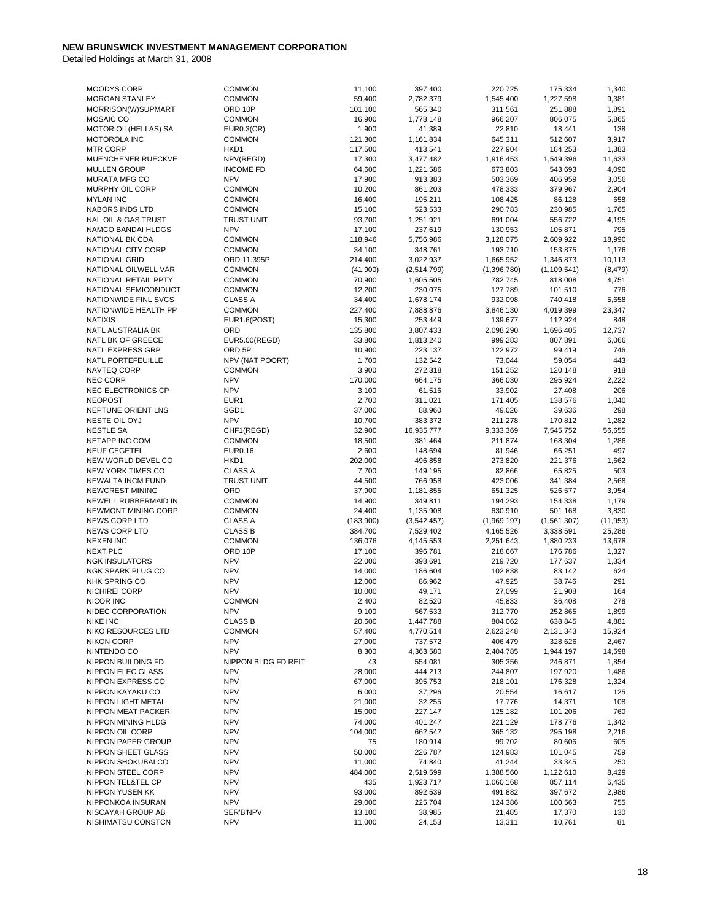**NEW BRUNSWICK INVESTMENT MANAGEMENT CORPORATION**

Detailed Holdings at March 31, 2008

| | | | | | | |
|---|---|---|---|---|---|---|
| MOODYS CORP | COMMON | 11,100 | 397,400 | 220,725 | 175,334 | 1,340 |
| MORGAN STANLEY | COMMON | 59,400 | 2,782,379 | 1,545,400 | 1,227,598 | 9,381 |
| MORRISON(W)SUPMART | ORD 10P | 101,100 | 565,340 | 311,561 | 251,888 | 1,891 |
| MOSAIC CO | COMMON | 16,900 | 1,778,148 | 966,207 | 806,075 | 5,865 |
| MOTOR OIL(HELLAS) SA | EUR0.3(CR) | 1,900 | 41,389 | 22,810 | 18,441 | 138 |
| MOTOROLA INC | COMMON | 121,300 | 1,161,834 | 645,311 | 512,607 | 3,917 |
| MTR CORP | HKD1 | 117,500 | 413,541 | 227,904 | 184,253 | 1,383 |
| MUENCHENER RUECKVE | NPV(REGD) | 17,300 | 3,477,482 | 1,916,453 | 1,549,396 | 11,633 |
| MULLEN GROUP | INCOME FD | 64,600 | 1,221,586 | 673,803 | 543,693 | 4,090 |
| MURATA MFG CO | NPV | 17,900 | 913,383 | 503,369 | 406,959 | 3,056 |
| MURPHY OIL CORP | COMMON | 10,200 | 861,203 | 478,333 | 379,967 | 2,904 |
| MYLAN INC | COMMON | 16,400 | 195,211 | 108,425 | 86,128 | 658 |
| NABORS INDS LTD | COMMON | 15,100 | 523,533 | 290,783 | 230,985 | 1,765 |
| NAL OIL & GAS TRUST | TRUST UNIT | 93,700 | 1,251,921 | 691,004 | 556,722 | 4,195 |
| NAMCO BANDAI HLDGS | NPV | 17,100 | 237,619 | 130,953 | 105,871 | 795 |
| NATIONAL BK CDA | COMMON | 118,946 | 5,756,986 | 3,128,075 | 2,609,922 | 18,990 |
| NATIONAL CITY CORP | COMMON | 34,100 | 348,761 | 193,710 | 153,875 | 1,176 |
| NATIONAL GRID | ORD 11.395P | 214,400 | 3,022,937 | 1,665,952 | 1,346,873 | 10,113 |
| NATIONAL OILWELL VAR | COMMON | (41,900) | (2,514,799) | (1,396,780) | (1,109,541) | (8,479) |
| NATIONAL RETAIL PPTY | COMMON | 70,900 | 1,605,505 | 782,745 | 818,008 | 4,751 |
| NATIONAL SEMICONDUCT | COMMON | 12,200 | 230,075 | 127,789 | 101,510 | 776 |
| NATIONWIDE FINL SVCS | CLASS A | 34,400 | 1,678,174 | 932,098 | 740,418 | 5,658 |
| NATIONWIDE HEALTH PP | COMMON | 227,400 | 7,888,876 | 3,846,130 | 4,019,399 | 23,347 |
| NATIXIS | EUR1.6(POST) | 15,300 | 253,449 | 139,677 | 112,924 | 848 |
| NATL AUSTRALIA BK | ORD | 135,800 | 3,807,433 | 2,098,290 | 1,696,405 | 12,737 |
| NATL BK OF GREECE | EUR5.00(REGD) | 33,800 | 1,813,240 | 999,283 | 807,891 | 6,066 |
| NATL EXPRESS GRP | ORD 5P | 10,900 | 223,137 | 122,972 | 99,419 | 746 |
| NATL PORTEFEUILLE | NPV (NAT POORT) | 1,700 | 132,542 | 73,044 | 59,054 | 443 |
| NAVTEQ CORP | COMMON | 3,900 | 272,318 | 151,252 | 120,148 | 918 |
| NEC CORP | NPV | 170,000 | 664,175 | 366,030 | 295,924 | 2,222 |
| NEC ELECTRONICS CP | NPV | 3,100 | 61,516 | 33,902 | 27,408 | 206 |
| NEOPOST | EUR1 | 2,700 | 311,021 | 171,405 | 138,576 | 1,040 |
| NEPTUNE ORIENT LNS | SGD1 | 37,000 | 88,960 | 49,026 | 39,636 | 298 |
| NESTE OIL OYJ | NPV | 10,700 | 383,372 | 211,278 | 170,812 | 1,282 |
| NESTLE SA | CHF1(REGD) | 32,900 | 16,935,777 | 9,333,369 | 7,545,752 | 56,655 |
| NETAPP INC COM | COMMON | 18,500 | 381,464 | 211,874 | 168,304 | 1,286 |
| NEUF CEGETEL | EUR0.16 | 2,600 | 148,694 | 81,946 | 66,251 | 497 |
| NEW WORLD DEVEL CO | HKD1 | 202,000 | 496,858 | 273,820 | 221,376 | 1,662 |
| NEW YORK TIMES CO | CLASS A | 7,700 | 149,195 | 82,866 | 65,825 | 503 |
| NEWALTA INCM FUND | TRUST UNIT | 44,500 | 766,958 | 423,006 | 341,384 | 2,568 |
| NEWCREST MINING | ORD | 37,900 | 1,181,855 | 651,325 | 526,577 | 3,954 |
| NEWELL RUBBERMAID IN | COMMON | 14,900 | 349,811 | 194,293 | 154,338 | 1,179 |
| NEWMONT MINING CORP | COMMON | 24,400 | 1,135,908 | 630,910 | 501,168 | 3,830 |
| NEWS CORP LTD | CLASS A | (183,900) | (3,542,457) | (1,969,197) | (1,561,307) | (11,953) |
| NEWS CORP LTD | CLASS B | 384,700 | 7,529,402 | 4,165,526 | 3,338,591 | 25,286 |
| NEXEN INC | COMMON | 136,076 | 4,145,553 | 2,251,643 | 1,880,233 | 13,678 |
| NEXT PLC | ORD 10P | 17,100 | 396,781 | 218,667 | 176,786 | 1,327 |
| NGK INSULATORS | NPV | 22,000 | 398,691 | 219,720 | 177,637 | 1,334 |
| NGK SPARK PLUG CO | NPV | 14,000 | 186,604 | 102,838 | 83,142 | 624 |
| NHK SPRING CO | NPV | 12,000 | 86,962 | 47,925 | 38,746 | 291 |
| NICHIREI CORP | NPV | 10,000 | 49,171 | 27,099 | 21,908 | 164 |
| NICOR INC | COMMON | 2,400 | 82,520 | 45,833 | 36,408 | 278 |
| NIDEC CORPORATION | NPV | 9,100 | 567,533 | 312,770 | 252,865 | 1,899 |
| NIKE INC | CLASS B | 20,600 | 1,447,788 | 804,062 | 638,845 | 4,881 |
| NIKO RESOURCES LTD | COMMON | 57,400 | 4,770,514 | 2,623,248 | 2,131,343 | 15,924 |
| NIKON CORP | NPV | 27,000 | 737,572 | 406,479 | 328,626 | 2,467 |
| NINTENDO CO | NPV | 8,300 | 4,363,580 | 2,404,785 | 1,944,197 | 14,598 |
| NIPPON BUILDING FD | NIPPON BLDG FD REIT | 43 | 554,081 | 305,356 | 246,871 | 1,854 |
| NIPPON ELEC GLASS | NPV | 28,000 | 444,213 | 244,807 | 197,920 | 1,486 |
| NIPPON EXPRESS CO | NPV | 67,000 | 395,753 | 218,101 | 176,328 | 1,324 |
| NIPPON KAYAKU CO | NPV | 6,000 | 37,296 | 20,554 | 16,617 | 125 |
| NIPPON LIGHT METAL | NPV | 21,000 | 32,255 | 17,776 | 14,371 | 108 |
| NIPPON MEAT PACKER | NPV | 15,000 | 227,147 | 125,182 | 101,206 | 760 |
| NIPPON MINING HLDG | NPV | 74,000 | 401,247 | 221,129 | 178,776 | 1,342 |
| NIPPON OIL CORP | NPV | 104,000 | 662,547 | 365,132 | 295,198 | 2,216 |
| NIPPON PAPER GROUP | NPV | 75 | 180,914 | 99,702 | 80,606 | 605 |
| NIPPON SHEET GLASS | NPV | 50,000 | 226,787 | 124,983 | 101,045 | 759 |
| NIPPON SHOKUBAI CO | NPV | 11,000 | 74,840 | 41,244 | 33,345 | 250 |
| NIPPON STEEL CORP | NPV | 484,000 | 2,519,599 | 1,388,560 | 1,122,610 | 8,429 |
| NIPPON TEL&TEL CP | NPV | 435 | 1,923,717 | 1,060,168 | 857,114 | 6,435 |
| NIPPON YUSEN KK | NPV | 93,000 | 892,539 | 491,882 | 397,672 | 2,986 |
| NIPPONKOA INSURAN | NPV | 29,000 | 225,704 | 124,386 | 100,563 | 755 |
| NISCAYAH GROUP AB | SER'B'NPV | 13,100 | 38,985 | 21,485 | 17,370 | 130 |
| NISHIMATSU CONSTCN | NPV | 11,000 | 24,153 | 13,311 | 10,761 | 81 |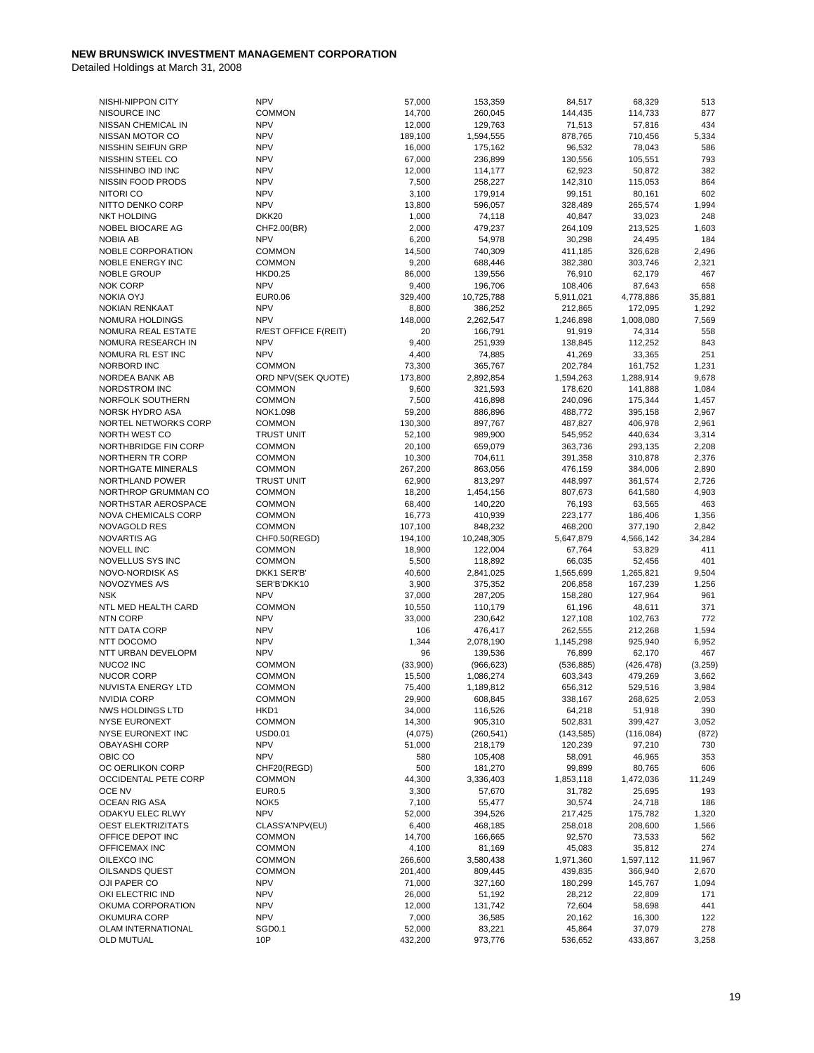**NEW BRUNSWICK INVESTMENT MANAGEMENT CORPORATION**

Detailed Holdings at March 31, 2008

| | | | | | | |
|---|---|---|---|---|---|---|
| NISHI-NIPPON CITY | NPV | 57,000 | 153,359 | 84,517 | 68,329 | 513 |
| NISOURCE INC | COMMON | 14,700 | 260,045 | 144,435 | 114,733 | 877 |
| NISSAN CHEMICAL IN | NPV | 12,000 | 129,763 | 71,513 | 57,816 | 434 |
| NISSAN MOTOR CO | NPV | 189,100 | 1,594,555 | 878,765 | 710,456 | 5,334 |
| NISSHIN SEIFUN GRP | NPV | 16,000 | 175,162 | 96,532 | 78,043 | 586 |
| NISSHIN STEEL CO | NPV | 67,000 | 236,899 | 130,556 | 105,551 | 793 |
| NISSHINBO IND INC | NPV | 12,000 | 114,177 | 62,923 | 50,872 | 382 |
| NISSIN FOOD PRODS | NPV | 7,500 | 258,227 | 142,310 | 115,053 | 864 |
| NITORI CO | NPV | 3,100 | 179,914 | 99,151 | 80,161 | 602 |
| NITTO DENKO CORP | NPV | 13,800 | 596,057 | 328,489 | 265,574 | 1,994 |
| NKT HOLDING | DKK20 | 1,000 | 74,118 | 40,847 | 33,023 | 248 |
| NOBEL BIOCARE AG | CHF2.00(BR) | 2,000 | 479,237 | 264,109 | 213,525 | 1,603 |
| NOBIA AB | NPV | 6,200 | 54,978 | 30,298 | 24,495 | 184 |
| NOBLE CORPORATION | COMMON | 14,500 | 740,309 | 411,185 | 326,628 | 2,496 |
| NOBLE ENERGY INC | COMMON | 9,200 | 688,446 | 382,380 | 303,746 | 2,321 |
| NOBLE GROUP | HKD0.25 | 86,000 | 139,556 | 76,910 | 62,179 | 467 |
| NOK CORP | NPV | 9,400 | 196,706 | 108,406 | 87,643 | 658 |
| NOKIA OYJ | EUR0.06 | 329,400 | 10,725,788 | 5,911,021 | 4,778,886 | 35,881 |
| NOKIAN RENKAAT | NPV | 8,800 | 386,252 | 212,865 | 172,095 | 1,292 |
| NOMURA HOLDINGS | NPV | 148,000 | 2,262,547 | 1,246,898 | 1,008,080 | 7,569 |
| NOMURA REAL ESTATE | R/EST OFFICE F(REIT) | 20 | 166,791 | 91,919 | 74,314 | 558 |
| NOMURA RESEARCH IN | NPV | 9,400 | 251,939 | 138,845 | 112,252 | 843 |
| NOMURA RL EST INC | NPV | 4,400 | 74,885 | 41,269 | 33,365 | 251 |
| NORBORD INC | COMMON | 73,300 | 365,767 | 202,784 | 161,752 | 1,231 |
| NORDEA BANK AB | ORD NPV(SEK QUOTE) | 173,800 | 2,892,854 | 1,594,263 | 1,288,914 | 9,678 |
| NORDSTROM INC | COMMON | 9,600 | 321,593 | 178,620 | 141,888 | 1,084 |
| NORFOLK SOUTHERN | COMMON | 7,500 | 416,898 | 240,096 | 175,344 | 1,457 |
| NORSK HYDRO ASA | NOK1.098 | 59,200 | 886,896 | 488,772 | 395,158 | 2,967 |
| NORTEL NETWORKS CORP | COMMON | 130,300 | 897,767 | 487,827 | 406,978 | 2,961 |
| NORTH WEST CO | TRUST UNIT | 52,100 | 989,900 | 545,952 | 440,634 | 3,314 |
| NORTHBRIDGE FIN CORP | COMMON | 20,100 | 659,079 | 363,736 | 293,135 | 2,208 |
| NORTHERN TR CORP | COMMON | 10,300 | 704,611 | 391,358 | 310,878 | 2,376 |
| NORTHGATE MINERALS | COMMON | 267,200 | 863,056 | 476,159 | 384,006 | 2,890 |
| NORTHLAND POWER | TRUST UNIT | 62,900 | 813,297 | 448,997 | 361,574 | 2,726 |
| NORTHROP GRUMMAN CO | COMMON | 18,200 | 1,454,156 | 807,673 | 641,580 | 4,903 |
| NORTHSTAR AEROSPACE | COMMON | 68,400 | 140,220 | 76,193 | 63,565 | 463 |
| NOVA CHEMICALS CORP | COMMON | 16,773 | 410,939 | 223,177 | 186,406 | 1,356 |
| NOVAGOLD RES | COMMON | 107,100 | 848,232 | 468,200 | 377,190 | 2,842 |
| NOVARTIS AG | CHF0.50(REGD) | 194,100 | 10,248,305 | 5,647,879 | 4,566,142 | 34,284 |
| NOVELL INC | COMMON | 18,900 | 122,004 | 67,764 | 53,829 | 411 |
| NOVELLUS SYS INC | COMMON | 5,500 | 118,892 | 66,035 | 52,456 | 401 |
| NOVO-NORDISK AS | DKK1 SER'B' | 40,600 | 2,841,025 | 1,565,699 | 1,265,821 | 9,504 |
| NOVOZYMES A/S | SER'B'DKK10 | 3,900 | 375,352 | 206,858 | 167,239 | 1,256 |
| NSK | NPV | 37,000 | 287,205 | 158,280 | 127,964 | 961 |
| NTL MED HEALTH CARD | COMMON | 10,550 | 110,179 | 61,196 | 48,611 | 371 |
| NTN CORP | NPV | 33,000 | 230,642 | 127,108 | 102,763 | 772 |
| NTT DATA CORP | NPV | 106 | 476,417 | 262,555 | 212,268 | 1,594 |
| NTT DOCOMO | NPV | 1,344 | 2,078,190 | 1,145,298 | 925,940 | 6,952 |
| NTT URBAN DEVELOPM | NPV | 96 | 139,536 | 76,899 | 62,170 | 467 |
| NUCO2 INC | COMMON | (33,900) | (966,623) | (536,885) | (426,478) | (3,259) |
| NUCOR CORP | COMMON | 15,500 | 1,086,274 | 603,343 | 479,269 | 3,662 |
| NUVISTA ENERGY LTD | COMMON | 75,400 | 1,189,812 | 656,312 | 529,516 | 3,984 |
| NVIDIA CORP | COMMON | 29,900 | 608,845 | 338,167 | 268,625 | 2,053 |
| NWS HOLDINGS LTD | HKD1 | 34,000 | 116,526 | 64,218 | 51,918 | 390 |
| NYSE EURONEXT | COMMON | 14,300 | 905,310 | 502,831 | 399,427 | 3,052 |
| NYSE EURONEXT INC | USD0.01 | (4,075) | (260,541) | (143,585) | (116,084) | (872) |
| OBAYASHI CORP | NPV | 51,000 | 218,179 | 120,239 | 97,210 | 730 |
| OBIC CO | NPV | 580 | 105,408 | 58,091 | 46,965 | 353 |
| OC OERLIKON CORP | CHF20(REGD) | 500 | 181,270 | 99,899 | 80,765 | 606 |
| OCCIDENTAL PETE CORP | COMMON | 44,300 | 3,336,403 | 1,853,118 | 1,472,036 | 11,249 |
| OCE NV | EUR0.5 | 3,300 | 57,670 | 31,782 | 25,695 | 193 |
| OCEAN RIG ASA | NOK5 | 7,100 | 55,477 | 30,574 | 24,718 | 186 |
| ODAKYU ELEC RLWY | NPV | 52,000 | 394,526 | 217,425 | 175,782 | 1,320 |
| OEST ELEKTRIZITATS | CLASS'A'NPV(EU) | 6,400 | 468,185 | 258,018 | 208,600 | 1,566 |
| OFFICE DEPOT INC | COMMON | 14,700 | 166,665 | 92,570 | 73,533 | 562 |
| OFFICEMAX INC | COMMON | 4,100 | 81,169 | 45,083 | 35,812 | 274 |
| OILEXCO INC | COMMON | 266,600 | 3,580,438 | 1,971,360 | 1,597,112 | 11,967 |
| OILSANDS QUEST | COMMON | 201,400 | 809,445 | 439,835 | 366,940 | 2,670 |
| OJI PAPER CO | NPV | 71,000 | 327,160 | 180,299 | 145,767 | 1,094 |
| OKI ELECTRIC IND | NPV | 26,000 | 51,192 | 28,212 | 22,809 | 171 |
| OKUMA CORPORATION | NPV | 12,000 | 131,742 | 72,604 | 58,698 | 441 |
| OKUMURA CORP | NPV | 7,000 | 36,585 | 20,162 | 16,300 | 122 |
| OLAM INTERNATIONAL | SGD0.1 | 52,000 | 83,221 | 45,864 | 37,079 | 278 |
| OLD MUTUAL | 10P | 432,200 | 973,776 | 536,652 | 433,867 | 3,258 |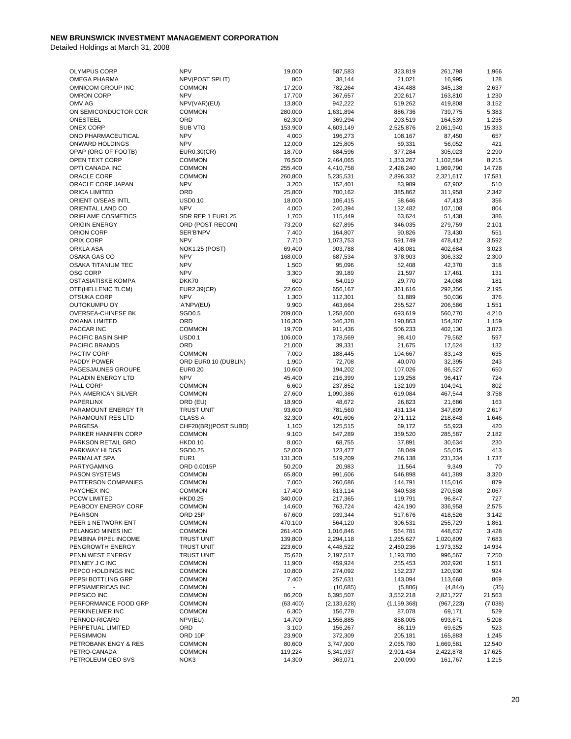**NEW BRUNSWICK INVESTMENT MANAGEMENT CORPORATION**

Detailed Holdings at March 31, 2008

| | | | | | | |
|---|---|---|---|---|---|---|
| OLYMPUS CORP | NPV | 19,000 | 587,583 | 323,819 | 261,798 | 1,966 |
| OMEGA PHARMA | NPV(POST SPLIT) | 800 | 38,144 | 21,021 | 16,995 | 128 |
| OMNICOM GROUP INC | COMMON | 17,200 | 782,264 | 434,488 | 345,138 | 2,637 |
| OMRON CORP | NPV | 17,700 | 367,657 | 202,617 | 163,810 | 1,230 |
| OMV AG | NPV(VAR)(EU) | 13,800 | 942,222 | 519,262 | 419,808 | 3,152 |
| ON SEMICONDUCTOR COR | COMMON | 280,000 | 1,631,894 | 886,736 | 739,775 | 5,383 |
| ONESTEEL | ORD | 62,300 | 369,294 | 203,519 | 164,539 | 1,235 |
| ONEX CORP | SUB VTG | 153,900 | 4,603,149 | 2,525,876 | 2,061,940 | 15,333 |
| ONO PHARMACEUTICAL | NPV | 4,000 | 196,273 | 108,167 | 87,450 | 657 |
| ONWARD HOLDINGS | NPV | 12,000 | 125,805 | 69,331 | 56,052 | 421 |
| OPAP (ORG OF FOOTB) | EUR0.30(CR) | 18,700 | 684,596 | 377,284 | 305,023 | 2,290 |
| OPEN TEXT CORP | COMMON | 76,500 | 2,464,065 | 1,353,267 | 1,102,584 | 8,215 |
| OPTI CANADA INC | COMMON | 255,400 | 4,410,758 | 2,426,240 | 1,969,790 | 14,728 |
| ORACLE CORP | COMMON | 260,800 | 5,235,531 | 2,896,332 | 2,321,617 | 17,581 |
| ORACLE CORP JAPAN | NPV | 3,200 | 152,401 | 83,989 | 67,902 | 510 |
| ORICA LIMITED | ORD | 25,800 | 700,162 | 385,862 | 311,958 | 2,342 |
| ORIENT O/SEAS INTL | USD0.10 | 18,000 | 106,415 | 58,646 | 47,413 | 356 |
| ORIENTAL LAND CO | NPV | 4,000 | 240,394 | 132,482 | 107,108 | 804 |
| ORIFLAME COSMETICS | SDR REP 1 EUR1.25 | 1,700 | 115,449 | 63,624 | 51,438 | 386 |
| ORIGIN ENERGY | ORD (POST RECON) | 73,200 | 627,895 | 346,035 | 279,759 | 2,101 |
| ORION CORP | SER'B'NPV | 7,400 | 164,807 | 90,826 | 73,430 | 551 |
| ORIX CORP | NPV | 7,710 | 1,073,753 | 591,749 | 478,412 | 3,592 |
| ORKLA ASA | NOK1.25 (POST) | 69,400 | 903,788 | 498,081 | 402,684 | 3,023 |
| OSAKA GAS CO | NPV | 168,000 | 687,534 | 378,903 | 306,332 | 2,300 |
| OSAKA TITANIUM TEC | NPV | 1,500 | 95,096 | 52,408 | 42,370 | 318 |
| OSG CORP | NPV | 3,300 | 39,189 | 21,597 | 17,461 | 131 |
| OSTASIATISKE KOMPA | DKK70 | 600 | 54,019 | 29,770 | 24,068 | 181 |
| OTE(HELLENIC TLCM) | EUR2.39(CR) | 22,600 | 656,167 | 361,616 | 292,356 | 2,195 |
| OTSUKA CORP | NPV | 1,300 | 112,301 | 61,889 | 50,036 | 376 |
| OUTOKUMPU OY | 'A'NPV(EU) | 9,900 | 463,664 | 255,527 | 206,586 | 1,551 |
| OVERSEA-CHINESE BK | SGD0.5 | 209,000 | 1,258,600 | 693,619 | 560,770 | 4,210 |
| OXIANA LIMITED | ORD | 116,300 | 346,328 | 190,863 | 154,307 | 1,159 |
| PACCAR INC | COMMON | 19,700 | 911,436 | 506,233 | 402,130 | 3,073 |
| PACIFIC BASIN SHIP | USD0.1 | 106,000 | 178,569 | 98,410 | 79,562 | 597 |
| PACIFIC BRANDS | ORD | 21,000 | 39,331 | 21,675 | 17,524 | 132 |
| PACTIV CORP | COMMON | 7,000 | 188,445 | 104,667 | 83,143 | 635 |
| PADDY POWER | ORD EUR0.10 (DUBLIN) | 1,900 | 72,708 | 40,070 | 32,395 | 243 |
| PAGESJAUNES GROUPE | EUR0.20 | 10,600 | 194,202 | 107,026 | 86,527 | 650 |
| PALADIN ENERGY LTD | NPV | 45,400 | 216,399 | 119,258 | 96,417 | 724 |
| PALL CORP | COMMON | 6,600 | 237,852 | 132,109 | 104,941 | 802 |
| PAN AMERICAN SILVER | COMMON | 27,600 | 1,090,386 | 619,084 | 467,544 | 3,758 |
| PAPERLINX | ORD (EU) | 18,900 | 48,672 | 26,823 | 21,686 | 163 |
| PARAMOUNT ENERGY TR | TRUST UNIT | 93,600 | 781,560 | 431,134 | 347,809 | 2,617 |
| PARAMOUNT RES LTD | CLASS A | 32,300 | 491,606 | 271,112 | 218,848 | 1,646 |
| PARGESA | CHF20(BR)(POST SUBD) | 1,100 | 125,515 | 69,172 | 55,923 | 420 |
| PARKER HANNIFIN CORP | COMMON | 9,100 | 647,289 | 359,520 | 285,587 | 2,182 |
| PARKSON RETAIL GRO | HKD0.10 | 8,000 | 68,755 | 37,891 | 30,634 | 230 |
| PARKWAY HLDGS | SGD0.25 | 52,000 | 123,477 | 68,049 | 55,015 | 413 |
| PARMALAT SPA | EUR1 | 131,300 | 519,209 | 286,138 | 231,334 | 1,737 |
| PARTYGAMING | ORD 0.0015P | 50,200 | 20,983 | 11,564 | 9,349 | 70 |
| PASON SYSTEMS | COMMON | 65,800 | 991,606 | 546,898 | 441,389 | 3,320 |
| PATTERSON COMPANIES | COMMON | 7,000 | 260,686 | 144,791 | 115,016 | 879 |
| PAYCHEX INC | COMMON | 17,400 | 613,114 | 340,538 | 270,508 | 2,067 |
| PCCW LIMITED | HKD0.25 | 340,000 | 217,365 | 119,791 | 96,847 | 727 |
| PEABODY ENERGY CORP | COMMON | 14,600 | 763,724 | 424,190 | 336,958 | 2,575 |
| PEARSON | ORD 25P | 67,600 | 939,344 | 517,676 | 418,526 | 3,142 |
| PEER 1 NETWORK ENT | COMMON | 470,100 | 564,120 | 306,531 | 255,729 | 1,861 |
| PELANGIO MINES INC | COMMON | 261,400 | 1,016,846 | 564,781 | 448,637 | 3,428 |
| PEMBINA PIPEL INCOME | TRUST UNIT | 139,800 | 2,294,118 | 1,265,627 | 1,020,809 | 7,683 |
| PENGROWTH ENERGY | TRUST UNIT | 223,600 | 4,448,522 | 2,460,236 | 1,973,352 | 14,934 |
| PENN WEST ENERGY | TRUST UNIT | 75,620 | 2,197,517 | 1,193,700 | 996,567 | 7,250 |
| PENNEY J C INC | COMMON | 11,900 | 459,924 | 255,453 | 202,920 | 1,551 |
| PEPCO HOLDINGS INC | COMMON | 10,800 | 274,092 | 152,237 | 120,930 | 924 |
| PEPSI BOTTLING GRP | COMMON | 7,400 | 257,631 | 143,094 | 113,668 | 869 |
| PEPSIAMERICAS INC | COMMON | - | (10,685) | (5,806) | (4,844) | (35) |
| PEPSICO INC | COMMON | 86,200 | 6,395,507 | 3,552,218 | 2,821,727 | 21,563 |
| PERFORMANCE FOOD GRP | COMMON | (63,400) | (2,133,628) | (1,159,368) | (967,223) | (7,038) |
| PERKINELMER INC | COMMON | 6,300 | 156,778 | 87,078 | 69,171 | 529 |
| PERNOD-RICARD | NPV(EU) | 14,700 | 1,556,885 | 858,005 | 693,671 | 5,208 |
| PERPETUAL LIMITED | ORD | 3,100 | 156,267 | 86,119 | 69,625 | 523 |
| PERSIMMON | ORD 10P | 23,900 | 372,309 | 205,181 | 165,883 | 1,245 |
| PETROBANK ENGY & RES | COMMON | 80,600 | 3,747,900 | 2,065,780 | 1,669,581 | 12,540 |
| PETRO-CANADA | COMMON | 119,224 | 5,341,937 | 2,901,434 | 2,422,878 | 17,625 |
| PETROLEUM GEO SVS | NOK3 | 14,300 | 363,071 | 200,090 | 161,767 | 1,215 |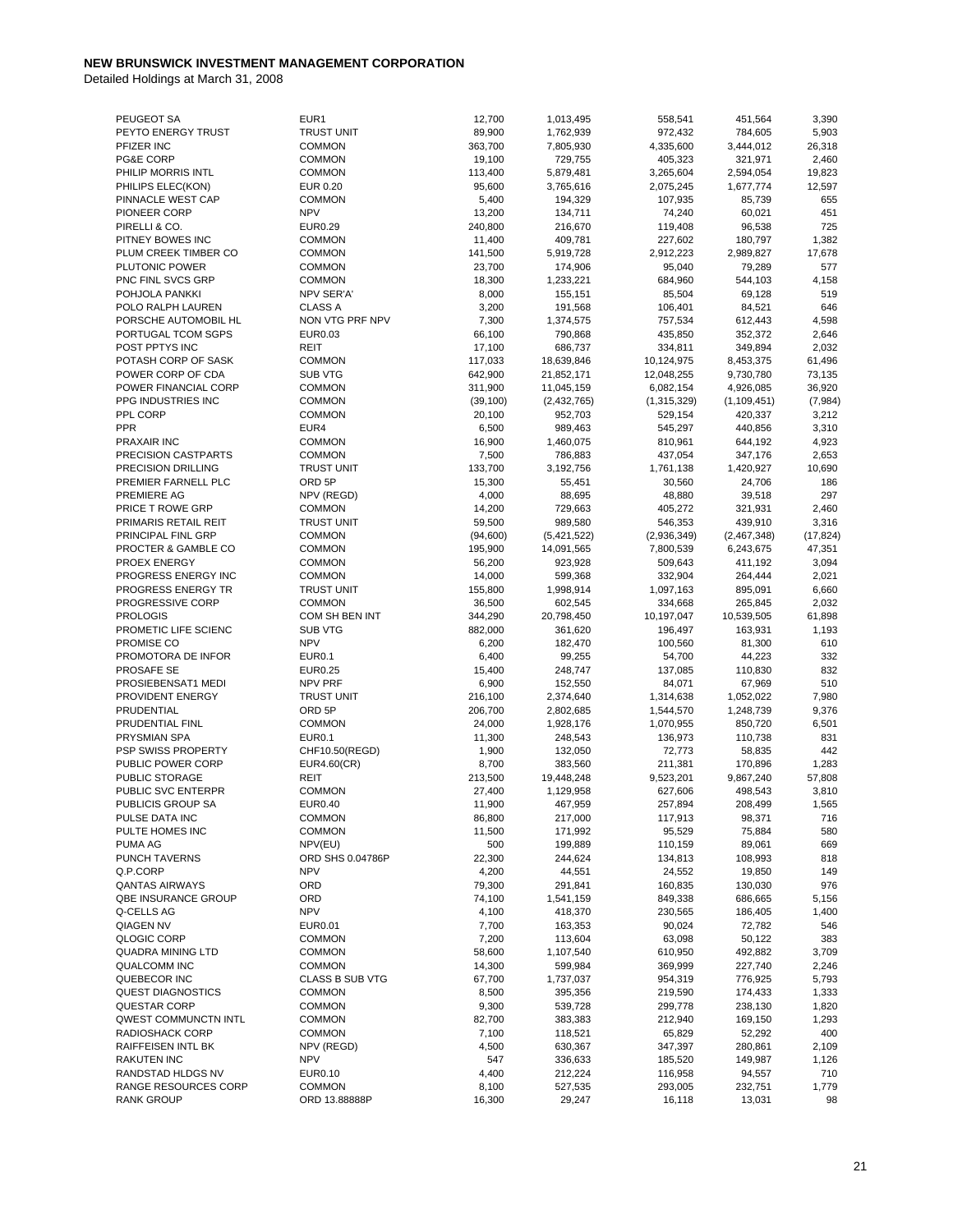**NEW BRUNSWICK INVESTMENT MANAGEMENT CORPORATION**

Detailed Holdings at March 31, 2008

| | | | | | | |
|---|---|---|---|---|---|---|
| PEUGEOT SA | EUR1 | 12,700 | 1,013,495 | 558,541 | 451,564 | 3,390 |
| PEYTO ENERGY TRUST | TRUST UNIT | 89,900 | 1,762,939 | 972,432 | 784,605 | 5,903 |
| PFIZER INC | COMMON | 363,700 | 7,805,930 | 4,335,600 | 3,444,012 | 26,318 |
| PG&E CORP | COMMON | 19,100 | 729,755 | 405,323 | 321,971 | 2,460 |
| PHILIP MORRIS INTL | COMMON | 113,400 | 5,879,481 | 3,265,604 | 2,594,054 | 19,823 |
| PHILIPS ELEC(KON) | EUR 0.20 | 95,600 | 3,765,616 | 2,075,245 | 1,677,774 | 12,597 |
| PINNACLE WEST CAP | COMMON | 5,400 | 194,329 | 107,935 | 85,739 | 655 |
| PIONEER CORP | NPV | 13,200 | 134,711 | 74,240 | 60,021 | 451 |
| PIRELLI & CO. | EUR0.29 | 240,800 | 216,670 | 119,408 | 96,538 | 725 |
| PITNEY BOWES INC | COMMON | 11,400 | 409,781 | 227,602 | 180,797 | 1,382 |
| PLUM CREEK TIMBER CO | COMMON | 141,500 | 5,919,728 | 2,912,223 | 2,989,827 | 17,678 |
| PLUTONIC POWER | COMMON | 23,700 | 174,906 | 95,040 | 79,289 | 577 |
| PNC FINL SVCS GRP | COMMON | 18,300 | 1,233,221 | 684,960 | 544,103 | 4,158 |
| POHJOLA PANKKI | NPV SER'A' | 8,000 | 155,151 | 85,504 | 69,128 | 519 |
| POLO RALPH LAUREN | CLASS A | 3,200 | 191,568 | 106,401 | 84,521 | 646 |
| PORSCHE AUTOMOBIL HL | NON VTG PRF NPV | 7,300 | 1,374,575 | 757,534 | 612,443 | 4,598 |
| PORTUGAL TCOM SGPS | EUR0.03 | 66,100 | 790,868 | 435,850 | 352,372 | 2,646 |
| POST PPTYS INC | REIT | 17,100 | 686,737 | 334,811 | 349,894 | 2,032 |
| POTASH CORP OF SASK | COMMON | 117,033 | 18,639,846 | 10,124,975 | 8,453,375 | 61,496 |
| POWER CORP OF CDA | SUB VTG | 642,900 | 21,852,171 | 12,048,255 | 9,730,780 | 73,135 |
| POWER FINANCIAL CORP | COMMON | 311,900 | 11,045,159 | 6,082,154 | 4,926,085 | 36,920 |
| PPG INDUSTRIES INC | COMMON | (39,100) | (2,432,765) | (1,315,329) | (1,109,451) | (7,984) |
| PPL CORP | COMMON | 20,100 | 952,703 | 529,154 | 420,337 | 3,212 |
| PPR | EUR4 | 6,500 | 989,463 | 545,297 | 440,856 | 3,310 |
| PRAXAIR INC | COMMON | 16,900 | 1,460,075 | 810,961 | 644,192 | 4,923 |
| PRECISION CASTPARTS | COMMON | 7,500 | 786,883 | 437,054 | 347,176 | 2,653 |
| PRECISION DRILLING | TRUST UNIT | 133,700 | 3,192,756 | 1,761,138 | 1,420,927 | 10,690 |
| PREMIER FARNELL PLC | ORD 5P | 15,300 | 55,451 | 30,560 | 24,706 | 186 |
| PREMIERE AG | NPV (REGD) | 4,000 | 88,695 | 48,880 | 39,518 | 297 |
| PRICE T ROWE GRP | COMMON | 14,200 | 729,663 | 405,272 | 321,931 | 2,460 |
| PRIMARIS RETAIL REIT | TRUST UNIT | 59,500 | 989,580 | 546,353 | 439,910 | 3,316 |
| PRINCIPAL FINL GRP | COMMON | (94,600) | (5,421,522) | (2,936,349) | (2,467,348) | (17,824) |
| PROCTER & GAMBLE CO | COMMON | 195,900 | 14,091,565 | 7,800,539 | 6,243,675 | 47,351 |
| PROEX ENERGY | COMMON | 56,200 | 923,928 | 509,643 | 411,192 | 3,094 |
| PROGRESS ENERGY INC | COMMON | 14,000 | 599,368 | 332,904 | 264,444 | 2,021 |
| PROGRESS ENERGY TR | TRUST UNIT | 155,800 | 1,998,914 | 1,097,163 | 895,091 | 6,660 |
| PROGRESSIVE CORP | COMMON | 36,500 | 602,545 | 334,668 | 265,845 | 2,032 |
| PROLOGIS | COM SH BEN INT | 344,290 | 20,798,450 | 10,197,047 | 10,539,505 | 61,898 |
| PROMETIC LIFE SCIENC | SUB VTG | 882,000 | 361,620 | 196,497 | 163,931 | 1,193 |
| PROMISE CO | NPV | 6,200 | 182,470 | 100,560 | 81,300 | 610 |
| PROMOTORA DE INFOR | EUR0.1 | 6,400 | 99,255 | 54,700 | 44,223 | 332 |
| PROSAFE SE | EUR0.25 | 15,400 | 248,747 | 137,085 | 110,830 | 832 |
| PROSIEBENSAT1 MEDI | NPV PRF | 6,900 | 152,550 | 84,071 | 67,969 | 510 |
| PROVIDENT ENERGY | TRUST UNIT | 216,100 | 2,374,640 | 1,314,638 | 1,052,022 | 7,980 |
| PRUDENTIAL | ORD 5P | 206,700 | 2,802,685 | 1,544,570 | 1,248,739 | 9,376 |
| PRUDENTIAL FINL | COMMON | 24,000 | 1,928,176 | 1,070,955 | 850,720 | 6,501 |
| PRYSMIAN SPA | EUR0.1 | 11,300 | 248,543 | 136,973 | 110,738 | 831 |
| PSP SWISS PROPERTY | CHF10.50(REGD) | 1,900 | 132,050 | 72,773 | 58,835 | 442 |
| PUBLIC POWER CORP | EUR4.60(CR) | 8,700 | 383,560 | 211,381 | 170,896 | 1,283 |
| PUBLIC STORAGE | REIT | 213,500 | 19,448,248 | 9,523,201 | 9,867,240 | 57,808 |
| PUBLIC SVC ENTERPR | COMMON | 27,400 | 1,129,958 | 627,606 | 498,543 | 3,810 |
| PUBLICIS GROUP SA | EUR0.40 | 11,900 | 467,959 | 257,894 | 208,499 | 1,565 |
| PULSE DATA INC | COMMON | 86,800 | 217,000 | 117,913 | 98,371 | 716 |
| PULTE HOMES INC | COMMON | 11,500 | 171,992 | 95,529 | 75,884 | 580 |
| PUMA AG | NPV(EU) | 500 | 199,889 | 110,159 | 89,061 | 669 |
| PUNCH TAVERNS | ORD SHS 0.04786P | 22,300 | 244,624 | 134,813 | 108,993 | 818 |
| Q.P.CORP | NPV | 4,200 | 44,551 | 24,552 | 19,850 | 149 |
| QANTAS AIRWAYS | ORD | 79,300 | 291,841 | 160,835 | 130,030 | 976 |
| QBE INSURANCE GROUP | ORD | 74,100 | 1,541,159 | 849,338 | 686,665 | 5,156 |
| Q-CELLS AG | NPV | 4,100 | 418,370 | 230,565 | 186,405 | 1,400 |
| QIAGEN NV | EUR0.01 | 7,700 | 163,353 | 90,024 | 72,782 | 546 |
| QLOGIC CORP | COMMON | 7,200 | 113,604 | 63,098 | 50,122 | 383 |
| QUADRA MINING LTD | COMMON | 58,600 | 1,107,540 | 610,950 | 492,882 | 3,709 |
| QUALCOMM INC | COMMON | 14,300 | 599,984 | 369,999 | 227,740 | 2,246 |
| QUEBECOR INC | CLASS B SUB VTG | 67,700 | 1,737,037 | 954,319 | 776,925 | 5,793 |
| QUEST DIAGNOSTICS | COMMON | 8,500 | 395,356 | 219,590 | 174,433 | 1,333 |
| QUESTAR CORP | COMMON | 9,300 | 539,728 | 299,778 | 238,130 | 1,820 |
| QWEST COMMUNCTN INTL | COMMON | 82,700 | 383,383 | 212,940 | 169,150 | 1,293 |
| RADIOSHACK CORP | COMMON | 7,100 | 118,521 | 65,829 | 52,292 | 400 |
| RAIFFEISEN INTL BK | NPV (REGD) | 4,500 | 630,367 | 347,397 | 280,861 | 2,109 |
| RAKUTEN INC | NPV | 547 | 336,633 | 185,520 | 149,987 | 1,126 |
| RANDSTAD HLDGS NV | EUR0.10 | 4,400 | 212,224 | 116,958 | 94,557 | 710 |
| RANGE RESOURCES CORP | COMMON | 8,100 | 527,535 | 293,005 | 232,751 | 1,779 |
| RANK GROUP | ORD 13.88888P | 16,300 | 29,247 | 16,118 | 13,031 | 98 |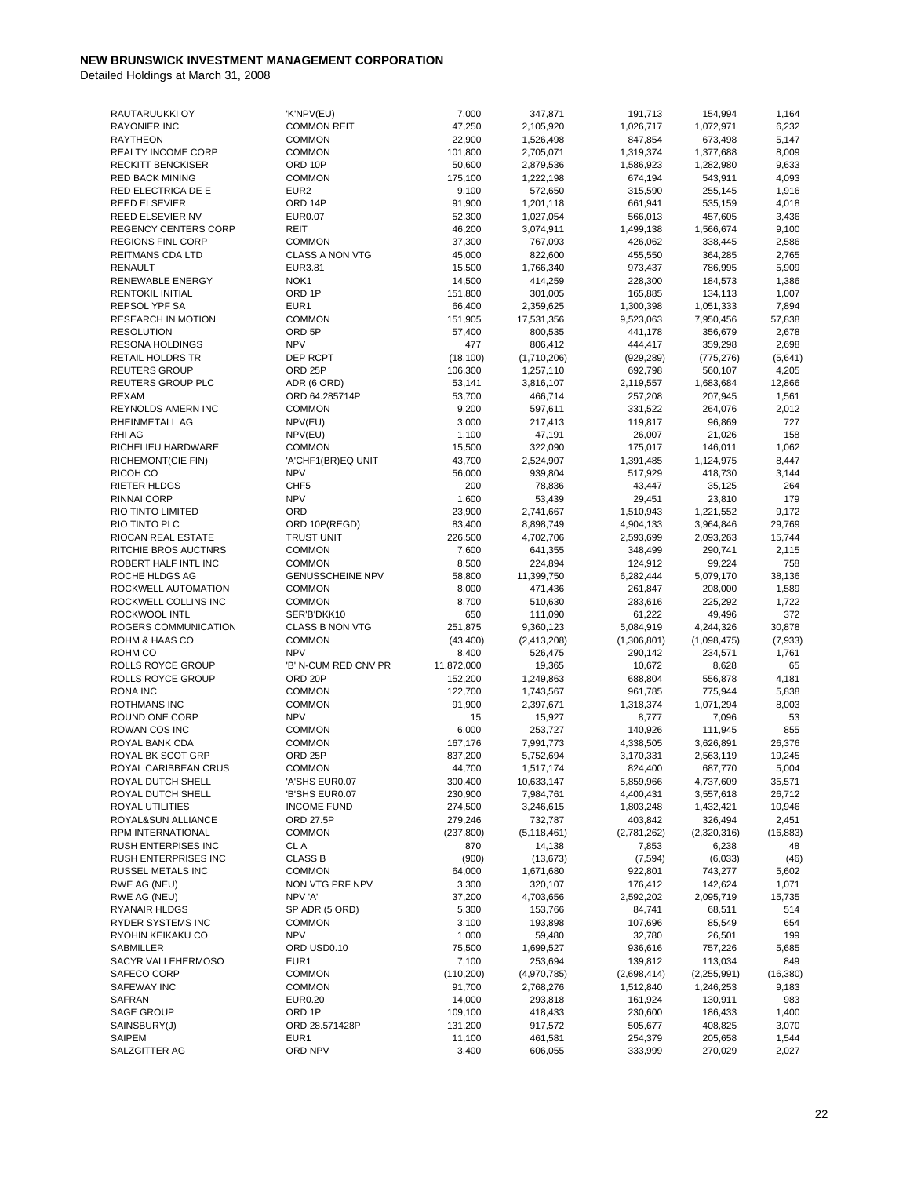**NEW BRUNSWICK INVESTMENT MANAGEMENT CORPORATION**

Detailed Holdings at March 31, 2008

| | | | | | | |
|---|---|---|---|---|---|---|
| RAUTARUUKKI OY | 'K'NPV(EU) | 7,000 | 347,871 | 191,713 | 154,994 | 1,164 |
| RAYONIER INC | COMMON REIT | 47,250 | 2,105,920 | 1,026,717 | 1,072,971 | 6,232 |
| RAYTHEON | COMMON | 22,900 | 1,526,498 | 847,854 | 673,498 | 5,147 |
| REALTY INCOME CORP | COMMON | 101,800 | 2,705,071 | 1,319,374 | 1,377,688 | 8,009 |
| RECKITT BENCKISER | ORD 10P | 50,600 | 2,879,536 | 1,586,923 | 1,282,980 | 9,633 |
| RED BACK MINING | COMMON | 175,100 | 1,222,198 | 674,194 | 543,911 | 4,093 |
| RED ELECTRICA DE E | EUR2 | 9,100 | 572,650 | 315,590 | 255,145 | 1,916 |
| REED ELSEVIER | ORD 14P | 91,900 | 1,201,118 | 661,941 | 535,159 | 4,018 |
| REED ELSEVIER NV | EUR0.07 | 52,300 | 1,027,054 | 566,013 | 457,605 | 3,436 |
| REGENCY CENTERS CORP | REIT | 46,200 | 3,074,911 | 1,499,138 | 1,566,674 | 9,100 |
| REGIONS FINL CORP | COMMON | 37,300 | 767,093 | 426,062 | 338,445 | 2,586 |
| REITMANS CDA LTD | CLASS A NON VTG | 45,000 | 822,600 | 455,550 | 364,285 | 2,765 |
| RENAULT | EUR3.81 | 15,500 | 1,766,340 | 973,437 | 786,995 | 5,909 |
| RENEWABLE ENERGY | NOK1 | 14,500 | 414,259 | 228,300 | 184,573 | 1,386 |
| RENTOKIL INITIAL | ORD 1P | 151,800 | 301,005 | 165,885 | 134,113 | 1,007 |
| REPSOL YPF SA | EUR1 | 66,400 | 2,359,625 | 1,300,398 | 1,051,333 | 7,894 |
| RESEARCH IN MOTION | COMMON | 151,905 | 17,531,356 | 9,523,063 | 7,950,456 | 57,838 |
| RESOLUTION | ORD 5P | 57,400 | 800,535 | 441,178 | 356,679 | 2,678 |
| RESONA HOLDINGS | NPV | 477 | 806,412 | 444,417 | 359,298 | 2,698 |
| RETAIL HOLDRS TR | DEP RCPT | (18,100) | (1,710,206) | (929,289) | (775,276) | (5,641) |
| REUTERS GROUP | ORD 25P | 106,300 | 1,257,110 | 692,798 | 560,107 | 4,205 |
| REUTERS GROUP PLC | ADR (6 ORD) | 53,141 | 3,816,107 | 2,119,557 | 1,683,684 | 12,866 |
| REXAM | ORD 64.285714P | 53,700 | 466,714 | 257,208 | 207,945 | 1,561 |
| REYNOLDS AMERN INC | COMMON | 9,200 | 597,611 | 331,522 | 264,076 | 2,012 |
| RHEINMETALL AG | NPV(EU) | 3,000 | 217,413 | 119,817 | 96,869 | 727 |
| RHI AG | NPV(EU) | 1,100 | 47,191 | 26,007 | 21,026 | 158 |
| RICHELIEU HARDWARE | COMMON | 15,500 | 322,090 | 175,017 | 146,011 | 1,062 |
| RICHEMONT(CIE FIN) | 'A'CHF1(BR)EQ UNIT | 43,700 | 2,524,907 | 1,391,485 | 1,124,975 | 8,447 |
| RICOH CO | NPV | 56,000 | 939,804 | 517,929 | 418,730 | 3,144 |
| RIETER HLDGS | CHF5 | 200 | 78,836 | 43,447 | 35,125 | 264 |
| RINNAI CORP | NPV | 1,600 | 53,439 | 29,451 | 23,810 | 179 |
| RIO TINTO LIMITED | ORD | 23,900 | 2,741,667 | 1,510,943 | 1,221,552 | 9,172 |
| RIO TINTO PLC | ORD 10P(REGD) | 83,400 | 8,898,749 | 4,904,133 | 3,964,846 | 29,769 |
| RIOCAN REAL ESTATE | TRUST UNIT | 226,500 | 4,702,706 | 2,593,699 | 2,093,263 | 15,744 |
| RITCHIE BROS AUCTNRS | COMMON | 7,600 | 641,355 | 348,499 | 290,741 | 2,115 |
| ROBERT HALF INTL INC | COMMON | 8,500 | 224,894 | 124,912 | 99,224 | 758 |
| ROCHE HLDGS AG | GENUSSCHEINE NPV | 58,800 | 11,399,750 | 6,282,444 | 5,079,170 | 38,136 |
| ROCKWELL AUTOMATION | COMMON | 8,000 | 471,436 | 261,847 | 208,000 | 1,589 |
| ROCKWELL COLLINS INC | COMMON | 8,700 | 510,630 | 283,616 | 225,292 | 1,722 |
| ROCKWOOL INTL | SER'B'DKK10 | 650 | 111,090 | 61,222 | 49,496 | 372 |
| ROGERS COMMUNICATION | CLASS B NON VTG | 251,875 | 9,360,123 | 5,084,919 | 4,244,326 | 30,878 |
| ROHM & HAAS CO | COMMON | (43,400) | (2,413,208) | (1,306,801) | (1,098,475) | (7,933) |
| ROHM CO | NPV | 8,400 | 526,475 | 290,142 | 234,571 | 1,761 |
| ROLLS ROYCE GROUP | 'B' N-CUM RED CNV PR | 11,872,000 | 19,365 | 10,672 | 8,628 | 65 |
| ROLLS ROYCE GROUP | ORD 20P | 152,200 | 1,249,863 | 688,804 | 556,878 | 4,181 |
| RONA INC | COMMON | 122,700 | 1,743,567 | 961,785 | 775,944 | 5,838 |
| ROTHMANS INC | COMMON | 91,900 | 2,397,671 | 1,318,374 | 1,071,294 | 8,003 |
| ROUND ONE CORP | NPV | 15 | 15,927 | 8,777 | 7,096 | 53 |
| ROWAN COS INC | COMMON | 6,000 | 253,727 | 140,926 | 111,945 | 855 |
| ROYAL BANK CDA | COMMON | 167,176 | 7,991,773 | 4,338,505 | 3,626,891 | 26,376 |
| ROYAL BK SCOT GRP | ORD 25P | 837,200 | 5,752,694 | 3,170,331 | 2,563,119 | 19,245 |
| ROYAL CARIBBEAN CRUS | COMMON | 44,700 | 1,517,174 | 824,400 | 687,770 | 5,004 |
| ROYAL DUTCH SHELL | 'A'SHS EUR0.07 | 300,400 | 10,633,147 | 5,859,966 | 4,737,609 | 35,571 |
| ROYAL DUTCH SHELL | 'B'SHS EUR0.07 | 230,900 | 7,984,761 | 4,400,431 | 3,557,618 | 26,712 |
| ROYAL UTILITIES | INCOME FUND | 274,500 | 3,246,615 | 1,803,248 | 1,432,421 | 10,946 |
| ROYAL&SUN ALLIANCE | ORD 27.5P | 279,246 | 732,787 | 403,842 | 326,494 | 2,451 |
| RPM INTERNATIONAL | COMMON | (237,800) | (5,118,461) | (2,781,262) | (2,320,316) | (16,883) |
| RUSH ENTERPISES INC | CL A | 870 | 14,138 | 7,853 | 6,238 | 48 |
| RUSH ENTERPRISES INC | CLASS B | (900) | (13,673) | (7,594) | (6,033) | (46) |
| RUSSEL METALS INC | COMMON | 64,000 | 1,671,680 | 922,801 | 743,277 | 5,602 |
| RWE AG (NEU) | NON VTG PRF NPV | 3,300 | 320,107 | 176,412 | 142,624 | 1,071 |
| RWE AG (NEU) | NPV 'A' | 37,200 | 4,703,656 | 2,592,202 | 2,095,719 | 15,735 |
| RYANAIR HLDGS | SP ADR (5 ORD) | 5,300 | 153,766 | 84,741 | 68,511 | 514 |
| RYDER SYSTEMS INC | COMMON | 3,100 | 193,898 | 107,696 | 85,549 | 654 |
| RYOHIN KEIKAKU CO | NPV | 1,000 | 59,480 | 32,780 | 26,501 | 199 |
| SABMILLER | ORD USD0.10 | 75,500 | 1,699,527 | 936,616 | 757,226 | 5,685 |
| SACYR VALLEHERMOSO | EUR1 | 7,100 | 253,694 | 139,812 | 113,034 | 849 |
| SAFECO CORP | COMMON | (110,200) | (4,970,785) | (2,698,414) | (2,255,991) | (16,380) |
| SAFEWAY INC | COMMON | 91,700 | 2,768,276 | 1,512,840 | 1,246,253 | 9,183 |
| SAFRAN | EUR0.20 | 14,000 | 293,818 | 161,924 | 130,911 | 983 |
| SAGE GROUP | ORD 1P | 109,100 | 418,433 | 230,600 | 186,433 | 1,400 |
| SAINSBURY(J) | ORD 28.571428P | 131,200 | 917,572 | 505,677 | 408,825 | 3,070 |
| SAIPEM | EUR1 | 11,100 | 461,581 | 254,379 | 205,658 | 1,544 |
| SALZGITTER AG | ORD NPV | 3,400 | 606,055 | 333,999 | 270,029 | 2,027 |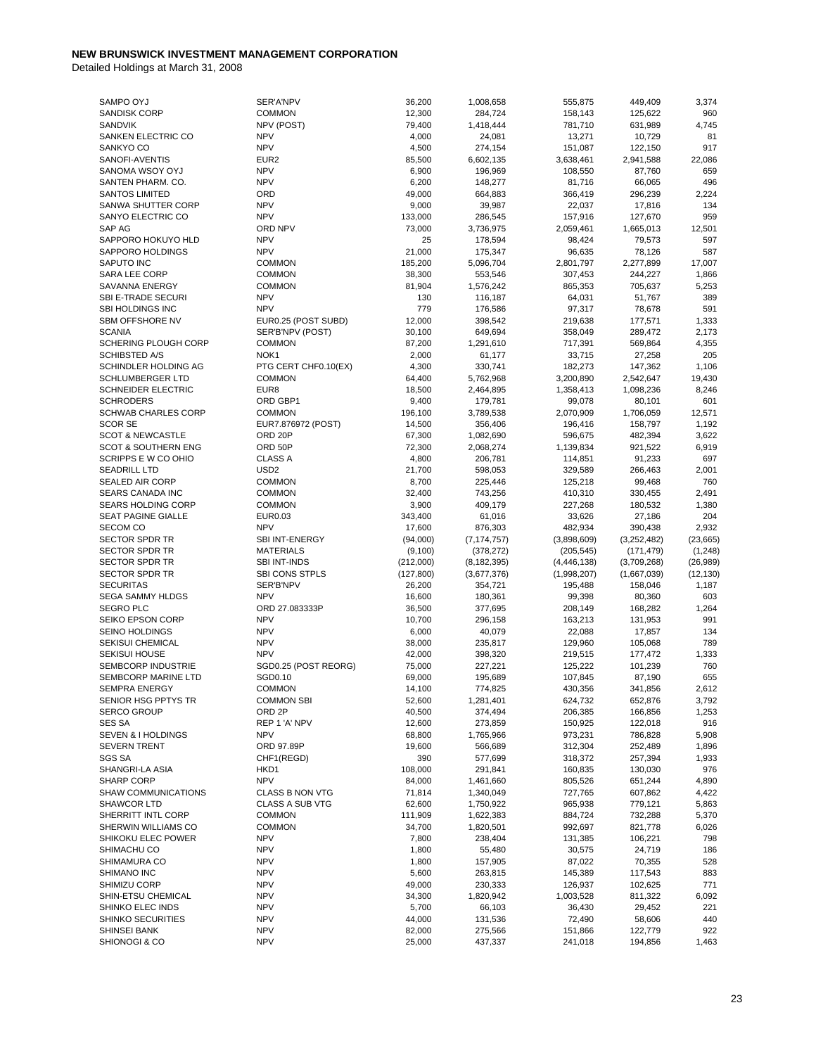**NEW BRUNSWICK INVESTMENT MANAGEMENT CORPORATION**

Detailed Holdings at March 31, 2008

| | | | | | | |
|---|---|---|---|---|---|---|
| SAMPO OYJ | SER'A'NPV | 36,200 | 1,008,658 | 555,875 | 449,409 | 3,374 |
| SANDISK CORP | COMMON | 12,300 | 284,724 | 158,143 | 125,622 | 960 |
| SANDVIK | NPV (POST) | 79,400 | 1,418,444 | 781,710 | 631,989 | 4,745 |
| SANKEN ELECTRIC CO | NPV | 4,000 | 24,081 | 13,271 | 10,729 | 81 |
| SANKYO CO | NPV | 4,500 | 274,154 | 151,087 | 122,150 | 917 |
| SANOFI-AVENTIS | EUR2 | 85,500 | 6,602,135 | 3,638,461 | 2,941,588 | 22,086 |
| SANOMA WSOY OYJ | NPV | 6,900 | 196,969 | 108,550 | 87,760 | 659 |
| SANTEN PHARM. CO. | NPV | 6,200 | 148,277 | 81,716 | 66,065 | 496 |
| SANTOS LIMITED | ORD | 49,000 | 664,883 | 366,419 | 296,239 | 2,224 |
| SANWA SHUTTER CORP | NPV | 9,000 | 39,987 | 22,037 | 17,816 | 134 |
| SANYO ELECTRIC CO | NPV | 133,000 | 286,545 | 157,916 | 127,670 | 959 |
| SAP AG | ORD NPV | 73,000 | 3,736,975 | 2,059,461 | 1,665,013 | 12,501 |
| SAPPORO HOKUYO HLD | NPV | 25 | 178,594 | 98,424 | 79,573 | 597 |
| SAPPORO HOLDINGS | NPV | 21,000 | 175,347 | 96,635 | 78,126 | 587 |
| SAPUTO INC | COMMON | 185,200 | 5,096,704 | 2,801,797 | 2,277,899 | 17,007 |
| SARA LEE CORP | COMMON | 38,300 | 553,546 | 307,453 | 244,227 | 1,866 |
| SAVANNA ENERGY | COMMON | 81,904 | 1,576,242 | 865,353 | 705,637 | 5,253 |
| SBI E-TRADE SECURI | NPV | 130 | 116,187 | 64,031 | 51,767 | 389 |
| SBI HOLDINGS INC | NPV | 779 | 176,586 | 97,317 | 78,678 | 591 |
| SBM OFFSHORE NV | EUR0.25 (POST SUBD) | 12,000 | 398,542 | 219,638 | 177,571 | 1,333 |
| SCANIA | SER'B'NPV (POST) | 30,100 | 649,694 | 358,049 | 289,472 | 2,173 |
| SCHERING PLOUGH CORP | COMMON | 87,200 | 1,291,610 | 717,391 | 569,864 | 4,355 |
| SCHIBSTED A/S | NOK1 | 2,000 | 61,177 | 33,715 | 27,258 | 205 |
| SCHINDLER HOLDING AG | PTG CERT CHF0.10(EX) | 4,300 | 330,741 | 182,273 | 147,362 | 1,106 |
| SCHLUMBERGER LTD | COMMON | 64,400 | 5,762,968 | 3,200,890 | 2,542,647 | 19,430 |
| SCHNEIDER ELECTRIC | EUR8 | 18,500 | 2,464,895 | 1,358,413 | 1,098,236 | 8,246 |
| SCHRODERS | ORD GBP1 | 9,400 | 179,781 | 99,078 | 80,101 | 601 |
| SCHWAB CHARLES CORP | COMMON | 196,100 | 3,789,538 | 2,070,909 | 1,706,059 | 12,571 |
| SCOR SE | EUR7.876972 (POST) | 14,500 | 356,406 | 196,416 | 158,797 | 1,192 |
| SCOT & NEWCASTLE | ORD 20P | 67,300 | 1,082,690 | 596,675 | 482,394 | 3,622 |
| SCOT & SOUTHERN ENG | ORD 50P | 72,300 | 2,068,274 | 1,139,834 | 921,522 | 6,919 |
| SCRIPPS E W CO OHIO | CLASS A | 4,800 | 206,781 | 114,851 | 91,233 | 697 |
| SEADRILL LTD | USD2 | 21,700 | 598,053 | 329,589 | 266,463 | 2,001 |
| SEALED AIR CORP | COMMON | 8,700 | 225,446 | 125,218 | 99,468 | 760 |
| SEARS CANADA INC | COMMON | 32,400 | 743,256 | 410,310 | 330,455 | 2,491 |
| SEARS HOLDING CORP | COMMON | 3,900 | 409,179 | 227,268 | 180,532 | 1,380 |
| SEAT PAGINE GIALLE | EUR0.03 | 343,400 | 61,016 | 33,626 | 27,186 | 204 |
| SECOM CO | NPV | 17,600 | 876,303 | 482,934 | 390,438 | 2,932 |
| SECTOR SPDR TR | SBI INT-ENERGY | (94,000) | (7,174,757) | (3,898,609) | (3,252,482) | (23,665) |
| SECTOR SPDR TR | MATERIALS | (9,100) | (378,272) | (205,545) | (171,479) | (1,248) |
| SECTOR SPDR TR | SBI INT-INDS | (212,000) | (8,182,395) | (4,446,138) | (3,709,268) | (26,989) |
| SECTOR SPDR TR | SBI CONS STPLS | (127,800) | (3,677,376) | (1,998,207) | (1,667,039) | (12,130) |
| SECURITAS | SER'B'NPV | 26,200 | 354,721 | 195,488 | 158,046 | 1,187 |
| SEGA SAMMY HLDGS | NPV | 16,600 | 180,361 | 99,398 | 80,360 | 603 |
| SEGRO PLC | ORD 27.083333P | 36,500 | 377,695 | 208,149 | 168,282 | 1,264 |
| SEIKO EPSON CORP | NPV | 10,700 | 296,158 | 163,213 | 131,953 | 991 |
| SEINO HOLDINGS | NPV | 6,000 | 40,079 | 22,088 | 17,857 | 134 |
| SEKISUI CHEMICAL | NPV | 38,000 | 235,817 | 129,960 | 105,068 | 789 |
| SEKISUI HOUSE | NPV | 42,000 | 398,320 | 219,515 | 177,472 | 1,333 |
| SEMBCORP INDUSTRIE | SGD0.25 (POST REORG) | 75,000 | 227,221 | 125,222 | 101,239 | 760 |
| SEMBCORP MARINE LTD | SGD0.10 | 69,000 | 195,689 | 107,845 | 87,190 | 655 |
| SEMPRA ENERGY | COMMON | 14,100 | 774,825 | 430,356 | 341,856 | 2,612 |
| SENIOR HSG PPTYS TR | COMMON SBI | 52,600 | 1,281,401 | 624,732 | 652,876 | 3,792 |
| SERCO GROUP | ORD 2P | 40,500 | 374,494 | 206,385 | 166,856 | 1,253 |
| SES SA | REP 1 'A' NPV | 12,600 | 273,859 | 150,925 | 122,018 | 916 |
| SEVEN & I HOLDINGS | NPV | 68,800 | 1,765,966 | 973,231 | 786,828 | 5,908 |
| SEVERN TRENT | ORD 97.89P | 19,600 | 566,689 | 312,304 | 252,489 | 1,896 |
| SGS SA | CHF1(REGD) | 390 | 577,699 | 318,372 | 257,394 | 1,933 |
| SHANGRI-LA ASIA | HKD1 | 108,000 | 291,841 | 160,835 | 130,030 | 976 |
| SHARP CORP | NPV | 84,000 | 1,461,660 | 805,526 | 651,244 | 4,890 |
| SHAW COMMUNICATIONS | CLASS B NON VTG | 71,814 | 1,340,049 | 727,765 | 607,862 | 4,422 |
| SHAWCOR LTD | CLASS A SUB VTG | 62,600 | 1,750,922 | 965,938 | 779,121 | 5,863 |
| SHERRITT INTL CORP | COMMON | 111,909 | 1,622,383 | 884,724 | 732,288 | 5,370 |
| SHERWIN WILLIAMS CO | COMMON | 34,700 | 1,820,501 | 992,697 | 821,778 | 6,026 |
| SHIKOKU ELEC POWER | NPV | 7,800 | 238,404 | 131,385 | 106,221 | 798 |
| SHIMACHU CO | NPV | 1,800 | 55,480 | 30,575 | 24,719 | 186 |
| SHIMAMURA CO | NPV | 1,800 | 157,905 | 87,022 | 70,355 | 528 |
| SHIMANO INC | NPV | 5,600 | 263,815 | 145,389 | 117,543 | 883 |
| SHIMIZU CORP | NPV | 49,000 | 230,333 | 126,937 | 102,625 | 771 |
| SHIN-ETSU CHEMICAL | NPV | 34,300 | 1,820,942 | 1,003,528 | 811,322 | 6,092 |
| SHINKO ELEC INDS | NPV | 5,700 | 66,103 | 36,430 | 29,452 | 221 |
| SHINKO SECURITIES | NPV | 44,000 | 131,536 | 72,490 | 58,606 | 440 |
| SHINSEI BANK | NPV | 82,000 | 275,566 | 151,866 | 122,779 | 922 |
| SHIONOGI & CO | NPV | 25,000 | 437,337 | 241,018 | 194,856 | 1,463 |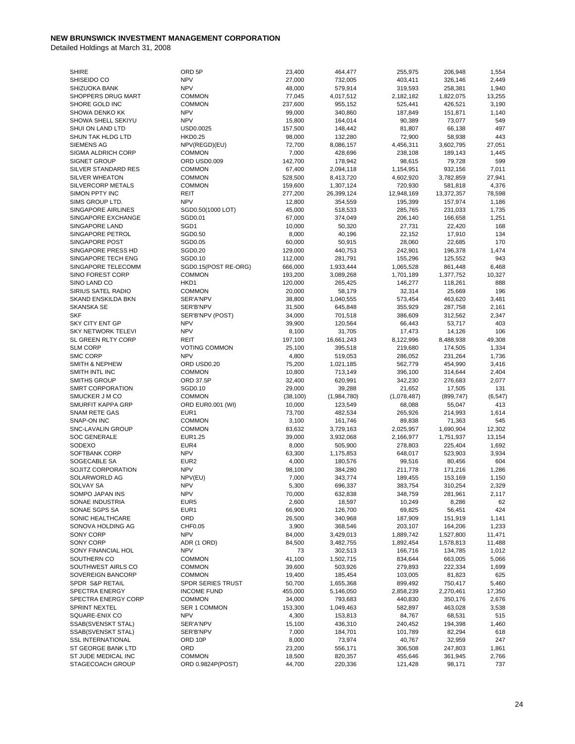**NEW BRUNSWICK INVESTMENT MANAGEMENT CORPORATION**

Detailed Holdings at March 31, 2008

| | | | | | | |
|---|---|---|---|---|---|---|
| SHIRE | ORD 5P | 23,400 | 464,477 | 255,975 | 206,948 | 1,554 |
| SHISEIDO CO | NPV | 27,000 | 732,005 | 403,411 | 326,146 | 2,449 |
| SHIZUOKA BANK | NPV | 48,000 | 579,914 | 319,593 | 258,381 | 1,940 |
| SHOPPERS DRUG MART | COMMON | 77,045 | 4,017,512 | 2,182,182 | 1,822,075 | 13,255 |
| SHORE GOLD INC | COMMON | 237,600 | 955,152 | 525,441 | 426,521 | 3,190 |
| SHOWA DENKO KK | NPV | 99,000 | 340,860 | 187,849 | 151,871 | 1,140 |
| SHOWA SHELL SEKIYU | NPV | 15,800 | 164,014 | 90,389 | 73,077 | 549 |
| SHUI ON LAND LTD | USD0.0025 | 157,500 | 148,442 | 81,807 | 66,138 | 497 |
| SHUN TAK HLDG LTD | HKD0.25 | 98,000 | 132,280 | 72,900 | 58,938 | 443 |
| SIEMENS AG | NPV(REGD)(EU) | 72,700 | 8,086,157 | 4,456,311 | 3,602,795 | 27,051 |
| SIGMA ALDRICH CORP | COMMON | 7,000 | 428,696 | 238,108 | 189,143 | 1,445 |
| SIGNET GROUP | ORD USD0.009 | 142,700 | 178,942 | 98,615 | 79,728 | 599 |
| SILVER STANDARD RES | COMMON | 67,400 | 2,094,118 | 1,154,951 | 932,156 | 7,011 |
| SILVER WHEATON | COMMON | 528,500 | 8,413,720 | 4,602,920 | 3,782,859 | 27,941 |
| SILVERCORP METALS | COMMON | 159,600 | 1,307,124 | 720,930 | 581,818 | 4,376 |
| SIMON PPTY INC | REIT | 277,200 | 26,399,124 | 12,948,169 | 13,372,357 | 78,598 |
| SIMS GROUP LTD. | NPV | 12,800 | 354,559 | 195,399 | 157,974 | 1,186 |
| SINGAPORE AIRLINES | SGD0.50(1000 LOT) | 45,000 | 518,533 | 285,765 | 231,033 | 1,735 |
| SINGAPORE EXCHANGE | SGD0.01 | 67,000 | 374,049 | 206,140 | 166,658 | 1,251 |
| SINGAPORE LAND | SGD1 | 10,000 | 50,320 | 27,731 | 22,420 | 168 |
| SINGAPORE PETROL | SGD0.50 | 8,000 | 40,196 | 22,152 | 17,910 | 134 |
| SINGAPORE POST | SGD0.05 | 60,000 | 50,915 | 28,060 | 22,685 | 170 |
| SINGAPORE PRESS HD | SGD0.20 | 129,000 | 440,753 | 242,901 | 196,378 | 1,474 |
| SINGAPORE TECH ENG | SGD0.10 | 112,000 | 281,791 | 155,296 | 125,552 | 943 |
| SINGAPORE TELECOMM | SGD0.15(POST RE-ORG) | 666,000 | 1,933,444 | 1,065,528 | 861,448 | 6,468 |
| SINO FOREST CORP | COMMON | 193,200 | 3,089,268 | 1,701,189 | 1,377,752 | 10,327 |
| SINO LAND CO | HKD1 | 120,000 | 265,425 | 146,277 | 118,261 | 888 |
| SIRIUS SATEL RADIO | COMMON | 20,000 | 58,179 | 32,314 | 25,669 | 196 |
| SKAND ENSKILDA BKN | SER'A'NPV | 38,800 | 1,040,555 | 573,454 | 463,620 | 3,481 |
| SKANSKA SE | SER'B'NPV | 31,500 | 645,848 | 355,929 | 287,758 | 2,161 |
| SKF | SER'B'NPV (POST) | 34,000 | 701,518 | 386,609 | 312,562 | 2,347 |
| SKY CITY ENT GP | NPV | 39,900 | 120,564 | 66,443 | 53,717 | 403 |
| SKY NETWORK TELEVI | NPV | 8,100 | 31,705 | 17,473 | 14,126 | 106 |
| SL GREEN RLTY CORP | REIT | 197,100 | 16,661,243 | 8,122,996 | 8,488,938 | 49,308 |
| SLM CORP | VOTING COMMON | 25,100 | 395,518 | 219,680 | 174,505 | 1,334 |
| SMC CORP | NPV | 4,800 | 519,053 | 286,052 | 231,264 | 1,736 |
| SMITH & NEPHEW | ORD USD0.20 | 75,200 | 1,021,185 | 562,779 | 454,990 | 3,416 |
| SMITH INTL INC | COMMON | 10,800 | 713,149 | 396,100 | 314,644 | 2,404 |
| SMITHS GROUP | ORD 37.5P | 32,400 | 620,991 | 342,230 | 276,683 | 2,077 |
| SMRT CORPORATION | SGD0.10 | 29,000 | 39,288 | 21,652 | 17,505 | 131 |
| SMUCKER J M CO | COMMON | (38,100) | (1,984,780) | (1,078,487) | (899,747) | (6,547) |
| SMURFIT KAPPA GRP | ORD EUR0.001 (WI) | 10,000 | 123,549 | 68,088 | 55,047 | 413 |
| SNAM RETE GAS | EUR1 | 73,700 | 482,534 | 265,926 | 214,993 | 1,614 |
| SNAP-ON INC | COMMON | 3,100 | 161,746 | 89,838 | 71,363 | 545 |
| SNC-LAVALIN GROUP | COMMON | 83,632 | 3,729,163 | 2,025,957 | 1,690,904 | 12,302 |
| SOC GENERALE | EUR1.25 | 39,000 | 3,932,068 | 2,166,977 | 1,751,937 | 13,154 |
| SODEXO | EUR4 | 8,000 | 505,900 | 278,803 | 225,404 | 1,692 |
| SOFTBANK CORP | NPV | 63,300 | 1,175,853 | 648,017 | 523,903 | 3,934 |
| SOGECABLE SA | EUR2 | 4,000 | 180,576 | 99,516 | 80,456 | 604 |
| SOJITZ CORPORATION | NPV | 98,100 | 384,280 | 211,778 | 171,216 | 1,286 |
| SOLARWORLD AG | NPV(EU) | 7,000 | 343,774 | 189,455 | 153,169 | 1,150 |
| SOLVAY SA | NPV | 5,300 | 696,337 | 383,754 | 310,254 | 2,329 |
| SOMPO JAPAN INS | NPV | 70,000 | 632,838 | 348,759 | 281,961 | 2,117 |
| SONAE INDUSTRIA | EUR5 | 2,600 | 18,597 | 10,249 | 8,286 | 62 |
| SONAE SGPS SA | EUR1 | 66,900 | 126,700 | 69,825 | 56,451 | 424 |
| SONIC HEALTHCARE | ORD | 26,500 | 340,968 | 187,909 | 151,919 | 1,141 |
| SONOVA HOLDING AG | CHF0.05 | 3,900 | 368,546 | 203,107 | 164,206 | 1,233 |
| SONY CORP | NPV | 84,000 | 3,429,013 | 1,889,742 | 1,527,800 | 11,471 |
| SONY CORP | ADR (1 ORD) | 84,500 | 3,482,755 | 1,892,454 | 1,578,813 | 11,488 |
| SONY FINANCIAL HOL | NPV | 73 | 302,513 | 166,716 | 134,785 | 1,012 |
| SOUTHERN CO | COMMON | 41,100 | 1,502,715 | 834,644 | 663,005 | 5,066 |
| SOUTHWEST AIRLS CO | COMMON | 39,600 | 503,926 | 279,893 | 222,334 | 1,699 |
| SOVEREIGN BANCORP | COMMON | 19,400 | 185,454 | 103,005 | 81,823 | 625 |
| SPDR S&P RETAIL | SPDR SERIES TRUST | 50,700 | 1,655,368 | 899,492 | 750,417 | 5,460 |
| SPECTRA ENERGY | INCOME FUND | 455,000 | 5,146,050 | 2,858,239 | 2,270,461 | 17,350 |
| SPECTRA ENERGY CORP | COMMON | 34,000 | 793,683 | 440,830 | 350,176 | 2,676 |
| SPRINT NEXTEL | SER 1 COMMON | 153,300 | 1,049,463 | 582,897 | 463,028 | 3,538 |
| SQUARE-ENIX CO | NPV | 4,300 | 153,813 | 84,767 | 68,531 | 515 |
| SSAB(SVENSKT STAL) | SER'A'NPV | 15,100 | 436,310 | 240,452 | 194,398 | 1,460 |
| SSAB(SVENSKT STAL) | SER'B'NPV | 7,000 | 184,701 | 101,789 | 82,294 | 618 |
| SSL INTERNATIONAL | ORD 10P | 8,000 | 73,974 | 40,767 | 32,959 | 247 |
| ST GEORGE BANK LTD | ORD | 23,200 | 556,171 | 306,508 | 247,803 | 1,861 |
| ST JUDE MEDICAL INC | COMMON | 18,500 | 820,357 | 455,646 | 361,945 | 2,766 |
| STAGECOACH GROUP | ORD 0.9824P(POST) | 44,700 | 220,336 | 121,428 | 98,171 | 737 |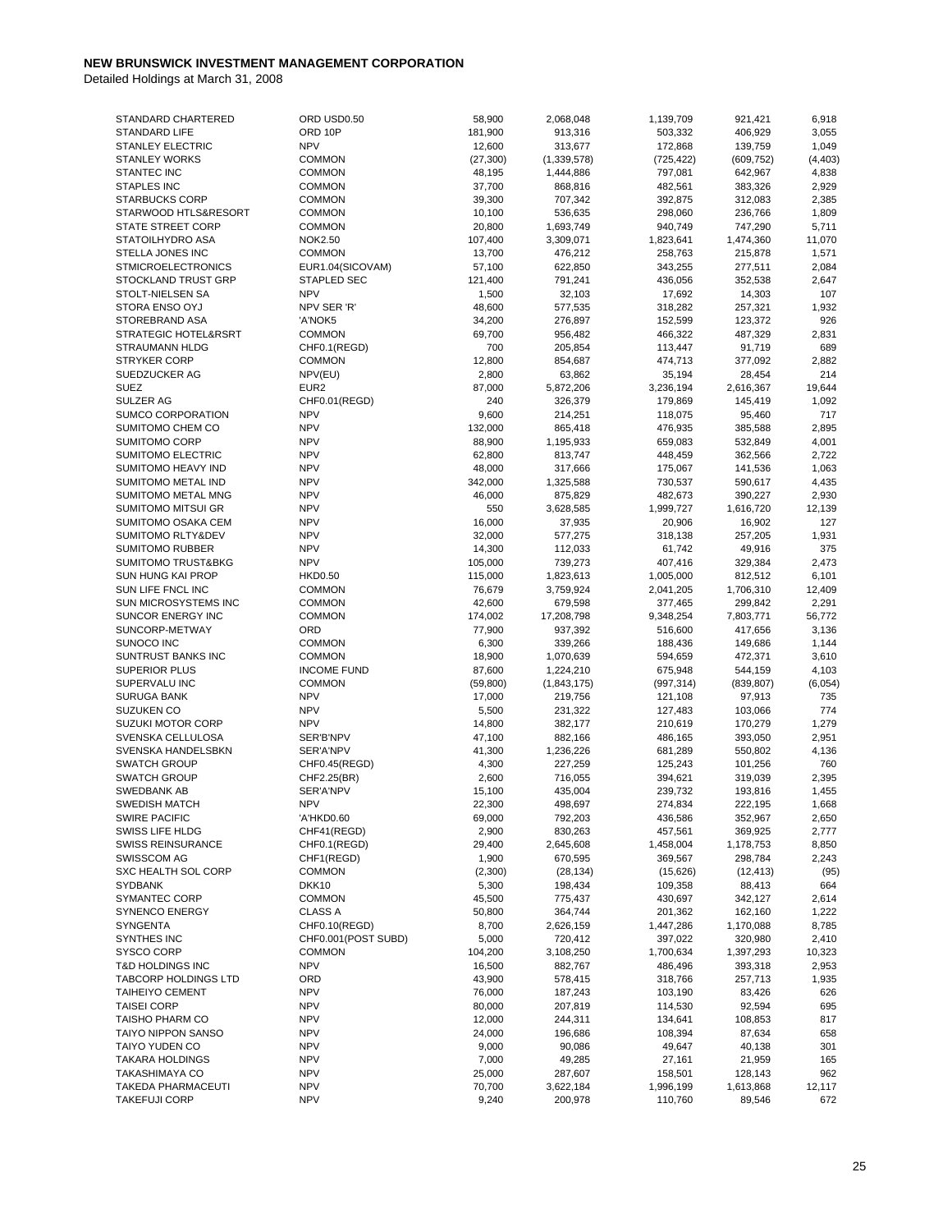**NEW BRUNSWICK INVESTMENT MANAGEMENT CORPORATION**

Detailed Holdings at March 31, 2008

| | | | | | | |
|---|---|---|---|---|---|---|
| STANDARD CHARTERED | ORD USD0.50 | 58,900 | 2,068,048 | 1,139,709 | 921,421 | 6,918 |
| STANDARD LIFE | ORD 10P | 181,900 | 913,316 | 503,332 | 406,929 | 3,055 |
| STANLEY ELECTRIC | NPV | 12,600 | 313,677 | 172,868 | 139,759 | 1,049 |
| STANLEY WORKS | COMMON | (27,300) | (1,339,578) | (725,422) | (609,752) | (4,403) |
| STANTEC INC | COMMON | 48,195 | 1,444,886 | 797,081 | 642,967 | 4,838 |
| STAPLES INC | COMMON | 37,700 | 868,816 | 482,561 | 383,326 | 2,929 |
| STARBUCKS CORP | COMMON | 39,300 | 707,342 | 392,875 | 312,083 | 2,385 |
| STARWOOD HTLS&RESORT | COMMON | 10,100 | 536,635 | 298,060 | 236,766 | 1,809 |
| STATE STREET CORP | COMMON | 20,800 | 1,693,749 | 940,749 | 747,290 | 5,711 |
| STATOILHYDRO ASA | NOK2.50 | 107,400 | 3,309,071 | 1,823,641 | 1,474,360 | 11,070 |
| STELLA JONES INC | COMMON | 13,700 | 476,212 | 258,763 | 215,878 | 1,571 |
| STMICROELECTRONICS | EUR1.04(SICOVAM) | 57,100 | 622,850 | 343,255 | 277,511 | 2,084 |
| STOCKLAND TRUST GRP | STAPLED SEC | 121,400 | 791,241 | 436,056 | 352,538 | 2,647 |
| STOLT-NIELSEN SA | NPV | 1,500 | 32,103 | 17,692 | 14,303 | 107 |
| STORA ENSO OYJ | NPV SER 'R' | 48,600 | 577,535 | 318,282 | 257,321 | 1,932 |
| STOREBRAND ASA | 'A'NOK5 | 34,200 | 276,897 | 152,599 | 123,372 | 926 |
| STRATEGIC HOTEL&RSRT | COMMON | 69,700 | 956,482 | 466,322 | 487,329 | 2,831 |
| STRAUMANN HLDG | CHF0.1(REGD) | 700 | 205,854 | 113,447 | 91,719 | 689 |
| STRYKER CORP | COMMON | 12,800 | 854,687 | 474,713 | 377,092 | 2,882 |
| SUEDZUCKER AG | NPV(EU) | 2,800 | 63,862 | 35,194 | 28,454 | 214 |
| SUEZ | EUR2 | 87,000 | 5,872,206 | 3,236,194 | 2,616,367 | 19,644 |
| SULZER AG | CHF0.01(REGD) | 240 | 326,379 | 179,869 | 145,419 | 1,092 |
| SUMCO CORPORATION | NPV | 9,600 | 214,251 | 118,075 | 95,460 | 717 |
| SUMITOMO CHEM CO | NPV | 132,000 | 865,418 | 476,935 | 385,588 | 2,895 |
| SUMITOMO CORP | NPV | 88,900 | 1,195,933 | 659,083 | 532,849 | 4,001 |
| SUMITOMO ELECTRIC | NPV | 62,800 | 813,747 | 448,459 | 362,566 | 2,722 |
| SUMITOMO HEAVY IND | NPV | 48,000 | 317,666 | 175,067 | 141,536 | 1,063 |
| SUMITOMO METAL IND | NPV | 342,000 | 1,325,588 | 730,537 | 590,617 | 4,435 |
| SUMITOMO METAL MNG | NPV | 46,000 | 875,829 | 482,673 | 390,227 | 2,930 |
| SUMITOMO MITSUI GR | NPV | 550 | 3,628,585 | 1,999,727 | 1,616,720 | 12,139 |
| SUMITOMO OSAKA CEM | NPV | 16,000 | 37,935 | 20,906 | 16,902 | 127 |
| SUMITOMO RLTY&DEV | NPV | 32,000 | 577,275 | 318,138 | 257,205 | 1,931 |
| SUMITOMO RUBBER | NPV | 14,300 | 112,033 | 61,742 | 49,916 | 375 |
| SUMITOMO TRUST&BKG | NPV | 105,000 | 739,273 | 407,416 | 329,384 | 2,473 |
| SUN HUNG KAI PROP | HKD0.50 | 115,000 | 1,823,613 | 1,005,000 | 812,512 | 6,101 |
| SUN LIFE FNCL INC | COMMON | 76,679 | 3,759,924 | 2,041,205 | 1,706,310 | 12,409 |
| SUN MICROSYSTEMS INC | COMMON | 42,600 | 679,598 | 377,465 | 299,842 | 2,291 |
| SUNCOR ENERGY INC | COMMON | 174,002 | 17,208,798 | 9,348,254 | 7,803,771 | 56,772 |
| SUNCORP-METWAY | ORD | 77,900 | 937,392 | 516,600 | 417,656 | 3,136 |
| SUNOCO INC | COMMON | 6,300 | 339,266 | 188,436 | 149,686 | 1,144 |
| SUNTRUST BANKS INC | COMMON | 18,900 | 1,070,639 | 594,659 | 472,371 | 3,610 |
| SUPERIOR PLUS | INCOME FUND | 87,600 | 1,224,210 | 675,948 | 544,159 | 4,103 |
| SUPERVALU INC | COMMON | (59,800) | (1,843,175) | (997,314) | (839,807) | (6,054) |
| SURUGA BANK | NPV | 17,000 | 219,756 | 121,108 | 97,913 | 735 |
| SUZUKEN CO | NPV | 5,500 | 231,322 | 127,483 | 103,066 | 774 |
| SUZUKI MOTOR CORP | NPV | 14,800 | 382,177 | 210,619 | 170,279 | 1,279 |
| SVENSKA CELLULOSA | SER'B'NPV | 47,100 | 882,166 | 486,165 | 393,050 | 2,951 |
| SVENSKA HANDELSBKN | SER'A'NPV | 41,300 | 1,236,226 | 681,289 | 550,802 | 4,136 |
| SWATCH GROUP | CHF0.45(REGD) | 4,300 | 227,259 | 125,243 | 101,256 | 760 |
| SWATCH GROUP | CHF2.25(BR) | 2,600 | 716,055 | 394,621 | 319,039 | 2,395 |
| SWEDBANK AB | SER'A'NPV | 15,100 | 435,004 | 239,732 | 193,816 | 1,455 |
| SWEDISH MATCH | NPV | 22,300 | 498,697 | 274,834 | 222,195 | 1,668 |
| SWIRE PACIFIC | 'A'HKD0.60 | 69,000 | 792,203 | 436,586 | 352,967 | 2,650 |
| SWISS LIFE HLDG | CHF41(REGD) | 2,900 | 830,263 | 457,561 | 369,925 | 2,777 |
| SWISS REINSURANCE | CHF0.1(REGD) | 29,400 | 2,645,608 | 1,458,004 | 1,178,753 | 8,850 |
| SWISSCOM AG | CHF1(REGD) | 1,900 | 670,595 | 369,567 | 298,784 | 2,243 |
| SXC HEALTH SOL CORP | COMMON | (2,300) | (28,134) | (15,626) | (12,413) | (95) |
| SYDBANK | DKK10 | 5,300 | 198,434 | 109,358 | 88,413 | 664 |
| SYMANTEC CORP | COMMON | 45,500 | 775,437 | 430,697 | 342,127 | 2,614 |
| SYNENCO ENERGY | CLASS A | 50,800 | 364,744 | 201,362 | 162,160 | 1,222 |
| SYNGENTA | CHF0.10(REGD) | 8,700 | 2,626,159 | 1,447,286 | 1,170,088 | 8,785 |
| SYNTHES INC | CHF0.001(POST SUBD) | 5,000 | 720,412 | 397,022 | 320,980 | 2,410 |
| SYSCO CORP | COMMON | 104,200 | 3,108,250 | 1,700,634 | 1,397,293 | 10,323 |
| T&D HOLDINGS INC | NPV | 16,500 | 882,767 | 486,496 | 393,318 | 2,953 |
| TABCORP HOLDINGS LTD | ORD | 43,900 | 578,415 | 318,766 | 257,713 | 1,935 |
| TAIHEIYO CEMENT | NPV | 76,000 | 187,243 | 103,190 | 83,426 | 626 |
| TAISEI CORP | NPV | 80,000 | 207,819 | 114,530 | 92,594 | 695 |
| TAISHO PHARM CO | NPV | 12,000 | 244,311 | 134,641 | 108,853 | 817 |
| TAIYO NIPPON SANSO | NPV | 24,000 | 196,686 | 108,394 | 87,634 | 658 |
| TAIYO YUDEN CO | NPV | 9,000 | 90,086 | 49,647 | 40,138 | 301 |
| TAKARA HOLDINGS | NPV | 7,000 | 49,285 | 27,161 | 21,959 | 165 |
| TAKASHIMAYA CO | NPV | 25,000 | 287,607 | 158,501 | 128,143 | 962 |
| TAKEDA PHARMACEUTI | NPV | 70,700 | 3,622,184 | 1,996,199 | 1,613,868 | 12,117 |
| TAKEFUJI CORP | NPV | 9,240 | 200,978 | 110,760 | 89,546 | 672 |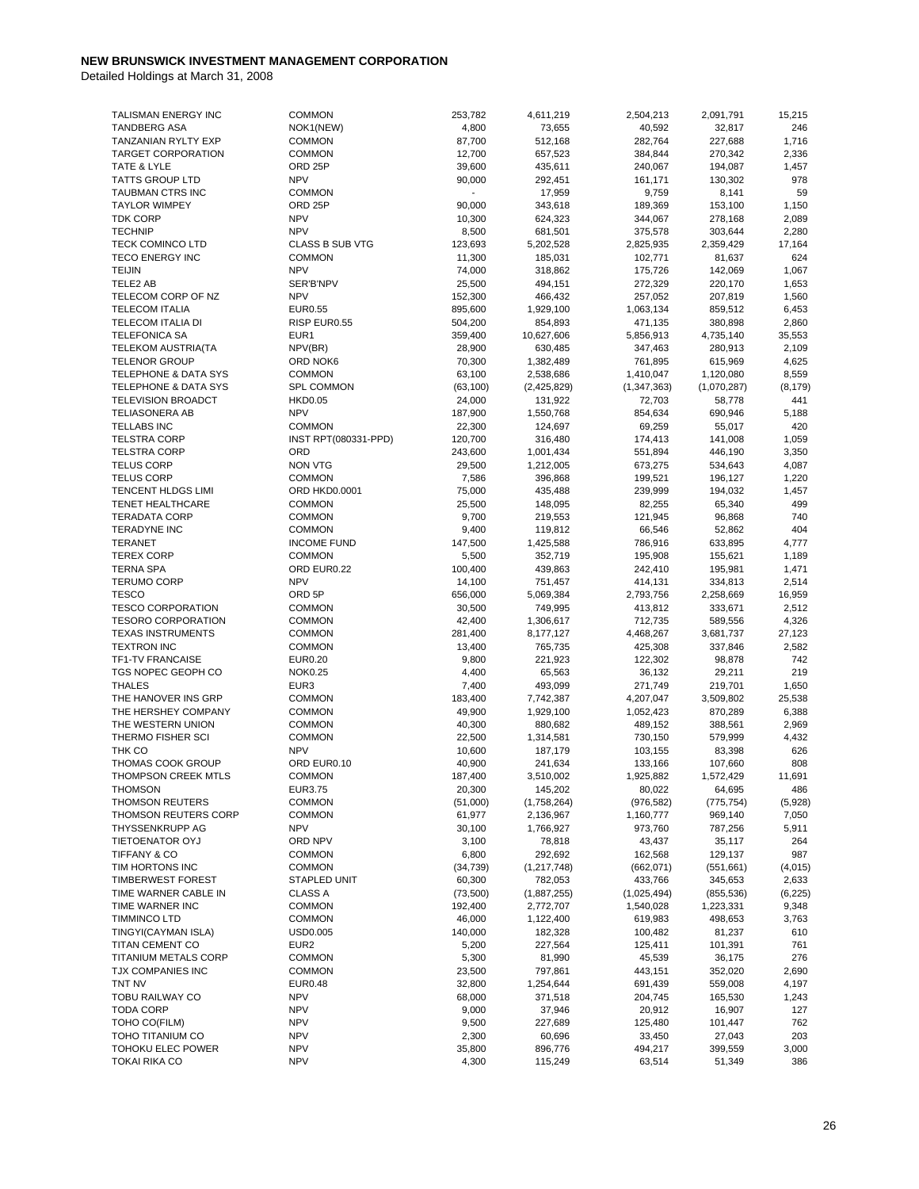**NEW BRUNSWICK INVESTMENT MANAGEMENT CORPORATION**

Detailed Holdings at March 31, 2008

| | | | | | | |
|---|---|---|---|---|---|---|
| TALISMAN ENERGY INC | COMMON | 253,782 | 4,611,219 | 2,504,213 | 2,091,791 | 15,215 |
| TANDBERG ASA | NOK1(NEW) | 4,800 | 73,655 | 40,592 | 32,817 | 246 |
| TANZANIAN RYLTY EXP | COMMON | 87,700 | 512,168 | 282,764 | 227,688 | 1,716 |
| TARGET CORPORATION | COMMON | 12,700 | 657,523 | 384,844 | 270,342 | 2,336 |
| TATE & LYLE | ORD 25P | 39,600 | 435,611 | 240,067 | 194,087 | 1,457 |
| TATTS GROUP LTD | NPV | 90,000 | 292,451 | 161,171 | 130,302 | 978 |
| TAUBMAN CTRS INC | COMMON | - | 17,959 | 9,759 | 8,141 | 59 |
| TAYLOR WIMPEY | ORD 25P | 90,000 | 343,618 | 189,369 | 153,100 | 1,150 |
| TDK CORP | NPV | 10,300 | 624,323 | 344,067 | 278,168 | 2,089 |
| TECHNIP | NPV | 8,500 | 681,501 | 375,578 | 303,644 | 2,280 |
| TECK COMINCO LTD | CLASS B SUB VTG | 123,693 | 5,202,528 | 2,825,935 | 2,359,429 | 17,164 |
| TECO ENERGY INC | COMMON | 11,300 | 185,031 | 102,771 | 81,637 | 624 |
| TEIJIN | NPV | 74,000 | 318,862 | 175,726 | 142,069 | 1,067 |
| TELE2 AB | SER'B'NPV | 25,500 | 494,151 | 272,329 | 220,170 | 1,653 |
| TELECOM CORP OF NZ | NPV | 152,300 | 466,432 | 257,052 | 207,819 | 1,560 |
| TELECOM ITALIA | EUR0.55 | 895,600 | 1,929,100 | 1,063,134 | 859,512 | 6,453 |
| TELECOM ITALIA DI | RISP EUR0.55 | 504,200 | 854,893 | 471,135 | 380,898 | 2,860 |
| TELEFONICA SA | EUR1 | 359,400 | 10,627,606 | 5,856,913 | 4,735,140 | 35,553 |
| TELEKOM AUSTRIA(TA | NPV(BR) | 28,900 | 630,485 | 347,463 | 280,913 | 2,109 |
| TELENOR GROUP | ORD NOK6 | 70,300 | 1,382,489 | 761,895 | 615,969 | 4,625 |
| TELEPHONE & DATA SYS | COMMON | 63,100 | 2,538,686 | 1,410,047 | 1,120,080 | 8,559 |
| TELEPHONE & DATA SYS | SPL COMMON | (63,100) | (2,425,829) | (1,347,363) | (1,070,287) | (8,179) |
| TELEVISION BROADCT | HKD0.05 | 24,000 | 131,922 | 72,703 | 58,778 | 441 |
| TELIASONERA AB | NPV | 187,900 | 1,550,768 | 854,634 | 690,946 | 5,188 |
| TELLABS INC | COMMON | 22,300 | 124,697 | 69,259 | 55,017 | 420 |
| TELSTRA CORP | INST RPT(080331-PPD) | 120,700 | 316,480 | 174,413 | 141,008 | 1,059 |
| TELSTRA CORP | ORD | 243,600 | 1,001,434 | 551,894 | 446,190 | 3,350 |
| TELUS CORP | NON VTG | 29,500 | 1,212,005 | 673,275 | 534,643 | 4,087 |
| TELUS CORP | COMMON | 7,586 | 396,868 | 199,521 | 196,127 | 1,220 |
| TENCENT HLDGS LIMI | ORD HKD0.0001 | 75,000 | 435,488 | 239,999 | 194,032 | 1,457 |
| TENET HEALTHCARE | COMMON | 25,500 | 148,095 | 82,255 | 65,340 | 499 |
| TERADATA CORP | COMMON | 9,700 | 219,553 | 121,945 | 96,868 | 740 |
| TERADYNE INC | COMMON | 9,400 | 119,812 | 66,546 | 52,862 | 404 |
| TERANET | INCOME FUND | 147,500 | 1,425,588 | 786,916 | 633,895 | 4,777 |
| TEREX CORP | COMMON | 5,500 | 352,719 | 195,908 | 155,621 | 1,189 |
| TERNA SPA | ORD EUR0.22 | 100,400 | 439,863 | 242,410 | 195,981 | 1,471 |
| TERUMO CORP | NPV | 14,100 | 751,457 | 414,131 | 334,813 | 2,514 |
| TESCO | ORD 5P | 656,000 | 5,069,384 | 2,793,756 | 2,258,669 | 16,959 |
| TESCO CORPORATION | COMMON | 30,500 | 749,995 | 413,812 | 333,671 | 2,512 |
| TESORO CORPORATION | COMMON | 42,400 | 1,306,617 | 712,735 | 589,556 | 4,326 |
| TEXAS INSTRUMENTS | COMMON | 281,400 | 8,177,127 | 4,468,267 | 3,681,737 | 27,123 |
| TEXTRON INC | COMMON | 13,400 | 765,735 | 425,308 | 337,846 | 2,582 |
| TF1-TV FRANCAISE | EUR0.20 | 9,800 | 221,923 | 122,302 | 98,878 | 742 |
| TGS NOPEC GEOPH CO | NOK0.25 | 4,400 | 65,563 | 36,132 | 29,211 | 219 |
| THALES | EUR3 | 7,400 | 493,099 | 271,749 | 219,701 | 1,650 |
| THE HANOVER INS GRP | COMMON | 183,400 | 7,742,387 | 4,207,047 | 3,509,802 | 25,538 |
| THE HERSHEY COMPANY | COMMON | 49,900 | 1,929,100 | 1,052,423 | 870,289 | 6,388 |
| THE WESTERN UNION | COMMON | 40,300 | 880,682 | 489,152 | 388,561 | 2,969 |
| THERMO FISHER SCI | COMMON | 22,500 | 1,314,581 | 730,150 | 579,999 | 4,432 |
| THK CO | NPV | 10,600 | 187,179 | 103,155 | 83,398 | 626 |
| THOMAS COOK GROUP | ORD EUR0.10 | 40,900 | 241,634 | 133,166 | 107,660 | 808 |
| THOMPSON CREEK MTLS | COMMON | 187,400 | 3,510,002 | 1,925,882 | 1,572,429 | 11,691 |
| THOMSON | EUR3.75 | 20,300 | 145,202 | 80,022 | 64,695 | 486 |
| THOMSON REUTERS | COMMON | (51,000) | (1,758,264) | (976,582) | (775,754) | (5,928) |
| THOMSON REUTERS CORP | COMMON | 61,977 | 2,136,967 | 1,160,777 | 969,140 | 7,050 |
| THYSSENKRUPP AG | NPV | 30,100 | 1,766,927 | 973,760 | 787,256 | 5,911 |
| TIETOENATOR OYJ | ORD NPV | 3,100 | 78,818 | 43,437 | 35,117 | 264 |
| TIFFANY & CO | COMMON | 6,800 | 292,692 | 162,568 | 129,137 | 987 |
| TIM HORTONS INC | COMMON | (34,739) | (1,217,748) | (662,071) | (551,661) | (4,015) |
| TIMBERWEST FOREST | STAPLED UNIT | 60,300 | 782,053 | 433,766 | 345,653 | 2,633 |
| TIME WARNER CABLE IN | CLASS A | (73,500) | (1,887,255) | (1,025,494) | (855,536) | (6,225) |
| TIME WARNER INC | COMMON | 192,400 | 2,772,707 | 1,540,028 | 1,223,331 | 9,348 |
| TIMMINCO LTD | COMMON | 46,000 | 1,122,400 | 619,983 | 498,653 | 3,763 |
| TINGYI(CAYMAN ISLA) | USD0.005 | 140,000 | 182,328 | 100,482 | 81,237 | 610 |
| TITAN CEMENT CO | EUR2 | 5,200 | 227,564 | 125,411 | 101,391 | 761 |
| TITANIUM METALS CORP | COMMON | 5,300 | 81,990 | 45,539 | 36,175 | 276 |
| TJX COMPANIES INC | COMMON | 23,500 | 797,861 | 443,151 | 352,020 | 2,690 |
| TNT NV | EUR0.48 | 32,800 | 1,254,644 | 691,439 | 559,008 | 4,197 |
| TOBU RAILWAY CO | NPV | 68,000 | 371,518 | 204,745 | 165,530 | 1,243 |
| TODA CORP | NPV | 9,000 | 37,946 | 20,912 | 16,907 | 127 |
| TOHO CO(FILM) | NPV | 9,500 | 227,689 | 125,480 | 101,447 | 762 |
| TOHO TITANIUM CO | NPV | 2,300 | 60,696 | 33,450 | 27,043 | 203 |
| TOHOKU ELEC POWER | NPV | 35,800 | 896,776 | 494,217 | 399,559 | 3,000 |
| TOKAI RIKA CO | NPV | 4,300 | 115,249 | 63,514 | 51,349 | 386 |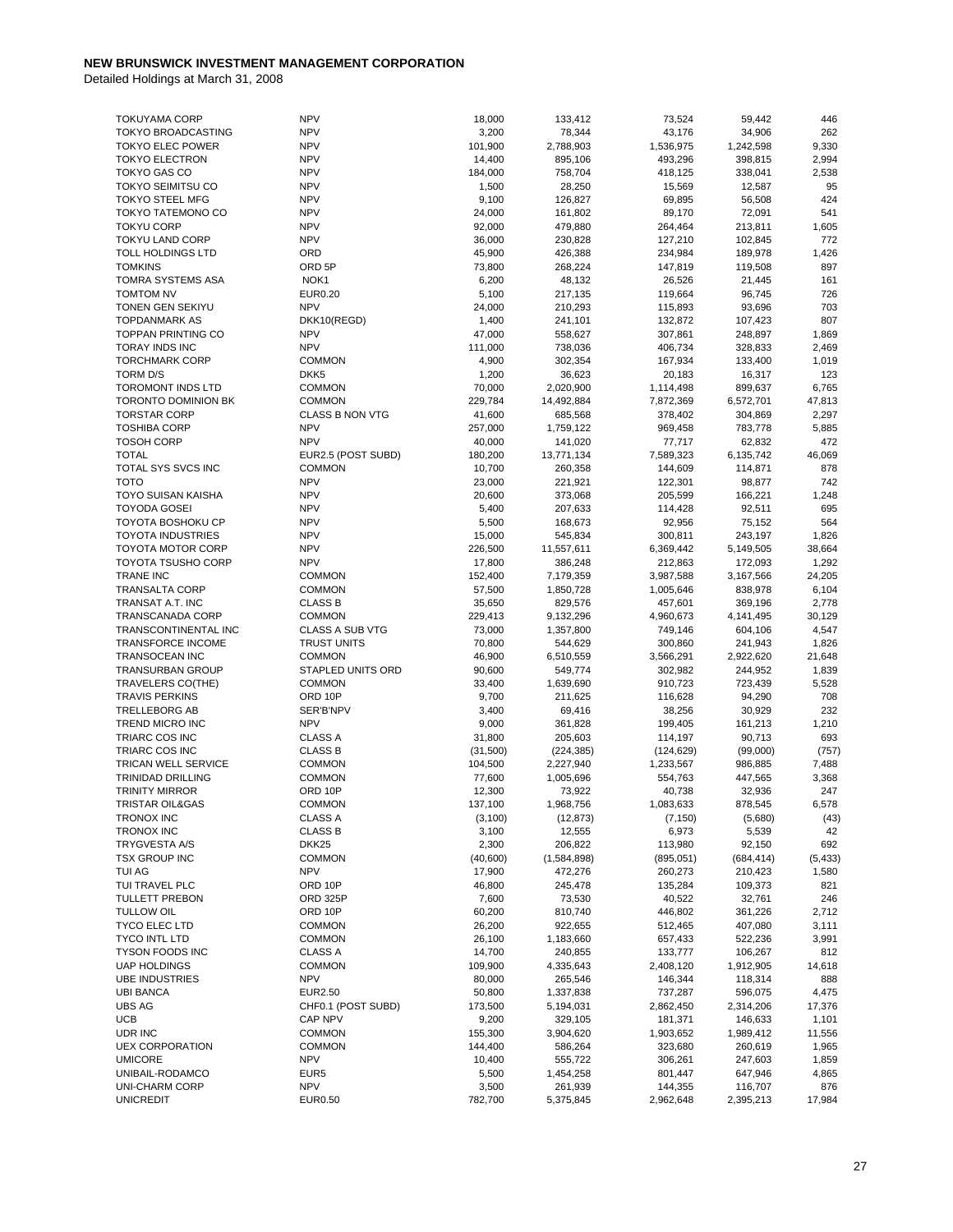**NEW BRUNSWICK INVESTMENT MANAGEMENT CORPORATION**

Detailed Holdings at March 31, 2008

| | | | | | | |
|---|---|---|---|---|---|---|
| TOKUYAMA CORP | NPV | 18,000 | 133,412 | 73,524 | 59,442 | 446 |
| TOKYO BROADCASTING | NPV | 3,200 | 78,344 | 43,176 | 34,906 | 262 |
| TOKYO ELEC POWER | NPV | 101,900 | 2,788,903 | 1,536,975 | 1,242,598 | 9,330 |
| TOKYO ELECTRON | NPV | 14,400 | 895,106 | 493,296 | 398,815 | 2,994 |
| TOKYO GAS CO | NPV | 184,000 | 758,704 | 418,125 | 338,041 | 2,538 |
| TOKYO SEIMITSU CO | NPV | 1,500 | 28,250 | 15,569 | 12,587 | 95 |
| TOKYO STEEL MFG | NPV | 9,100 | 126,827 | 69,895 | 56,508 | 424 |
| TOKYO TATEMONO CO | NPV | 24,000 | 161,802 | 89,170 | 72,091 | 541 |
| TOKYU CORP | NPV | 92,000 | 479,880 | 264,464 | 213,811 | 1,605 |
| TOKYU LAND CORP | NPV | 36,000 | 230,828 | 127,210 | 102,845 | 772 |
| TOLL HOLDINGS LTD | ORD | 45,900 | 426,388 | 234,984 | 189,978 | 1,426 |
| TOMKINS | ORD 5P | 73,800 | 268,224 | 147,819 | 119,508 | 897 |
| TOMRA SYSTEMS ASA | NOK1 | 6,200 | 48,132 | 26,526 | 21,445 | 161 |
| TOMTOM NV | EUR0.20 | 5,100 | 217,135 | 119,664 | 96,745 | 726 |
| TONEN GEN SEKIYU | NPV | 24,000 | 210,293 | 115,893 | 93,696 | 703 |
| TOPDANMARK AS | DKK10(REGD) | 1,400 | 241,101 | 132,872 | 107,423 | 807 |
| TOPPAN PRINTING CO | NPV | 47,000 | 558,627 | 307,861 | 248,897 | 1,869 |
| TORAY INDS INC | NPV | 111,000 | 738,036 | 406,734 | 328,833 | 2,469 |
| TORCHMARK CORP | COMMON | 4,900 | 302,354 | 167,934 | 133,400 | 1,019 |
| TORM D/S | DKK5 | 1,200 | 36,623 | 20,183 | 16,317 | 123 |
| TOROMONT INDS LTD | COMMON | 70,000 | 2,020,900 | 1,114,498 | 899,637 | 6,765 |
| TORONTO DOMINION BK | COMMON | 229,784 | 14,492,884 | 7,872,369 | 6,572,701 | 47,813 |
| TORSTAR CORP | CLASS B NON VTG | 41,600 | 685,568 | 378,402 | 304,869 | 2,297 |
| TOSHIBA CORP | NPV | 257,000 | 1,759,122 | 969,458 | 783,778 | 5,885 |
| TOSOH CORP | NPV | 40,000 | 141,020 | 77,717 | 62,832 | 472 |
| TOTAL | EUR2.5 (POST SUBD) | 180,200 | 13,771,134 | 7,589,323 | 6,135,742 | 46,069 |
| TOTAL SYS SVCS INC | COMMON | 10,700 | 260,358 | 144,609 | 114,871 | 878 |
| TOTO | NPV | 23,000 | 221,921 | 122,301 | 98,877 | 742 |
| TOYO SUISAN KAISHA | NPV | 20,600 | 373,068 | 205,599 | 166,221 | 1,248 |
| TOYODA GOSEI | NPV | 5,400 | 207,633 | 114,428 | 92,511 | 695 |
| TOYOTA BOSHOKU CP | NPV | 5,500 | 168,673 | 92,956 | 75,152 | 564 |
| TOYOTA INDUSTRIES | NPV | 15,000 | 545,834 | 300,811 | 243,197 | 1,826 |
| TOYOTA MOTOR CORP | NPV | 226,500 | 11,557,611 | 6,369,442 | 5,149,505 | 38,664 |
| TOYOTA TSUSHO CORP | NPV | 17,800 | 386,248 | 212,863 | 172,093 | 1,292 |
| TRANE INC | COMMON | 152,400 | 7,179,359 | 3,987,588 | 3,167,566 | 24,205 |
| TRANSALTA CORP | COMMON | 57,500 | 1,850,728 | 1,005,646 | 838,978 | 6,104 |
| TRANSAT A.T. INC | CLASS B | 35,650 | 829,576 | 457,601 | 369,196 | 2,778 |
| TRANSCANADA CORP | COMMON | 229,413 | 9,132,296 | 4,960,673 | 4,141,495 | 30,129 |
| TRANSCONTINENTAL INC | CLASS A SUB VTG | 73,000 | 1,357,800 | 749,146 | 604,106 | 4,547 |
| TRANSFORCE INCOME | TRUST UNITS | 70,800 | 544,629 | 300,860 | 241,943 | 1,826 |
| TRANSOCEAN INC | COMMON | 46,900 | 6,510,559 | 3,566,291 | 2,922,620 | 21,648 |
| TRANSURBAN GROUP | STAPLED UNITS ORD | 90,600 | 549,774 | 302,982 | 244,952 | 1,839 |
| TRAVELERS CO(THE) | COMMON | 33,400 | 1,639,690 | 910,723 | 723,439 | 5,528 |
| TRAVIS PERKINS | ORD 10P | 9,700 | 211,625 | 116,628 | 94,290 | 708 |
| TRELLEBORG AB | SER'B'NPV | 3,400 | 69,416 | 38,256 | 30,929 | 232 |
| TREND MICRO INC | NPV | 9,000 | 361,828 | 199,405 | 161,213 | 1,210 |
| TRIARC COS INC | CLASS A | 31,800 | 205,603 | 114,197 | 90,713 | 693 |
| TRIARC COS INC | CLASS B | (31,500) | (224,385) | (124,629) | (99,000) | (757) |
| TRICAN WELL SERVICE | COMMON | 104,500 | 2,227,940 | 1,233,567 | 986,885 | 7,488 |
| TRINIDAD DRILLING | COMMON | 77,600 | 1,005,696 | 554,763 | 447,565 | 3,368 |
| TRINITY MIRROR | ORD 10P | 12,300 | 73,922 | 40,738 | 32,936 | 247 |
| TRISTAR OIL&GAS | COMMON | 137,100 | 1,968,756 | 1,083,633 | 878,545 | 6,578 |
| TRONOX INC | CLASS A | (3,100) | (12,873) | (7,150) | (5,680) | (43) |
| TRONOX INC | CLASS B | 3,100 | 12,555 | 6,973 | 5,539 | 42 |
| TRYGVESTA A/S | DKK25 | 2,300 | 206,822 | 113,980 | 92,150 | 692 |
| TSX GROUP INC | COMMON | (40,600) | (1,584,898) | (895,051) | (684,414) | (5,433) |
| TUI AG | NPV | 17,900 | 472,276 | 260,273 | 210,423 | 1,580 |
| TUI TRAVEL PLC | ORD 10P | 46,800 | 245,478 | 135,284 | 109,373 | 821 |
| TULLETT PREBON | ORD 325P | 7,600 | 73,530 | 40,522 | 32,761 | 246 |
| TULLOW OIL | ORD 10P | 60,200 | 810,740 | 446,802 | 361,226 | 2,712 |
| TYCO ELEC LTD | COMMON | 26,200 | 922,655 | 512,465 | 407,080 | 3,111 |
| TYCO INTL LTD | COMMON | 26,100 | 1,183,660 | 657,433 | 522,236 | 3,991 |
| TYSON FOODS INC | CLASS A | 14,700 | 240,855 | 133,777 | 106,267 | 812 |
| UAP HOLDINGS | COMMON | 109,900 | 4,335,643 | 2,408,120 | 1,912,905 | 14,618 |
| UBE INDUSTRIES | NPV | 80,000 | 265,546 | 146,344 | 118,314 | 888 |
| UBI BANCA | EUR2.50 | 50,800 | 1,337,838 | 737,287 | 596,075 | 4,475 |
| UBS AG | CHF0.1 (POST SUBD) | 173,500 | 5,194,031 | 2,862,450 | 2,314,206 | 17,376 |
| UCB | CAP NPV | 9,200 | 329,105 | 181,371 | 146,633 | 1,101 |
| UDR INC | COMMON | 155,300 | 3,904,620 | 1,903,652 | 1,989,412 | 11,556 |
| UEX CORPORATION | COMMON | 144,400 | 586,264 | 323,680 | 260,619 | 1,965 |
| UMICORE | NPV | 10,400 | 555,722 | 306,261 | 247,603 | 1,859 |
| UNIBAIL-RODAMCO | EUR5 | 5,500 | 1,454,258 | 801,447 | 647,946 | 4,865 |
| UNI-CHARM CORP | NPV | 3,500 | 261,939 | 144,355 | 116,707 | 876 |
| UNICREDIT | EUR0.50 | 782,700 | 5,375,845 | 2,962,648 | 2,395,213 | 17,984 |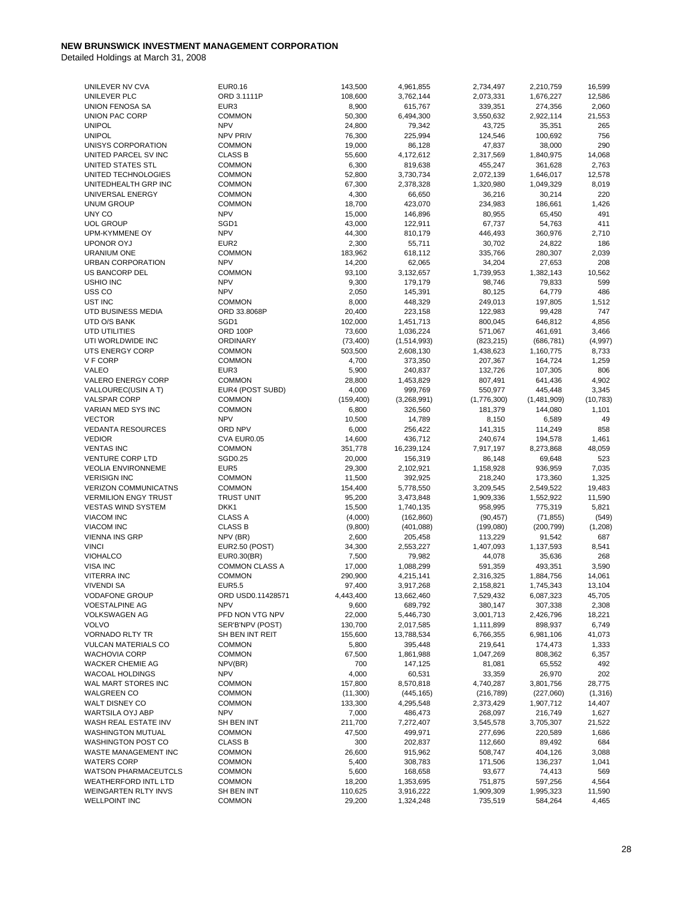**NEW BRUNSWICK INVESTMENT MANAGEMENT CORPORATION**

Detailed Holdings at March 31, 2008

| | | | | | | |
|---|---|---|---|---|---|---|
| UNILEVER NV CVA | EUR0.16 | 143,500 | 4,961,855 | 2,734,497 | 2,210,759 | 16,599 |
| UNILEVER PLC | ORD 3.1111P | 108,600 | 3,762,144 | 2,073,331 | 1,676,227 | 12,586 |
| UNION FENOSA SA | EUR3 | 8,900 | 615,767 | 339,351 | 274,356 | 2,060 |
| UNION PAC CORP | COMMON | 50,300 | 6,494,300 | 3,550,632 | 2,922,114 | 21,553 |
| UNIPOL | NPV | 24,800 | 79,342 | 43,725 | 35,351 | 265 |
| UNIPOL | NPV PRIV | 76,300 | 225,994 | 124,546 | 100,692 | 756 |
| UNISYS CORPORATION | COMMON | 19,000 | 86,128 | 47,837 | 38,000 | 290 |
| UNITED PARCEL SV INC | CLASS B | 55,600 | 4,172,612 | 2,317,569 | 1,840,975 | 14,068 |
| UNITED STATES STL | COMMON | 6,300 | 819,638 | 455,247 | 361,628 | 2,763 |
| UNITED TECHNOLOGIES | COMMON | 52,800 | 3,730,734 | 2,072,139 | 1,646,017 | 12,578 |
| UNITEDHEALTH GRP INC | COMMON | 67,300 | 2,378,328 | 1,320,980 | 1,049,329 | 8,019 |
| UNIVERSAL ENERGY | COMMON | 4,300 | 66,650 | 36,216 | 30,214 | 220 |
| UNUM GROUP | COMMON | 18,700 | 423,070 | 234,983 | 186,661 | 1,426 |
| UNY CO | NPV | 15,000 | 146,896 | 80,955 | 65,450 | 491 |
| UOL GROUP | SGD1 | 43,000 | 122,911 | 67,737 | 54,763 | 411 |
| UPM-KYMMENE OY | NPV | 44,300 | 810,179 | 446,493 | 360,976 | 2,710 |
| UPONOR OYJ | EUR2 | 2,300 | 55,711 | 30,702 | 24,822 | 186 |
| URANIUM ONE | COMMON | 183,962 | 618,112 | 335,766 | 280,307 | 2,039 |
| URBAN CORPORATION | NPV | 14,200 | 62,065 | 34,204 | 27,653 | 208 |
| US BANCORP DEL | COMMON | 93,100 | 3,132,657 | 1,739,953 | 1,382,143 | 10,562 |
| USHIO INC | NPV | 9,300 | 179,179 | 98,746 | 79,833 | 599 |
| USS CO | NPV | 2,050 | 145,391 | 80,125 | 64,779 | 486 |
| UST INC | COMMON | 8,000 | 448,329 | 249,013 | 197,805 | 1,512 |
| UTD BUSINESS MEDIA | ORD 33.8068P | 20,400 | 223,158 | 122,983 | 99,428 | 747 |
| UTD O/S BANK | SGD1 | 102,000 | 1,451,713 | 800,045 | 646,812 | 4,856 |
| UTD UTILITIES | ORD 100P | 73,600 | 1,036,224 | 571,067 | 461,691 | 3,466 |
| UTI WORLDWIDE INC | ORDINARY | (73,400) | (1,514,993) | (823,215) | (686,781) | (4,997) |
| UTS ENERGY CORP | COMMON | 503,500 | 2,608,130 | 1,438,623 | 1,160,775 | 8,733 |
| V F CORP | COMMON | 4,700 | 373,350 | 207,367 | 164,724 | 1,259 |
| VALEO | EUR3 | 5,900 | 240,837 | 132,726 | 107,305 | 806 |
| VALERO ENERGY CORP | COMMON | 28,800 | 1,453,829 | 807,491 | 641,436 | 4,902 |
| VALLOUREC(USIN A T) | EUR4 (POST SUBD) | 4,000 | 999,769 | 550,977 | 445,448 | 3,345 |
| VALSPAR CORP | COMMON | (159,400) | (3,268,991) | (1,776,300) | (1,481,909) | (10,783) |
| VARIAN MED SYS INC | COMMON | 6,800 | 326,560 | 181,379 | 144,080 | 1,101 |
| VECTOR | NPV | 10,500 | 14,789 | 8,150 | 6,589 | 49 |
| VEDANTA RESOURCES | ORD NPV | 6,000 | 256,422 | 141,315 | 114,249 | 858 |
| VEDIOR | CVA EUR0.05 | 14,600 | 436,712 | 240,674 | 194,578 | 1,461 |
| VENTAS INC | COMMON | 351,778 | 16,239,124 | 7,917,197 | 8,273,868 | 48,059 |
| VENTURE CORP LTD | SGD0.25 | 20,000 | 156,319 | 86,148 | 69,648 | 523 |
| VEOLIA ENVIRONNEME | EUR5 | 29,300 | 2,102,921 | 1,158,928 | 936,959 | 7,035 |
| VERISIGN INC | COMMON | 11,500 | 392,925 | 218,240 | 173,360 | 1,325 |
| VERIZON COMMUNICATNS | COMMON | 154,400 | 5,778,550 | 3,209,545 | 2,549,522 | 19,483 |
| VERMILION ENGY TRUST | TRUST UNIT | 95,200 | 3,473,848 | 1,909,336 | 1,552,922 | 11,590 |
| VESTAS WIND SYSTEM | DKK1 | 15,500 | 1,740,135 | 958,995 | 775,319 | 5,821 |
| VIACOM INC | CLASS A | (4,000) | (162,860) | (90,457) | (71,855) | (549) |
| VIACOM INC | CLASS B | (9,800) | (401,088) | (199,080) | (200,799) | (1,208) |
| VIENNA INS GRP | NPV (BR) | 2,600 | 205,458 | 113,229 | 91,542 | 687 |
| VINCI | EUR2.50 (POST) | 34,300 | 2,553,227 | 1,407,093 | 1,137,593 | 8,541 |
| VIOHALCO | EUR0.30(BR) | 7,500 | 79,982 | 44,078 | 35,636 | 268 |
| VISA INC | COMMON CLASS A | 17,000 | 1,088,299 | 591,359 | 493,351 | 3,590 |
| VITERRA INC | COMMON | 290,900 | 4,215,141 | 2,316,325 | 1,884,756 | 14,061 |
| VIVENDI SA | EUR5.5 | 97,400 | 3,917,268 | 2,158,821 | 1,745,343 | 13,104 |
| VODAFONE GROUP | ORD USD0.11428571 | 4,443,400 | 13,662,460 | 7,529,432 | 6,087,323 | 45,705 |
| VOESTALPINE AG | NPV | 9,600 | 689,792 | 380,147 | 307,338 | 2,308 |
| VOLKSWAGEN AG | PFD NON VTG NPV | 22,000 | 5,446,730 | 3,001,713 | 2,426,796 | 18,221 |
| VOLVO | SER'B'NPV (POST) | 130,700 | 2,017,585 | 1,111,899 | 898,937 | 6,749 |
| VORNADO RLTY TR | SH BEN INT REIT | 155,600 | 13,788,534 | 6,766,355 | 6,981,106 | 41,073 |
| VULCAN MATERIALS CO | COMMON | 5,800 | 395,448 | 219,641 | 174,473 | 1,333 |
| WACHOVIA CORP | COMMON | 67,500 | 1,861,988 | 1,047,269 | 808,362 | 6,357 |
| WACKER CHEMIE AG | NPV(BR) | 700 | 147,125 | 81,081 | 65,552 | 492 |
| WACOAL HOLDINGS | NPV | 4,000 | 60,531 | 33,359 | 26,970 | 202 |
| WAL MART STORES INC | COMMON | 157,800 | 8,570,818 | 4,740,287 | 3,801,756 | 28,775 |
| WALGREEN CO | COMMON | (11,300) | (445,165) | (216,789) | (227,060) | (1,316) |
| WALT DISNEY CO | COMMON | 133,300 | 4,295,548 | 2,373,429 | 1,907,712 | 14,407 |
| WARTSILA OYJ ABP | NPV | 7,000 | 486,473 | 268,097 | 216,749 | 1,627 |
| WASH REAL ESTATE INV | SH BEN INT | 211,700 | 7,272,407 | 3,545,578 | 3,705,307 | 21,522 |
| WASHINGTON MUTUAL | COMMON | 47,500 | 499,971 | 277,696 | 220,589 | 1,686 |
| WASHINGTON POST CO | CLASS B | 300 | 202,837 | 112,660 | 89,492 | 684 |
| WASTE MANAGEMENT INC | COMMON | 26,600 | 915,962 | 508,747 | 404,126 | 3,088 |
| WATERS CORP | COMMON | 5,400 | 308,783 | 171,506 | 136,237 | 1,041 |
| WATSON PHARMACEUTCLS | COMMON | 5,600 | 168,658 | 93,677 | 74,413 | 569 |
| WEATHERFORD INTL LTD | COMMON | 18,200 | 1,353,695 | 751,875 | 597,256 | 4,564 |
| WEINGARTEN RLTY INVS | SH BEN INT | 110,625 | 3,916,222 | 1,909,309 | 1,995,323 | 11,590 |
| WELLPOINT INC | COMMON | 29,200 | 1,324,248 | 735,519 | 584,264 | 4,465 |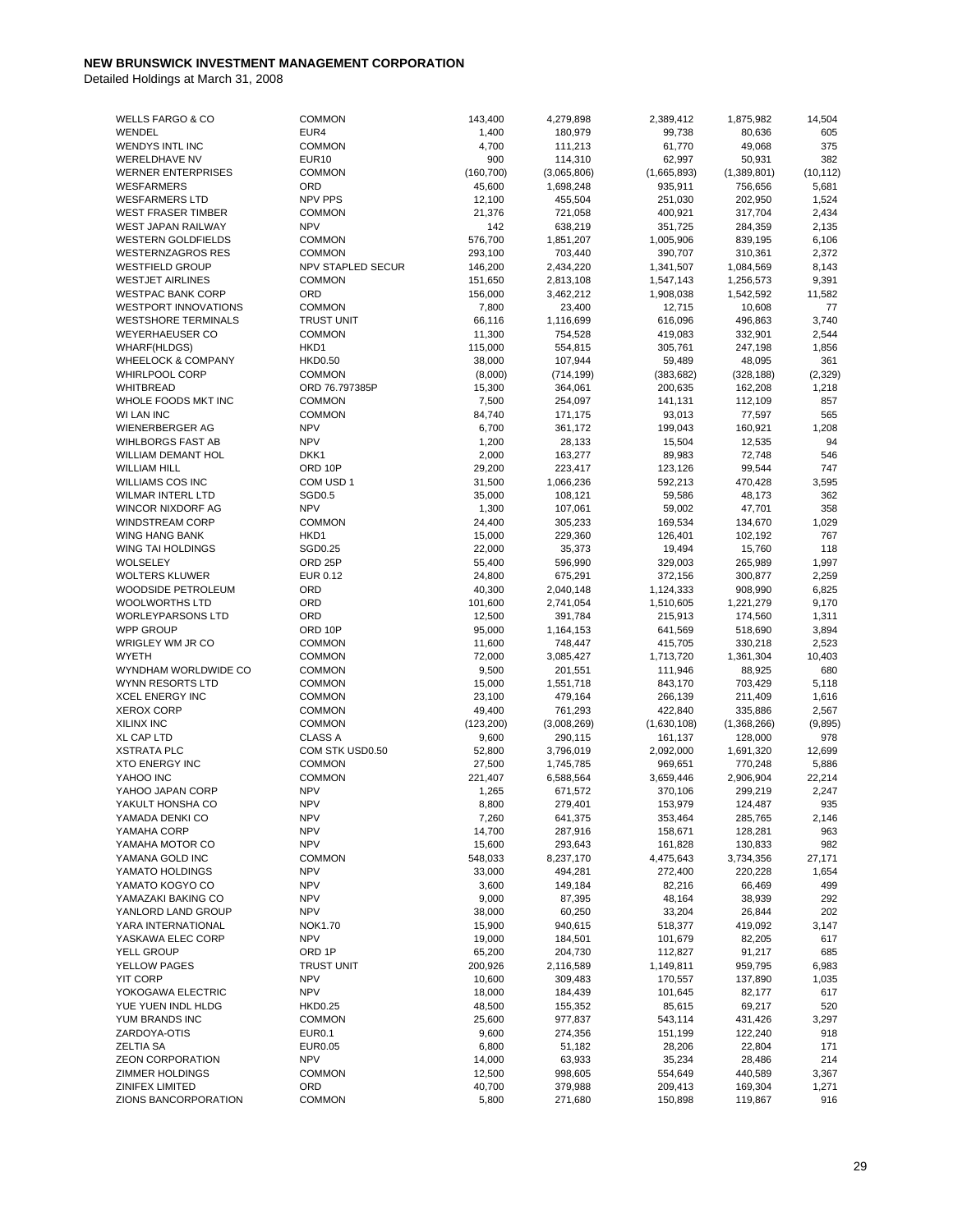**NEW BRUNSWICK INVESTMENT MANAGEMENT CORPORATION**

Detailed Holdings at March 31, 2008

| | | | | | | |
|---|---|---|---|---|---|---|
| WELLS FARGO & CO | COMMON | 143,400 | 4,279,898 | 2,389,412 | 1,875,982 | 14,504 |
| WENDEL | EUR4 | 1,400 | 180,979 | 99,738 | 80,636 | 605 |
| WENDYS INTL INC | COMMON | 4,700 | 111,213 | 61,770 | 49,068 | 375 |
| WERELDHAVE NV | EUR10 | 900 | 114,310 | 62,997 | 50,931 | 382 |
| WERNER ENTERPRISES | COMMON | (160,700) | (3,065,806) | (1,665,893) | (1,389,801) | (10,112) |
| WESFARMERS | ORD | 45,600 | 1,698,248 | 935,911 | 756,656 | 5,681 |
| WESFARMERS LTD | NPV PPS | 12,100 | 455,504 | 251,030 | 202,950 | 1,524 |
| WEST FRASER TIMBER | COMMON | 21,376 | 721,058 | 400,921 | 317,704 | 2,434 |
| WEST JAPAN RAILWAY | NPV | 142 | 638,219 | 351,725 | 284,359 | 2,135 |
| WESTERN GOLDFIELDS | COMMON | 576,700 | 1,851,207 | 1,005,906 | 839,195 | 6,106 |
| WESTERNZAGROS RES | COMMON | 293,100 | 703,440 | 390,707 | 310,361 | 2,372 |
| WESTFIELD GROUP | NPV STAPLED SECUR | 146,200 | 2,434,220 | 1,341,507 | 1,084,569 | 8,143 |
| WESTJET AIRLINES | COMMON | 151,650 | 2,813,108 | 1,547,143 | 1,256,573 | 9,391 |
| WESTPAC BANK CORP | ORD | 156,000 | 3,462,212 | 1,908,038 | 1,542,592 | 11,582 |
| WESTPORT INNOVATIONS | COMMON | 7,800 | 23,400 | 12,715 | 10,608 | 77 |
| WESTSHORE TERMINALS | TRUST UNIT | 66,116 | 1,116,699 | 616,096 | 496,863 | 3,740 |
| WEYERHAEUSER CO | COMMON | 11,300 | 754,528 | 419,083 | 332,901 | 2,544 |
| WHARF(HLDGS) | HKD1 | 115,000 | 554,815 | 305,761 | 247,198 | 1,856 |
| WHEELOCK & COMPANY | HKD0.50 | 38,000 | 107,944 | 59,489 | 48,095 | 361 |
| WHIRLPOOL CORP | COMMON | (8,000) | (714,199) | (383,682) | (328,188) | (2,329) |
| WHITBREAD | ORD 76.797385P | 15,300 | 364,061 | 200,635 | 162,208 | 1,218 |
| WHOLE FOODS MKT INC | COMMON | 7,500 | 254,097 | 141,131 | 112,109 | 857 |
| WI LAN INC | COMMON | 84,740 | 171,175 | 93,013 | 77,597 | 565 |
| WIENERBERGER AG | NPV | 6,700 | 361,172 | 199,043 | 160,921 | 1,208 |
| WIHLBORGS FAST AB | NPV | 1,200 | 28,133 | 15,504 | 12,535 | 94 |
| WILLIAM DEMANT HOL | DKK1 | 2,000 | 163,277 | 89,983 | 72,748 | 546 |
| WILLIAM HILL | ORD 10P | 29,200 | 223,417 | 123,126 | 99,544 | 747 |
| WILLIAMS COS INC | COM USD 1 | 31,500 | 1,066,236 | 592,213 | 470,428 | 3,595 |
| WILMAR INTERL LTD | SGD0.5 | 35,000 | 108,121 | 59,586 | 48,173 | 362 |
| WINCOR NIXDORF AG | NPV | 1,300 | 107,061 | 59,002 | 47,701 | 358 |
| WINDSTREAM CORP | COMMON | 24,400 | 305,233 | 169,534 | 134,670 | 1,029 |
| WING HANG BANK | HKD1 | 15,000 | 229,360 | 126,401 | 102,192 | 767 |
| WING TAI HOLDINGS | SGD0.25 | 22,000 | 35,373 | 19,494 | 15,760 | 118 |
| WOLSELEY | ORD 25P | 55,400 | 596,990 | 329,003 | 265,989 | 1,997 |
| WOLTERS KLUWER | EUR 0.12 | 24,800 | 675,291 | 372,156 | 300,877 | 2,259 |
| WOODSIDE PETROLEUM | ORD | 40,300 | 2,040,148 | 1,124,333 | 908,990 | 6,825 |
| WOOLWORTHS LTD | ORD | 101,600 | 2,741,054 | 1,510,605 | 1,221,279 | 9,170 |
| WORLEYPARSONS LTD | ORD | 12,500 | 391,784 | 215,913 | 174,560 | 1,311 |
| WPP GROUP | ORD 10P | 95,000 | 1,164,153 | 641,569 | 518,690 | 3,894 |
| WRIGLEY WM JR CO | COMMON | 11,600 | 748,447 | 415,705 | 330,218 | 2,523 |
| WYETH | COMMON | 72,000 | 3,085,427 | 1,713,720 | 1,361,304 | 10,403 |
| WYNDHAM WORLDWIDE CO | COMMON | 9,500 | 201,551 | 111,946 | 88,925 | 680 |
| WYNN RESORTS LTD | COMMON | 15,000 | 1,551,718 | 843,170 | 703,429 | 5,118 |
| XCEL ENERGY INC | COMMON | 23,100 | 479,164 | 266,139 | 211,409 | 1,616 |
| XEROX CORP | COMMON | 49,400 | 761,293 | 422,840 | 335,886 | 2,567 |
| XILINX INC | COMMON | (123,200) | (3,008,269) | (1,630,108) | (1,368,266) | (9,895) |
| XL CAP LTD | CLASS A | 9,600 | 290,115 | 161,137 | 128,000 | 978 |
| XSTRATA PLC | COM STK USD0.50 | 52,800 | 3,796,019 | 2,092,000 | 1,691,320 | 12,699 |
| XTO ENERGY INC | COMMON | 27,500 | 1,745,785 | 969,651 | 770,248 | 5,886 |
| YAHOO INC | COMMON | 221,407 | 6,588,564 | 3,659,446 | 2,906,904 | 22,214 |
| YAHOO JAPAN CORP | NPV | 1,265 | 671,572 | 370,106 | 299,219 | 2,247 |
| YAKULT HONSHA CO | NPV | 8,800 | 279,401 | 153,979 | 124,487 | 935 |
| YAMADA DENKI CO | NPV | 7,260 | 641,375 | 353,464 | 285,765 | 2,146 |
| YAMAHA CORP | NPV | 14,700 | 287,916 | 158,671 | 128,281 | 963 |
| YAMAHA MOTOR CO | NPV | 15,600 | 293,643 | 161,828 | 130,833 | 982 |
| YAMANA GOLD INC | COMMON | 548,033 | 8,237,170 | 4,475,643 | 3,734,356 | 27,171 |
| YAMATO HOLDINGS | NPV | 33,000 | 494,281 | 272,400 | 220,228 | 1,654 |
| YAMATO KOGYO CO | NPV | 3,600 | 149,184 | 82,216 | 66,469 | 499 |
| YAMAZAKI BAKING CO | NPV | 9,000 | 87,395 | 48,164 | 38,939 | 292 |
| YANLORD LAND GROUP | NPV | 38,000 | 60,250 | 33,204 | 26,844 | 202 |
| YARA INTERNATIONAL | NOK1.70 | 15,900 | 940,615 | 518,377 | 419,092 | 3,147 |
| YASKAWA ELEC CORP | NPV | 19,000 | 184,501 | 101,679 | 82,205 | 617 |
| YELL GROUP | ORD 1P | 65,200 | 204,730 | 112,827 | 91,217 | 685 |
| YELLOW PAGES | TRUST UNIT | 200,926 | 2,116,589 | 1,149,811 | 959,795 | 6,983 |
| YIT CORP | NPV | 10,600 | 309,483 | 170,557 | 137,890 | 1,035 |
| YOKOGAWA ELECTRIC | NPV | 18,000 | 184,439 | 101,645 | 82,177 | 617 |
| YUE YUEN INDL HLDG | HKD0.25 | 48,500 | 155,352 | 85,615 | 69,217 | 520 |
| YUM BRANDS INC | COMMON | 25,600 | 977,837 | 543,114 | 431,426 | 3,297 |
| ZARDOYA-OTIS | EUR0.1 | 9,600 | 274,356 | 151,199 | 122,240 | 918 |
| ZELTIA SA | EUR0.05 | 6,800 | 51,182 | 28,206 | 22,804 | 171 |
| ZEON CORPORATION | NPV | 14,000 | 63,933 | 35,234 | 28,486 | 214 |
| ZIMMER HOLDINGS | COMMON | 12,500 | 998,605 | 554,649 | 440,589 | 3,367 |
| ZINIFEX LIMITED | ORD | 40,700 | 379,988 | 209,413 | 169,304 | 1,271 |
| ZIONS BANCORPORATION | COMMON | 5,800 | 271,680 | 150,898 | 119,867 | 916 |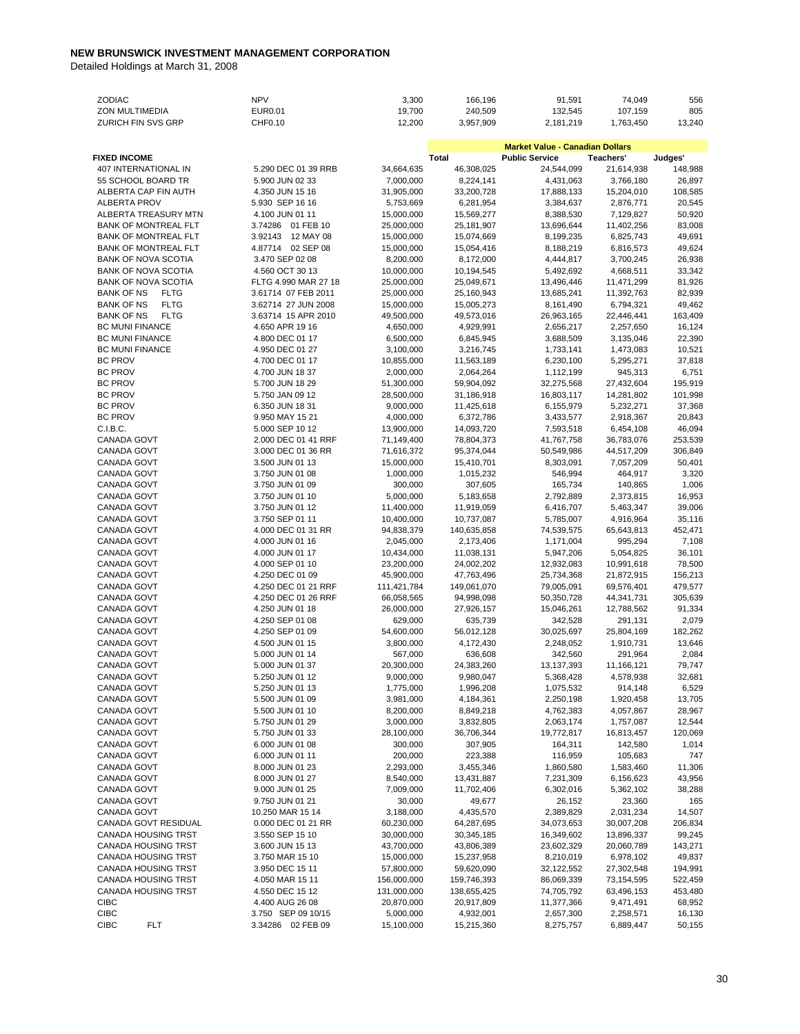**NEW BRUNSWICK INVESTMENT MANAGEMENT CORPORATION**

Detailed Holdings at March 31, 2008

| | | | | | | |
|---|---|---|---|---|---|---|
| ZODIAC | NPV | 3,300 | 166,196 | 91,591 | 74,049 | 556 |
| ZON MULTIMEDIA | EUR0.01 | 19,700 | 240,509 | 132,545 | 107,159 | 805 |
| ZURICH FIN SVS GRP | CHF0.10 | 12,200 | 3,957,909 | 2,181,219 | 1,763,450 | 13,240 |

| | | | Market Value - Canadian Dollars | | | |
|---|---|---|---|---|---|---|
| **FIXED INCOME** | | | **Total** | **Public Service** | **Teachers'** | **Judges'** |
| 407 INTERNATIONAL IN | 5.290 DEC 01 39 RRB | 34,664,635 | 46,308,025 | 24,544,099 | 21,614,938 | 148,988 |
| 55 SCHOOL BOARD TR | 5.900 JUN 02 33 | 7,000,000 | 8,224,141 | 4,431,063 | 3,766,180 | 26,897 |
| ALBERTA CAP FIN AUTH | 4.350 JUN 15 16 | 31,905,000 | 33,200,728 | 17,888,133 | 15,204,010 | 108,585 |
| ALBERTA PROV | 5.930 SEP 16 16 | 5,753,669 | 6,281,954 | 3,384,637 | 2,876,771 | 20,545 |
| ALBERTA TREASURY MTN | 4.100 JUN 01 11 | 15,000,000 | 15,569,277 | 8,388,530 | 7,129,827 | 50,920 |
| BANK OF MONTREAL FLT | 3.74286 01 FEB 10 | 25,000,000 | 25,181,907 | 13,696,644 | 11,402,256 | 83,008 |
| BANK OF MONTREAL FLT | 3.92143 12 MAY 08 | 15,000,000 | 15,074,669 | 8,199,235 | 6,825,743 | 49,691 |
| BANK OF MONTREAL FLT | 4.87714 02 SEP 08 | 15,000,000 | 15,054,416 | 8,188,219 | 6,816,573 | 49,624 |
| BANK OF NOVA SCOTIA | 3.470 SEP 02 08 | 8,200,000 | 8,172,000 | 4,444,817 | 3,700,245 | 26,938 |
| BANK OF NOVA SCOTIA | 4.560 OCT 30 13 | 10,000,000 | 10,194,545 | 5,492,692 | 4,668,511 | 33,342 |
| BANK OF NOVA SCOTIA | FLTG 4.990 MAR 27 18 | 25,000,000 | 25,049,671 | 13,496,446 | 11,471,299 | 81,926 |
| BANK OF NS FLTG | 3.61714 07 FEB 2011 | 25,000,000 | 25,160,943 | 13,685,241 | 11,392,763 | 82,939 |
| BANK OF NS FLTG | 3.62714 27 JUN 2008 | 15,000,000 | 15,005,273 | 8,161,490 | 6,794,321 | 49,462 |
| BANK OF NS FLTG | 3.63714 15 APR 2010 | 49,500,000 | 49,573,016 | 26,963,165 | 22,446,441 | 163,409 |
| BC MUNI FINANCE | 4.650 APR 19 16 | 4,650,000 | 4,929,991 | 2,656,217 | 2,257,650 | 16,124 |
| BC MUNI FINANCE | 4.800 DEC 01 17 | 6,500,000 | 6,845,945 | 3,688,509 | 3,135,046 | 22,390 |
| BC MUNI FINANCE | 4.950 DEC 01 27 | 3,100,000 | 3,216,745 | 1,733,141 | 1,473,083 | 10,521 |
| BC PROV | 4.700 DEC 01 17 | 10,855,000 | 11,563,189 | 6,230,100 | 5,295,271 | 37,818 |
| BC PROV | 4.700 JUN 18 37 | 2,000,000 | 2,064,264 | 1,112,199 | 945,313 | 6,751 |
| BC PROV | 5.700 JUN 18 29 | 51,300,000 | 59,904,092 | 32,275,568 | 27,432,604 | 195,919 |
| BC PROV | 5.750 JAN 09 12 | 28,500,000 | 31,186,918 | 16,803,117 | 14,281,802 | 101,998 |
| BC PROV | 6.350 JUN 18 31 | 9,000,000 | 11,425,618 | 6,155,979 | 5,232,271 | 37,368 |
| BC PROV | 9.950 MAY 15 21 | 4,000,000 | 6,372,786 | 3,433,577 | 2,918,367 | 20,843 |
| C.I.B.C. | 5.000 SEP 10 12 | 13,900,000 | 14,093,720 | 7,593,518 | 6,454,108 | 46,094 |
| CANADA GOVT | 2.000 DEC 01 41 RRF | 71,149,400 | 78,804,373 | 41,767,758 | 36,783,076 | 253,539 |
| CANADA GOVT | 3.000 DEC 01 36 RR | 71,616,372 | 95,374,044 | 50,549,986 | 44,517,209 | 306,849 |
| CANADA GOVT | 3.500 JUN 01 13 | 15,000,000 | 15,410,701 | 8,303,091 | 7,057,209 | 50,401 |
| CANADA GOVT | 3.750 JUN 01 08 | 1,000,000 | 1,015,232 | 546,994 | 464,917 | 3,320 |
| CANADA GOVT | 3.750 JUN 01 09 | 300,000 | 307,605 | 165,734 | 140,865 | 1,006 |
| CANADA GOVT | 3.750 JUN 01 10 | 5,000,000 | 5,183,658 | 2,792,889 | 2,373,815 | 16,953 |
| CANADA GOVT | 3.750 JUN 01 12 | 11,400,000 | 11,919,059 | 6,416,707 | 5,463,347 | 39,006 |
| CANADA GOVT | 3.750 SEP 01 11 | 10,400,000 | 10,737,087 | 5,785,007 | 4,916,964 | 35,116 |
| CANADA GOVT | 4.000 DEC 01 31 RR | 94,838,379 | 140,635,858 | 74,539,575 | 65,643,813 | 452,471 |
| CANADA GOVT | 4.000 JUN 01 16 | 2,045,000 | 2,173,406 | 1,171,004 | 995,294 | 7,108 |
| CANADA GOVT | 4.000 JUN 01 17 | 10,434,000 | 11,038,131 | 5,947,206 | 5,054,825 | 36,101 |
| CANADA GOVT | 4.000 SEP 01 10 | 23,200,000 | 24,002,202 | 12,932,083 | 10,991,618 | 78,500 |
| CANADA GOVT | 4.250 DEC 01 09 | 45,900,000 | 47,763,496 | 25,734,368 | 21,872,915 | 156,213 |
| CANADA GOVT | 4.250 DEC 01 21 RRF | 111,421,784 | 149,061,070 | 79,005,091 | 69,576,401 | 479,577 |
| CANADA GOVT | 4.250 DEC 01 26 RRF | 66,058,565 | 94,998,098 | 50,350,728 | 44,341,731 | 305,639 |
| CANADA GOVT | 4.250 JUN 01 18 | 26,000,000 | 27,926,157 | 15,046,261 | 12,788,562 | 91,334 |
| CANADA GOVT | 4.250 SEP 01 08 | 629,000 | 635,739 | 342,528 | 291,131 | 2,079 |
| CANADA GOVT | 4.250 SEP 01 09 | 54,600,000 | 56,012,128 | 30,025,697 | 25,804,169 | 182,262 |
| CANADA GOVT | 4.500 JUN 01 15 | 3,800,000 | 4,172,430 | 2,248,052 | 1,910,731 | 13,646 |
| CANADA GOVT | 5.000 JUN 01 14 | 567,000 | 636,608 | 342,560 | 291,964 | 2,084 |
| CANADA GOVT | 5.000 JUN 01 37 | 20,300,000 | 24,383,260 | 13,137,393 | 11,166,121 | 79,747 |
| CANADA GOVT | 5.250 JUN 01 12 | 9,000,000 | 9,980,047 | 5,368,428 | 4,578,938 | 32,681 |
| CANADA GOVT | 5.250 JUN 01 13 | 1,775,000 | 1,996,208 | 1,075,532 | 914,148 | 6,529 |
| CANADA GOVT | 5.500 JUN 01 09 | 3,981,000 | 4,184,361 | 2,250,198 | 1,920,458 | 13,705 |
| CANADA GOVT | 5.500 JUN 01 10 | 8,200,000 | 8,849,218 | 4,762,383 | 4,057,867 | 28,967 |
| CANADA GOVT | 5.750 JUN 01 29 | 3,000,000 | 3,832,805 | 2,063,174 | 1,757,087 | 12,544 |
| CANADA GOVT | 5.750 JUN 01 33 | 28,100,000 | 36,706,344 | 19,772,817 | 16,813,457 | 120,069 |
| CANADA GOVT | 6.000 JUN 01 08 | 300,000 | 307,905 | 164,311 | 142,580 | 1,014 |
| CANADA GOVT | 6.000 JUN 01 11 | 200,000 | 223,388 | 116,959 | 105,683 | 747 |
| CANADA GOVT | 8.000 JUN 01 23 | 2,293,000 | 3,455,346 | 1,860,580 | 1,583,460 | 11,306 |
| CANADA GOVT | 8.000 JUN 01 27 | 8,540,000 | 13,431,887 | 7,231,309 | 6,156,623 | 43,956 |
| CANADA GOVT | 9.000 JUN 01 25 | 7,009,000 | 11,702,406 | 6,302,016 | 5,362,102 | 38,288 |
| CANADA GOVT | 9.750 JUN 01 21 | 30,000 | 49,677 | 26,152 | 23,360 | 165 |
| CANADA GOVT | 10.250 MAR 15 14 | 3,188,000 | 4,435,570 | 2,389,829 | 2,031,234 | 14,507 |
| CANADA GOVT RESIDUAL | 0.000 DEC 01 21 RR | 60,230,000 | 64,287,695 | 34,073,653 | 30,007,208 | 206,834 |
| CANADA HOUSING TRST | 3.550 SEP 15 10 | 30,000,000 | 30,345,185 | 16,349,602 | 13,896,337 | 99,245 |
| CANADA HOUSING TRST | 3.600 JUN 15 13 | 43,700,000 | 43,806,389 | 23,602,329 | 20,060,789 | 143,271 |
| CANADA HOUSING TRST | 3.750 MAR 15 10 | 15,000,000 | 15,237,958 | 8,210,019 | 6,978,102 | 49,837 |
| CANADA HOUSING TRST | 3.950 DEC 15 11 | 57,800,000 | 59,620,090 | 32,122,552 | 27,302,548 | 194,991 |
| CANADA HOUSING TRST | 4.050 MAR 15 11 | 156,000,000 | 159,746,393 | 86,069,339 | 73,154,595 | 522,459 |
| CANADA HOUSING TRST | 4.550 DEC 15 12 | 131,000,000 | 138,655,425 | 74,705,792 | 63,496,153 | 453,480 |
| CIBC | 4.400 AUG 26 08 | 20,870,000 | 20,917,809 | 11,377,366 | 9,471,491 | 68,952 |
| CIBC | 3.750 SEP 09 10/15 | 5,000,000 | 4,932,001 | 2,657,300 | 2,258,571 | 16,130 |
| CIBC FLT | 3.34286 02 FEB 09 | 15,100,000 | 15,215,360 | 8,275,757 | 6,889,447 | 50,155 |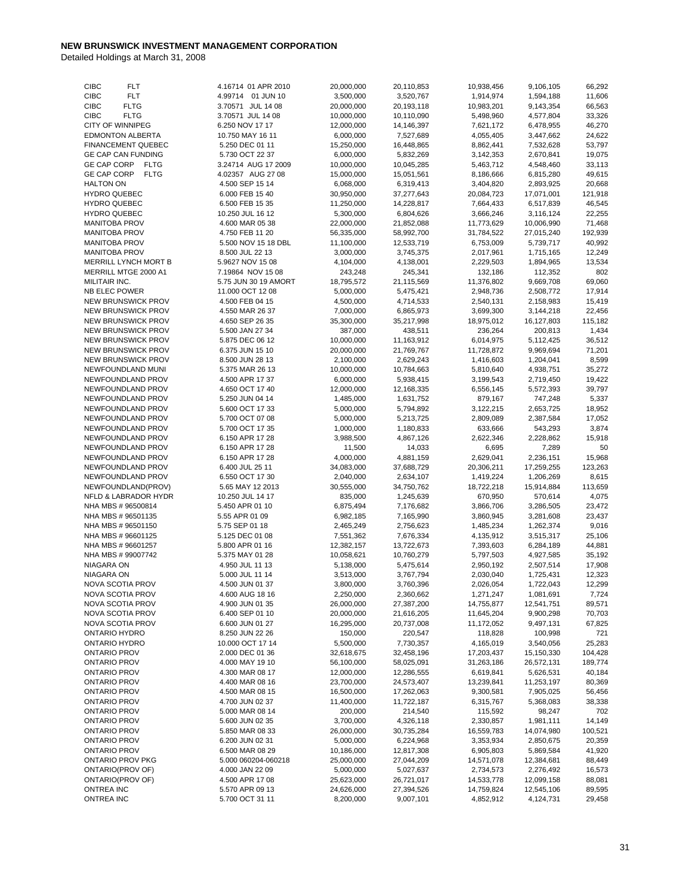**NEW BRUNSWICK INVESTMENT MANAGEMENT CORPORATION**

Detailed Holdings at March 31, 2008

| | | | | | | |
|---|---|---|---|---|---|---|
| CIBC FLT | 4.16714 01 APR 2010 | 20,000,000 | 20,110,853 | 10,938,456 | 9,106,105 | 66,292 |
| CIBC FLT | 4.99714 01 JUN 10 | 3,500,000 | 3,520,767 | 1,914,974 | 1,594,188 | 11,606 |
| CIBC FLTG | 3.70571 JUL 14 08 | 20,000,000 | 20,193,118 | 10,983,201 | 9,143,354 | 66,563 |
| CIBC FLTG | 3.70571 JUL 14 08 | 10,000,000 | 10,110,090 | 5,498,960 | 4,577,804 | 33,326 |
| CITY OF WINNIPEG | 6.250 NOV 17 17 | 12,000,000 | 14,146,397 | 7,621,172 | 6,478,955 | 46,270 |
| EDMONTON ALBERTA | 10.750 MAY 16 11 | 6,000,000 | 7,527,689 | 4,055,405 | 3,447,662 | 24,622 |
| FINANCEMENT QUEBEC | 5.250 DEC 01 11 | 15,250,000 | 16,448,865 | 8,862,441 | 7,532,628 | 53,797 |
| GE CAP CAN FUNDING | 5.730 OCT 22 37 | 6,000,000 | 5,832,269 | 3,142,353 | 2,670,841 | 19,075 |
| GE CAP CORP FLTG | 3.24714 AUG 17 2009 | 10,000,000 | 10,045,285 | 5,463,712 | 4,548,460 | 33,113 |
| GE CAP CORP FLTG | 4.02357 AUG 27 08 | 15,000,000 | 15,051,561 | 8,186,666 | 6,815,280 | 49,615 |
| HALTON ON | 4.500 SEP 15 14 | 6,068,000 | 6,319,413 | 3,404,820 | 2,893,925 | 20,668 |
| HYDRO QUEBEC | 6.000 FEB 15 40 | 30,950,000 | 37,277,643 | 20,084,723 | 17,071,001 | 121,918 |
| HYDRO QUEBEC | 6.500 FEB 15 35 | 11,250,000 | 14,228,817 | 7,664,433 | 6,517,839 | 46,545 |
| HYDRO QUEBEC | 10.250 JUL 16 12 | 5,300,000 | 6,804,626 | 3,666,246 | 3,116,124 | 22,255 |
| MANITOBA PROV | 4.600 MAR 05 38 | 22,000,000 | 21,852,088 | 11,773,629 | 10,006,990 | 71,468 |
| MANITOBA PROV | 4.750 FEB 11 20 | 56,335,000 | 58,992,700 | 31,784,522 | 27,015,240 | 192,939 |
| MANITOBA PROV | 5.500 NOV 15 18 DBL | 11,100,000 | 12,533,719 | 6,753,009 | 5,739,717 | 40,992 |
| MANITOBA PROV | 8.500 JUL 22 13 | 3,000,000 | 3,745,375 | 2,017,961 | 1,715,165 | 12,249 |
| MERRILL LYNCH MORT B | 5.9627 NOV 15 08 | 4,104,000 | 4,138,001 | 2,229,503 | 1,894,965 | 13,534 |
| MERRILL MTGE 2000 A1 | 7.19864 NOV 15 08 | 243,248 | 245,341 | 132,186 | 112,352 | 802 |
| MILITAIR INC. | 5.75 JUN 30 19 AMORT | 18,795,572 | 21,115,569 | 11,376,802 | 9,669,708 | 69,060 |
| NB ELEC POWER | 11.000 OCT 12 08 | 5,000,000 | 5,475,421 | 2,948,736 | 2,508,772 | 17,914 |
| NEW BRUNSWICK PROV | 4.500 FEB 04 15 | 4,500,000 | 4,714,533 | 2,540,131 | 2,158,983 | 15,419 |
| NEW BRUNSWICK PROV | 4.550 MAR 26 37 | 7,000,000 | 6,865,973 | 3,699,300 | 3,144,218 | 22,456 |
| NEW BRUNSWICK PROV | 4.650 SEP 26 35 | 35,300,000 | 35,217,998 | 18,975,012 | 16,127,803 | 115,182 |
| NEW BRUNSWICK PROV | 5.500 JAN 27 34 | 387,000 | 438,511 | 236,264 | 200,813 | 1,434 |
| NEW BRUNSWICK PROV | 5.875 DEC 06 12 | 10,000,000 | 11,163,912 | 6,014,975 | 5,112,425 | 36,512 |
| NEW BRUNSWICK PROV | 6.375 JUN 15 10 | 20,000,000 | 21,769,767 | 11,728,872 | 9,969,694 | 71,201 |
| NEW BRUNSWICK PROV | 8.500 JUN 28 13 | 2,100,000 | 2,629,243 | 1,416,603 | 1,204,041 | 8,599 |
| NEWFOUNDLAND MUNI | 5.375 MAR 26 13 | 10,000,000 | 10,784,663 | 5,810,640 | 4,938,751 | 35,272 |
| NEWFOUNDLAND PROV | 4.500 APR 17 37 | 6,000,000 | 5,938,415 | 3,199,543 | 2,719,450 | 19,422 |
| NEWFOUNDLAND PROV | 4.650 OCT 17 40 | 12,000,000 | 12,168,335 | 6,556,145 | 5,572,393 | 39,797 |
| NEWFOUNDLAND PROV | 5.250 JUN 04 14 | 1,485,000 | 1,631,752 | 879,167 | 747,248 | 5,337 |
| NEWFOUNDLAND PROV | 5.600 OCT 17 33 | 5,000,000 | 5,794,892 | 3,122,215 | 2,653,725 | 18,952 |
| NEWFOUNDLAND PROV | 5.700 OCT 07 08 | 5,000,000 | 5,213,725 | 2,809,089 | 2,387,584 | 17,052 |
| NEWFOUNDLAND PROV | 5.700 OCT 17 35 | 1,000,000 | 1,180,833 | 633,666 | 543,293 | 3,874 |
| NEWFOUNDLAND PROV | 6.150 APR 17 28 | 3,988,500 | 4,867,126 | 2,622,346 | 2,228,862 | 15,918 |
| NEWFOUNDLAND PROV | 6.150 APR 17 28 | 11,500 | 14,033 | 6,695 | 7,289 | 50 |
| NEWFOUNDLAND PROV | 6.150 APR 17 28 | 4,000,000 | 4,881,159 | 2,629,041 | 2,236,151 | 15,968 |
| NEWFOUNDLAND PROV | 6.400 JUL 25 11 | 34,083,000 | 37,688,729 | 20,306,211 | 17,259,255 | 123,263 |
| NEWFOUNDLAND PROV | 6.550 OCT 17 30 | 2,040,000 | 2,634,107 | 1,419,224 | 1,206,269 | 8,615 |
| NEWFOUNDLAND(PROV) | 5.65 MAY 12 2013 | 30,555,000 | 34,750,762 | 18,722,218 | 15,914,884 | 113,659 |
| NFLD & LABRADOR HYDR | 10.250 JUL 14 17 | 835,000 | 1,245,639 | 670,950 | 570,614 | 4,075 |
| NHA MBS # 96500814 | 5.450 APR 01 10 | 6,875,494 | 7,176,682 | 3,866,706 | 3,286,505 | 23,472 |
| NHA MBS # 96501135 | 5.55 APR 01 09 | 6,982,185 | 7,165,990 | 3,860,945 | 3,281,608 | 23,437 |
| NHA MBS # 96501150 | 5.75 SEP 01 18 | 2,465,249 | 2,756,623 | 1,485,234 | 1,262,374 | 9,016 |
| NHA MBS # 96601125 | 5.125 DEC 01 08 | 7,551,362 | 7,676,334 | 4,135,912 | 3,515,317 | 25,106 |
| NHA MBS # 96601257 | 5.800 APR 01 16 | 12,382,157 | 13,722,673 | 7,393,603 | 6,284,189 | 44,881 |
| NHA MBS # 99007742 | 5.375 MAY 01 28 | 10,058,621 | 10,760,279 | 5,797,503 | 4,927,585 | 35,192 |
| NIAGARA ON | 4.950 JUL 11 13 | 5,138,000 | 5,475,614 | 2,950,192 | 2,507,514 | 17,908 |
| NIAGARA ON | 5.000 JUL 11 14 | 3,513,000 | 3,767,794 | 2,030,040 | 1,725,431 | 12,323 |
| NOVA SCOTIA PROV | 4.500 JUN 01 37 | 3,800,000 | 3,760,396 | 2,026,054 | 1,722,043 | 12,299 |
| NOVA SCOTIA PROV | 4.600 AUG 18 16 | 2,250,000 | 2,360,662 | 1,271,247 | 1,081,691 | 7,724 |
| NOVA SCOTIA PROV | 4.900 JUN 01 35 | 26,000,000 | 27,387,200 | 14,755,877 | 12,541,751 | 89,571 |
| NOVA SCOTIA PROV | 6.400 SEP 01 10 | 20,000,000 | 21,616,205 | 11,645,204 | 9,900,298 | 70,703 |
| NOVA SCOTIA PROV | 6.600 JUN 01 27 | 16,295,000 | 20,737,008 | 11,172,052 | 9,497,131 | 67,825 |
| ONTARIO HYDRO | 8.250 JUN 22 26 | 150,000 | 220,547 | 118,828 | 100,998 | 721 |
| ONTARIO HYDRO | 10.000 OCT 17 14 | 5,500,000 | 7,730,357 | 4,165,019 | 3,540,056 | 25,283 |
| ONTARIO PROV | 2.000 DEC 01 36 | 32,618,675 | 32,458,196 | 17,203,437 | 15,150,330 | 104,428 |
| ONTARIO PROV | 4.000 MAY 19 10 | 56,100,000 | 58,025,091 | 31,263,186 | 26,572,131 | 189,774 |
| ONTARIO PROV | 4.300 MAR 08 17 | 12,000,000 | 12,286,555 | 6,619,841 | 5,626,531 | 40,184 |
| ONTARIO PROV | 4.400 MAR 08 16 | 23,700,000 | 24,573,407 | 13,239,841 | 11,253,197 | 80,369 |
| ONTARIO PROV | 4.500 MAR 08 15 | 16,500,000 | 17,262,063 | 9,300,581 | 7,905,025 | 56,456 |
| ONTARIO PROV | 4.700 JUN 02 37 | 11,400,000 | 11,722,187 | 6,315,767 | 5,368,083 | 38,338 |
| ONTARIO PROV | 5.000 MAR 08 14 | 200,000 | 214,540 | 115,592 | 98,247 | 702 |
| ONTARIO PROV | 5.600 JUN 02 35 | 3,700,000 | 4,326,118 | 2,330,857 | 1,981,111 | 14,149 |
| ONTARIO PROV | 5.850 MAR 08 33 | 26,000,000 | 30,735,284 | 16,559,783 | 14,074,980 | 100,521 |
| ONTARIO PROV | 6.200 JUN 02 31 | 5,000,000 | 6,224,968 | 3,353,934 | 2,850,675 | 20,359 |
| ONTARIO PROV | 6.500 MAR 08 29 | 10,186,000 | 12,817,308 | 6,905,803 | 5,869,584 | 41,920 |
| ONTARIO PROV PKG | 5.000 060204-060218 | 25,000,000 | 27,044,209 | 14,571,078 | 12,384,681 | 88,449 |
| ONTARIO(PROV OF) | 4.000 JAN 22 09 | 5,000,000 | 5,027,637 | 2,734,573 | 2,276,492 | 16,573 |
| ONTARIO(PROV OF) | 4.500 APR 17 08 | 25,623,000 | 26,721,017 | 14,533,778 | 12,099,158 | 88,081 |
| ONTREA INC | 5.570 APR 09 13 | 24,626,000 | 27,394,526 | 14,759,824 | 12,545,106 | 89,595 |
| ONTREA INC | 5.700 OCT 31 11 | 8,200,000 | 9,007,101 | 4,852,912 | 4,124,731 | 29,458 |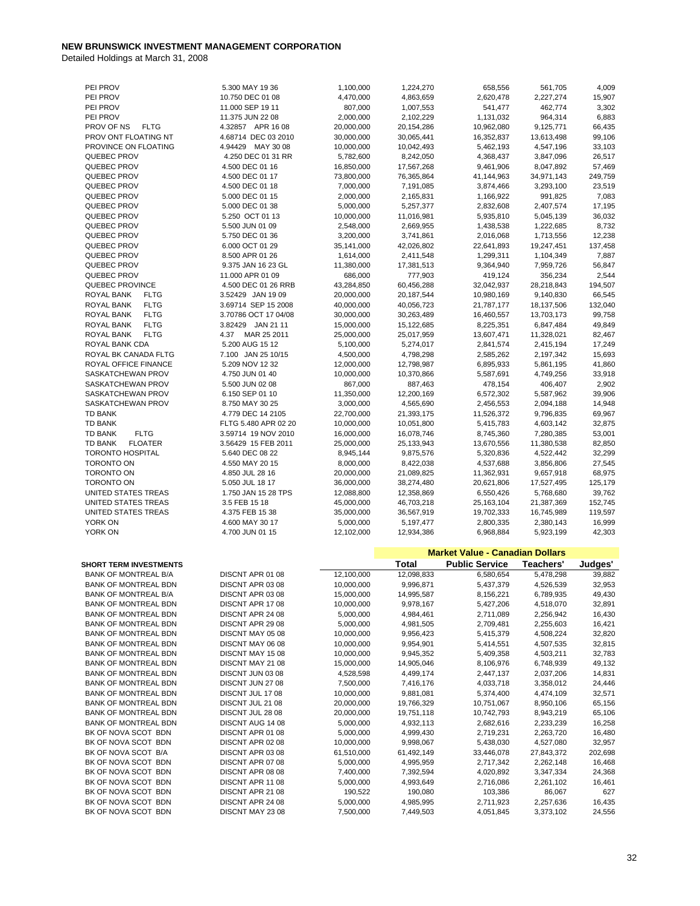**NEW BRUNSWICK INVESTMENT MANAGEMENT CORPORATION**

Detailed Holdings at March 31, 2008

| | | | | | | |
|---|---|---|---|---|---|---|
| PEI PROV | 5.300 MAY 19 36 | 1,100,000 | 1,224,270 | 658,556 | 561,705 | 4,009 |
| PEI PROV | 10.750 DEC 01 08 | 4,470,000 | 4,863,659 | 2,620,478 | 2,227,274 | 15,907 |
| PEI PROV | 11.000 SEP 19 11 | 807,000 | 1,007,553 | 541,477 | 462,774 | 3,302 |
| PEI PROV | 11.375 JUN 22 08 | 2,000,000 | 2,102,229 | 1,131,032 | 964,314 | 6,883 |
| PROV OF NS FLTG | 4.32857 APR 16 08 | 20,000,000 | 20,154,286 | 10,962,080 | 9,125,771 | 66,435 |
| PROV ONT FLOATING NT | 4.68714 DEC 03 2010 | 30,000,000 | 30,065,441 | 16,352,837 | 13,613,498 | 99,106 |
| PROVINCE ON FLOATING | 4.94429 MAY 30 08 | 10,000,000 | 10,042,493 | 5,462,193 | 4,547,196 | 33,103 |
| QUEBEC PROV | 4.250 DEC 01 31 RR | 5,782,600 | 8,242,050 | 4,368,437 | 3,847,096 | 26,517 |
| QUEBEC PROV | 4.500 DEC 01 16 | 16,850,000 | 17,567,268 | 9,461,906 | 8,047,892 | 57,469 |
| QUEBEC PROV | 4.500 DEC 01 17 | 73,800,000 | 76,365,864 | 41,144,963 | 34,971,143 | 249,759 |
| QUEBEC PROV | 4.500 DEC 01 18 | 7,000,000 | 7,191,085 | 3,874,466 | 3,293,100 | 23,519 |
| QUEBEC PROV | 5.000 DEC 01 15 | 2,000,000 | 2,165,831 | 1,166,922 | 991,825 | 7,083 |
| QUEBEC PROV | 5.000 DEC 01 38 | 5,000,000 | 5,257,377 | 2,832,608 | 2,407,574 | 17,195 |
| QUEBEC PROV | 5.250 OCT 01 13 | 10,000,000 | 11,016,981 | 5,935,810 | 5,045,139 | 36,032 |
| QUEBEC PROV | 5.500 JUN 01 09 | 2,548,000 | 2,669,955 | 1,438,538 | 1,222,685 | 8,732 |
| QUEBEC PROV | 5.750 DEC 01 36 | 3,200,000 | 3,741,861 | 2,016,068 | 1,713,556 | 12,238 |
| QUEBEC PROV | 6.000 OCT 01 29 | 35,141,000 | 42,026,802 | 22,641,893 | 19,247,451 | 137,458 |
| QUEBEC PROV | 8.500 APR 01 26 | 1,614,000 | 2,411,548 | 1,299,311 | 1,104,349 | 7,887 |
| QUEBEC PROV | 9.375 JAN 16 23 GL | 11,380,000 | 17,381,513 | 9,364,940 | 7,959,726 | 56,847 |
| QUEBEC PROV | 11.000 APR 01 09 | 686,000 | 777,903 | 419,124 | 356,234 | 2,544 |
| QUEBEC PROVINCE | 4.500 DEC 01 26 RRB | 43,284,850 | 60,456,288 | 32,042,937 | 28,218,843 | 194,507 |
| ROYAL BANK FLTG | 3.52429 JAN 19 09 | 20,000,000 | 20,187,544 | 10,980,169 | 9,140,830 | 66,545 |
| ROYAL BANK FLTG | 3.69714 SEP 15 2008 | 40,000,000 | 40,056,723 | 21,787,177 | 18,137,506 | 132,040 |
| ROYAL BANK FLTG | 3.70786 OCT 17 04/08 | 30,000,000 | 30,263,489 | 16,460,557 | 13,703,173 | 99,758 |
| ROYAL BANK FLTG | 3.82429 JAN 21 11 | 15,000,000 | 15,122,685 | 8,225,351 | 6,847,484 | 49,849 |
| ROYAL BANK FLTG | 4.37 MAR 25 2011 | 25,000,000 | 25,017,959 | 13,607,471 | 11,328,021 | 82,467 |
| ROYAL BANK CDA | 5.200 AUG 15 12 | 5,100,000 | 5,274,017 | 2,841,574 | 2,415,194 | 17,249 |
| ROYAL BK CANADA FLTG | 7.100 JAN 25 10/15 | 4,500,000 | 4,798,298 | 2,585,262 | 2,197,342 | 15,693 |
| ROYAL OFFICE FINANCE | 5.209 NOV 12 32 | 12,000,000 | 12,798,987 | 6,895,933 | 5,861,195 | 41,860 |
| SASKATCHEWAN PROV | 4.750 JUN 01 40 | 10,000,000 | 10,370,866 | 5,587,691 | 4,749,256 | 33,918 |
| SASKATCHEWAN PROV | 5.500 JUN 02 08 | 867,000 | 887,463 | 478,154 | 406,407 | 2,902 |
| SASKATCHEWAN PROV | 6.150 SEP 01 10 | 11,350,000 | 12,200,169 | 6,572,302 | 5,587,962 | 39,906 |
| SASKATCHEWAN PROV | 8.750 MAY 30 25 | 3,000,000 | 4,565,690 | 2,456,553 | 2,094,188 | 14,948 |
| TD BANK | 4.779 DEC 14 2105 | 22,700,000 | 21,393,175 | 11,526,372 | 9,796,835 | 69,967 |
| TD BANK | FLTG 5.480 APR 02 20 | 10,000,000 | 10,051,800 | 5,415,783 | 4,603,142 | 32,875 |
| TD BANK FLTG | 3.59714 19 NOV 2010 | 16,000,000 | 16,078,746 | 8,745,360 | 7,280,385 | 53,001 |
| TD BANK FLOATER | 3.56429 15 FEB 2011 | 25,000,000 | 25,133,943 | 13,670,556 | 11,380,538 | 82,850 |
| TORONTO HOSPITAL | 5.640 DEC 08 22 | 8,945,144 | 9,875,576 | 5,320,836 | 4,522,442 | 32,299 |
| TORONTO ON | 4.550 MAY 20 15 | 8,000,000 | 8,422,038 | 4,537,688 | 3,856,806 | 27,545 |
| TORONTO ON | 4.850 JUL 28 16 | 20,000,000 | 21,089,825 | 11,362,931 | 9,657,918 | 68,975 |
| TORONTO ON | 5.050 JUL 18 17 | 36,000,000 | 38,274,480 | 20,621,806 | 17,527,495 | 125,179 |
| UNITED STATES TREAS | 1.750 JAN 15 28 TPS | 12,088,800 | 12,358,869 | 6,550,426 | 5,768,680 | 39,762 |
| UNITED STATES TREAS | 3.5 FEB 15 18 | 45,000,000 | 46,703,218 | 25,163,104 | 21,387,369 | 152,745 |
| UNITED STATES TREAS | 4.375 FEB 15 38 | 35,000,000 | 36,567,919 | 19,702,333 | 16,745,989 | 119,597 |
| YORK ON | 4.600 MAY 30 17 | 5,000,000 | 5,197,477 | 2,800,335 | 2,380,143 | 16,999 |
| YORK ON | 4.700 JUN 01 15 | 12,102,000 | 12,934,386 | 6,968,884 | 5,923,199 | 42,303 |

| | | | Market Value - Canadian Dollars | | | |
|---|---|---|---|---|---|---|
| **SHORT TERM INVESTMENTS** | | | **Total** | **Public Service** | **Teachers'** | **Judges'** |
| BANK OF MONTREAL B/A | DISCNT APR 01 08 | 12,100,000 | 12,098,833 | 6,580,654 | 5,478,298 | 39,882 |
| BANK OF MONTREAL BDN | DISCNT APR 03 08 | 10,000,000 | 9,996,871 | 5,437,379 | 4,526,539 | 32,953 |
| BANK OF MONTREAL B/A | DISCNT APR 03 08 | 15,000,000 | 14,995,587 | 8,156,221 | 6,789,935 | 49,430 |
| BANK OF MONTREAL BDN | DISCNT APR 17 08 | 10,000,000 | 9,978,167 | 5,427,206 | 4,518,070 | 32,891 |
| BANK OF MONTREAL BDN | DISCNT APR 24 08 | 5,000,000 | 4,984,461 | 2,711,089 | 2,256,942 | 16,430 |
| BANK OF MONTREAL BDN | DISCNT APR 29 08 | 5,000,000 | 4,981,505 | 2,709,481 | 2,255,603 | 16,421 |
| BANK OF MONTREAL BDN | DISCNT MAY 05 08 | 10,000,000 | 9,956,423 | 5,415,379 | 4,508,224 | 32,820 |
| BANK OF MONTREAL BDN | DISCNT MAY 06 08 | 10,000,000 | 9,954,901 | 5,414,551 | 4,507,535 | 32,815 |
| BANK OF MONTREAL BDN | DISCNT MAY 15 08 | 10,000,000 | 9,945,352 | 5,409,358 | 4,503,211 | 32,783 |
| BANK OF MONTREAL BDN | DISCNT MAY 21 08 | 15,000,000 | 14,905,046 | 8,106,976 | 6,748,939 | 49,132 |
| BANK OF MONTREAL BDN | DISCNT JUN 03 08 | 4,528,598 | 4,499,174 | 2,447,137 | 2,037,206 | 14,831 |
| BANK OF MONTREAL BDN | DISCNT JUN 27 08 | 7,500,000 | 7,416,176 | 4,033,718 | 3,358,012 | 24,446 |
| BANK OF MONTREAL BDN | DISCNT JUL 17 08 | 10,000,000 | 9,881,081 | 5,374,400 | 4,474,109 | 32,571 |
| BANK OF MONTREAL BDN | DISCNT JUL 21 08 | 20,000,000 | 19,766,329 | 10,751,067 | 8,950,106 | 65,156 |
| BANK OF MONTREAL BDN | DISCNT JUL 28 08 | 20,000,000 | 19,751,118 | 10,742,793 | 8,943,219 | 65,106 |
| BANK OF MONTREAL BDN | DISCNT AUG 14 08 | 5,000,000 | 4,932,113 | 2,682,616 | 2,233,239 | 16,258 |
| BK OF NOVA SCOT BDN | DISCNT APR 01 08 | 5,000,000 | 4,999,430 | 2,719,231 | 2,263,720 | 16,480 |
| BK OF NOVA SCOT BDN | DISCNT APR 02 08 | 10,000,000 | 9,998,067 | 5,438,030 | 4,527,080 | 32,957 |
| BK OF NOVA SCOT B/A | DISCNT APR 03 08 | 61,510,000 | 61,492,149 | 33,446,078 | 27,843,372 | 202,698 |
| BK OF NOVA SCOT BDN | DISCNT APR 07 08 | 5,000,000 | 4,995,959 | 2,717,342 | 2,262,148 | 16,468 |
| BK OF NOVA SCOT BDN | DISCNT APR 08 08 | 7,400,000 | 7,392,594 | 4,020,892 | 3,347,334 | 24,368 |
| BK OF NOVA SCOT BDN | DISCNT APR 11 08 | 5,000,000 | 4,993,649 | 2,716,086 | 2,261,102 | 16,461 |
| BK OF NOVA SCOT BDN | DISCNT APR 21 08 | 190,522 | 190,080 | 103,386 | 86,067 | 627 |
| BK OF NOVA SCOT BDN | DISCNT APR 24 08 | 5,000,000 | 4,985,995 | 2,711,923 | 2,257,636 | 16,435 |
| BK OF NOVA SCOT BDN | DISCNT MAY 23 08 | 7,500,000 | 7,449,503 | 4,051,845 | 3,373,102 | 24,556 |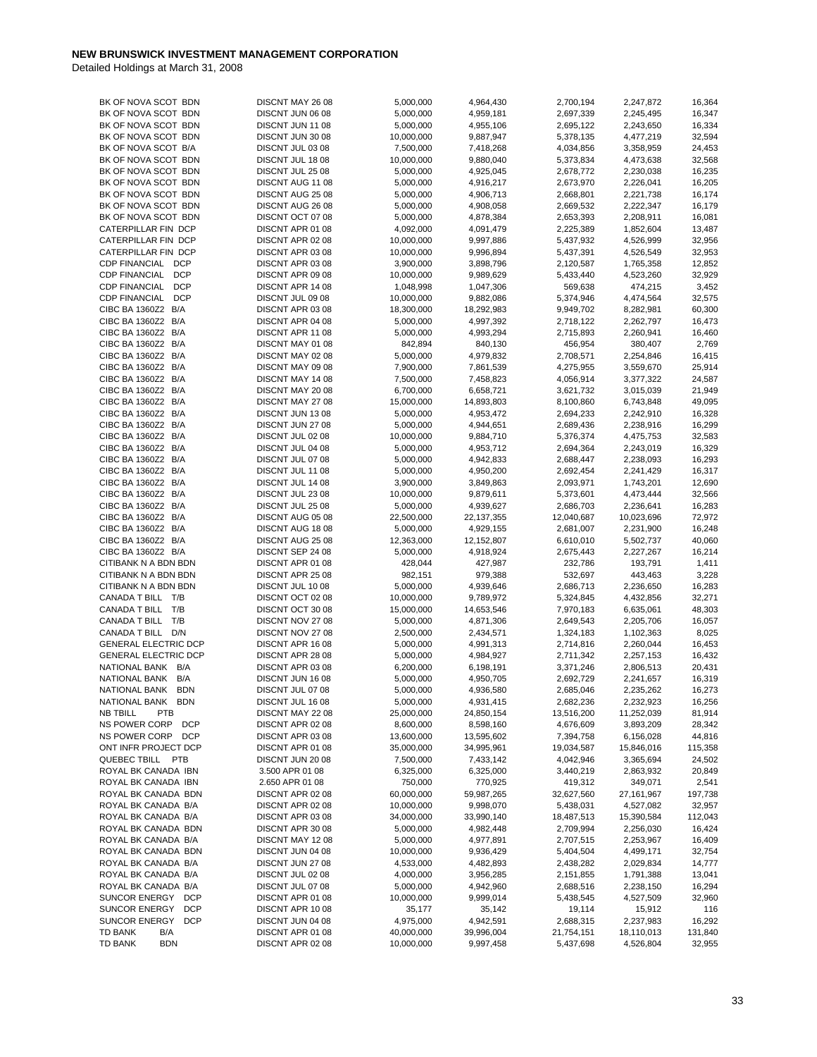**NEW BRUNSWICK INVESTMENT MANAGEMENT CORPORATION**

Detailed Holdings at March 31, 2008

| | | | | | | |
|---|---|---|---|---|---|---|
| BK OF NOVA SCOT BDN | DISCNT MAY 26 08 | 5,000,000 | 4,964,430 | 2,700,194 | 2,247,872 | 16,364 |
| BK OF NOVA SCOT BDN | DISCNT JUN 06 08 | 5,000,000 | 4,959,181 | 2,697,339 | 2,245,495 | 16,347 |
| BK OF NOVA SCOT BDN | DISCNT JUN 11 08 | 5,000,000 | 4,955,106 | 2,695,122 | 2,243,650 | 16,334 |
| BK OF NOVA SCOT BDN | DISCNT JUN 30 08 | 10,000,000 | 9,887,947 | 5,378,135 | 4,477,219 | 32,594 |
| BK OF NOVA SCOT B/A | DISCNT JUL 03 08 | 7,500,000 | 7,418,268 | 4,034,856 | 3,358,959 | 24,453 |
| BK OF NOVA SCOT BDN | DISCNT JUL 18 08 | 10,000,000 | 9,880,040 | 5,373,834 | 4,473,638 | 32,568 |
| BK OF NOVA SCOT BDN | DISCNT JUL 25 08 | 5,000,000 | 4,925,045 | 2,678,772 | 2,230,038 | 16,235 |
| BK OF NOVA SCOT BDN | DISCNT AUG 11 08 | 5,000,000 | 4,916,217 | 2,673,970 | 2,226,041 | 16,205 |
| BK OF NOVA SCOT BDN | DISCNT AUG 25 08 | 5,000,000 | 4,906,713 | 2,668,801 | 2,221,738 | 16,174 |
| BK OF NOVA SCOT BDN | DISCNT AUG 26 08 | 5,000,000 | 4,908,058 | 2,669,532 | 2,222,347 | 16,179 |
| BK OF NOVA SCOT BDN | DISCNT OCT 07 08 | 5,000,000 | 4,878,384 | 2,653,393 | 2,208,911 | 16,081 |
| CATERPILLAR FIN DCP | DISCNT APR 01 08 | 4,092,000 | 4,091,479 | 2,225,389 | 1,852,604 | 13,487 |
| CATERPILLAR FIN DCP | DISCNT APR 02 08 | 10,000,000 | 9,997,886 | 5,437,932 | 4,526,999 | 32,956 |
| CATERPILLAR FIN DCP | DISCNT APR 03 08 | 10,000,000 | 9,996,894 | 5,437,391 | 4,526,549 | 32,953 |
| CDP FINANCIAL DCP | DISCNT APR 03 08 | 3,900,000 | 3,898,796 | 2,120,587 | 1,765,358 | 12,852 |
| CDP FINANCIAL DCP | DISCNT APR 09 08 | 10,000,000 | 9,989,629 | 5,433,440 | 4,523,260 | 32,929 |
| CDP FINANCIAL DCP | DISCNT APR 14 08 | 1,048,998 | 1,047,306 | 569,638 | 474,215 | 3,452 |
| CDP FINANCIAL DCP | DISCNT JUL 09 08 | 10,000,000 | 9,882,086 | 5,374,946 | 4,474,564 | 32,575 |
| CIBC BA 1360Z2 B/A | DISCNT APR 03 08 | 18,300,000 | 18,292,983 | 9,949,702 | 8,282,981 | 60,300 |
| CIBC BA 1360Z2 B/A | DISCNT APR 04 08 | 5,000,000 | 4,997,392 | 2,718,122 | 2,262,797 | 16,473 |
| CIBC BA 1360Z2 B/A | DISCNT APR 11 08 | 5,000,000 | 4,993,294 | 2,715,893 | 2,260,941 | 16,460 |
| CIBC BA 1360Z2 B/A | DISCNT MAY 01 08 | 842,894 | 840,130 | 456,954 | 380,407 | 2,769 |
| CIBC BA 1360Z2 B/A | DISCNT MAY 02 08 | 5,000,000 | 4,979,832 | 2,708,571 | 2,254,846 | 16,415 |
| CIBC BA 1360Z2 B/A | DISCNT MAY 09 08 | 7,900,000 | 7,861,539 | 4,275,955 | 3,559,670 | 25,914 |
| CIBC BA 1360Z2 B/A | DISCNT MAY 14 08 | 7,500,000 | 7,458,823 | 4,056,914 | 3,377,322 | 24,587 |
| CIBC BA 1360Z2 B/A | DISCNT MAY 20 08 | 6,700,000 | 6,658,721 | 3,621,732 | 3,015,039 | 21,949 |
| CIBC BA 1360Z2 B/A | DISCNT MAY 27 08 | 15,000,000 | 14,893,803 | 8,100,860 | 6,743,848 | 49,095 |
| CIBC BA 1360Z2 B/A | DISCNT JUN 13 08 | 5,000,000 | 4,953,472 | 2,694,233 | 2,242,910 | 16,328 |
| CIBC BA 1360Z2 B/A | DISCNT JUN 27 08 | 5,000,000 | 4,944,651 | 2,689,436 | 2,238,916 | 16,299 |
| CIBC BA 1360Z2 B/A | DISCNT JUL 02 08 | 10,000,000 | 9,884,710 | 5,376,374 | 4,475,753 | 32,583 |
| CIBC BA 1360Z2 B/A | DISCNT JUL 04 08 | 5,000,000 | 4,953,712 | 2,694,364 | 2,243,019 | 16,329 |
| CIBC BA 1360Z2 B/A | DISCNT JUL 07 08 | 5,000,000 | 4,942,833 | 2,688,447 | 2,238,093 | 16,293 |
| CIBC BA 1360Z2 B/A | DISCNT JUL 11 08 | 5,000,000 | 4,950,200 | 2,692,454 | 2,241,429 | 16,317 |
| CIBC BA 1360Z2 B/A | DISCNT JUL 14 08 | 3,900,000 | 3,849,863 | 2,093,971 | 1,743,201 | 12,690 |
| CIBC BA 1360Z2 B/A | DISCNT JUL 23 08 | 10,000,000 | 9,879,611 | 5,373,601 | 4,473,444 | 32,566 |
| CIBC BA 1360Z2 B/A | DISCNT JUL 25 08 | 5,000,000 | 4,939,627 | 2,686,703 | 2,236,641 | 16,283 |
| CIBC BA 1360Z2 B/A | DISCNT AUG 05 08 | 22,500,000 | 22,137,355 | 12,040,687 | 10,023,696 | 72,972 |
| CIBC BA 1360Z2 B/A | DISCNT AUG 18 08 | 5,000,000 | 4,929,155 | 2,681,007 | 2,231,900 | 16,248 |
| CIBC BA 1360Z2 B/A | DISCNT AUG 25 08 | 12,363,000 | 12,152,807 | 6,610,010 | 5,502,737 | 40,060 |
| CIBC BA 1360Z2 B/A | DISCNT SEP 24 08 | 5,000,000 | 4,918,924 | 2,675,443 | 2,227,267 | 16,214 |
| CITIBANK N A BDN BDN | DISCNT APR 01 08 | 428,044 | 427,987 | 232,786 | 193,791 | 1,411 |
| CITIBANK N A BDN BDN | DISCNT APR 25 08 | 982,151 | 979,388 | 532,697 | 443,463 | 3,228 |
| CITIBANK N A BDN BDN | DISCNT JUL 10 08 | 5,000,000 | 4,939,646 | 2,686,713 | 2,236,650 | 16,283 |
| CANADA T BILL T/B | DISCNT OCT 02 08 | 10,000,000 | 9,789,972 | 5,324,845 | 4,432,856 | 32,271 |
| CANADA T BILL T/B | DISCNT OCT 30 08 | 15,000,000 | 14,653,546 | 7,970,183 | 6,635,061 | 48,303 |
| CANADA T BILL T/B | DISCNT NOV 27 08 | 5,000,000 | 4,871,306 | 2,649,543 | 2,205,706 | 16,057 |
| CANADA T BILL D/N | DISCNT NOV 27 08 | 2,500,000 | 2,434,571 | 1,324,183 | 1,102,363 | 8,025 |
| GENERAL ELECTRIC DCP | DISCNT APR 16 08 | 5,000,000 | 4,991,313 | 2,714,816 | 2,260,044 | 16,453 |
| GENERAL ELECTRIC DCP | DISCNT APR 28 08 | 5,000,000 | 4,984,927 | 2,711,342 | 2,257,153 | 16,432 |
| NATIONAL BANK B/A | DISCNT APR 03 08 | 6,200,000 | 6,198,191 | 3,371,246 | 2,806,513 | 20,431 |
| NATIONAL BANK B/A | DISCNT JUN 16 08 | 5,000,000 | 4,950,705 | 2,692,729 | 2,241,657 | 16,319 |
| NATIONAL BANK BDN | DISCNT JUL 07 08 | 5,000,000 | 4,936,580 | 2,685,046 | 2,235,262 | 16,273 |
| NATIONAL BANK BDN | DISCNT JUL 16 08 | 5,000,000 | 4,931,415 | 2,682,236 | 2,232,923 | 16,256 |
| NB TBILL PTB | DISCNT MAY 22 08 | 25,000,000 | 24,850,154 | 13,516,200 | 11,252,039 | 81,914 |
| NS POWER CORP DCP | DISCNT APR 02 08 | 8,600,000 | 8,598,160 | 4,676,609 | 3,893,209 | 28,342 |
| NS POWER CORP DCP | DISCNT APR 03 08 | 13,600,000 | 13,595,602 | 7,394,758 | 6,156,028 | 44,816 |
| ONT INFR PROJECT DCP | DISCNT APR 01 08 | 35,000,000 | 34,995,961 | 19,034,587 | 15,846,016 | 115,358 |
| QUEBEC TBILL PTB | DISCNT JUN 20 08 | 7,500,000 | 7,433,142 | 4,042,946 | 3,365,694 | 24,502 |
| ROYAL BK CANADA IBN | 3.500 APR 01 08 | 6,325,000 | 6,325,000 | 3,440,219 | 2,863,932 | 20,849 |
| ROYAL BK CANADA IBN | 2.650 APR 01 08 | 750,000 | 770,925 | 419,312 | 349,071 | 2,541 |
| ROYAL BK CANADA BDN | DISCNT APR 02 08 | 60,000,000 | 59,987,265 | 32,627,560 | 27,161,967 | 197,738 |
| ROYAL BK CANADA B/A | DISCNT APR 02 08 | 10,000,000 | 9,998,070 | 5,438,031 | 4,527,082 | 32,957 |
| ROYAL BK CANADA B/A | DISCNT APR 03 08 | 34,000,000 | 33,990,140 | 18,487,513 | 15,390,584 | 112,043 |
| ROYAL BK CANADA BDN | DISCNT APR 30 08 | 5,000,000 | 4,982,448 | 2,709,994 | 2,256,030 | 16,424 |
| ROYAL BK CANADA B/A | DISCNT MAY 12 08 | 5,000,000 | 4,977,891 | 2,707,515 | 2,253,967 | 16,409 |
| ROYAL BK CANADA BDN | DISCNT JUN 04 08 | 10,000,000 | 9,936,429 | 5,404,504 | 4,499,171 | 32,754 |
| ROYAL BK CANADA B/A | DISCNT JUN 27 08 | 4,533,000 | 4,482,893 | 2,438,282 | 2,029,834 | 14,777 |
| ROYAL BK CANADA B/A | DISCNT JUL 02 08 | 4,000,000 | 3,956,285 | 2,151,855 | 1,791,388 | 13,041 |
| ROYAL BK CANADA B/A | DISCNT JUL 07 08 | 5,000,000 | 4,942,960 | 2,688,516 | 2,238,150 | 16,294 |
| SUNCOR ENERGY DCP | DISCNT APR 01 08 | 10,000,000 | 9,999,014 | 5,438,545 | 4,527,509 | 32,960 |
| SUNCOR ENERGY DCP | DISCNT APR 10 08 | 35,177 | 35,142 | 19,114 | 15,912 | 116 |
| SUNCOR ENERGY DCP | DISCNT JUN 04 08 | 4,975,000 | 4,942,591 | 2,688,315 | 2,237,983 | 16,292 |
| TD BANK B/A | DISCNT APR 01 08 | 40,000,000 | 39,996,004 | 21,754,151 | 18,110,013 | 131,840 |
| TD BANK BDN | DISCNT APR 02 08 | 10,000,000 | 9,997,458 | 5,437,698 | 4,526,804 | 32,955 |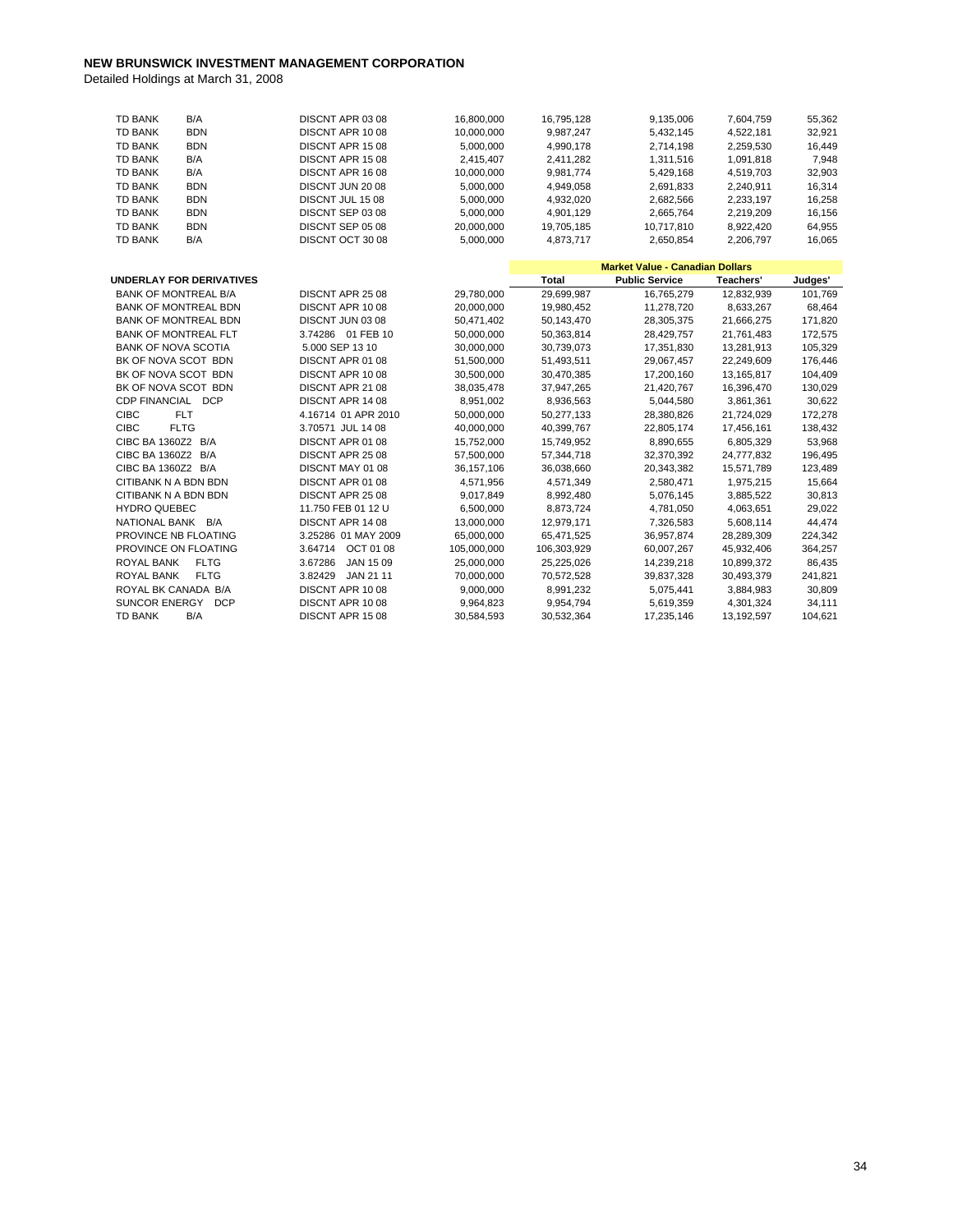**NEW BRUNSWICK INVESTMENT MANAGEMENT CORPORATION**

Detailed Holdings at March 31, 2008

| | | | | | | | |
|---|---|---|---|---|---|---|---|
| TD BANK | B/A | DISCNT APR 03 08 | 16,800,000 | 16,795,128 | 9,135,006 | 7,604,759 | 55,362 |
| TD BANK | BDN | DISCNT APR 10 08 | 10,000,000 | 9,987,247 | 5,432,145 | 4,522,181 | 32,921 |
| TD BANK | BDN | DISCNT APR 15 08 | 5,000,000 | 4,990,178 | 2,714,198 | 2,259,530 | 16,449 |
| TD BANK | B/A | DISCNT APR 15 08 | 2,415,407 | 2,411,282 | 1,311,516 | 1,091,818 | 7,948 |
| TD BANK | B/A | DISCNT APR 16 08 | 10,000,000 | 9,981,774 | 5,429,168 | 4,519,703 | 32,903 |
| TD BANK | BDN | DISCNT JUN 20 08 | 5,000,000 | 4,949,058 | 2,691,833 | 2,240,911 | 16,314 |
| TD BANK | BDN | DISCNT JUL 15 08 | 5,000,000 | 4,932,020 | 2,682,566 | 2,233,197 | 16,258 |
| TD BANK | BDN | DISCNT SEP 03 08 | 5,000,000 | 4,901,129 | 2,665,764 | 2,219,209 | 16,156 |
| TD BANK | BDN | DISCNT SEP 05 08 | 20,000,000 | 19,705,185 | 10,717,810 | 8,922,420 | 64,955 |
| TD BANK | B/A | DISCNT OCT 30 08 | 5,000,000 | 4,873,717 | 2,650,854 | 2,206,797 | 16,065 |

| | | | Market Value - Canadian Dollars | | | |
|---|---|---|---|---|---|---|
| **UNDERLAY FOR DERIVATIVES** | | | **Total** | **Public Service** | **Teachers'** | **Judges'** |
| BANK OF MONTREAL B/A | DISCNT APR 25 08 | 29,780,000 | 29,699,987 | 16,765,279 | 12,832,939 | 101,769 |
| BANK OF MONTREAL BDN | DISCNT APR 10 08 | 20,000,000 | 19,980,452 | 11,278,720 | 8,633,267 | 68,464 |
| BANK OF MONTREAL BDN | DISCNT JUN 03 08 | 50,471,402 | 50,143,470 | 28,305,375 | 21,666,275 | 171,820 |
| BANK OF MONTREAL FLT | 3.74286 01 FEB 10 | 50,000,000 | 50,363,814 | 28,429,757 | 21,761,483 | 172,575 |
| BANK OF NOVA SCOTIA | 5.000 SEP 13 10 | 30,000,000 | 30,739,073 | 17,351,830 | 13,281,913 | 105,329 |
| BK OF NOVA SCOT BDN | DISCNT APR 01 08 | 51,500,000 | 51,493,511 | 29,067,457 | 22,249,609 | 176,446 |
| BK OF NOVA SCOT BDN | DISCNT APR 10 08 | 30,500,000 | 30,470,385 | 17,200,160 | 13,165,817 | 104,409 |
| BK OF NOVA SCOT BDN | DISCNT APR 21 08 | 38,035,478 | 37,947,265 | 21,420,767 | 16,396,470 | 130,029 |
| CDP FINANCIAL DCP | DISCNT APR 14 08 | 8,951,002 | 8,936,563 | 5,044,580 | 3,861,361 | 30,622 |
| CIBC FLT | 4.16714 01 APR 2010 | 50,000,000 | 50,277,133 | 28,380,826 | 21,724,029 | 172,278 |
| CIBC FLTG | 3.70571 JUL 14 08 | 40,000,000 | 40,399,767 | 22,805,174 | 17,456,161 | 138,432 |
| CIBC BA 1360Z2 B/A | DISCNT APR 01 08 | 15,752,000 | 15,749,952 | 8,890,655 | 6,805,329 | 53,968 |
| CIBC BA 1360Z2 B/A | DISCNT APR 25 08 | 57,500,000 | 57,344,718 | 32,370,392 | 24,777,832 | 196,495 |
| CIBC BA 1360Z2 B/A | DISCNT MAY 01 08 | 36,157,106 | 36,038,660 | 20,343,382 | 15,571,789 | 123,489 |
| CITIBANK N A BDN BDN | DISCNT APR 01 08 | 4,571,956 | 4,571,349 | 2,580,471 | 1,975,215 | 15,664 |
| CITIBANK N A BDN BDN | DISCNT APR 25 08 | 9,017,849 | 8,992,480 | 5,076,145 | 3,885,522 | 30,813 |
| HYDRO QUEBEC | 11.750 FEB 01 12 U | 6,500,000 | 8,873,724 | 4,781,050 | 4,063,651 | 29,022 |
| NATIONAL BANK B/A | DISCNT APR 14 08 | 13,000,000 | 12,979,171 | 7,326,583 | 5,608,114 | 44,474 |
| PROVINCE NB FLOATING | 3.25286 01 MAY 2009 | 65,000,000 | 65,471,525 | 36,957,874 | 28,289,309 | 224,342 |
| PROVINCE ON FLOATING | 3.64714 OCT 01 08 | 105,000,000 | 106,303,929 | 60,007,267 | 45,932,406 | 364,257 |
| ROYAL BANK FLTG | 3.67286 JAN 15 09 | 25,000,000 | 25,225,026 | 14,239,218 | 10,899,372 | 86,435 |
| ROYAL BANK FLTG | 3.82429 JAN 21 11 | 70,000,000 | 70,572,528 | 39,837,328 | 30,493,379 | 241,821 |
| ROYAL BK CANADA B/A | DISCNT APR 10 08 | 9,000,000 | 8,991,232 | 5,075,441 | 3,884,983 | 30,809 |
| SUNCOR ENERGY DCP | DISCNT APR 10 08 | 9,964,823 | 9,954,794 | 5,619,359 | 4,301,324 | 34,111 |
| TD BANK B/A | DISCNT APR 15 08 | 30,584,593 | 30,532,364 | 17,235,146 | 13,192,597 | 104,621 |